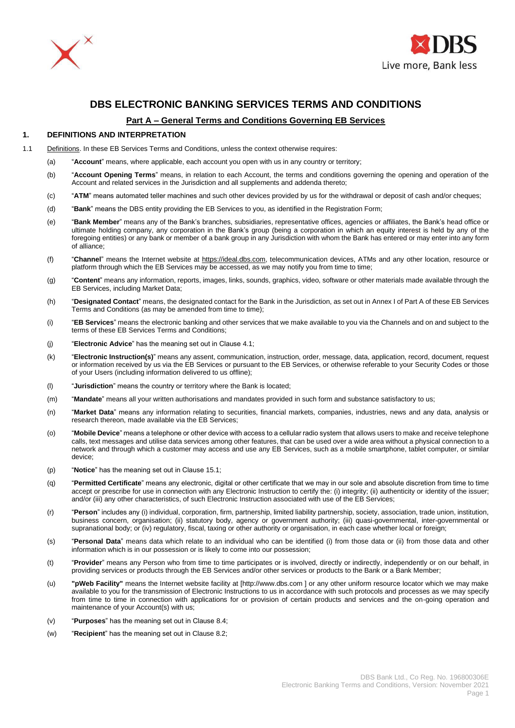# DBS ELECTRONIC BANKING SERVICES TERMS AND CONDITIONS

## Part A – General Terms and Conditions Governing EB Services

### 1. DEFINITIONS AND INTERPRETATION

1.1 Definitions. In these EB Services Terms and Conditions, unless the context otherwise requires:

(a) "**Account**" means, where applicable, each account you open with us in any country or territory;

(b) "**Account Opening Terms**" means, in relation to each Account, the terms and conditions governing the opening and operation of the Account and related services in the Jurisdiction and all supplements and addenda thereto;

(c) "**ATM**" means automated teller machines and such other devices provided by us for the withdrawal or deposit of cash and/or cheques;

(d) "**Bank**" means the DBS entity providing the EB Services to you, as identified in the Registration Form;

(e) "**Bank Member**" means any of the Bank's branches, subsidiaries, representative offices, agencies or affiliates, the Bank's head office or ultimate holding company, any corporation in the Bank's group (being a corporation in which an equity interest is held by any of the foregoing entities) or any bank or member of a bank group in any Jurisdiction with whom the Bank has entered or may enter into any form of alliance;

(f) "**Channel**" means the Internet website at https://ideal.dbs.com, telecommunication devices, ATMs and any other location, resource or platform through which the EB Services may be accessed, as we may notify you from time to time;

(g) "**Content**" means any information, reports, images, links, sounds, graphics, video, software or other materials made available through the EB Services, including Market Data;

(h) "**Designated Contact**" means, the designated contact for the Bank in the Jurisdiction, as set out in Annex I of Part A of these EB Services Terms and Conditions (as may be amended from time to time);

(i) "**EB Services**" means the electronic banking and other services that we make available to you via the Channels and on and subject to the terms of these EB Services Terms and Conditions;

(j) "**Electronic Advice**" has the meaning set out in Clause 4.1;

(k) "**Electronic Instruction(s)**" means any assent, communication, instruction, order, message, data, application, record, document, request or information received by us via the EB Services or pursuant to the EB Services, or otherwise referable to your Security Codes or those of your Users (including information delivered to us offline);

(l) "**Jurisdiction**" means the country or territory where the Bank is located;

(m) "**Mandate**" means all your written authorisations and mandates provided in such form and substance satisfactory to us;

(n) "**Market Data**" means any information relating to securities, financial markets, companies, industries, news and any data, analysis or research thereon, made available via the EB Services;

(o) "**Mobile Device**" means a telephone or other device with access to a cellular radio system that allows users to make and receive telephone calls, text messages and utilise data services among other features, that can be used over a wide area without a physical connection to a network and through which a customer may access and use any EB Services, such as a mobile smartphone, tablet computer, or similar device;

(p) "**Notice**" has the meaning set out in Clause 15.1;

(q) "**Permitted Certificate**" means any electronic, digital or other certificate that we may in our sole and absolute discretion from time to time accept or prescribe for use in connection with any Electronic Instruction to certify the: (i) integrity; (ii) authenticity or identity of the issuer; and/or (iii) any other characteristics, of such Electronic Instruction associated with use of the EB Services;

(r) "**Person**" includes any (i) individual, corporation, firm, partnership, limited liability partnership, society, association, trade union, institution, business concern, organisation; (ii) statutory body, agency or government authority; (iii) quasi-governmental, inter-governmental or supranational body; or (iv) regulatory, fiscal, taxing or other authority or organisation, in each case whether local or foreign;

(s) "**Personal Data**" means data which relate to an individual who can be identified (i) from those data or (ii) from those data and other information which is in our possession or is likely to come into our possession;

(t) "**Provider**" means any Person who from time to time participates or is involved, directly or indirectly, independently or on our behalf, in providing services or products through the EB Services and/or other services or products to the Bank or a Bank Member;

(u) **"pWeb Facility"** means the Internet website facility at [http://www.dbs.com ] or any other uniform resource locator which we may make available to you for the transmission of Electronic Instructions to us in accordance with such protocols and processes as we may specify from time to time in connection with applications for or provision of certain products and services and the on-going operation and maintenance of your Account(s) with us;

(v) "**Purposes**" has the meaning set out in Clause 8.4;

(w) "**Recipient**" has the meaning set out in Clause 8.2;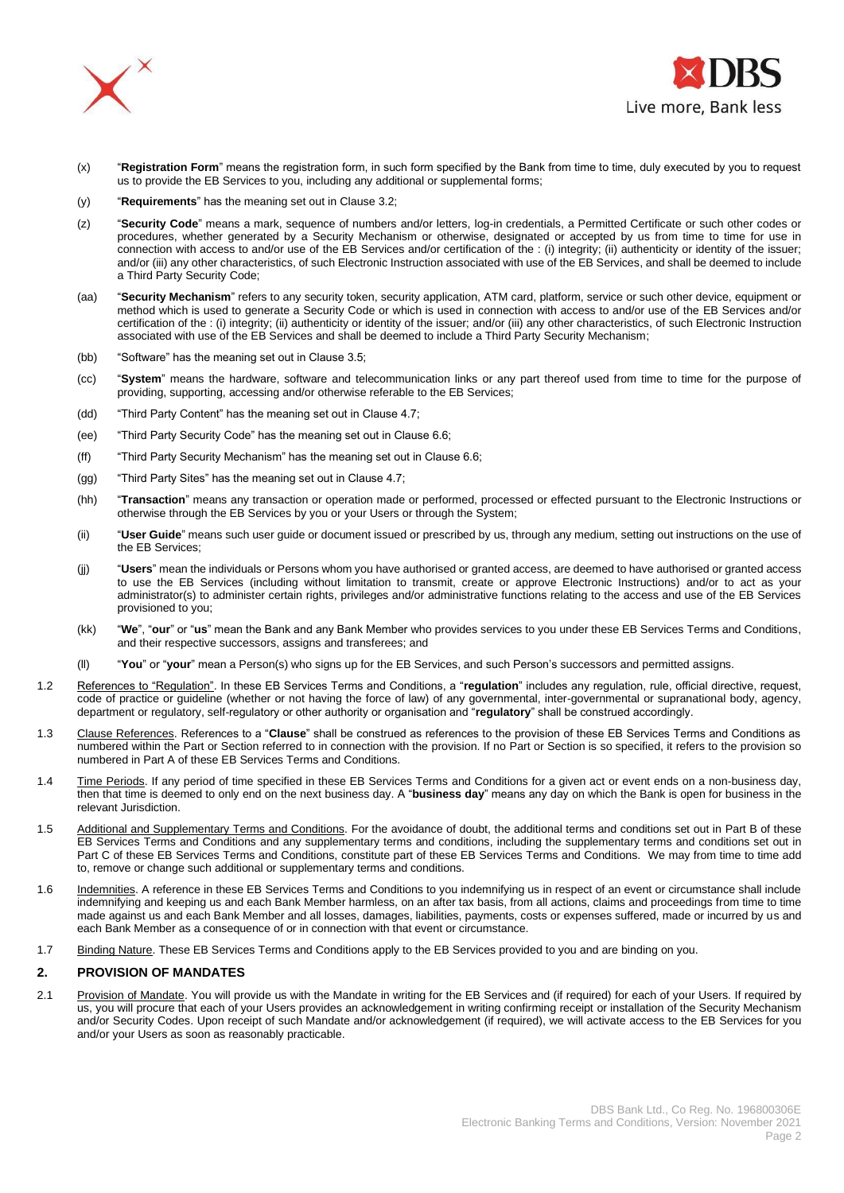(x) "**Registration Form**" means the registration form, in such form specified by the Bank from time to time, duly executed by you to request us to provide the EB Services to you, including any additional or supplemental forms;

(y) "**Requirements**" has the meaning set out in Clause 3.2;

(z) "**Security Code**" means a mark, sequence of numbers and/or letters, log-in credentials, a Permitted Certificate or such other codes or procedures, whether generated by a Security Mechanism or otherwise, designated or accepted by us from time to time for use in connection with access to and/or use of the EB Services and/or certification of the : (i) integrity; (ii) authenticity or identity of the issuer; and/or (iii) any other characteristics, of such Electronic Instruction associated with use of the EB Services, and shall be deemed to include a Third Party Security Code;

(aa) "**Security Mechanism**" refers to any security token, security application, ATM card, platform, service or such other device, equipment or method which is used to generate a Security Code or which is used in connection with access to and/or use of the EB Services and/or certification of the : (i) integrity; (ii) authenticity or identity of the issuer; and/or (iii) any other characteristics, of such Electronic Instruction associated with use of the EB Services and shall be deemed to include a Third Party Security Mechanism;

(bb) "Software" has the meaning set out in Clause 3.5;

(cc) "**System**" means the hardware, software and telecommunication links or any part thereof used from time to time for the purpose of providing, supporting, accessing and/or otherwise referable to the EB Services;

(dd) "Third Party Content" has the meaning set out in Clause 4.7;

(ee) "Third Party Security Code" has the meaning set out in Clause 6.6;

(ff) "Third Party Security Mechanism" has the meaning set out in Clause 6.6;

(gg) "Third Party Sites" has the meaning set out in Clause 4.7;

(hh) "**Transaction**" means any transaction or operation made or performed, processed or effected pursuant to the Electronic Instructions or otherwise through the EB Services by you or your Users or through the System;

(ii) "**User Guide**" means such user guide or document issued or prescribed by us, through any medium, setting out instructions on the use of the EB Services;

(jj) "**Users**" mean the individuals or Persons whom you have authorised or granted access, are deemed to have authorised or granted access to use the EB Services (including without limitation to transmit, create or approve Electronic Instructions) and/or to act as your administrator(s) to administer certain rights, privileges and/or administrative functions relating to the access and use of the EB Services provisioned to you;

(kk) "**We**", "**our**" or "**us**" mean the Bank and any Bank Member who provides services to you under these EB Services Terms and Conditions, and their respective successors, assigns and transferees; and

(ll) "**You**" or "**your**" mean a Person(s) who signs up for the EB Services, and such Person's successors and permitted assigns.

1.2 References to "Regulation". In these EB Services Terms and Conditions, a "**regulation**" includes any regulation, rule, official directive, request, code of practice or guideline (whether or not having the force of law) of any governmental, inter-governmental or supranational body, agency, department or regulatory, self-regulatory or other authority or organisation and "**regulatory**" shall be construed accordingly.

1.3 Clause References. References to a "**Clause**" shall be construed as references to the provision of these EB Services Terms and Conditions as numbered within the Part or Section referred to in connection with the provision. If no Part or Section is so specified, it refers to the provision so numbered in Part A of these EB Services Terms and Conditions.

1.4 Time Periods. If any period of time specified in these EB Services Terms and Conditions for a given act or event ends on a non-business day, then that time is deemed to only end on the next business day. A "**business day**" means any day on which the Bank is open for business in the relevant Jurisdiction.

1.5 Additional and Supplementary Terms and Conditions. For the avoidance of doubt, the additional terms and conditions set out in Part B of these EB Services Terms and Conditions and any supplementary terms and conditions, including the supplementary terms and conditions set out in Part C of these EB Services Terms and Conditions, constitute part of these EB Services Terms and Conditions. We may from time to time add to, remove or change such additional or supplementary terms and conditions.

1.6 Indemnities. A reference in these EB Services Terms and Conditions to you indemnifying us in respect of an event or circumstance shall include indemnifying and keeping us and each Bank Member harmless, on an after tax basis, from all actions, claims and proceedings from time to time made against us and each Bank Member and all losses, damages, liabilities, payments, costs or expenses suffered, made or incurred by us and each Bank Member as a consequence of or in connection with that event or circumstance.

1.7 Binding Nature. These EB Services Terms and Conditions apply to the EB Services provided to you and are binding on you.

## 2. PROVISION OF MANDATES

2.1 Provision of Mandate. You will provide us with the Mandate in writing for the EB Services and (if required) for each of your Users. If required by us, you will procure that each of your Users provides an acknowledgement in writing confirming receipt or installation of the Security Mechanism and/or Security Codes. Upon receipt of such Mandate and/or acknowledgement (if required), we will activate access to the EB Services for you and/or your Users as soon as reasonably practicable.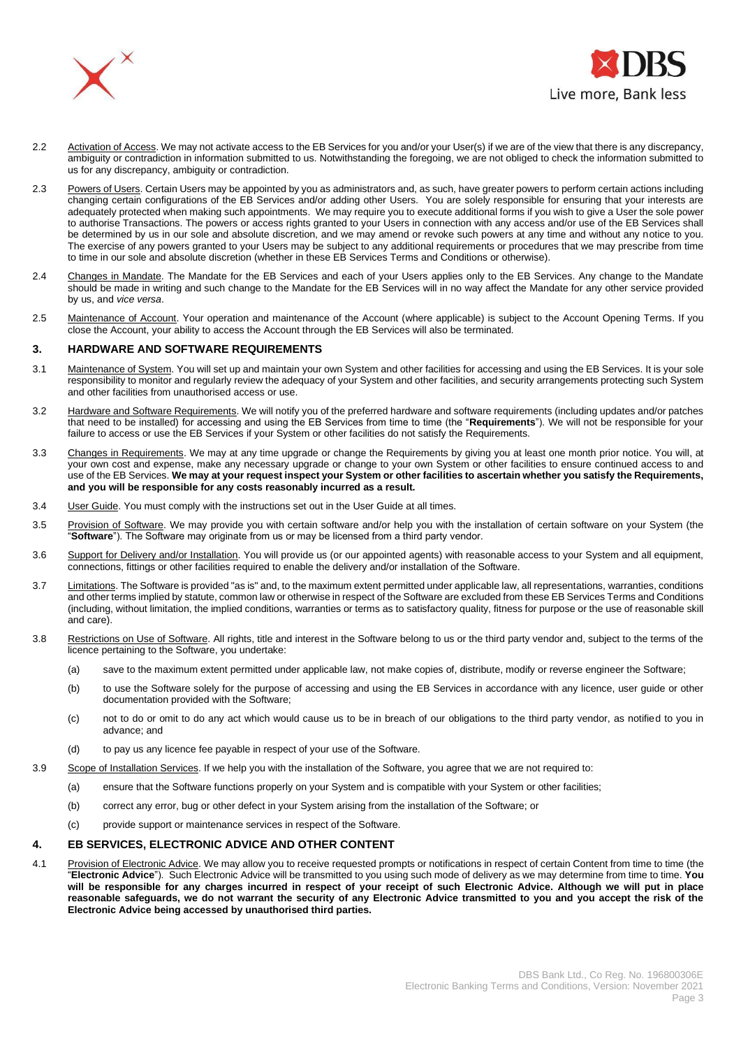2.2 Activation of Access. We may not activate access to the EB Services for you and/or your User(s) if we are of the view that there is any discrepancy, ambiguity or contradiction in information submitted to us. Notwithstanding the foregoing, we are not obliged to check the information submitted to us for any discrepancy, ambiguity or contradiction.

2.3 Powers of Users. Certain Users may be appointed by you as administrators and, as such, have greater powers to perform certain actions including changing certain configurations of the EB Services and/or adding other Users. You are solely responsible for ensuring that your interests are adequately protected when making such appointments. We may require you to execute additional forms if you wish to give a User the sole power to authorise Transactions. The powers or access rights granted to your Users in connection with any access and/or use of the EB Services shall be determined by us in our sole and absolute discretion, and we may amend or revoke such powers at any time and without any notice to you. The exercise of any powers granted to your Users may be subject to any additional requirements or procedures that we may prescribe from time to time in our sole and absolute discretion (whether in these EB Services Terms and Conditions or otherwise).

2.4 Changes in Mandate. The Mandate for the EB Services and each of your Users applies only to the EB Services. Any change to the Mandate should be made in writing and such change to the Mandate for the EB Services will in no way affect the Mandate for any other service provided by us, and *vice versa*.

2.5 Maintenance of Account. Your operation and maintenance of the Account (where applicable) is subject to the Account Opening Terms. If you close the Account, your ability to access the Account through the EB Services will also be terminated.

## 3. HARDWARE AND SOFTWARE REQUIREMENTS

3.1 Maintenance of System. You will set up and maintain your own System and other facilities for accessing and using the EB Services. It is your sole responsibility to monitor and regularly review the adequacy of your System and other facilities, and security arrangements protecting such System and other facilities from unauthorised access or use.

3.2 Hardware and Software Requirements. We will notify you of the preferred hardware and software requirements (including updates and/or patches that need to be installed) for accessing and using the EB Services from time to time (the "**Requirements**"). We will not be responsible for your failure to access or use the EB Services if your System or other facilities do not satisfy the Requirements.

3.3 Changes in Requirements. We may at any time upgrade or change the Requirements by giving you at least one month prior notice. You will, at your own cost and expense, make any necessary upgrade or change to your own System or other facilities to ensure continued access to and use of the EB Services. **We may at your request inspect your System or other facilities to ascertain whether you satisfy the Requirements, and you will be responsible for any costs reasonably incurred as a result.**

3.4 User Guide. You must comply with the instructions set out in the User Guide at all times.

3.5 Provision of Software. We may provide you with certain software and/or help you with the installation of certain software on your System (the "**Software**"). The Software may originate from us or may be licensed from a third party vendor.

3.6 Support for Delivery and/or Installation. You will provide us (or our appointed agents) with reasonable access to your System and all equipment, connections, fittings or other facilities required to enable the delivery and/or installation of the Software.

3.7 Limitations. The Software is provided "as is" and, to the maximum extent permitted under applicable law, all representations, warranties, conditions and other terms implied by statute, common law or otherwise in respect of the Software are excluded from these EB Services Terms and Conditions (including, without limitation, the implied conditions, warranties or terms as to satisfactory quality, fitness for purpose or the use of reasonable skill and care).

3.8 Restrictions on Use of Software. All rights, title and interest in the Software belong to us or the third party vendor and, subject to the terms of the licence pertaining to the Software, you undertake:

(a) save to the maximum extent permitted under applicable law, not make copies of, distribute, modify or reverse engineer the Software;

(b) to use the Software solely for the purpose of accessing and using the EB Services in accordance with any licence, user guide or other documentation provided with the Software;

(c) not to do or omit to do any act which would cause us to be in breach of our obligations to the third party vendor, as notified to you in advance; and

(d) to pay us any licence fee payable in respect of your use of the Software.

3.9 Scope of Installation Services. If we help you with the installation of the Software, you agree that we are not required to:

(a) ensure that the Software functions properly on your System and is compatible with your System or other facilities;

(b) correct any error, bug or other defect in your System arising from the installation of the Software; or

(c) provide support or maintenance services in respect of the Software.

## 4. EB SERVICES, ELECTRONIC ADVICE AND OTHER CONTENT

4.1 Provision of Electronic Advice. We may allow you to receive requested prompts or notifications in respect of certain Content from time to time (the "**Electronic Advice**"). Such Electronic Advice will be transmitted to you using such mode of delivery as we may determine from time to time. **You will be responsible for any charges incurred in respect of your receipt of such Electronic Advice. Although we will put in place reasonable safeguards, we do not warrant the security of any Electronic Advice transmitted to you and you accept the risk of the Electronic Advice being accessed by unauthorised third parties.**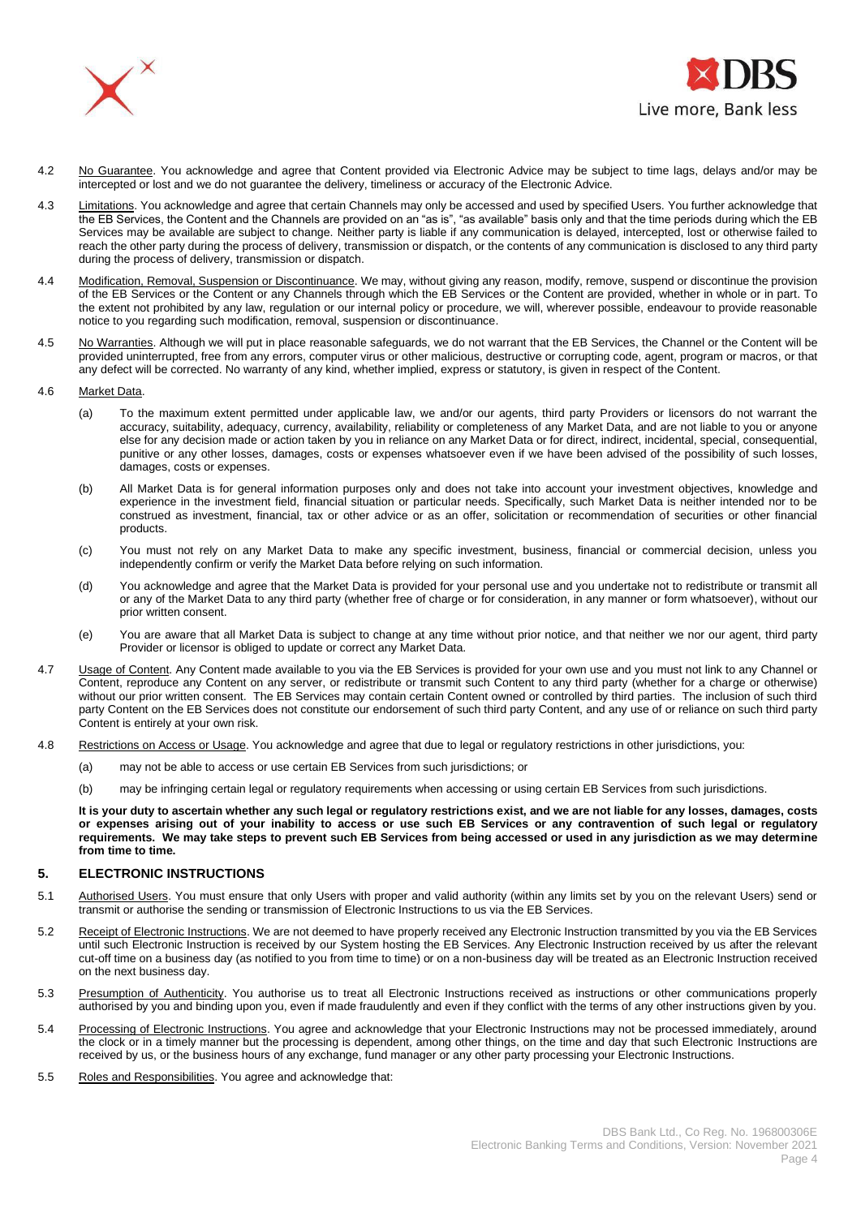4.2 No Guarantee. You acknowledge and agree that Content provided via Electronic Advice may be subject to time lags, delays and/or may be intercepted or lost and we do not guarantee the delivery, timeliness or accuracy of the Electronic Advice.

4.3 Limitations. You acknowledge and agree that certain Channels may only be accessed and used by specified Users. You further acknowledge that the EB Services, the Content and the Channels are provided on an "as is", "as available" basis only and that the time periods during which the EB Services may be available are subject to change. Neither party is liable if any communication is delayed, intercepted, lost or otherwise failed to reach the other party during the process of delivery, transmission or dispatch, or the contents of any communication is disclosed to any third party during the process of delivery, transmission or dispatch.

4.4 Modification, Removal, Suspension or Discontinuance. We may, without giving any reason, modify, remove, suspend or discontinue the provision of the EB Services or the Content or any Channels through which the EB Services or the Content are provided, whether in whole or in part. To the extent not prohibited by any law, regulation or our internal policy or procedure, we will, wherever possible, endeavour to provide reasonable notice to you regarding such modification, removal, suspension or discontinuance.

4.5 No Warranties. Although we will put in place reasonable safeguards, we do not warrant that the EB Services, the Channel or the Content will be provided uninterrupted, free from any errors, computer virus or other malicious, destructive or corrupting code, agent, program or macros, or that any defect will be corrected. No warranty of any kind, whether implied, express or statutory, is given in respect of the Content.

4.6 Market Data.

(a) To the maximum extent permitted under applicable law, we and/or our agents, third party Providers or licensors do not warrant the accuracy, suitability, adequacy, currency, availability, reliability or completeness of any Market Data, and are not liable to you or anyone else for any decision made or action taken by you in reliance on any Market Data or for direct, indirect, incidental, special, consequential, punitive or any other losses, damages, costs or expenses whatsoever even if we have been advised of the possibility of such losses, damages, costs or expenses.

(b) All Market Data is for general information purposes only and does not take into account your investment objectives, knowledge and experience in the investment field, financial situation or particular needs. Specifically, such Market Data is neither intended nor to be construed as investment, financial, tax or other advice or as an offer, solicitation or recommendation of securities or other financial products.

(c) You must not rely on any Market Data to make any specific investment, business, financial or commercial decision, unless you independently confirm or verify the Market Data before relying on such information.

(d) You acknowledge and agree that the Market Data is provided for your personal use and you undertake not to redistribute or transmit all or any of the Market Data to any third party (whether free of charge or for consideration, in any manner or form whatsoever), without our prior written consent.

(e) You are aware that all Market Data is subject to change at any time without prior notice, and that neither we nor our agent, third party Provider or licensor is obliged to update or correct any Market Data.

4.7 Usage of Content. Any Content made available to you via the EB Services is provided for your own use and you must not link to any Channel or Content, reproduce any Content on any server, or redistribute or transmit such Content to any third party (whether for a charge or otherwise) without our prior written consent. The EB Services may contain certain Content owned or controlled by third parties. The inclusion of such third party Content on the EB Services does not constitute our endorsement of such third party Content, and any use of or reliance on such third party Content is entirely at your own risk.

4.8 Restrictions on Access or Usage. You acknowledge and agree that due to legal or regulatory restrictions in other jurisdictions, you:

(a) may not be able to access or use certain EB Services from such jurisdictions; or

(b) may be infringing certain legal or regulatory requirements when accessing or using certain EB Services from such jurisdictions.

**It is your duty to ascertain whether any such legal or regulatory restrictions exist, and we are not liable for any losses, damages, costs or expenses arising out of your inability to access or use such EB Services or any contravention of such legal or regulatory requirements. We may take steps to prevent such EB Services from being accessed or used in any jurisdiction as we may determine from time to time.**

## 5. ELECTRONIC INSTRUCTIONS

5.1 Authorised Users. You must ensure that only Users with proper and valid authority (within any limits set by you on the relevant Users) send or transmit or authorise the sending or transmission of Electronic Instructions to us via the EB Services.

5.2 Receipt of Electronic Instructions. We are not deemed to have properly received any Electronic Instruction transmitted by you via the EB Services until such Electronic Instruction is received by our System hosting the EB Services. Any Electronic Instruction received by us after the relevant cut-off time on a business day (as notified to you from time to time) or on a non-business day will be treated as an Electronic Instruction received on the next business day.

5.3 Presumption of Authenticity. You authorise us to treat all Electronic Instructions received as instructions or other communications properly authorised by you and binding upon you, even if made fraudulently and even if they conflict with the terms of any other instructions given by you.

5.4 Processing of Electronic Instructions. You agree and acknowledge that your Electronic Instructions may not be processed immediately, around the clock or in a timely manner but the processing is dependent, among other things, on the time and day that such Electronic Instructions are received by us, or the business hours of any exchange, fund manager or any other party processing your Electronic Instructions.

5.5 Roles and Responsibilities. You agree and acknowledge that: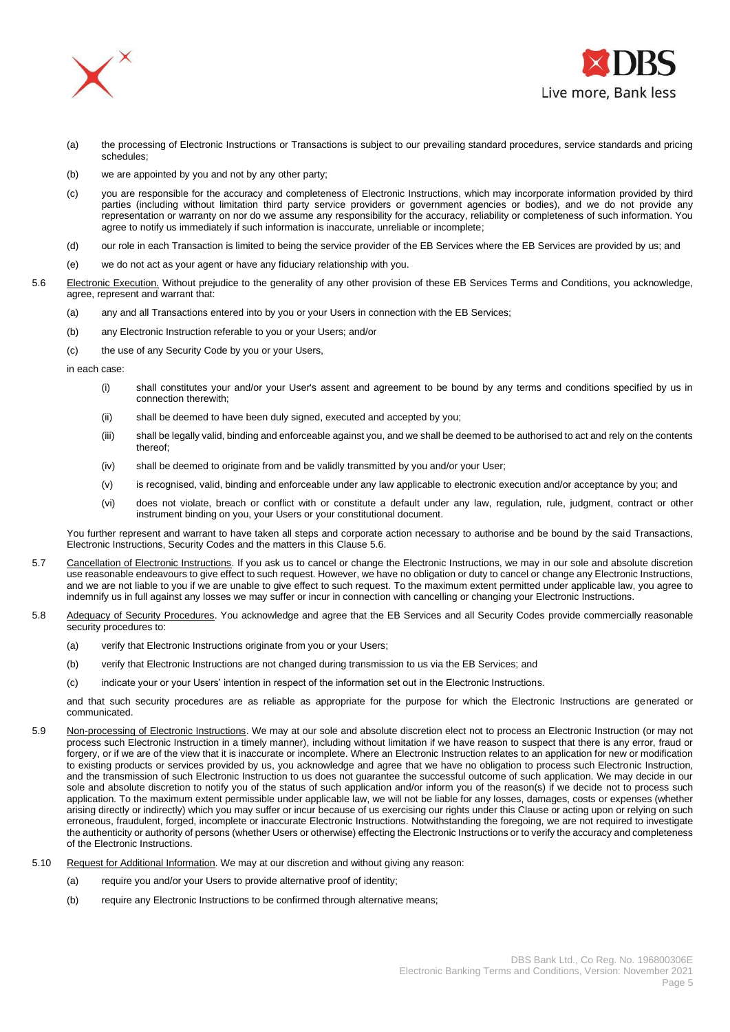(a) the processing of Electronic Instructions or Transactions is subject to our prevailing standard procedures, service standards and pricing schedules;

(b) we are appointed by you and not by any other party;

(c) you are responsible for the accuracy and completeness of Electronic Instructions, which may incorporate information provided by third parties (including without limitation third party service providers or government agencies or bodies), and we do not provide any representation or warranty on nor do we assume any responsibility for the accuracy, reliability or completeness of such information. You agree to notify us immediately if such information is inaccurate, unreliable or incomplete;

(d) our role in each Transaction is limited to being the service provider of the EB Services where the EB Services are provided by us; and

(e) we do not act as your agent or have any fiduciary relationship with you.

5.6 Electronic Execution. Without prejudice to the generality of any other provision of these EB Services Terms and Conditions, you acknowledge, agree, represent and warrant that:

(a) any and all Transactions entered into by you or your Users in connection with the EB Services;

(b) any Electronic Instruction referable to you or your Users; and/or

(c) the use of any Security Code by you or your Users,

in each case:

(i) shall constitutes your and/or your User's assent and agreement to be bound by any terms and conditions specified by us in connection therewith;

(ii) shall be deemed to have been duly signed, executed and accepted by you;

(iii) shall be legally valid, binding and enforceable against you, and we shall be deemed to be authorised to act and rely on the contents thereof;

(iv) shall be deemed to originate from and be validly transmitted by you and/or your User;

(v) is recognised, valid, binding and enforceable under any law applicable to electronic execution and/or acceptance by you; and

(vi) does not violate, breach or conflict with or constitute a default under any law, regulation, rule, judgment, contract or other instrument binding on you, your Users or your constitutional document.

You further represent and warrant to have taken all steps and corporate action necessary to authorise and be bound by the said Transactions, Electronic Instructions, Security Codes and the matters in this Clause 5.6.

5.7 Cancellation of Electronic Instructions. If you ask us to cancel or change the Electronic Instructions, we may in our sole and absolute discretion use reasonable endeavours to give effect to such request. However, we have no obligation or duty to cancel or change any Electronic Instructions, and we are not liable to you if we are unable to give effect to such request. To the maximum extent permitted under applicable law, you agree to indemnify us in full against any losses we may suffer or incur in connection with cancelling or changing your Electronic Instructions.

5.8 Adequacy of Security Procedures. You acknowledge and agree that the EB Services and all Security Codes provide commercially reasonable security procedures to:

(a) verify that Electronic Instructions originate from you or your Users;

(b) verify that Electronic Instructions are not changed during transmission to us via the EB Services; and

(c) indicate your or your Users' intention in respect of the information set out in the Electronic Instructions.

and that such security procedures are as reliable as appropriate for the purpose for which the Electronic Instructions are generated or communicated.

5.9 Non-processing of Electronic Instructions. We may at our sole and absolute discretion elect not to process an Electronic Instruction (or may not process such Electronic Instruction in a timely manner), including without limitation if we have reason to suspect that there is any error, fraud or forgery, or if we are of the view that it is inaccurate or incomplete. Where an Electronic Instruction relates to an application for new or modification to existing products or services provided by us, you acknowledge and agree that we have no obligation to process such Electronic Instruction, and the transmission of such Electronic Instruction to us does not guarantee the successful outcome of such application. We may decide in our sole and absolute discretion to notify you of the status of such application and/or inform you of the reason(s) if we decide not to process such application. To the maximum extent permissible under applicable law, we will not be liable for any losses, damages, costs or expenses (whether arising directly or indirectly) which you may suffer or incur because of us exercising our rights under this Clause or acting upon or relying on such erroneous, fraudulent, forged, incomplete or inaccurate Electronic Instructions. Notwithstanding the foregoing, we are not required to investigate the authenticity or authority of persons (whether Users or otherwise) effecting the Electronic Instructions or to verify the accuracy and completeness of the Electronic Instructions.

5.10 Request for Additional Information. We may at our discretion and without giving any reason:

(a) require you and/or your Users to provide alternative proof of identity;

(b) require any Electronic Instructions to be confirmed through alternative means;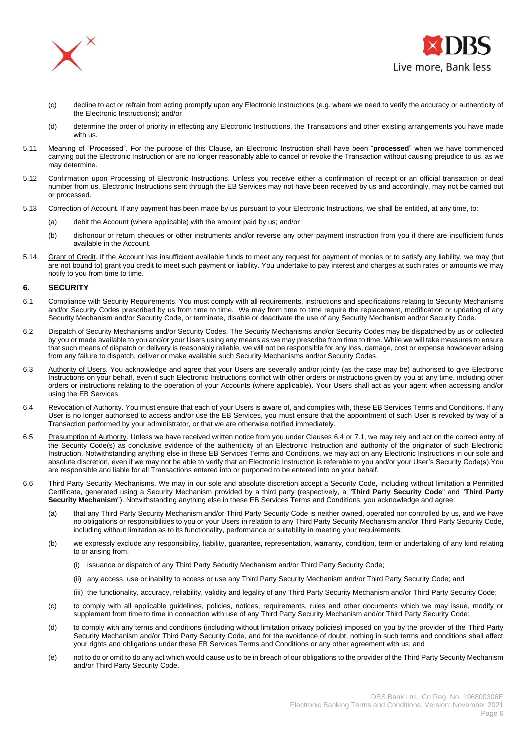(c) decline to act or refrain from acting promptly upon any Electronic Instructions (e.g. where we need to verify the accuracy or authenticity of the Electronic Instructions); and/or

(d) determine the order of priority in effecting any Electronic Instructions, the Transactions and other existing arrangements you have made with us.

5.11 Meaning of "Processed". For the purpose of this Clause, an Electronic Instruction shall have been "**processed**" when we have commenced carrying out the Electronic Instruction or are no longer reasonably able to cancel or revoke the Transaction without causing prejudice to us, as we may determine.

5.12 Confirmation upon Processing of Electronic Instructions. Unless you receive either a confirmation of receipt or an official transaction or deal number from us, Electronic Instructions sent through the EB Services may not have been received by us and accordingly, may not be carried out or processed.

5.13 Correction of Account. If any payment has been made by us pursuant to your Electronic Instructions, we shall be entitled, at any time, to:

(a) debit the Account (where applicable) with the amount paid by us; and/or

(b) dishonour or return cheques or other instruments and/or reverse any other payment instruction from you if there are insufficient funds available in the Account.

5.14 Grant of Credit. If the Account has insufficient available funds to meet any request for payment of monies or to satisfy any liability, we may (but are not bound to) grant you credit to meet such payment or liability. You undertake to pay interest and charges at such rates or amounts we may notify to you from time to time.

## 6. SECURITY

6.1 Compliance with Security Requirements. You must comply with all requirements, instructions and specifications relating to Security Mechanisms and/or Security Codes prescribed by us from time to time. We may from time to time require the replacement, modification or updating of any Security Mechanism and/or Security Code, or terminate, disable or deactivate the use of any Security Mechanism and/or Security Code.

6.2 Dispatch of Security Mechanisms and/or Security Codes. The Security Mechanisms and/or Security Codes may be dispatched by us or collected by you or made available to you and/or your Users using any means as we may prescribe from time to time. While we will take measures to ensure that such means of dispatch or delivery is reasonably reliable, we will not be responsible for any loss, damage, cost or expense howsoever arising from any failure to dispatch, deliver or make available such Security Mechanisms and/or Security Codes.

6.3 Authority of Users. You acknowledge and agree that your Users are severally and/or jointly (as the case may be) authorised to give Electronic Instructions on your behalf, even if such Electronic Instructions conflict with other orders or instructions given by you at any time, including other orders or instructions relating to the operation of your Accounts (where applicable). Your Users shall act as your agent when accessing and/or using the EB Services.

6.4 Revocation of Authority. You must ensure that each of your Users is aware of, and complies with, these EB Services Terms and Conditions. If any User is no longer authorised to access and/or use the EB Services, you must ensure that the appointment of such User is revoked by way of a Transaction performed by your administrator, or that we are otherwise notified immediately.

6.5 Presumption of Authority. Unless we have received written notice from you under Clauses 6.4 or 7.1, we may rely and act on the correct entry of the Security Code(s) as conclusive evidence of the authenticity of an Electronic Instruction and authority of the originator of such Electronic Instruction. Notwithstanding anything else in these EB Services Terms and Conditions, we may act on any Electronic Instructions in our sole and absolute discretion, even if we may not be able to verify that an Electronic Instruction is referable to you and/or your User's Security Code(s).You are responsible and liable for all Transactions entered into or purported to be entered into on your behalf.

6.6 Third Party Security Mechanisms. We may in our sole and absolute discretion accept a Security Code, including without limitation a Permitted Certificate, generated using a Security Mechanism provided by a third party (respectively, a "**Third Party Security Code**" and "**Third Party Security Mechanism**"). Notwithstanding anything else in these EB Services Terms and Conditions, you acknowledge and agree:

(a) that any Third Party Security Mechanism and/or Third Party Security Code is neither owned, operated nor controlled by us, and we have no obligations or responsibilities to you or your Users in relation to any Third Party Security Mechanism and/or Third Party Security Code, including without limitation as to its functionality, performance or suitability in meeting your requirements;

(b) we expressly exclude any responsibility, liability, guarantee, representation, warranty, condition, term or undertaking of any kind relating to or arising from:

(i) issuance or dispatch of any Third Party Security Mechanism and/or Third Party Security Code;

(ii) any access, use or inability to access or use any Third Party Security Mechanism and/or Third Party Security Code; and

(iii) the functionality, accuracy, reliability, validity and legality of any Third Party Security Mechanism and/or Third Party Security Code;

(c) to comply with all applicable guidelines, policies, notices, requirements, rules and other documents which we may issue, modify or supplement from time to time in connection with use of any Third Party Security Mechanism and/or Third Party Security Code;

(d) to comply with any terms and conditions (including without limitation privacy policies) imposed on you by the provider of the Third Party Security Mechanism and/or Third Party Security Code, and for the avoidance of doubt, nothing in such terms and conditions shall affect your rights and obligations under these EB Services Terms and Conditions or any other agreement with us; and

(e) not to do or omit to do any act which would cause us to be in breach of our obligations to the provider of the Third Party Security Mechanism and/or Third Party Security Code.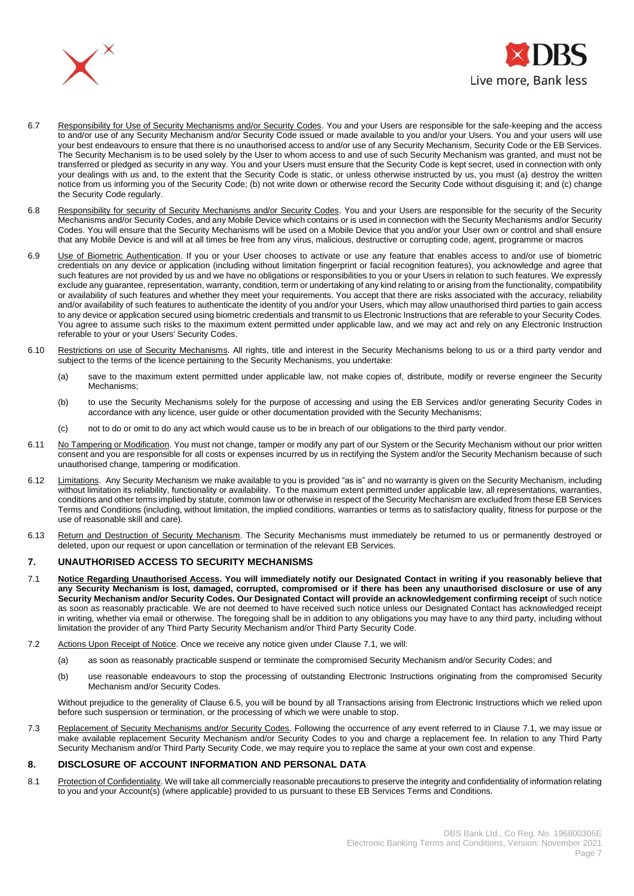6.7 Responsibility for Use of Security Mechanisms and/or Security Codes. You and your Users are responsible for the safe-keeping and the access to and/or use of any Security Mechanism and/or Security Code issued or made available to you and/or your Users. You and your users will use your best endeavours to ensure that there is no unauthorised access to and/or use of any Security Mechanism, Security Code or the EB Services. The Security Mechanism is to be used solely by the User to whom access to and use of such Security Mechanism was granted, and must not be transferred or pledged as security in any way. You and your Users must ensure that the Security Code is kept secret, used in connection with only your dealings with us and, to the extent that the Security Code is static, or unless otherwise instructed by us, you must (a) destroy the written notice from us informing you of the Security Code; (b) not write down or otherwise record the Security Code without disguising it; and (c) change the Security Code regularly.

6.8 Responsibility for security of Security Mechanisms and/or Security Codes. You and your Users are responsible for the security of the Security Mechanisms and/or Security Codes, and any Mobile Device which contains or is used in connection with the Security Mechanisms and/or Security Codes. You will ensure that the Security Mechanisms will be used on a Mobile Device that you and/or your User own or control and shall ensure that any Mobile Device is and will at all times be free from any virus, malicious, destructive or corrupting code, agent, programme or macros

6.9 Use of Biometric Authentication. If you or your User chooses to activate or use any feature that enables access to and/or use of biometric credentials on any device or application (including without limitation fingerprint or facial recognition features), you acknowledge and agree that such features are not provided by us and we have no obligations or responsibilities to you or your Users in relation to such features. We expressly exclude any guarantee, representation, warranty, condition, term or undertaking of any kind relating to or arising from the functionality, compatibility or availability of such features and whether they meet your requirements. You accept that there are risks associated with the accuracy, reliability and/or availability of such features to authenticate the identity of you and/or your Users, which may allow unauthorised third parties to gain access to any device or application secured using biometric credentials and transmit to us Electronic Instructions that are referable to your Security Codes. You agree to assume such risks to the maximum extent permitted under applicable law, and we may act and rely on any Electronic Instruction referable to your or your Users' Security Codes.

6.10 Restrictions on use of Security Mechanisms. All rights, title and interest in the Security Mechanisms belong to us or a third party vendor and subject to the terms of the licence pertaining to the Security Mechanisms, you undertake:

(a) save to the maximum extent permitted under applicable law, not make copies of, distribute, modify or reverse engineer the Security Mechanisms;

(b) to use the Security Mechanisms solely for the purpose of accessing and using the EB Services and/or generating Security Codes in accordance with any licence, user guide or other documentation provided with the Security Mechanisms;

(c) not to do or omit to do any act which would cause us to be in breach of our obligations to the third party vendor.

6.11 No Tampering or Modification. You must not change, tamper or modify any part of our System or the Security Mechanism without our prior written consent and you are responsible for all costs or expenses incurred by us in rectifying the System and/or the Security Mechanism because of such unauthorised change, tampering or modification.

6.12 Limitations. Any Security Mechanism we make available to you is provided "as is" and no warranty is given on the Security Mechanism, including without limitation its reliability, functionality or availability. To the maximum extent permitted under applicable law, all representations, warranties, conditions and other terms implied by statute, common law or otherwise in respect of the Security Mechanism are excluded from these EB Services Terms and Conditions (including, without limitation, the implied conditions, warranties or terms as to satisfactory quality, fitness for purpose or the use of reasonable skill and care).

6.13 Return and Destruction of Security Mechanism. The Security Mechanisms must immediately be returned to us or permanently destroyed or deleted, upon our request or upon cancellation or termination of the relevant EB Services.

## 7. UNAUTHORISED ACCESS TO SECURITY MECHANISMS

7.1 **Notice Regarding Unauthorised Access. You will immediately notify our Designated Contact in writing if you reasonably believe that any Security Mechanism is lost, damaged, corrupted, compromised or if there has been any unauthorised disclosure or use of any Security Mechanism and/or Security Codes. Our Designated Contact will provide an acknowledgement confirming receipt** of such notice as soon as reasonably practicable. We are not deemed to have received such notice unless our Designated Contact has acknowledged receipt in writing, whether via email or otherwise. The foregoing shall be in addition to any obligations you may have to any third party, including without limitation the provider of any Third Party Security Mechanism and/or Third Party Security Code.

7.2 Actions Upon Receipt of Notice. Once we receive any notice given under Clause 7.1, we will:

(a) as soon as reasonably practicable suspend or terminate the compromised Security Mechanism and/or Security Codes; and

(b) use reasonable endeavours to stop the processing of outstanding Electronic Instructions originating from the compromised Security Mechanism and/or Security Codes.

Without prejudice to the generality of Clause 6.5, you will be bound by all Transactions arising from Electronic Instructions which we relied upon before such suspension or termination, or the processing of which we were unable to stop.

7.3 Replacement of Security Mechanisms and/or Security Codes. Following the occurrence of any event referred to in Clause 7.1, we may issue or make available replacement Security Mechanism and/or Security Codes to you and charge a replacement fee. In relation to any Third Party Security Mechanism and/or Third Party Security Code, we may require you to replace the same at your own cost and expense.

## 8. DISCLOSURE OF ACCOUNT INFORMATION AND PERSONAL DATA

8.1 Protection of Confidentiality. We will take all commercially reasonable precautions to preserve the integrity and confidentiality of information relating to you and your Account(s) (where applicable) provided to us pursuant to these EB Services Terms and Conditions.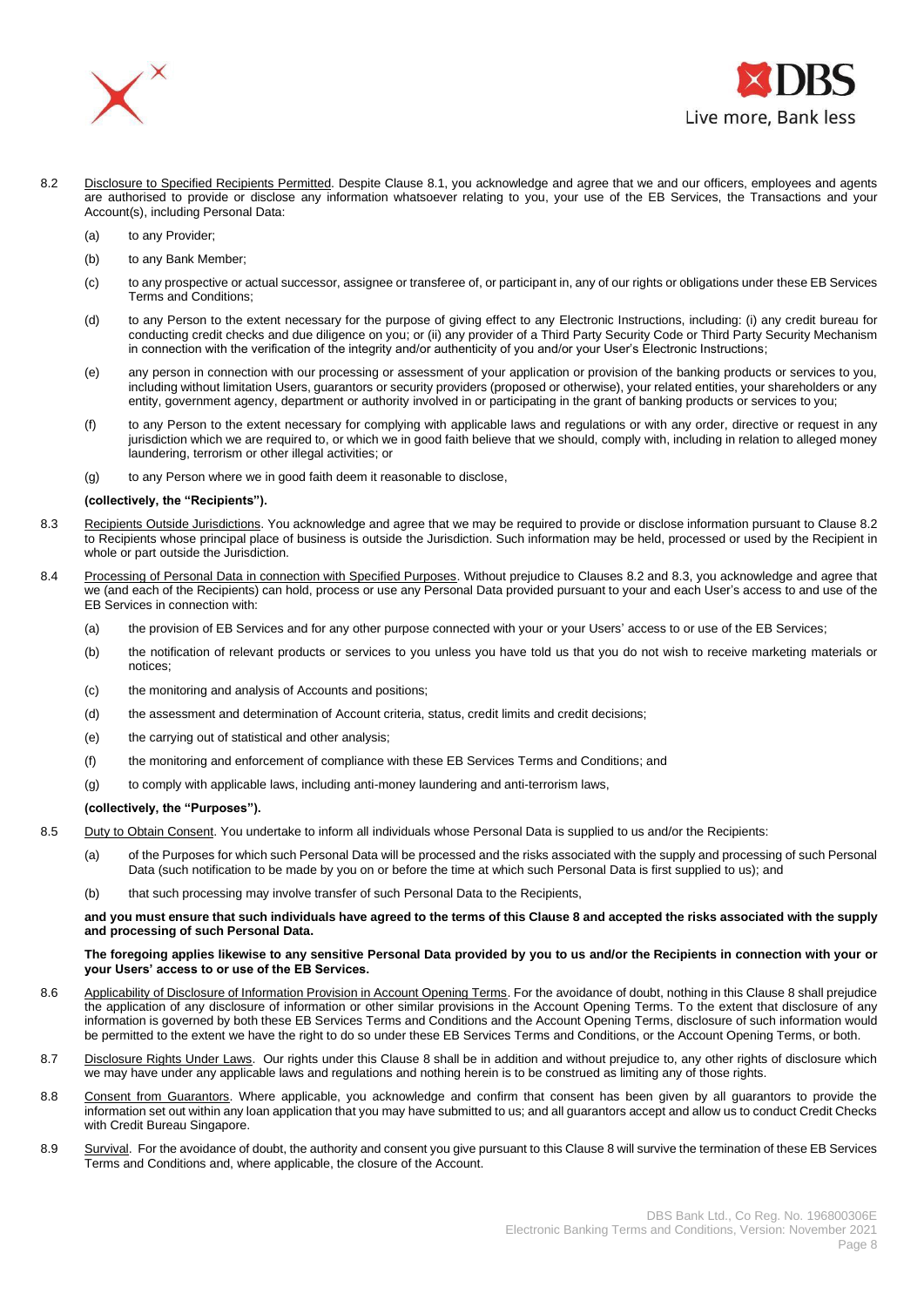8.2 Disclosure to Specified Recipients Permitted. Despite Clause 8.1, you acknowledge and agree that we and our officers, employees and agents are authorised to provide or disclose any information whatsoever relating to you, your use of the EB Services, the Transactions and your Account(s), including Personal Data:

(a) to any Provider;

(b) to any Bank Member;

(c) to any prospective or actual successor, assignee or transferee of, or participant in, any of our rights or obligations under these EB Services Terms and Conditions;

(d) to any Person to the extent necessary for the purpose of giving effect to any Electronic Instructions, including: (i) any credit bureau for conducting credit checks and due diligence on you; or (ii) any provider of a Third Party Security Code or Third Party Security Mechanism in connection with the verification of the integrity and/or authenticity of you and/or your User's Electronic Instructions;

(e) any person in connection with our processing or assessment of your application or provision of the banking products or services to you, including without limitation Users, guarantors or security providers (proposed or otherwise), your related entities, your shareholders or any entity, government agency, department or authority involved in or participating in the grant of banking products or services to you;

(f) to any Person to the extent necessary for complying with applicable laws and regulations or with any order, directive or request in any jurisdiction which we are required to, or which we in good faith believe that we should, comply with, including in relation to alleged money laundering, terrorism or other illegal activities; or

(g) to any Person where we in good faith deem it reasonable to disclose,

**(collectively, the "Recipients").**

8.3 Recipients Outside Jurisdictions. You acknowledge and agree that we may be required to provide or disclose information pursuant to Clause 8.2 to Recipients whose principal place of business is outside the Jurisdiction. Such information may be held, processed or used by the Recipient in whole or part outside the Jurisdiction.

8.4 Processing of Personal Data in connection with Specified Purposes. Without prejudice to Clauses 8.2 and 8.3, you acknowledge and agree that we (and each of the Recipients) can hold, process or use any Personal Data provided pursuant to your and each User's access to and use of the EB Services in connection with:

(a) the provision of EB Services and for any other purpose connected with your or your Users' access to or use of the EB Services;

(b) the notification of relevant products or services to you unless you have told us that you do not wish to receive marketing materials or notices;

(c) the monitoring and analysis of Accounts and positions;

(d) the assessment and determination of Account criteria, status, credit limits and credit decisions;

(e) the carrying out of statistical and other analysis;

(f) the monitoring and enforcement of compliance with these EB Services Terms and Conditions; and

(g) to comply with applicable laws, including anti-money laundering and anti-terrorism laws,

**(collectively, the "Purposes").**

8.5 Duty to Obtain Consent. You undertake to inform all individuals whose Personal Data is supplied to us and/or the Recipients:

(a) of the Purposes for which such Personal Data will be processed and the risks associated with the supply and processing of such Personal Data (such notification to be made by you on or before the time at which such Personal Data is first supplied to us); and

(b) that such processing may involve transfer of such Personal Data to the Recipients,

**and you must ensure that such individuals have agreed to the terms of this Clause 8 and accepted the risks associated with the supply and processing of such Personal Data.**

**The foregoing applies likewise to any sensitive Personal Data provided by you to us and/or the Recipients in connection with your or your Users' access to or use of the EB Services.**

8.6 Applicability of Disclosure of Information Provision in Account Opening Terms. For the avoidance of doubt, nothing in this Clause 8 shall prejudice the application of any disclosure of information or other similar provisions in the Account Opening Terms. To the extent that disclosure of any information is governed by both these EB Services Terms and Conditions and the Account Opening Terms, disclosure of such information would be permitted to the extent we have the right to do so under these EB Services Terms and Conditions, or the Account Opening Terms, or both.

8.7 Disclosure Rights Under Laws. Our rights under this Clause 8 shall be in addition and without prejudice to, any other rights of disclosure which we may have under any applicable laws and regulations and nothing herein is to be construed as limiting any of those rights.

8.8 Consent from Guarantors. Where applicable, you acknowledge and confirm that consent has been given by all guarantors to provide the information set out within any loan application that you may have submitted to us; and all guarantors accept and allow us to conduct Credit Checks with Credit Bureau Singapore.

8.9 Survival. For the avoidance of doubt, the authority and consent you give pursuant to this Clause 8 will survive the termination of these EB Services Terms and Conditions and, where applicable, the closure of the Account.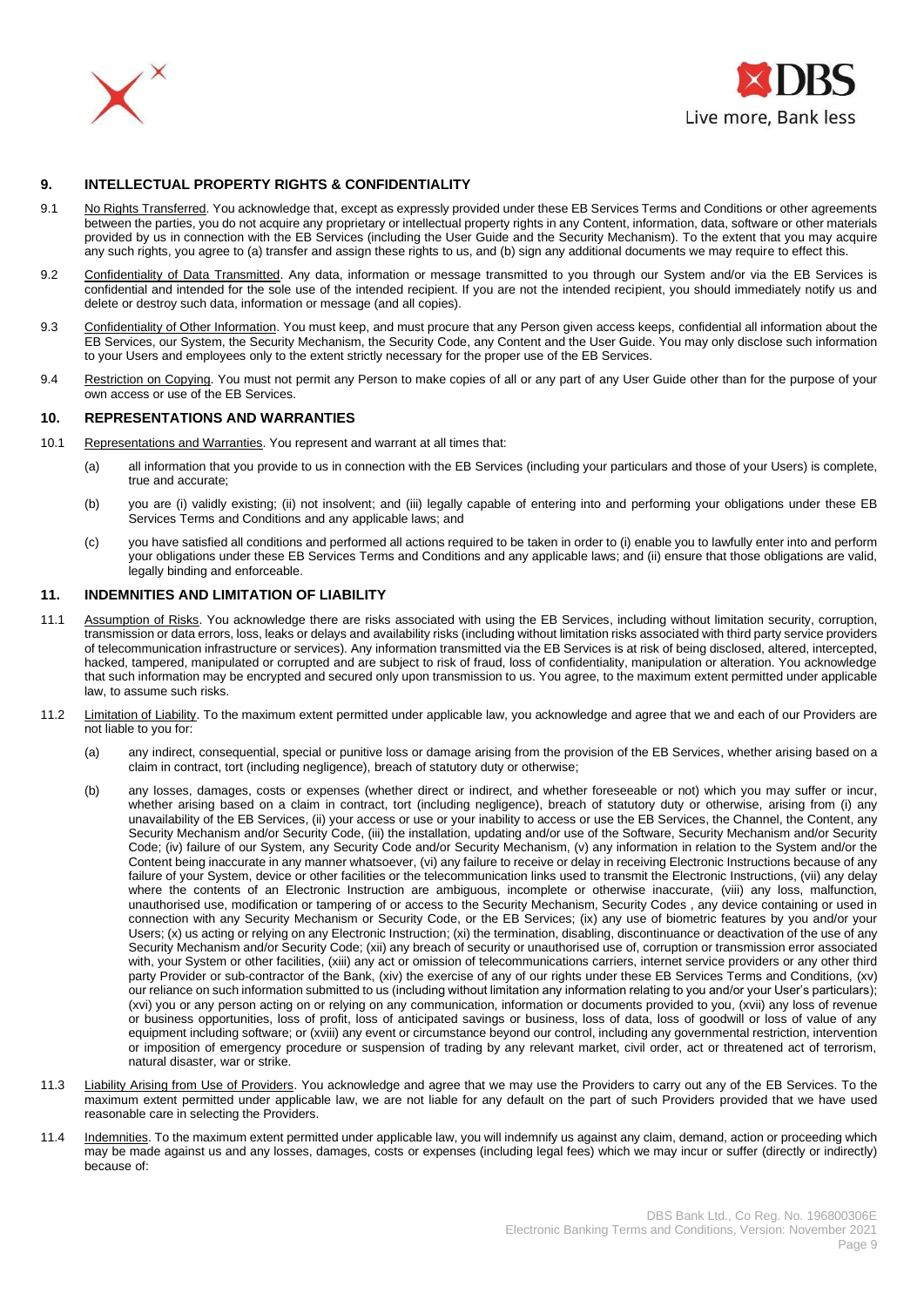## 9. INTELLECTUAL PROPERTY RIGHTS & CONFIDENTIALITY

9.1 No Rights Transferred. You acknowledge that, except as expressly provided under these EB Services Terms and Conditions or other agreements between the parties, you do not acquire any proprietary or intellectual property rights in any Content, information, data, software or other materials provided by us in connection with the EB Services (including the User Guide and the Security Mechanism). To the extent that you may acquire any such rights, you agree to (a) transfer and assign these rights to us, and (b) sign any additional documents we may require to effect this.

9.2 Confidentiality of Data Transmitted. Any data, information or message transmitted to you through our System and/or via the EB Services is confidential and intended for the sole use of the intended recipient. If you are not the intended recipient, you should immediately notify us and delete or destroy such data, information or message (and all copies).

9.3 Confidentiality of Other Information. You must keep, and must procure that any Person given access keeps, confidential all information about the EB Services, our System, the Security Mechanism, the Security Code, any Content and the User Guide. You may only disclose such information to your Users and employees only to the extent strictly necessary for the proper use of the EB Services.

9.4 Restriction on Copying. You must not permit any Person to make copies of all or any part of any User Guide other than for the purpose of your own access or use of the EB Services.

## 10. REPRESENTATIONS AND WARRANTIES

10.1 Representations and Warranties. You represent and warrant at all times that:

(a) all information that you provide to us in connection with the EB Services (including your particulars and those of your Users) is complete, true and accurate;

(b) you are (i) validly existing; (ii) not insolvent; and (iii) legally capable of entering into and performing your obligations under these EB Services Terms and Conditions and any applicable laws; and

(c) you have satisfied all conditions and performed all actions required to be taken in order to (i) enable you to lawfully enter into and perform your obligations under these EB Services Terms and Conditions and any applicable laws; and (ii) ensure that those obligations are valid, legally binding and enforceable.

## 11. INDEMNITIES AND LIMITATION OF LIABILITY

11.1 Assumption of Risks. You acknowledge there are risks associated with using the EB Services, including without limitation security, corruption, transmission or data errors, loss, leaks or delays and availability risks (including without limitation risks associated with third party service providers of telecommunication infrastructure or services). Any information transmitted via the EB Services is at risk of being disclosed, altered, intercepted, hacked, tampered, manipulated or corrupted and are subject to risk of fraud, loss of confidentiality, manipulation or alteration. You acknowledge that such information may be encrypted and secured only upon transmission to us. You agree, to the maximum extent permitted under applicable law, to assume such risks.

11.2 Limitation of Liability. To the maximum extent permitted under applicable law, you acknowledge and agree that we and each of our Providers are not liable to you for:

(a) any indirect, consequential, special or punitive loss or damage arising from the provision of the EB Services, whether arising based on a claim in contract, tort (including negligence), breach of statutory duty or otherwise;

(b) any losses, damages, costs or expenses (whether direct or indirect, and whether foreseeable or not) which you may suffer or incur, whether arising based on a claim in contract, tort (including negligence), breach of statutory duty or otherwise, arising from (i) any unavailability of the EB Services, (ii) your access or use or your inability to access or use the EB Services, the Channel, the Content, any Security Mechanism and/or Security Code, (iii) the installation, updating and/or use of the Software, Security Mechanism and/or Security Code; (iv) failure of our System, any Security Code and/or Security Mechanism, (v) any information in relation to the System and/or the Content being inaccurate in any manner whatsoever, (vi) any failure to receive or delay in receiving Electronic Instructions because of any failure of your System, device or other facilities or the telecommunication links used to transmit the Electronic Instructions, (vii) any delay where the contents of an Electronic Instruction are ambiguous, incomplete or otherwise inaccurate, (viii) any loss, malfunction, unauthorised use, modification or tampering of or access to the Security Mechanism, Security Codes , any device containing or used in connection with any Security Mechanism or Security Code, or the EB Services; (ix) any use of biometric features by you and/or your Users; (x) us acting or relying on any Electronic Instruction; (xi) the termination, disabling, discontinuance or deactivation of the use of any Security Mechanism and/or Security Code; (xii) any breach of security or unauthorised use of, corruption or transmission error associated with, your System or other facilities, (xiii) any act or omission of telecommunications carriers, internet service providers or any other third party Provider or sub-contractor of the Bank, (xiv) the exercise of any of our rights under these EB Services Terms and Conditions, (xv) our reliance on such information submitted to us (including without limitation any information relating to you and/or your User's particulars); (xvi) you or any person acting on or relying on any communication, information or documents provided to you, (xvii) any loss of revenue or business opportunities, loss of profit, loss of anticipated savings or business, loss of data, loss of goodwill or loss of value of any equipment including software; or (xviii) any event or circumstance beyond our control, including any governmental restriction, intervention or imposition of emergency procedure or suspension of trading by any relevant market, civil order, act or threatened act of terrorism, natural disaster, war or strike.

11.3 Liability Arising from Use of Providers. You acknowledge and agree that we may use the Providers to carry out any of the EB Services. To the maximum extent permitted under applicable law, we are not liable for any default on the part of such Providers provided that we have used reasonable care in selecting the Providers.

11.4 Indemnities. To the maximum extent permitted under applicable law, you will indemnify us against any claim, demand, action or proceeding which may be made against us and any losses, damages, costs or expenses (including legal fees) which we may incur or suffer (directly or indirectly) because of: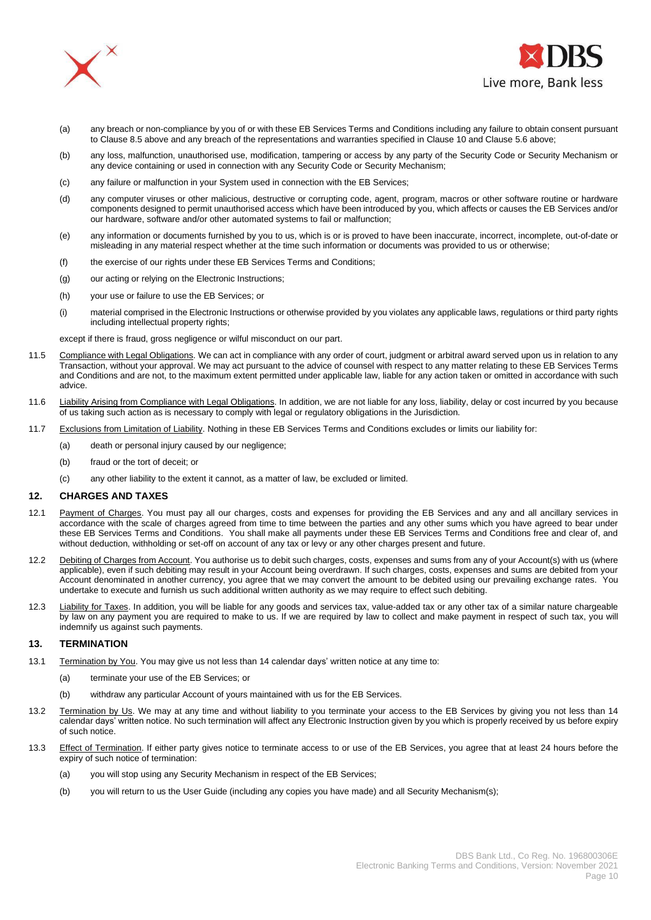(a) any breach or non-compliance by you of or with these EB Services Terms and Conditions including any failure to obtain consent pursuant to Clause 8.5 above and any breach of the representations and warranties specified in Clause 10 and Clause 5.6 above;

(b) any loss, malfunction, unauthorised use, modification, tampering or access by any party of the Security Code or Security Mechanism or any device containing or used in connection with any Security Code or Security Mechanism;

(c) any failure or malfunction in your System used in connection with the EB Services;

(d) any computer viruses or other malicious, destructive or corrupting code, agent, program, macros or other software routine or hardware components designed to permit unauthorised access which have been introduced by you, which affects or causes the EB Services and/or our hardware, software and/or other automated systems to fail or malfunction;

(e) any information or documents furnished by you to us, which is or is proved to have been inaccurate, incorrect, incomplete, out-of-date or misleading in any material respect whether at the time such information or documents was provided to us or otherwise;

(f) the exercise of our rights under these EB Services Terms and Conditions;

(g) our acting or relying on the Electronic Instructions;

(h) your use or failure to use the EB Services; or

(i) material comprised in the Electronic Instructions or otherwise provided by you violates any applicable laws, regulations or third party rights including intellectual property rights;

except if there is fraud, gross negligence or wilful misconduct on our part.

11.5 Compliance with Legal Obligations. We can act in compliance with any order of court, judgment or arbitral award served upon us in relation to any Transaction, without your approval. We may act pursuant to the advice of counsel with respect to any matter relating to these EB Services Terms and Conditions and are not, to the maximum extent permitted under applicable law, liable for any action taken or omitted in accordance with such advice.

11.6 Liability Arising from Compliance with Legal Obligations. In addition, we are not liable for any loss, liability, delay or cost incurred by you because of us taking such action as is necessary to comply with legal or regulatory obligations in the Jurisdiction.

11.7 Exclusions from Limitation of Liability. Nothing in these EB Services Terms and Conditions excludes or limits our liability for:

(a) death or personal injury caused by our negligence;

(b) fraud or the tort of deceit; or

(c) any other liability to the extent it cannot, as a matter of law, be excluded or limited.

## 12. CHARGES AND TAXES

12.1 Payment of Charges. You must pay all our charges, costs and expenses for providing the EB Services and any and all ancillary services in accordance with the scale of charges agreed from time to time between the parties and any other sums which you have agreed to bear under these EB Services Terms and Conditions. You shall make all payments under these EB Services Terms and Conditions free and clear of, and without deduction, withholding or set-off on account of any tax or levy or any other charges present and future.

12.2 Debiting of Charges from Account. You authorise us to debit such charges, costs, expenses and sums from any of your Account(s) with us (where applicable), even if such debiting may result in your Account being overdrawn. If such charges, costs, expenses and sums are debited from your Account denominated in another currency, you agree that we may convert the amount to be debited using our prevailing exchange rates. You undertake to execute and furnish us such additional written authority as we may require to effect such debiting.

12.3 Liability for Taxes. In addition, you will be liable for any goods and services tax, value-added tax or any other tax of a similar nature chargeable by law on any payment you are required to make to us. If we are required by law to collect and make payment in respect of such tax, you will indemnify us against such payments.

## 13. TERMINATION

13.1 Termination by You. You may give us not less than 14 calendar days' written notice at any time to:

(a) terminate your use of the EB Services; or

(b) withdraw any particular Account of yours maintained with us for the EB Services.

13.2 Termination by Us. We may at any time and without liability to you terminate your access to the EB Services by giving you not less than 14 calendar days' written notice. No such termination will affect any Electronic Instruction given by you which is properly received by us before expiry of such notice.

13.3 Effect of Termination. If either party gives notice to terminate access to or use of the EB Services, you agree that at least 24 hours before the expiry of such notice of termination:

(a) you will stop using any Security Mechanism in respect of the EB Services;

(b) you will return to us the User Guide (including any copies you have made) and all Security Mechanism(s);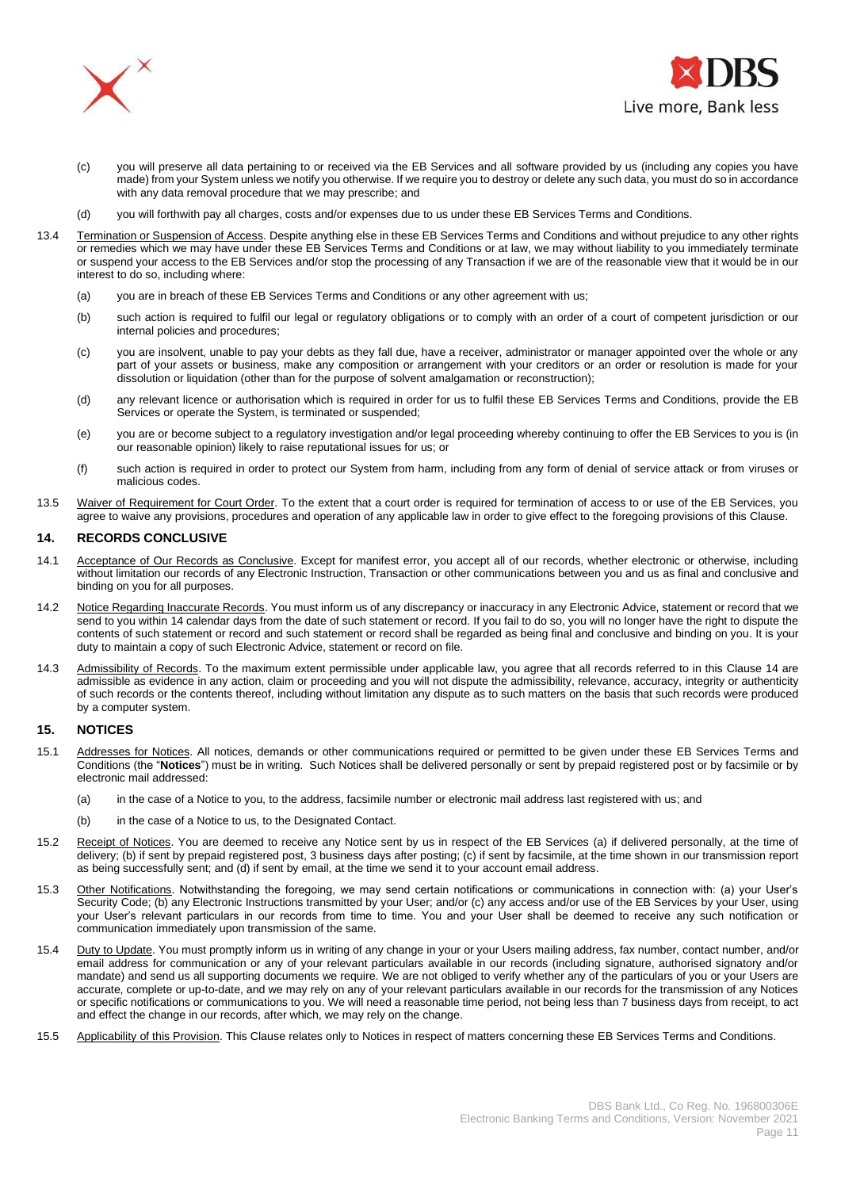(c) you will preserve all data pertaining to or received via the EB Services and all software provided by us (including any copies you have made) from your System unless we notify you otherwise. If we require you to destroy or delete any such data, you must do so in accordance with any data removal procedure that we may prescribe; and

(d) you will forthwith pay all charges, costs and/or expenses due to us under these EB Services Terms and Conditions.

13.4 Termination or Suspension of Access. Despite anything else in these EB Services Terms and Conditions and without prejudice to any other rights or remedies which we may have under these EB Services Terms and Conditions or at law, we may without liability to you immediately terminate or suspend your access to the EB Services and/or stop the processing of any Transaction if we are of the reasonable view that it would be in our interest to do so, including where:

(a) you are in breach of these EB Services Terms and Conditions or any other agreement with us;

(b) such action is required to fulfil our legal or regulatory obligations or to comply with an order of a court of competent jurisdiction or our internal policies and procedures;

(c) you are insolvent, unable to pay your debts as they fall due, have a receiver, administrator or manager appointed over the whole or any part of your assets or business, make any composition or arrangement with your creditors or an order or resolution is made for your dissolution or liquidation (other than for the purpose of solvent amalgamation or reconstruction);

(d) any relevant licence or authorisation which is required in order for us to fulfil these EB Services Terms and Conditions, provide the EB Services or operate the System, is terminated or suspended;

(e) you are or become subject to a regulatory investigation and/or legal proceeding whereby continuing to offer the EB Services to you is (in our reasonable opinion) likely to raise reputational issues for us; or

(f) such action is required in order to protect our System from harm, including from any form of denial of service attack or from viruses or malicious codes.

13.5 Waiver of Requirement for Court Order. To the extent that a court order is required for termination of access to or use of the EB Services, you agree to waive any provisions, procedures and operation of any applicable law in order to give effect to the foregoing provisions of this Clause.

## 14. RECORDS CONCLUSIVE

14.1 Acceptance of Our Records as Conclusive. Except for manifest error, you accept all of our records, whether electronic or otherwise, including without limitation our records of any Electronic Instruction, Transaction or other communications between you and us as final and conclusive and binding on you for all purposes.

14.2 Notice Regarding Inaccurate Records. You must inform us of any discrepancy or inaccuracy in any Electronic Advice, statement or record that we send to you within 14 calendar days from the date of such statement or record. If you fail to do so, you will no longer have the right to dispute the contents of such statement or record and such statement or record shall be regarded as being final and conclusive and binding on you. It is your duty to maintain a copy of such Electronic Advice, statement or record on file.

14.3 Admissibility of Records. To the maximum extent permissible under applicable law, you agree that all records referred to in this Clause 14 are admissible as evidence in any action, claim or proceeding and you will not dispute the admissibility, relevance, accuracy, integrity or authenticity of such records or the contents thereof, including without limitation any dispute as to such matters on the basis that such records were produced by a computer system.

## 15. NOTICES

15.1 Addresses for Notices. All notices, demands or other communications required or permitted to be given under these EB Services Terms and Conditions (the "**Notices**") must be in writing. Such Notices shall be delivered personally or sent by prepaid registered post or by facsimile or by electronic mail addressed:

(a) in the case of a Notice to you, to the address, facsimile number or electronic mail address last registered with us; and

(b) in the case of a Notice to us, to the Designated Contact.

15.2 Receipt of Notices. You are deemed to receive any Notice sent by us in respect of the EB Services (a) if delivered personally, at the time of delivery; (b) if sent by prepaid registered post, 3 business days after posting; (c) if sent by facsimile, at the time shown in our transmission report as being successfully sent; and (d) if sent by email, at the time we send it to your account email address.

15.3 Other Notifications. Notwithstanding the foregoing, we may send certain notifications or communications in connection with: (a) your User's Security Code; (b) any Electronic Instructions transmitted by your User; and/or (c) any access and/or use of the EB Services by your User, using your User's relevant particulars in our records from time to time. You and your User shall be deemed to receive any such notification or communication immediately upon transmission of the same.

15.4 Duty to Update. You must promptly inform us in writing of any change in your or your Users mailing address, fax number, contact number, and/or email address for communication or any of your relevant particulars available in our records (including signature, authorised signatory and/or mandate) and send us all supporting documents we require. We are not obliged to verify whether any of the particulars of you or your Users are accurate, complete or up-to-date, and we may rely on any of your relevant particulars available in our records for the transmission of any Notices or specific notifications or communications to you. We will need a reasonable time period, not being less than 7 business days from receipt, to act and effect the change in our records, after which, we may rely on the change.

15.5 Applicability of this Provision. This Clause relates only to Notices in respect of matters concerning these EB Services Terms and Conditions.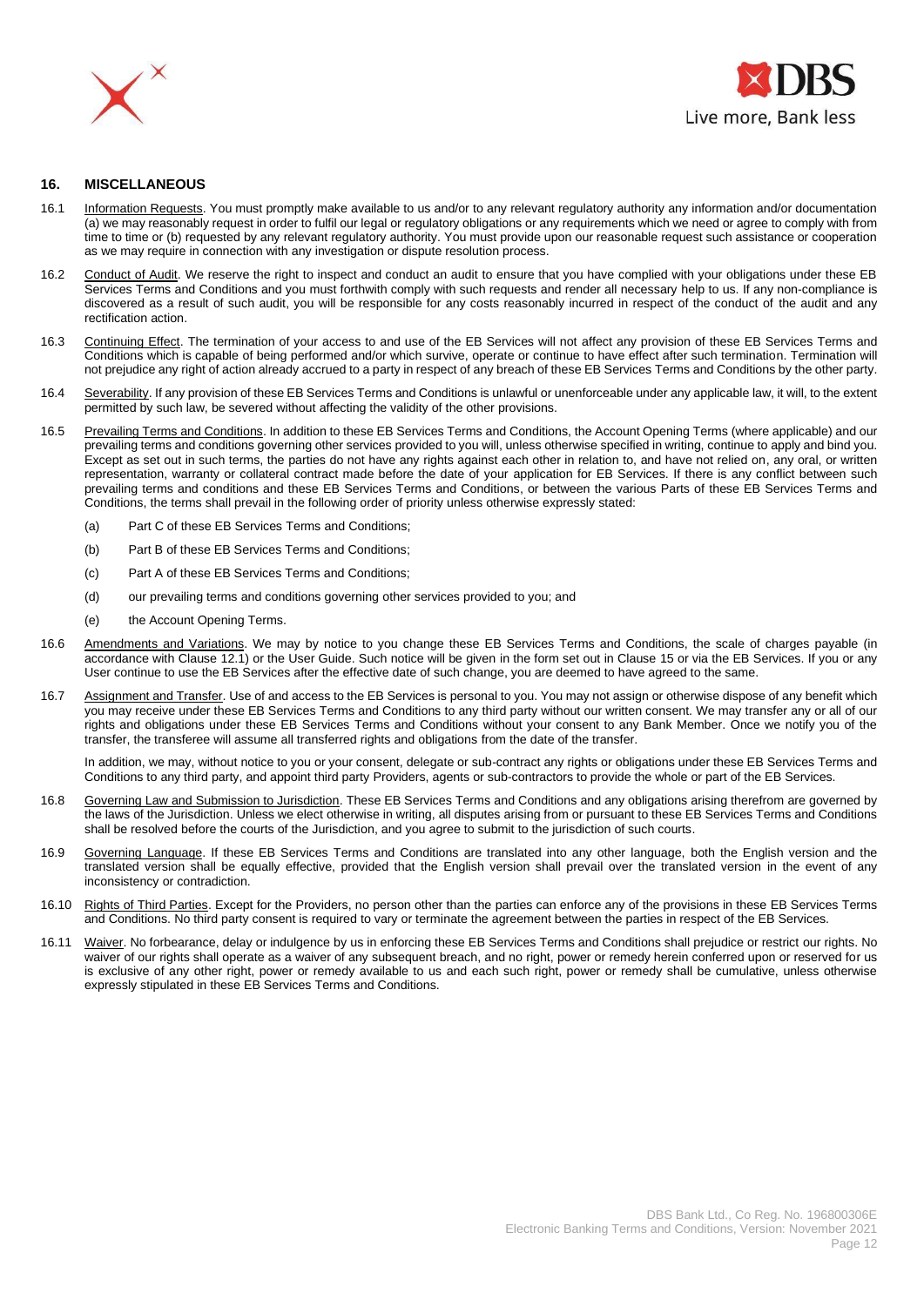## 16. MISCELLANEOUS

16.1 Information Requests. You must promptly make available to us and/or to any relevant regulatory authority any information and/or documentation (a) we may reasonably request in order to fulfil our legal or regulatory obligations or any requirements which we need or agree to comply with from time to time or (b) requested by any relevant regulatory authority. You must provide upon our reasonable request such assistance or cooperation as we may require in connection with any investigation or dispute resolution process.

16.2 Conduct of Audit. We reserve the right to inspect and conduct an audit to ensure that you have complied with your obligations under these EB Services Terms and Conditions and you must forthwith comply with such requests and render all necessary help to us. If any non-compliance is discovered as a result of such audit, you will be responsible for any costs reasonably incurred in respect of the conduct of the audit and any rectification action.

16.3 Continuing Effect. The termination of your access to and use of the EB Services will not affect any provision of these EB Services Terms and Conditions which is capable of being performed and/or which survive, operate or continue to have effect after such termination. Termination will not prejudice any right of action already accrued to a party in respect of any breach of these EB Services Terms and Conditions by the other party.

16.4 Severability. If any provision of these EB Services Terms and Conditions is unlawful or unenforceable under any applicable law, it will, to the extent permitted by such law, be severed without affecting the validity of the other provisions.

16.5 Prevailing Terms and Conditions. In addition to these EB Services Terms and Conditions, the Account Opening Terms (where applicable) and our prevailing terms and conditions governing other services provided to you will, unless otherwise specified in writing, continue to apply and bind you. Except as set out in such terms, the parties do not have any rights against each other in relation to, and have not relied on, any oral, or written representation, warranty or collateral contract made before the date of your application for EB Services. If there is any conflict between such prevailing terms and conditions and these EB Services Terms and Conditions, or between the various Parts of these EB Services Terms and Conditions, the terms shall prevail in the following order of priority unless otherwise expressly stated:

(a) Part C of these EB Services Terms and Conditions;

(b) Part B of these EB Services Terms and Conditions;

(c) Part A of these EB Services Terms and Conditions;

(d) our prevailing terms and conditions governing other services provided to you; and

(e) the Account Opening Terms.

16.6 Amendments and Variations. We may by notice to you change these EB Services Terms and Conditions, the scale of charges payable (in accordance with Clause 12.1) or the User Guide. Such notice will be given in the form set out in Clause 15 or via the EB Services. If you or any User continue to use the EB Services after the effective date of such change, you are deemed to have agreed to the same.

16.7 Assignment and Transfer. Use of and access to the EB Services is personal to you. You may not assign or otherwise dispose of any benefit which you may receive under these EB Services Terms and Conditions to any third party without our written consent. We may transfer any or all of our rights and obligations under these EB Services Terms and Conditions without your consent to any Bank Member. Once we notify you of the transfer, the transferee will assume all transferred rights and obligations from the date of the transfer.

In addition, we may, without notice to you or your consent, delegate or sub-contract any rights or obligations under these EB Services Terms and Conditions to any third party, and appoint third party Providers, agents or sub-contractors to provide the whole or part of the EB Services.

16.8 Governing Law and Submission to Jurisdiction. These EB Services Terms and Conditions and any obligations arising therefrom are governed by the laws of the Jurisdiction. Unless we elect otherwise in writing, all disputes arising from or pursuant to these EB Services Terms and Conditions shall be resolved before the courts of the Jurisdiction, and you agree to submit to the jurisdiction of such courts.

16.9 Governing Language. If these EB Services Terms and Conditions are translated into any other language, both the English version and the translated version shall be equally effective, provided that the English version shall prevail over the translated version in the event of any inconsistency or contradiction.

16.10 Rights of Third Parties. Except for the Providers, no person other than the parties can enforce any of the provisions in these EB Services Terms and Conditions. No third party consent is required to vary or terminate the agreement between the parties in respect of the EB Services.

16.11 Waiver. No forbearance, delay or indulgence by us in enforcing these EB Services Terms and Conditions shall prejudice or restrict our rights. No waiver of our rights shall operate as a waiver of any subsequent breach, and no right, power or remedy herein conferred upon or reserved for us is exclusive of any other right, power or remedy available to us and each such right, power or remedy shall be cumulative, unless otherwise expressly stipulated in these EB Services Terms and Conditions.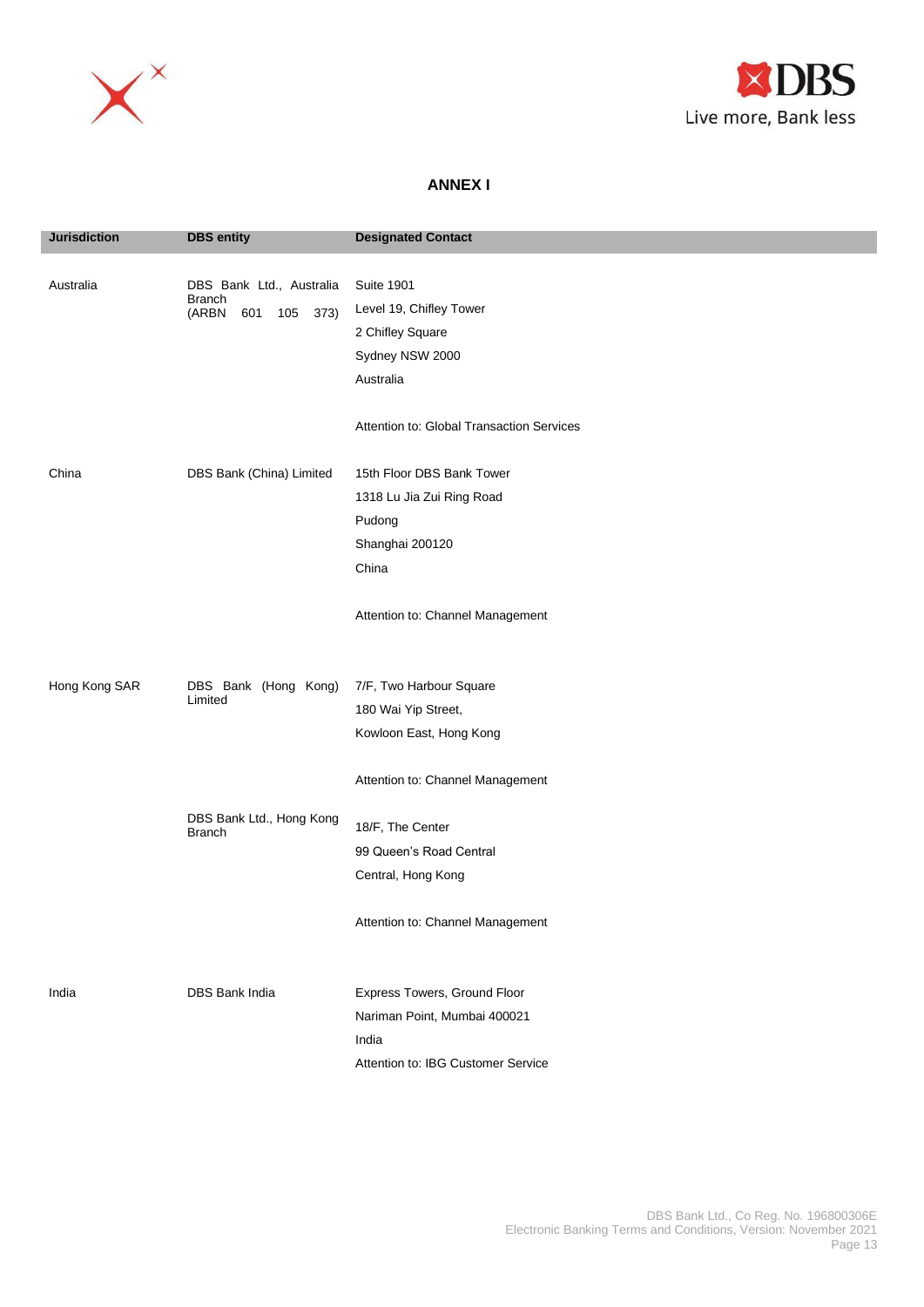## ANNEX I

| Jurisdiction | DBS entity | Designated Contact |
|---|---|---|
| Australia | DBS Bank Ltd., Australia Branch (ARBN 601 105 373) | Suite 1901<br>Level 19, Chifley Tower<br>2 Chifley Square<br>Sydney NSW 2000<br>Australia<br><br>Attention to: Global Transaction Services |
| China | DBS Bank (China) Limited | 15th Floor DBS Bank Tower<br>1318 Lu Jia Zui Ring Road<br>Pudong<br>Shanghai 200120<br>China<br><br>Attention to: Channel Management |
| Hong Kong SAR | DBS Bank (Hong Kong) Limited | 7/F, Two Harbour Square<br>180 Wai Yip Street,<br>Kowloon East, Hong Kong<br><br>Attention to: Channel Management |
| | DBS Bank Ltd., Hong Kong Branch | 18/F, The Center<br>99 Queen's Road Central<br>Central, Hong Kong<br><br>Attention to: Channel Management |
| India | DBS Bank India | Express Towers, Ground Floor<br>Nariman Point, Mumbai 400021<br>India<br>Attention to: IBG Customer Service |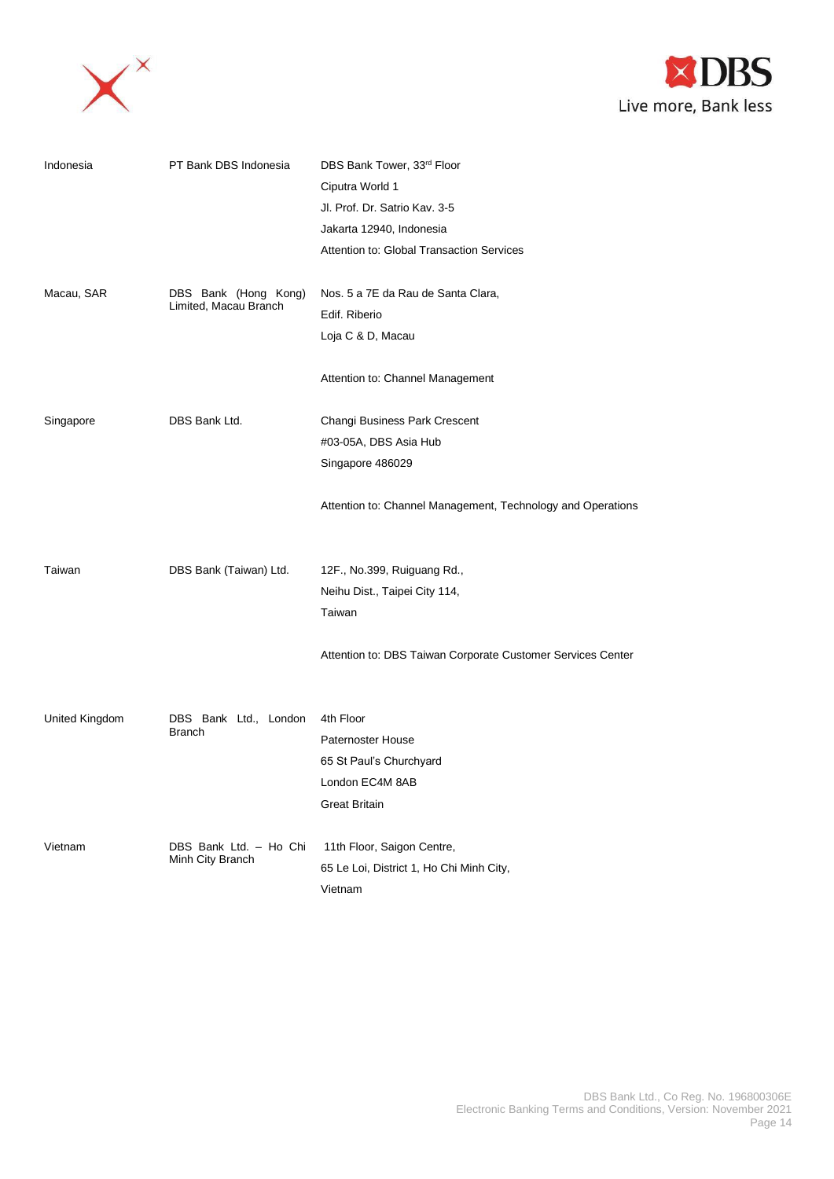| | | |
|---|---|---|
| Indonesia | PT Bank DBS Indonesia | DBS Bank Tower, 33rd Floor<br>Ciputra World 1<br>Jl. Prof. Dr. Satrio Kav. 3-5<br>Jakarta 12940, Indonesia<br>Attention to: Global Transaction Services |
| Macau, SAR | DBS Bank (Hong Kong) Limited, Macau Branch | Nos. 5 a 7E da Rau de Santa Clara,<br>Edif. Riberio<br>Loja C & D, Macau<br><br>Attention to: Channel Management |
| Singapore | DBS Bank Ltd. | Changi Business Park Crescent<br>#03-05A, DBS Asia Hub<br>Singapore 486029<br><br>Attention to: Channel Management, Technology and Operations |
| Taiwan | DBS Bank (Taiwan) Ltd. | 12F., No.399, Ruiguang Rd.,<br>Neihu Dist., Taipei City 114,<br>Taiwan<br><br>Attention to: DBS Taiwan Corporate Customer Services Center |
| United Kingdom | DBS Bank Ltd., London Branch | 4th Floor<br>Paternoster House<br>65 St Paul's Churchyard<br>London EC4M 8AB<br>Great Britain |
| Vietnam | DBS Bank Ltd. – Ho Chi Minh City Branch | 11th Floor, Saigon Centre,<br>65 Le Loi, District 1, Ho Chi Minh City,<br>Vietnam |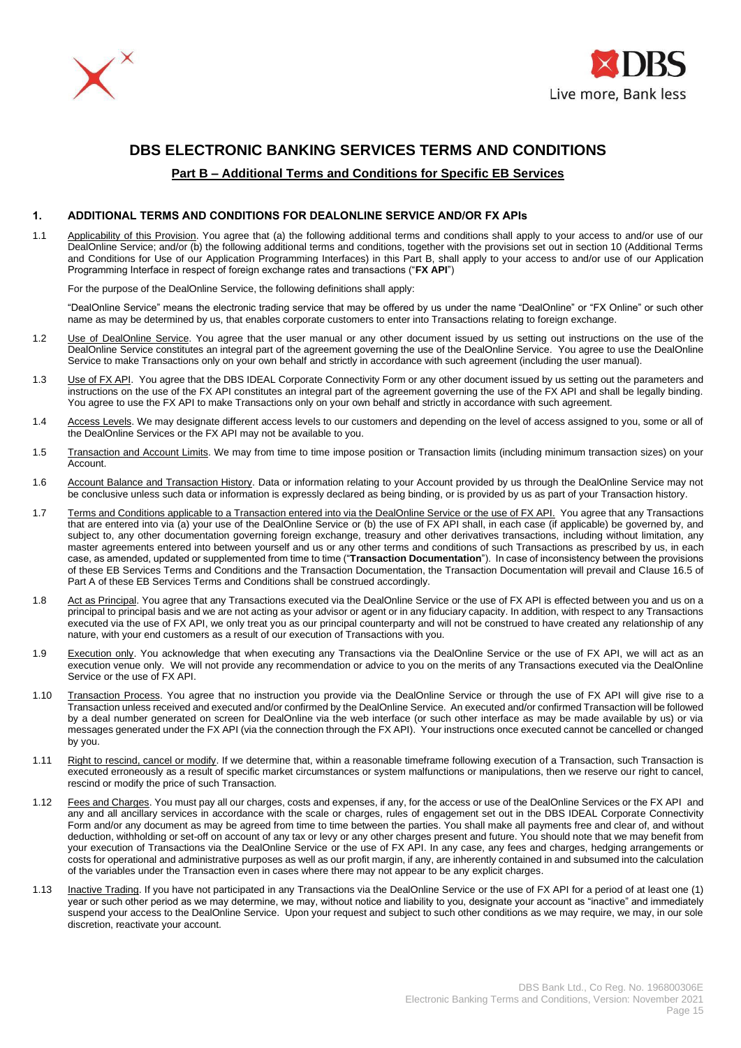# DBS ELECTRONIC BANKING SERVICES TERMS AND CONDITIONS

## Part B – Additional Terms and Conditions for Specific EB Services

### 1. ADDITIONAL TERMS AND CONDITIONS FOR DEALONLINE SERVICE AND/OR FX APIs

1.1 Applicability of this Provision. You agree that (a) the following additional terms and conditions shall apply to your access to and/or use of our DealOnline Service; and/or (b) the following additional terms and conditions, together with the provisions set out in section 10 (Additional Terms and Conditions for Use of our Application Programming Interfaces) in this Part B, shall apply to your access to and/or use of our Application Programming Interface in respect of foreign exchange rates and transactions ("**FX API**")

For the purpose of the DealOnline Service, the following definitions shall apply:

"DealOnline Service" means the electronic trading service that may be offered by us under the name "DealOnline" or "FX Online" or such other name as may be determined by us, that enables corporate customers to enter into Transactions relating to foreign exchange.

1.2 Use of DealOnline Service. You agree that the user manual or any other document issued by us setting out instructions on the use of the DealOnline Service constitutes an integral part of the agreement governing the use of the DealOnline Service. You agree to use the DealOnline Service to make Transactions only on your own behalf and strictly in accordance with such agreement (including the user manual).

1.3 Use of FX API. You agree that the DBS IDEAL Corporate Connectivity Form or any other document issued by us setting out the parameters and instructions on the use of the FX API constitutes an integral part of the agreement governing the use of the FX API and shall be legally binding. You agree to use the FX API to make Transactions only on your own behalf and strictly in accordance with such agreement.

1.4 Access Levels. We may designate different access levels to our customers and depending on the level of access assigned to you, some or all of the DealOnline Services or the FX API may not be available to you.

1.5 Transaction and Account Limits. We may from time to time impose position or Transaction limits (including minimum transaction sizes) on your Account.

1.6 Account Balance and Transaction History. Data or information relating to your Account provided by us through the DealOnline Service may not be conclusive unless such data or information is expressly declared as being binding, or is provided by us as part of your Transaction history.

1.7 Terms and Conditions applicable to a Transaction entered into via the DealOnline Service or the use of FX API. You agree that any Transactions that are entered into via (a) your use of the DealOnline Service or (b) the use of FX API shall, in each case (if applicable) be governed by, and subject to, any other documentation governing foreign exchange, treasury and other derivatives transactions, including without limitation, any master agreements entered into between yourself and us or any other terms and conditions of such Transactions as prescribed by us, in each case, as amended, updated or supplemented from time to time ("**Transaction Documentation**"). In case of inconsistency between the provisions of these EB Services Terms and Conditions and the Transaction Documentation, the Transaction Documentation will prevail and Clause 16.5 of Part A of these EB Services Terms and Conditions shall be construed accordingly.

1.8 Act as Principal. You agree that any Transactions executed via the DealOnline Service or the use of FX API is effected between you and us on a principal to principal basis and we are not acting as your advisor or agent or in any fiduciary capacity. In addition, with respect to any Transactions executed via the use of FX API, we only treat you as our principal counterparty and will not be construed to have created any relationship of any nature, with your end customers as a result of our execution of Transactions with you.

1.9 Execution only. You acknowledge that when executing any Transactions via the DealOnline Service or the use of FX API, we will act as an execution venue only. We will not provide any recommendation or advice to you on the merits of any Transactions executed via the DealOnline Service or the use of FX API.

1.10 Transaction Process. You agree that no instruction you provide via the DealOnline Service or through the use of FX API will give rise to a Transaction unless received and executed and/or confirmed by the DealOnline Service. An executed and/or confirmed Transaction will be followed by a deal number generated on screen for DealOnline via the web interface (or such other interface as may be made available by us) or via messages generated under the FX API (via the connection through the FX API). Your instructions once executed cannot be cancelled or changed by you.

1.11 Right to rescind, cancel or modify. If we determine that, within a reasonable timeframe following execution of a Transaction, such Transaction is executed erroneously as a result of specific market circumstances or system malfunctions or manipulations, then we reserve our right to cancel, rescind or modify the price of such Transaction.

1.12 Fees and Charges. You must pay all our charges, costs and expenses, if any, for the access or use of the DealOnline Services or the FX API and any and all ancillary services in accordance with the scale or charges, rules of engagement set out in the DBS IDEAL Corporate Connectivity Form and/or any document as may be agreed from time to time between the parties. You shall make all payments free and clear of, and without deduction, withholding or set-off on account of any tax or levy or any other charges present and future. You should note that we may benefit from your execution of Transactions via the DealOnline Service or the use of FX API. In any case, any fees and charges, hedging arrangements or costs for operational and administrative purposes as well as our profit margin, if any, are inherently contained in and subsumed into the calculation of the variables under the Transaction even in cases where there may not appear to be any explicit charges.

1.13 Inactive Trading. If you have not participated in any Transactions via the DealOnline Service or the use of FX API for a period of at least one (1) year or such other period as we may determine, we may, without notice and liability to you, designate your account as "inactive" and immediately suspend your access to the DealOnline Service. Upon your request and subject to such other conditions as we may require, we may, in our sole discretion, reactivate your account.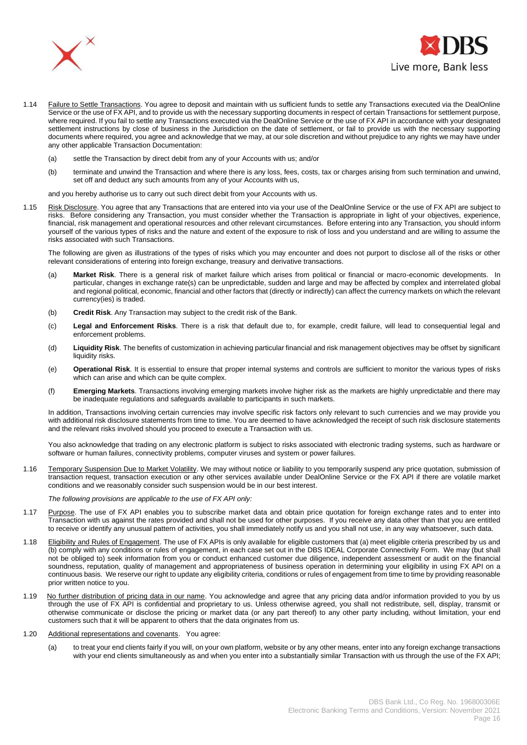1.14 <u>Failure to Settle Transactions</u>. You agree to deposit and maintain with us sufficient funds to settle any Transactions executed via the DealOnline Service or the use of FX API, and to provide us with the necessary supporting documents in respect of certain Transactions for settlement purpose, where required. If you fail to settle any Transactions executed via the DealOnline Service or the use of FX API in accordance with your designated settlement instructions by close of business in the Jurisdiction on the date of settlement, or fail to provide us with the necessary supporting documents where required, you agree and acknowledge that we may, at our sole discretion and without prejudice to any rights we may have under any other applicable Transaction Documentation:

(a) settle the Transaction by direct debit from any of your Accounts with us; and/or

(b) terminate and unwind the Transaction and where there is any loss, fees, costs, tax or charges arising from such termination and unwind, set off and deduct any such amounts from any of your Accounts with us,

and you hereby authorise us to carry out such direct debit from your Accounts with us.

1.15 <u>Risk Disclosure</u>. You agree that any Transactions that are entered into via your use of the DealOnline Service or the use of FX API are subject to risks. Before considering any Transaction, you must consider whether the Transaction is appropriate in light of your objectives, experience, financial, risk management and operational resources and other relevant circumstances. Before entering into any Transaction, you should inform yourself of the various types of risks and the nature and extent of the exposure to risk of loss and you understand and are willing to assume the risks associated with such Transactions.

The following are given as illustrations of the types of risks which you may encounter and does not purport to disclose all of the risks or other relevant considerations of entering into foreign exchange, treasury and derivative transactions.

(a) **Market Risk**. There is a general risk of market failure which arises from political or financial or macro-economic developments. In particular, changes in exchange rate(s) can be unpredictable, sudden and large and may be affected by complex and interrelated global and regional political, economic, financial and other factors that (directly or indirectly) can affect the currency markets on which the relevant currency(ies) is traded.

(b) **Credit Risk**. Any Transaction may subject to the credit risk of the Bank.

(c) **Legal and Enforcement Risks**. There is a risk that default due to, for example, credit failure, will lead to consequential legal and enforcement problems.

(d) **Liquidity Risk**. The benefits of customization in achieving particular financial and risk management objectives may be offset by significant liquidity risks.

(e) **Operational Risk**. It is essential to ensure that proper internal systems and controls are sufficient to monitor the various types of risks which can arise and which can be quite complex.

(f) **Emerging Markets**. Transactions involving emerging markets involve higher risk as the markets are highly unpredictable and there may be inadequate regulations and safeguards available to participants in such markets.

In addition, Transactions involving certain currencies may involve specific risk factors only relevant to such currencies and we may provide you with additional risk disclosure statements from time to time. You are deemed to have acknowledged the receipt of such risk disclosure statements and the relevant risks involved should you proceed to execute a Transaction with us.

You also acknowledge that trading on any electronic platform is subject to risks associated with electronic trading systems, such as hardware or software or human failures, connectivity problems, computer viruses and system or power failures.

1.16 <u>Temporary Suspension Due to Market Volatility</u>. We may without notice or liability to you temporarily suspend any price quotation, submission of transaction request, transaction execution or any other services available under DealOnline Service or the FX API if there are volatile market conditions and we reasonably consider such suspension would be in our best interest.

*The following provisions are applicable to the use of FX API only:*

1.17 <u>Purpose</u>. The use of FX API enables you to subscribe market data and obtain price quotation for foreign exchange rates and to enter into Transaction with us against the rates provided and shall not be used for other purposes. If you receive any data other than that you are entitled to receive or identify any unusual pattern of activities, you shall immediately notify us and you shall not use, in any way whatsoever, such data.

1.18 <u>Eligibility and Rules of Engagement</u>. The use of FX APIs is only available for eligible customers that (a) meet eligible criteria prescribed by us and (b) comply with any conditions or rules of engagement, in each case set out in the DBS IDEAL Corporate Connectivity Form. We may (but shall not be obliged to) seek information from you or conduct enhanced customer due diligence, independent assessment or audit on the financial soundness, reputation, quality of management and appropriateness of business operation in determining your eligibility in using FX API on a continuous basis. We reserve our right to update any eligibility criteria, conditions or rules of engagement from time to time by providing reasonable prior written notice to you.

1.19 <u>No further distribution of pricing data in our name</u>. You acknowledge and agree that any pricing data and/or information provided to you by us through the use of FX API is confidential and proprietary to us. Unless otherwise agreed, you shall not redistribute, sell, display, transmit or otherwise communicate or disclose the pricing or market data (or any part thereof) to any other party including, without limitation, your end customers such that it will be apparent to others that the data originates from us.

1.20 <u>Additional representations and covenants</u>. You agree:

(a) to treat your end clients fairly if you will, on your own platform, website or by any other means, enter into any foreign exchange transactions with your end clients simultaneously as and when you enter into a substantially similar Transaction with us through the use of the FX API;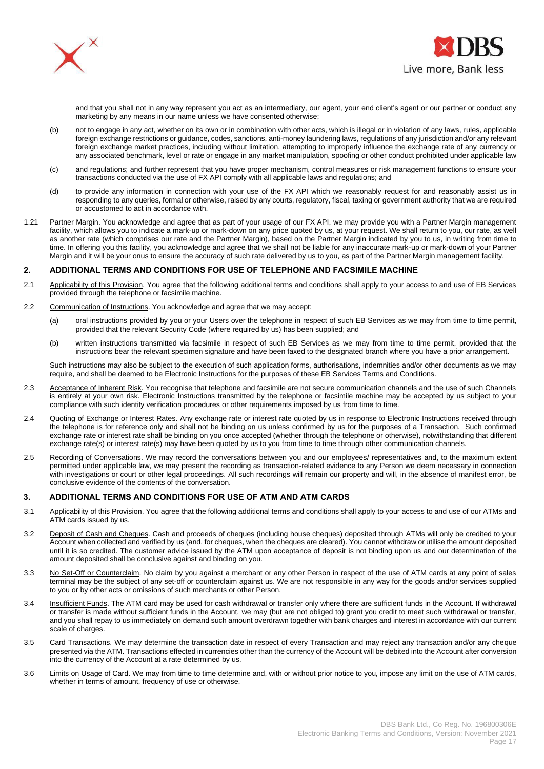and that you shall not in any way represent you act as an intermediary, our agent, your end client's agent or our partner or conduct any marketing by any means in our name unless we have consented otherwise;

(b) not to engage in any act, whether on its own or in combination with other acts, which is illegal or in violation of any laws, rules, applicable foreign exchange restrictions or guidance, codes, sanctions, anti-money laundering laws, regulations of any jurisdiction and/or any relevant foreign exchange market practices, including without limitation, attempting to improperly influence the exchange rate of any currency or any associated benchmark, level or rate or engage in any market manipulation, spoofing or other conduct prohibited under applicable law

(c) and regulations; and further represent that you have proper mechanism, control measures or risk management functions to ensure your transactions conducted via the use of FX API comply with all applicable laws and regulations; and

(d) to provide any information in connection with your use of the FX API which we reasonably request for and reasonably assist us in responding to any queries, formal or otherwise, raised by any courts, regulatory, fiscal, taxing or government authority that we are required or accustomed to act in accordance with.

1.21 Partner Margin. You acknowledge and agree that as part of your usage of our FX API, we may provide you with a Partner Margin management facility, which allows you to indicate a mark-up or mark-down on any price quoted by us, at your request. We shall return to you, our rate, as well as another rate (which comprises our rate and the Partner Margin), based on the Partner Margin indicated by you to us, in writing from time to time. In offering you this facility, you acknowledge and agree that we shall not be liable for any inaccurate mark-up or mark-down of your Partner Margin and it will be your onus to ensure the accuracy of such rate delivered by us to you, as part of the Partner Margin management facility.

## 2. ADDITIONAL TERMS AND CONDITIONS FOR USE OF TELEPHONE AND FACSIMILE MACHINE

2.1 Applicability of this Provision. You agree that the following additional terms and conditions shall apply to your access to and use of EB Services provided through the telephone or facsimile machine.

2.2 Communication of Instructions. You acknowledge and agree that we may accept:

(a) oral instructions provided by you or your Users over the telephone in respect of such EB Services as we may from time to time permit, provided that the relevant Security Code (where required by us) has been supplied; and

(b) written instructions transmitted via facsimile in respect of such EB Services as we may from time to time permit, provided that the instructions bear the relevant specimen signature and have been faxed to the designated branch where you have a prior arrangement.

Such instructions may also be subject to the execution of such application forms, authorisations, indemnities and/or other documents as we may require, and shall be deemed to be Electronic Instructions for the purposes of these EB Services Terms and Conditions.

2.3 Acceptance of Inherent Risk. You recognise that telephone and facsimile are not secure communication channels and the use of such Channels is entirely at your own risk. Electronic Instructions transmitted by the telephone or facsimile machine may be accepted by us subject to your compliance with such identity verification procedures or other requirements imposed by us from time to time.

2.4 Quoting of Exchange or Interest Rates. Any exchange rate or interest rate quoted by us in response to Electronic Instructions received through the telephone is for reference only and shall not be binding on us unless confirmed by us for the purposes of a Transaction. Such confirmed exchange rate or interest rate shall be binding on you once accepted (whether through the telephone or otherwise), notwithstanding that different exchange rate(s) or interest rate(s) may have been quoted by us to you from time to time through other communication channels.

2.5 Recording of Conversations. We may record the conversations between you and our employees/ representatives and, to the maximum extent permitted under applicable law, we may present the recording as transaction-related evidence to any Person we deem necessary in connection with investigations or court or other legal proceedings. All such recordings will remain our property and will, in the absence of manifest error, be conclusive evidence of the contents of the conversation.

## 3. ADDITIONAL TERMS AND CONDITIONS FOR USE OF ATM AND ATM CARDS

3.1 Applicability of this Provision. You agree that the following additional terms and conditions shall apply to your access to and use of our ATMs and ATM cards issued by us.

3.2 Deposit of Cash and Cheques. Cash and proceeds of cheques (including house cheques) deposited through ATMs will only be credited to your Account when collected and verified by us (and, for cheques, when the cheques are cleared). You cannot withdraw or utilise the amount deposited until it is so credited. The customer advice issued by the ATM upon acceptance of deposit is not binding upon us and our determination of the amount deposited shall be conclusive against and binding on you.

3.3 No Set-Off or Counterclaim. No claim by you against a merchant or any other Person in respect of the use of ATM cards at any point of sales terminal may be the subject of any set-off or counterclaim against us. We are not responsible in any way for the goods and/or services supplied to you or by other acts or omissions of such merchants or other Person.

3.4 Insufficient Funds. The ATM card may be used for cash withdrawal or transfer only where there are sufficient funds in the Account. If withdrawal or transfer is made without sufficient funds in the Account, we may (but are not obliged to) grant you credit to meet such withdrawal or transfer, and you shall repay to us immediately on demand such amount overdrawn together with bank charges and interest in accordance with our current scale of charges.

3.5 Card Transactions. We may determine the transaction date in respect of every Transaction and may reject any transaction and/or any cheque presented via the ATM. Transactions effected in currencies other than the currency of the Account will be debited into the Account after conversion into the currency of the Account at a rate determined by us.

3.6 Limits on Usage of Card. We may from time to time determine and, with or without prior notice to you, impose any limit on the use of ATM cards, whether in terms of amount, frequency of use or otherwise.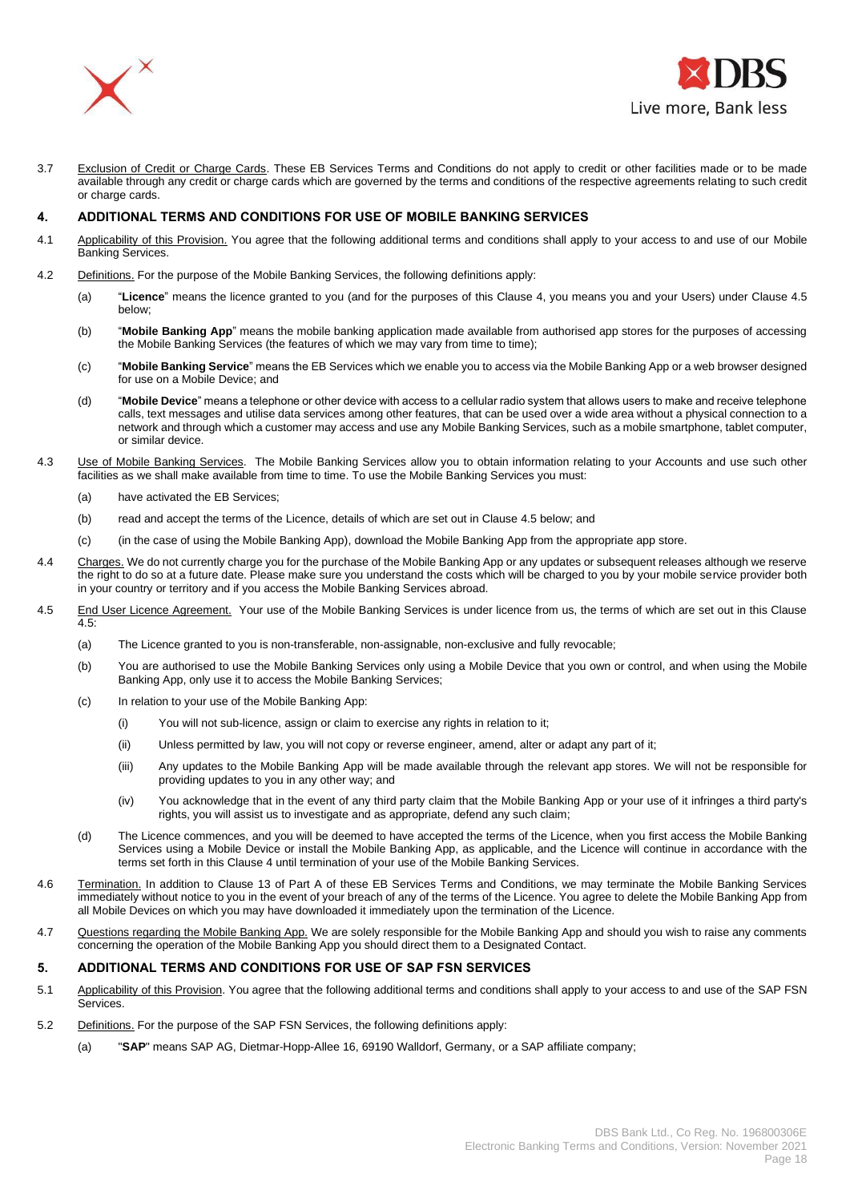3.7 Exclusion of Credit or Charge Cards. These EB Services Terms and Conditions do not apply to credit or other facilities made or to be made available through any credit or charge cards which are governed by the terms and conditions of the respective agreements relating to such credit or charge cards.

## 4. ADDITIONAL TERMS AND CONDITIONS FOR USE OF MOBILE BANKING SERVICES

4.1 Applicability of this Provision. You agree that the following additional terms and conditions shall apply to your access to and use of our Mobile Banking Services.

4.2 Definitions. For the purpose of the Mobile Banking Services, the following definitions apply:

(a) "**Licence**" means the licence granted to you (and for the purposes of this Clause 4, you means you and your Users) under Clause 4.5 below;

(b) "**Mobile Banking App**" means the mobile banking application made available from authorised app stores for the purposes of accessing the Mobile Banking Services (the features of which we may vary from time to time);

(c) "**Mobile Banking Service**" means the EB Services which we enable you to access via the Mobile Banking App or a web browser designed for use on a Mobile Device; and

(d) "**Mobile Device**" means a telephone or other device with access to a cellular radio system that allows users to make and receive telephone calls, text messages and utilise data services among other features, that can be used over a wide area without a physical connection to a network and through which a customer may access and use any Mobile Banking Services, such as a mobile smartphone, tablet computer, or similar device.

4.3 Use of Mobile Banking Services. The Mobile Banking Services allow you to obtain information relating to your Accounts and use such other facilities as we shall make available from time to time. To use the Mobile Banking Services you must:

(a) have activated the EB Services;

(b) read and accept the terms of the Licence, details of which are set out in Clause 4.5 below; and

(c) (in the case of using the Mobile Banking App), download the Mobile Banking App from the appropriate app store.

4.4 Charges. We do not currently charge you for the purchase of the Mobile Banking App or any updates or subsequent releases although we reserve the right to do so at a future date. Please make sure you understand the costs which will be charged to you by your mobile service provider both in your country or territory and if you access the Mobile Banking Services abroad.

4.5 End User Licence Agreement. Your use of the Mobile Banking Services is under licence from us, the terms of which are set out in this Clause 4.5:

(a) The Licence granted to you is non-transferable, non-assignable, non-exclusive and fully revocable;

(b) You are authorised to use the Mobile Banking Services only using a Mobile Device that you own or control, and when using the Mobile Banking App, only use it to access the Mobile Banking Services;

(c) In relation to your use of the Mobile Banking App:

(i) You will not sub-licence, assign or claim to exercise any rights in relation to it;

(ii) Unless permitted by law, you will not copy or reverse engineer, amend, alter or adapt any part of it;

(iii) Any updates to the Mobile Banking App will be made available through the relevant app stores. We will not be responsible for providing updates to you in any other way; and

(iv) You acknowledge that in the event of any third party claim that the Mobile Banking App or your use of it infringes a third party's rights, you will assist us to investigate and as appropriate, defend any such claim;

(d) The Licence commences, and you will be deemed to have accepted the terms of the Licence, when you first access the Mobile Banking Services using a Mobile Device or install the Mobile Banking App, as applicable, and the Licence will continue in accordance with the terms set forth in this Clause 4 until termination of your use of the Mobile Banking Services.

4.6 Termination. In addition to Clause 13 of Part A of these EB Services Terms and Conditions, we may terminate the Mobile Banking Services immediately without notice to you in the event of your breach of any of the terms of the Licence. You agree to delete the Mobile Banking App from all Mobile Devices on which you may have downloaded it immediately upon the termination of the Licence.

4.7 Questions regarding the Mobile Banking App. We are solely responsible for the Mobile Banking App and should you wish to raise any comments concerning the operation of the Mobile Banking App you should direct them to a Designated Contact.

## 5. ADDITIONAL TERMS AND CONDITIONS FOR USE OF SAP FSN SERVICES

5.1 Applicability of this Provision. You agree that the following additional terms and conditions shall apply to your access to and use of the SAP FSN Services.

5.2 Definitions. For the purpose of the SAP FSN Services, the following definitions apply:

(a) "**SAP**" means SAP AG, Dietmar-Hopp-Allee 16, 69190 Walldorf, Germany, or a SAP affiliate company;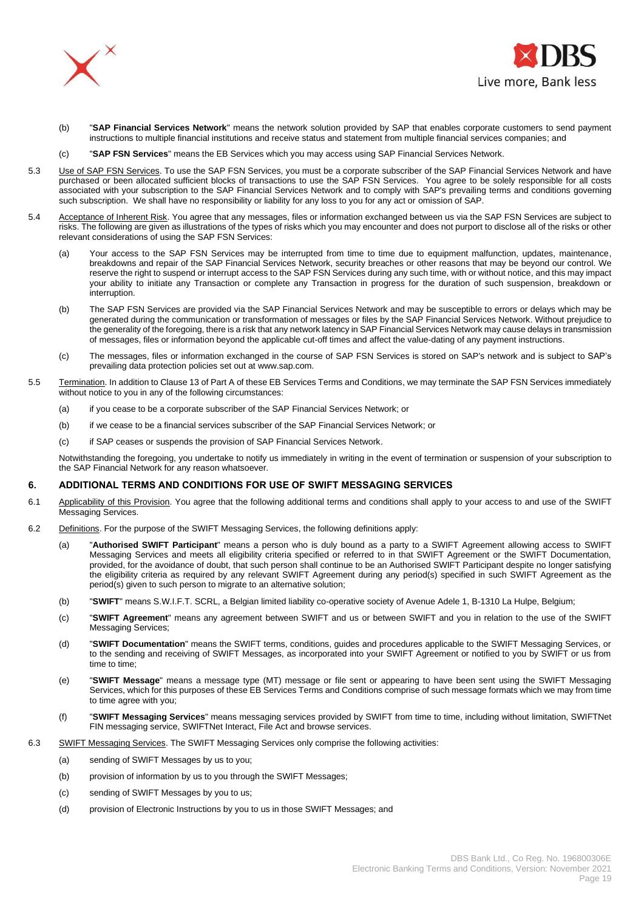(b) "**SAP Financial Services Network**" means the network solution provided by SAP that enables corporate customers to send payment instructions to multiple financial institutions and receive status and statement from multiple financial services companies; and

(c) "**SAP FSN Services**" means the EB Services which you may access using SAP Financial Services Network.

5.3 Use of SAP FSN Services. To use the SAP FSN Services, you must be a corporate subscriber of the SAP Financial Services Network and have purchased or been allocated sufficient blocks of transactions to use the SAP FSN Services. You agree to be solely responsible for all costs associated with your subscription to the SAP Financial Services Network and to comply with SAP's prevailing terms and conditions governing such subscription. We shall have no responsibility or liability for any loss to you for any act or omission of SAP.

5.4 Acceptance of Inherent Risk. You agree that any messages, files or information exchanged between us via the SAP FSN Services are subject to risks. The following are given as illustrations of the types of risks which you may encounter and does not purport to disclose all of the risks or other relevant considerations of using the SAP FSN Services:

(a) Your access to the SAP FSN Services may be interrupted from time to time due to equipment malfunction, updates, maintenance, breakdowns and repair of the SAP Financial Services Network, security breaches or other reasons that may be beyond our control. We reserve the right to suspend or interrupt access to the SAP FSN Services during any such time, with or without notice, and this may impact your ability to initiate any Transaction or complete any Transaction in progress for the duration of such suspension, breakdown or interruption.

(b) The SAP FSN Services are provided via the SAP Financial Services Network and may be susceptible to errors or delays which may be generated during the communication or transformation of messages or files by the SAP Financial Services Network. Without prejudice to the generality of the foregoing, there is a risk that any network latency in SAP Financial Services Network may cause delays in transmission of messages, files or information beyond the applicable cut-off times and affect the value-dating of any payment instructions.

(c) The messages, files or information exchanged in the course of SAP FSN Services is stored on SAP's network and is subject to SAP's prevailing data protection policies set out at www.sap.com.

5.5 Termination. In addition to Clause 13 of Part A of these EB Services Terms and Conditions, we may terminate the SAP FSN Services immediately without notice to you in any of the following circumstances:

(a) if you cease to be a corporate subscriber of the SAP Financial Services Network; or

(b) if we cease to be a financial services subscriber of the SAP Financial Services Network; or

(c) if SAP ceases or suspends the provision of SAP Financial Services Network.

Notwithstanding the foregoing, you undertake to notify us immediately in writing in the event of termination or suspension of your subscription to the SAP Financial Network for any reason whatsoever.

## 6. ADDITIONAL TERMS AND CONDITIONS FOR USE OF SWIFT MESSAGING SERVICES

6.1 Applicability of this Provision. You agree that the following additional terms and conditions shall apply to your access to and use of the SWIFT Messaging Services.

6.2 Definitions. For the purpose of the SWIFT Messaging Services, the following definitions apply:

(a) "**Authorised SWIFT Participant**" means a person who is duly bound as a party to a SWIFT Agreement allowing access to SWIFT Messaging Services and meets all eligibility criteria specified or referred to in that SWIFT Agreement or the SWIFT Documentation, provided, for the avoidance of doubt, that such person shall continue to be an Authorised SWIFT Participant despite no longer satisfying the eligibility criteria as required by any relevant SWIFT Agreement during any period(s) specified in such SWIFT Agreement as the period(s) given to such person to migrate to an alternative solution;

(b) "**SWIFT**" means S.W.I.F.T. SCRL, a Belgian limited liability co-operative society of Avenue Adele 1, B-1310 La Hulpe, Belgium;

(c) "**SWIFT Agreement**" means any agreement between SWIFT and us or between SWIFT and you in relation to the use of the SWIFT Messaging Services;

(d) "**SWIFT Documentation**" means the SWIFT terms, conditions, guides and procedures applicable to the SWIFT Messaging Services, or to the sending and receiving of SWIFT Messages, as incorporated into your SWIFT Agreement or notified to you by SWIFT or us from time to time;

(e) "**SWIFT Message**" means a message type (MT) message or file sent or appearing to have been sent using the SWIFT Messaging Services, which for this purposes of these EB Services Terms and Conditions comprise of such message formats which we may from time to time agree with you;

(f) "**SWIFT Messaging Services**" means messaging services provided by SWIFT from time to time, including without limitation, SWIFTNet FIN messaging service, SWIFTNet Interact, File Act and browse services.

6.3 SWIFT Messaging Services. The SWIFT Messaging Services only comprise the following activities:

(a) sending of SWIFT Messages by us to you;

(b) provision of information by us to you through the SWIFT Messages;

(c) sending of SWIFT Messages by you to us;

(d) provision of Electronic Instructions by you to us in those SWIFT Messages; and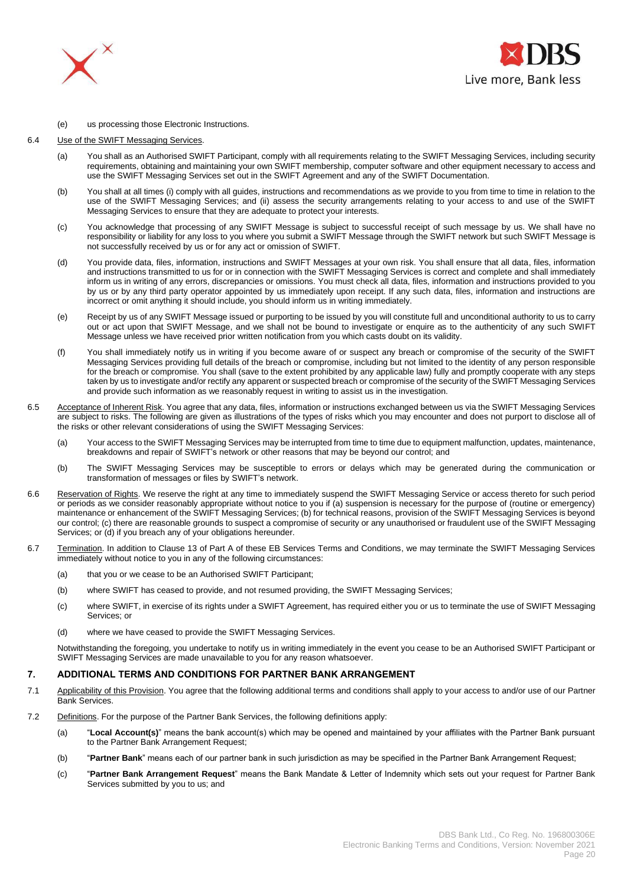(e) us processing those Electronic Instructions.

6.4 Use of the SWIFT Messaging Services.

(a) You shall as an Authorised SWIFT Participant, comply with all requirements relating to the SWIFT Messaging Services, including security requirements, obtaining and maintaining your own SWIFT membership, computer software and other equipment necessary to access and use the SWIFT Messaging Services set out in the SWIFT Agreement and any of the SWIFT Documentation.

(b) You shall at all times (i) comply with all guides, instructions and recommendations as we provide to you from time to time in relation to the use of the SWIFT Messaging Services; and (ii) assess the security arrangements relating to your access to and use of the SWIFT Messaging Services to ensure that they are adequate to protect your interests.

(c) You acknowledge that processing of any SWIFT Message is subject to successful receipt of such message by us. We shall have no responsibility or liability for any loss to you where you submit a SWIFT Message through the SWIFT network but such SWIFT Message is not successfully received by us or for any act or omission of SWIFT.

(d) You provide data, files, information, instructions and SWIFT Messages at your own risk. You shall ensure that all data, files, information and instructions transmitted to us for or in connection with the SWIFT Messaging Services is correct and complete and shall immediately inform us in writing of any errors, discrepancies or omissions. You must check all data, files, information and instructions provided to you by us or by any third party operator appointed by us immediately upon receipt. If any such data, files, information and instructions are incorrect or omit anything it should include, you should inform us in writing immediately.

(e) Receipt by us of any SWIFT Message issued or purporting to be issued by you will constitute full and unconditional authority to us to carry out or act upon that SWIFT Message, and we shall not be bound to investigate or enquire as to the authenticity of any such SWIFT Message unless we have received prior written notification from you which casts doubt on its validity.

(f) You shall immediately notify us in writing if you become aware of or suspect any breach or compromise of the security of the SWIFT Messaging Services providing full details of the breach or compromise, including but not limited to the identity of any person responsible for the breach or compromise. You shall (save to the extent prohibited by any applicable law) fully and promptly cooperate with any steps taken by us to investigate and/or rectify any apparent or suspected breach or compromise of the security of the SWIFT Messaging Services and provide such information as we reasonably request in writing to assist us in the investigation.

6.5 Acceptance of Inherent Risk. You agree that any data, files, information or instructions exchanged between us via the SWIFT Messaging Services are subject to risks. The following are given as illustrations of the types of risks which you may encounter and does not purport to disclose all of the risks or other relevant considerations of using the SWIFT Messaging Services:

(a) Your access to the SWIFT Messaging Services may be interrupted from time to time due to equipment malfunction, updates, maintenance, breakdowns and repair of SWIFT's network or other reasons that may be beyond our control; and

(b) The SWIFT Messaging Services may be susceptible to errors or delays which may be generated during the communication or transformation of messages or files by SWIFT's network.

6.6 Reservation of Rights. We reserve the right at any time to immediately suspend the SWIFT Messaging Service or access thereto for such period or periods as we consider reasonably appropriate without notice to you if (a) suspension is necessary for the purpose of (routine or emergency) maintenance or enhancement of the SWIFT Messaging Services; (b) for technical reasons, provision of the SWIFT Messaging Services is beyond our control; (c) there are reasonable grounds to suspect a compromise of security or any unauthorised or fraudulent use of the SWIFT Messaging Services; or (d) if you breach any of your obligations hereunder.

6.7 Termination. In addition to Clause 13 of Part A of these EB Services Terms and Conditions, we may terminate the SWIFT Messaging Services immediately without notice to you in any of the following circumstances:

(a) that you or we cease to be an Authorised SWIFT Participant;

(b) where SWIFT has ceased to provide, and not resumed providing, the SWIFT Messaging Services;

(c) where SWIFT, in exercise of its rights under a SWIFT Agreement, has required either you or us to terminate the use of SWIFT Messaging Services; or

(d) where we have ceased to provide the SWIFT Messaging Services.

Notwithstanding the foregoing, you undertake to notify us in writing immediately in the event you cease to be an Authorised SWIFT Participant or SWIFT Messaging Services are made unavailable to you for any reason whatsoever.

## 7. ADDITIONAL TERMS AND CONDITIONS FOR PARTNER BANK ARRANGEMENT

7.1 Applicability of this Provision. You agree that the following additional terms and conditions shall apply to your access to and/or use of our Partner Bank Services.

7.2 Definitions. For the purpose of the Partner Bank Services, the following definitions apply:

(a) "**Local Account(s)**" means the bank account(s) which may be opened and maintained by your affiliates with the Partner Bank pursuant to the Partner Bank Arrangement Request;

(b) "**Partner Bank**" means each of our partner bank in such jurisdiction as may be specified in the Partner Bank Arrangement Request;

(c) "**Partner Bank Arrangement Request**" means the Bank Mandate & Letter of Indemnity which sets out your request for Partner Bank Services submitted by you to us; and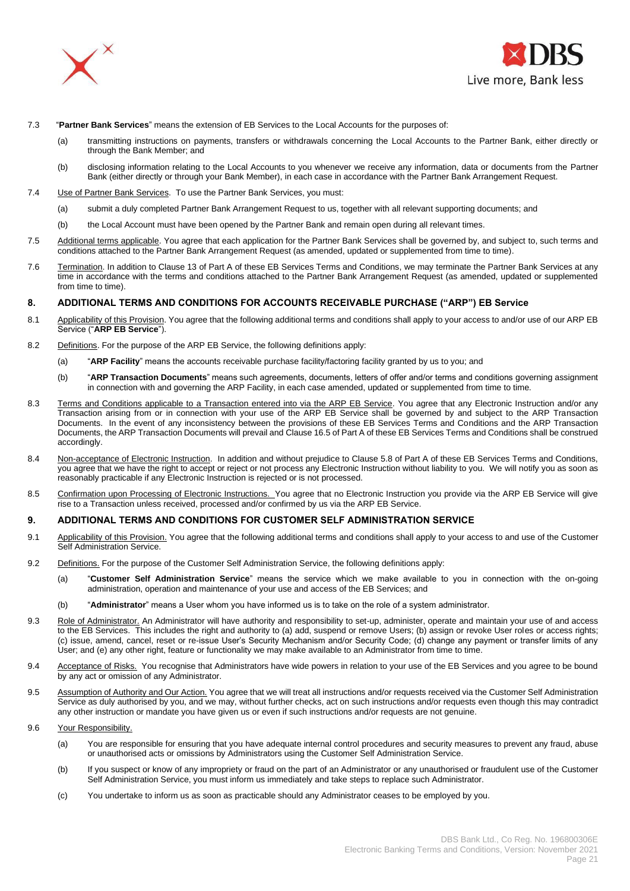7.3 "**Partner Bank Services**" means the extension of EB Services to the Local Accounts for the purposes of:

(a) transmitting instructions on payments, transfers or withdrawals concerning the Local Accounts to the Partner Bank, either directly or through the Bank Member; and

(b) disclosing information relating to the Local Accounts to you whenever we receive any information, data or documents from the Partner Bank (either directly or through your Bank Member), in each case in accordance with the Partner Bank Arrangement Request.

7.4 Use of Partner Bank Services. To use the Partner Bank Services, you must:

(a) submit a duly completed Partner Bank Arrangement Request to us, together with all relevant supporting documents; and

(b) the Local Account must have been opened by the Partner Bank and remain open during all relevant times.

7.5 Additional terms applicable. You agree that each application for the Partner Bank Services shall be governed by, and subject to, such terms and conditions attached to the Partner Bank Arrangement Request (as amended, updated or supplemented from time to time).

7.6 Termination. In addition to Clause 13 of Part A of these EB Services Terms and Conditions, we may terminate the Partner Bank Services at any time in accordance with the terms and conditions attached to the Partner Bank Arrangement Request (as amended, updated or supplemented from time to time).

## 8. ADDITIONAL TERMS AND CONDITIONS FOR ACCOUNTS RECEIVABLE PURCHASE ("ARP") EB Service

8.1 Applicability of this Provision. You agree that the following additional terms and conditions shall apply to your access to and/or use of our ARP EB Service ("**ARP EB Service**").

8.2 Definitions. For the purpose of the ARP EB Service, the following definitions apply:

(a) "**ARP Facility**" means the accounts receivable purchase facility/factoring facility granted by us to you; and

(b) "**ARP Transaction Documents**" means such agreements, documents, letters of offer and/or terms and conditions governing assignment in connection with and governing the ARP Facility, in each case amended, updated or supplemented from time to time.

8.3 Terms and Conditions applicable to a Transaction entered into via the ARP EB Service. You agree that any Electronic Instruction and/or any Transaction arising from or in connection with your use of the ARP EB Service shall be governed by and subject to the ARP Transaction Documents. In the event of any inconsistency between the provisions of these EB Services Terms and Conditions and the ARP Transaction Documents, the ARP Transaction Documents will prevail and Clause 16.5 of Part A of these EB Services Terms and Conditions shall be construed accordingly.

8.4 Non-acceptance of Electronic Instruction. In addition and without prejudice to Clause 5.8 of Part A of these EB Services Terms and Conditions, you agree that we have the right to accept or reject or not process any Electronic Instruction without liability to you. We will notify you as soon as reasonably practicable if any Electronic Instruction is rejected or is not processed.

8.5 Confirmation upon Processing of Electronic Instructions. You agree that no Electronic Instruction you provide via the ARP EB Service will give rise to a Transaction unless received, processed and/or confirmed by us via the ARP EB Service.

## 9. ADDITIONAL TERMS AND CONDITIONS FOR CUSTOMER SELF ADMINISTRATION SERVICE

9.1 Applicability of this Provision. You agree that the following additional terms and conditions shall apply to your access to and use of the Customer Self Administration Service.

9.2 Definitions. For the purpose of the Customer Self Administration Service, the following definitions apply:

(a) "**Customer Self Administration Service**" means the service which we make available to you in connection with the on-going administration, operation and maintenance of your use and access of the EB Services; and

(b) "**Administrator**" means a User whom you have informed us is to take on the role of a system administrator.

9.3 Role of Administrator. An Administrator will have authority and responsibility to set-up, administer, operate and maintain your use of and access to the EB Services. This includes the right and authority to (a) add, suspend or remove Users; (b) assign or revoke User roles or access rights; (c) issue, amend, cancel, reset or re-issue User's Security Mechanism and/or Security Code; (d) change any payment or transfer limits of any User; and (e) any other right, feature or functionality we may make available to an Administrator from time to time.

9.4 Acceptance of Risks. You recognise that Administrators have wide powers in relation to your use of the EB Services and you agree to be bound by any act or omission of any Administrator.

9.5 Assumption of Authority and Our Action. You agree that we will treat all instructions and/or requests received via the Customer Self Administration Service as duly authorised by you, and we may, without further checks, act on such instructions and/or requests even though this may contradict any other instruction or mandate you have given us or even if such instructions and/or requests are not genuine.

9.6 Your Responsibility.

(a) You are responsible for ensuring that you have adequate internal control procedures and security measures to prevent any fraud, abuse or unauthorised acts or omissions by Administrators using the Customer Self Administration Service.

(b) If you suspect or know of any impropriety or fraud on the part of an Administrator or any unauthorised or fraudulent use of the Customer Self Administration Service, you must inform us immediately and take steps to replace such Administrator.

(c) You undertake to inform us as soon as practicable should any Administrator ceases to be employed by you.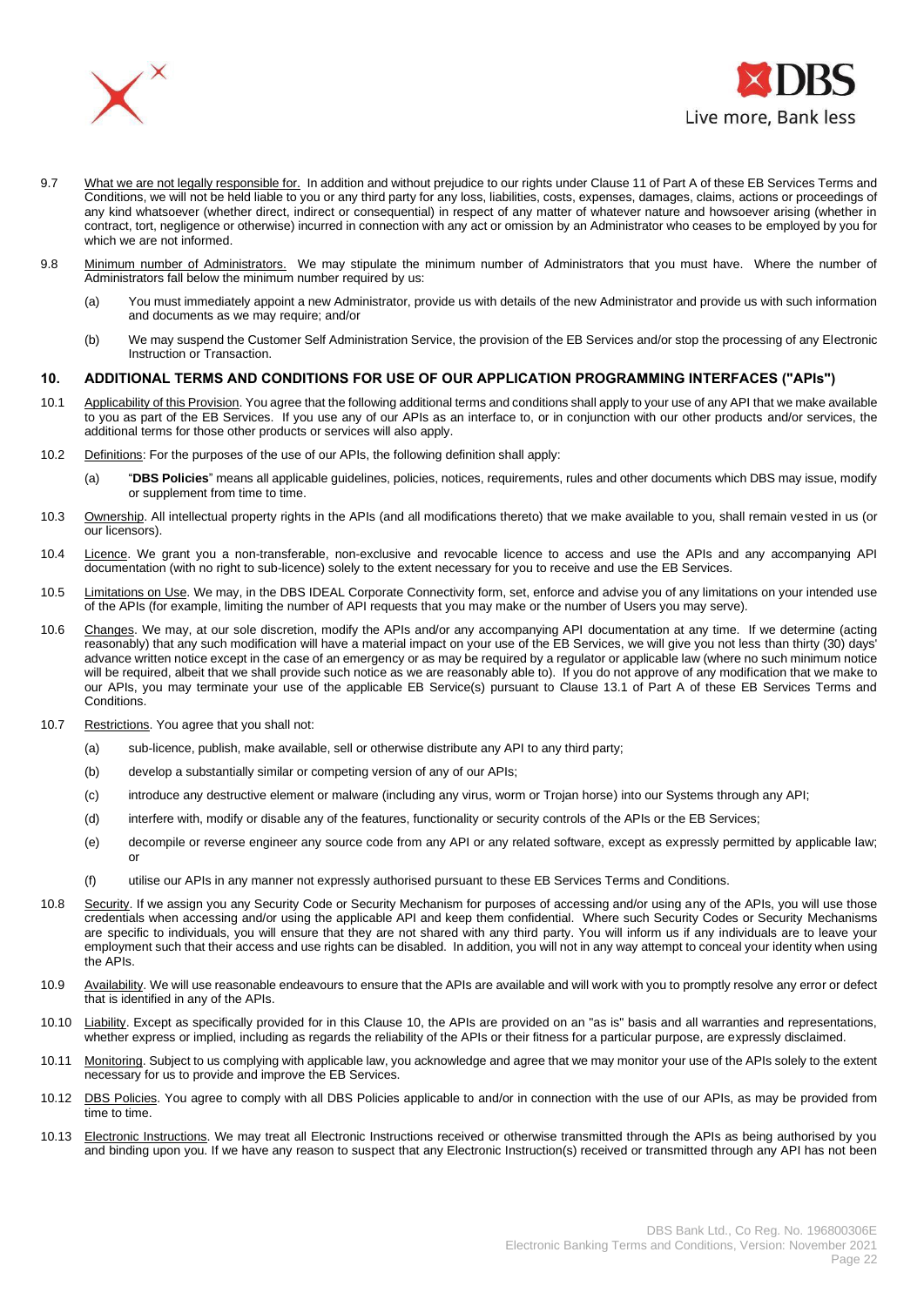9.7 What we are not legally responsible for. In addition and without prejudice to our rights under Clause 11 of Part A of these EB Services Terms and Conditions, we will not be held liable to you or any third party for any loss, liabilities, costs, expenses, damages, claims, actions or proceedings of any kind whatsoever (whether direct, indirect or consequential) in respect of any matter of whatever nature and howsoever arising (whether in contract, tort, negligence or otherwise) incurred in connection with any act or omission by an Administrator who ceases to be employed by you for which we are not informed.

9.8 Minimum number of Administrators. We may stipulate the minimum number of Administrators that you must have. Where the number of Administrators fall below the minimum number required by us:

(a) You must immediately appoint a new Administrator, provide us with details of the new Administrator and provide us with such information and documents as we may require; and/or

(b) We may suspend the Customer Self Administration Service, the provision of the EB Services and/or stop the processing of any Electronic Instruction or Transaction.

## 10. ADDITIONAL TERMS AND CONDITIONS FOR USE OF OUR APPLICATION PROGRAMMING INTERFACES ("APIs")

10.1 Applicability of this Provision. You agree that the following additional terms and conditions shall apply to your use of any API that we make available to you as part of the EB Services. If you use any of our APIs as an interface to, or in conjunction with our other products and/or services, the additional terms for those other products or services will also apply.

10.2 Definitions: For the purposes of the use of our APIs, the following definition shall apply:

(a) "**DBS Policies**" means all applicable guidelines, policies, notices, requirements, rules and other documents which DBS may issue, modify or supplement from time to time.

10.3 Ownership. All intellectual property rights in the APIs (and all modifications thereto) that we make available to you, shall remain vested in us (or our licensors).

10.4 Licence. We grant you a non-transferable, non-exclusive and revocable licence to access and use the APIs and any accompanying API documentation (with no right to sub-licence) solely to the extent necessary for you to receive and use the EB Services.

10.5 Limitations on Use. We may, in the DBS IDEAL Corporate Connectivity form, set, enforce and advise you of any limitations on your intended use of the APIs (for example, limiting the number of API requests that you may make or the number of Users you may serve).

10.6 Changes. We may, at our sole discretion, modify the APIs and/or any accompanying API documentation at any time. If we determine (acting reasonably) that any such modification will have a material impact on your use of the EB Services, we will give you not less than thirty (30) days' advance written notice except in the case of an emergency or as may be required by a regulator or applicable law (where no such minimum notice will be required, albeit that we shall provide such notice as we are reasonably able to). If you do not approve of any modification that we make to our APIs, you may terminate your use of the applicable EB Service(s) pursuant to Clause 13.1 of Part A of these EB Services Terms and Conditions.

10.7 Restrictions. You agree that you shall not:

(a) sub-licence, publish, make available, sell or otherwise distribute any API to any third party;

(b) develop a substantially similar or competing version of any of our APIs;

(c) introduce any destructive element or malware (including any virus, worm or Trojan horse) into our Systems through any API;

(d) interfere with, modify or disable any of the features, functionality or security controls of the APIs or the EB Services;

(e) decompile or reverse engineer any source code from any API or any related software, except as expressly permitted by applicable law; or

(f) utilise our APIs in any manner not expressly authorised pursuant to these EB Services Terms and Conditions.

10.8 Security. If we assign you any Security Code or Security Mechanism for purposes of accessing and/or using any of the APIs, you will use those credentials when accessing and/or using the applicable API and keep them confidential. Where such Security Codes or Security Mechanisms are specific to individuals, you will ensure that they are not shared with any third party. You will inform us if any individuals are to leave your employment such that their access and use rights can be disabled. In addition, you will not in any way attempt to conceal your identity when using the APIs.

10.9 Availability. We will use reasonable endeavours to ensure that the APIs are available and will work with you to promptly resolve any error or defect that is identified in any of the APIs.

10.10 Liability. Except as specifically provided for in this Clause 10, the APIs are provided on an "as is" basis and all warranties and representations, whether express or implied, including as regards the reliability of the APIs or their fitness for a particular purpose, are expressly disclaimed.

10.11 Monitoring. Subject to us complying with applicable law, you acknowledge and agree that we may monitor your use of the APIs solely to the extent necessary for us to provide and improve the EB Services.

10.12 DBS Policies. You agree to comply with all DBS Policies applicable to and/or in connection with the use of our APIs, as may be provided from time to time.

10.13 Electronic Instructions. We may treat all Electronic Instructions received or otherwise transmitted through the APIs as being authorised by you and binding upon you. If we have any reason to suspect that any Electronic Instruction(s) received or transmitted through any API has not been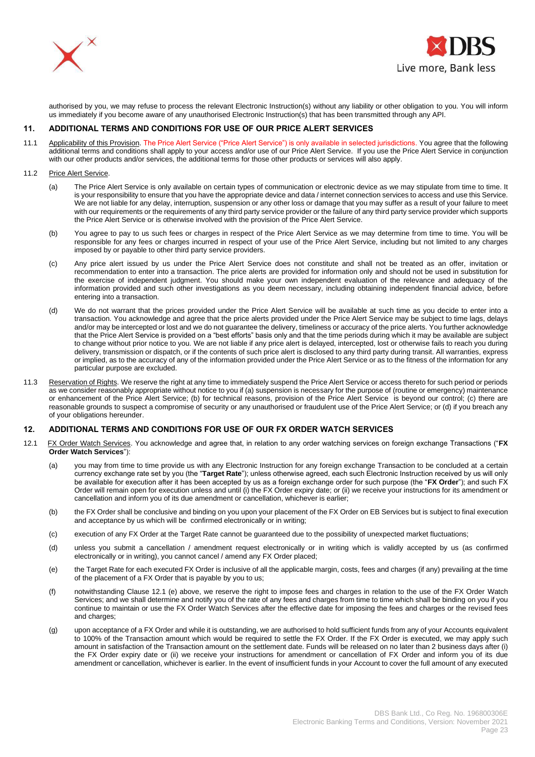authorised by you, we may refuse to process the relevant Electronic Instruction(s) without any liability or other obligation to you. You will inform us immediately if you become aware of any unauthorised Electronic Instruction(s) that has been transmitted through any API.

## 11. ADDITIONAL TERMS AND CONDITIONS FOR USE OF OUR PRICE ALERT SERVICES

11.1 Applicability of this Provision. The Price Alert Service ("Price Alert Service") is only available in selected jurisdictions. You agree that the following additional terms and conditions shall apply to your access and/or use of our Price Alert Service. If you use the Price Alert Service in conjunction with our other products and/or services, the additional terms for those other products or services will also apply.

11.2 Price Alert Service.

(a) The Price Alert Service is only available on certain types of communication or electronic device as we may stipulate from time to time. It is your responsibility to ensure that you have the appropriate device and data / internet connection services to access and use this Service. We are not liable for any delay, interruption, suspension or any other loss or damage that you may suffer as a result of your failure to meet with our requirements or the requirements of any third party service provider or the failure of any third party service provider which supports the Price Alert Service or is otherwise involved with the provision of the Price Alert Service.

(b) You agree to pay to us such fees or charges in respect of the Price Alert Service as we may determine from time to time. You will be responsible for any fees or charges incurred in respect of your use of the Price Alert Service, including but not limited to any charges imposed by or payable to other third party service providers.

(c) Any price alert issued by us under the Price Alert Service does not constitute and shall not be treated as an offer, invitation or recommendation to enter into a transaction. The price alerts are provided for information only and should not be used in substitution for the exercise of independent judgment. You should make your own independent evaluation of the relevance and adequacy of the information provided and such other investigations as you deem necessary, including obtaining independent financial advice, before entering into a transaction.

(d) We do not warrant that the prices provided under the Price Alert Service will be available at such time as you decide to enter into a transaction. You acknowledge and agree that the price alerts provided under the Price Alert Service may be subject to time lags, delays and/or may be intercepted or lost and we do not guarantee the delivery, timeliness or accuracy of the price alerts. You further acknowledge that the Price Alert Service is provided on a "best efforts" basis only and that the time periods during which it may be available are subject to change without prior notice to you. We are not liable if any price alert is delayed, intercepted, lost or otherwise fails to reach you during delivery, transmission or dispatch, or if the contents of such price alert is disclosed to any third party during transit. All warranties, express or implied, as to the accuracy of any of the information provided under the Price Alert Service or as to the fitness of the information for any particular purpose are excluded.

11.3 Reservation of Rights. We reserve the right at any time to immediately suspend the Price Alert Service or access thereto for such period or periods as we consider reasonably appropriate without notice to you if (a) suspension is necessary for the purpose of (routine or emergency) maintenance or enhancement of the Price Alert Service; (b) for technical reasons, provision of the Price Alert Service is beyond our control; (c) there are reasonable grounds to suspect a compromise of security or any unauthorised or fraudulent use of the Price Alert Service; or (d) if you breach any of your obligations hereunder.

## 12. ADDITIONAL TERMS AND CONDITIONS FOR USE OF OUR FX ORDER WATCH SERVICES

12.1 FX Order Watch Services. You acknowledge and agree that, in relation to any order watching services on foreign exchange Transactions ("**FX Order Watch Services**"):

(a) you may from time to time provide us with any Electronic Instruction for any foreign exchange Transaction to be concluded at a certain currency exchange rate set by you (the "**Target Rate**"); unless otherwise agreed, each such Electronic Instruction received by us will only be available for execution after it has been accepted by us as a foreign exchange order for such purpose (the "**FX Order**"); and such FX Order will remain open for execution unless and until (i) the FX Order expiry date; or (ii) we receive your instructions for its amendment or cancellation and inform you of its due amendment or cancellation, whichever is earlier;

(b) the FX Order shall be conclusive and binding on you upon your placement of the FX Order on EB Services but is subject to final execution and acceptance by us which will be confirmed electronically or in writing;

(c) execution of any FX Order at the Target Rate cannot be guaranteed due to the possibility of unexpected market fluctuations;

(d) unless you submit a cancellation / amendment request electronically or in writing which is validly accepted by us (as confirmed electronically or in writing), you cannot cancel / amend any FX Order placed;

(e) the Target Rate for each executed FX Order is inclusive of all the applicable margin, costs, fees and charges (if any) prevailing at the time of the placement of a FX Order that is payable by you to us;

(f) notwithstanding Clause 12.1 (e) above, we reserve the right to impose fees and charges in relation to the use of the FX Order Watch Services; and we shall determine and notify you of the rate of any fees and charges from time to time which shall be binding on you if you continue to maintain or use the FX Order Watch Services after the effective date for imposing the fees and charges or the revised fees and charges;

(g) upon acceptance of a FX Order and while it is outstanding, we are authorised to hold sufficient funds from any of your Accounts equivalent to 100% of the Transaction amount which would be required to settle the FX Order. If the FX Order is executed, we may apply such amount in satisfaction of the Transaction amount on the settlement date. Funds will be released on no later than 2 business days after (i) the FX Order expiry date or (ii) we receive your instructions for amendment or cancellation of FX Order and inform you of its due amendment or cancellation, whichever is earlier. In the event of insufficient funds in your Account to cover the full amount of any executed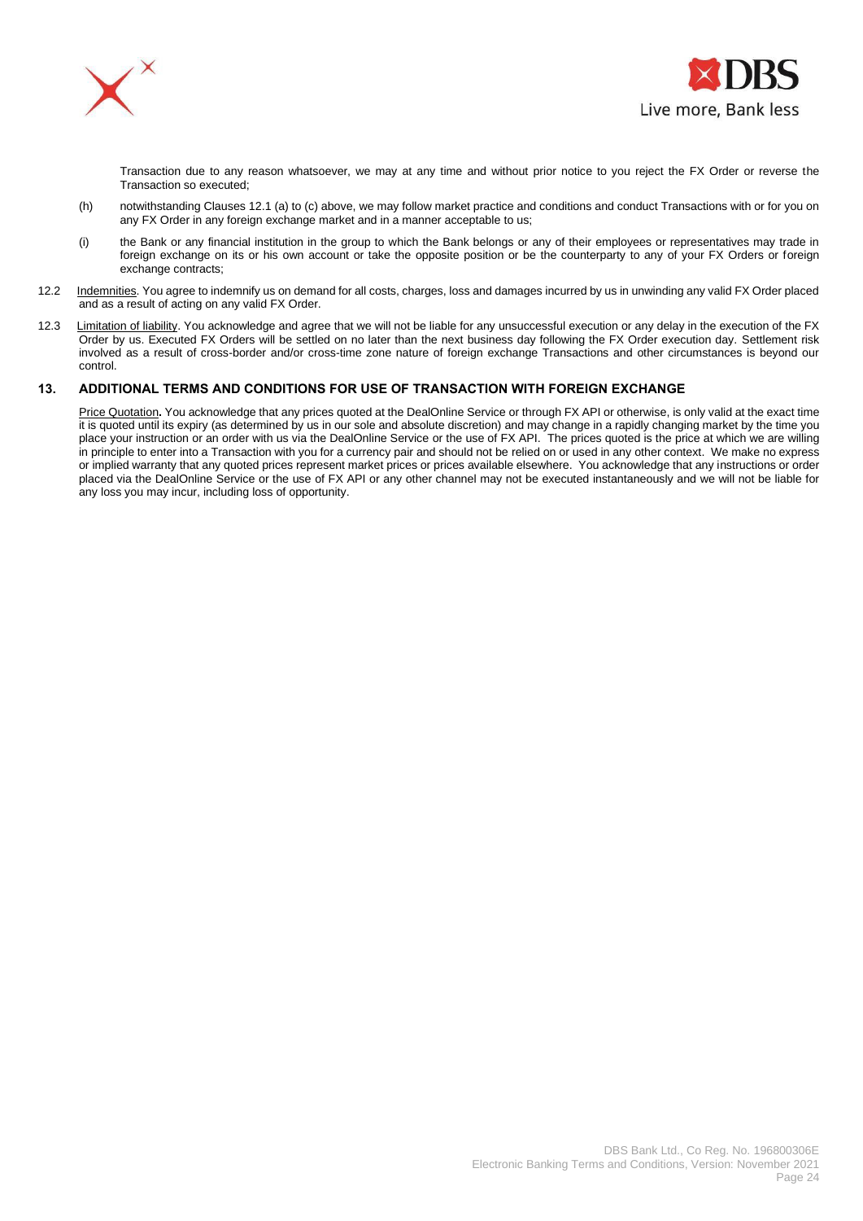Transaction due to any reason whatsoever, we may at any time and without prior notice to you reject the FX Order or reverse the Transaction so executed;

(h) notwithstanding Clauses 12.1 (a) to (c) above, we may follow market practice and conditions and conduct Transactions with or for you on any FX Order in any foreign exchange market and in a manner acceptable to us;

(i) the Bank or any financial institution in the group to which the Bank belongs or any of their employees or representatives may trade in foreign exchange on its or his own account or take the opposite position or be the counterparty to any of your FX Orders or foreign exchange contracts;

12.2 Indemnities. You agree to indemnify us on demand for all costs, charges, loss and damages incurred by us in unwinding any valid FX Order placed and as a result of acting on any valid FX Order.

12.3 Limitation of liability. You acknowledge and agree that we will not be liable for any unsuccessful execution or any delay in the execution of the FX Order by us. Executed FX Orders will be settled on no later than the next business day following the FX Order execution day. Settlement risk involved as a result of cross-border and/or cross-time zone nature of foreign exchange Transactions and other circumstances is beyond our control.

## 13. ADDITIONAL TERMS AND CONDITIONS FOR USE OF TRANSACTION WITH FOREIGN EXCHANGE

Price Quotation**.** You acknowledge that any prices quoted at the DealOnline Service or through FX API or otherwise, is only valid at the exact time it is quoted until its expiry (as determined by us in our sole and absolute discretion) and may change in a rapidly changing market by the time you place your instruction or an order with us via the DealOnline Service or the use of FX API. The prices quoted is the price at which we are willing in principle to enter into a Transaction with you for a currency pair and should not be relied on or used in any other context. We make no express or implied warranty that any quoted prices represent market prices or prices available elsewhere. You acknowledge that any instructions or order placed via the DealOnline Service or the use of FX API or any other channel may not be executed instantaneously and we will not be liable for any loss you may incur, including loss of opportunity.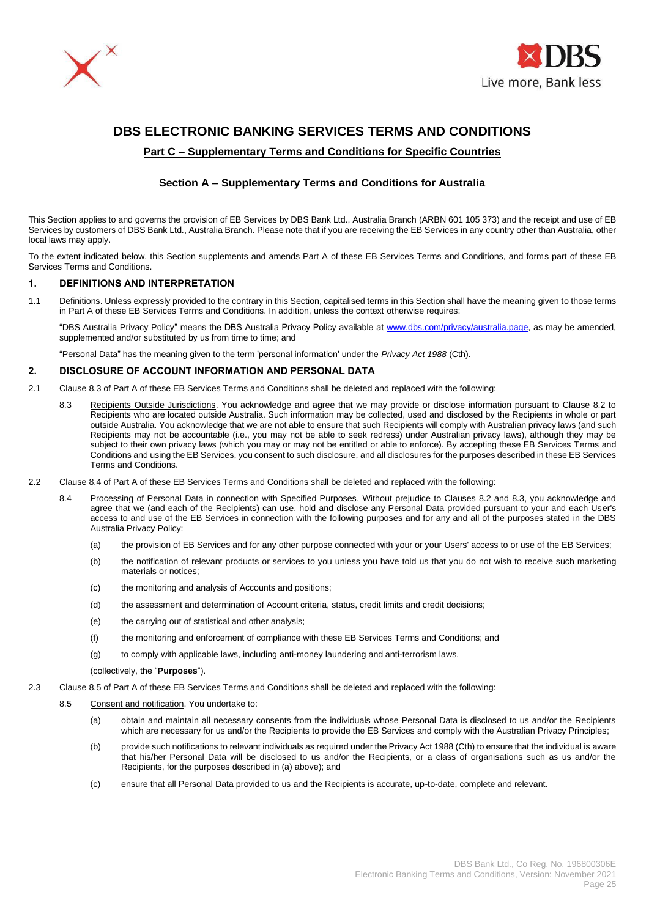# DBS ELECTRONIC BANKING SERVICES TERMS AND CONDITIONS

## Part C – Supplementary Terms and Conditions for Specific Countries

### Section A – Supplementary Terms and Conditions for Australia

This Section applies to and governs the provision of EB Services by DBS Bank Ltd., Australia Branch (ARBN 601 105 373) and the receipt and use of EB Services by customers of DBS Bank Ltd., Australia Branch. Please note that if you are receiving the EB Services in any country other than Australia, other local laws may apply.

To the extent indicated below, this Section supplements and amends Part A of these EB Services Terms and Conditions, and forms part of these EB Services Terms and Conditions.

#### 1. DEFINITIONS AND INTERPRETATION

1.1 Definitions. Unless expressly provided to the contrary in this Section, capitalised terms in this Section shall have the meaning given to those terms in Part A of these EB Services Terms and Conditions. In addition, unless the context otherwise requires:

"DBS Australia Privacy Policy" means the DBS Australia Privacy Policy available at www.dbs.com/privacy/australia.page, as may be amended, supplemented and/or substituted by us from time to time; and

"Personal Data" has the meaning given to the term 'personal information' under the *Privacy Act 1988* (Cth).

#### 2. DISCLOSURE OF ACCOUNT INFORMATION AND PERSONAL DATA

2.1 Clause 8.3 of Part A of these EB Services Terms and Conditions shall be deleted and replaced with the following:

8.3 Recipients Outside Jurisdictions. You acknowledge and agree that we may provide or disclose information pursuant to Clause 8.2 to Recipients who are located outside Australia. Such information may be collected, used and disclosed by the Recipients in whole or part outside Australia. You acknowledge that we are not able to ensure that such Recipients will comply with Australian privacy laws (and such Recipients may not be accountable (i.e., you may not be able to seek redress) under Australian privacy laws), although they may be subject to their own privacy laws (which you may or may not be entitled or able to enforce). By accepting these EB Services Terms and Conditions and using the EB Services, you consent to such disclosure, and all disclosures for the purposes described in these EB Services Terms and Conditions.

2.2 Clause 8.4 of Part A of these EB Services Terms and Conditions shall be deleted and replaced with the following:

8.4 Processing of Personal Data in connection with Specified Purposes. Without prejudice to Clauses 8.2 and 8.3, you acknowledge and agree that we (and each of the Recipients) can use, hold and disclose any Personal Data provided pursuant to your and each User's access to and use of the EB Services in connection with the following purposes and for any and all of the purposes stated in the DBS Australia Privacy Policy:

(a) the provision of EB Services and for any other purpose connected with your or your Users' access to or use of the EB Services;

(b) the notification of relevant products or services to you unless you have told us that you do not wish to receive such marketing materials or notices;

(c) the monitoring and analysis of Accounts and positions;

(d) the assessment and determination of Account criteria, status, credit limits and credit decisions;

(e) the carrying out of statistical and other analysis;

(f) the monitoring and enforcement of compliance with these EB Services Terms and Conditions; and

(g) to comply with applicable laws, including anti-money laundering and anti-terrorism laws,

(collectively, the "**Purposes**").

2.3 Clause 8.5 of Part A of these EB Services Terms and Conditions shall be deleted and replaced with the following:

8.5 Consent and notification. You undertake to:

(a) obtain and maintain all necessary consents from the individuals whose Personal Data is disclosed to us and/or the Recipients which are necessary for us and/or the Recipients to provide the EB Services and comply with the Australian Privacy Principles;

(b) provide such notifications to relevant individuals as required under the Privacy Act 1988 (Cth) to ensure that the individual is aware that his/her Personal Data will be disclosed to us and/or the Recipients, or a class of organisations such as us and/or the Recipients, for the purposes described in (a) above); and

(c) ensure that all Personal Data provided to us and the Recipients is accurate, up-to-date, complete and relevant.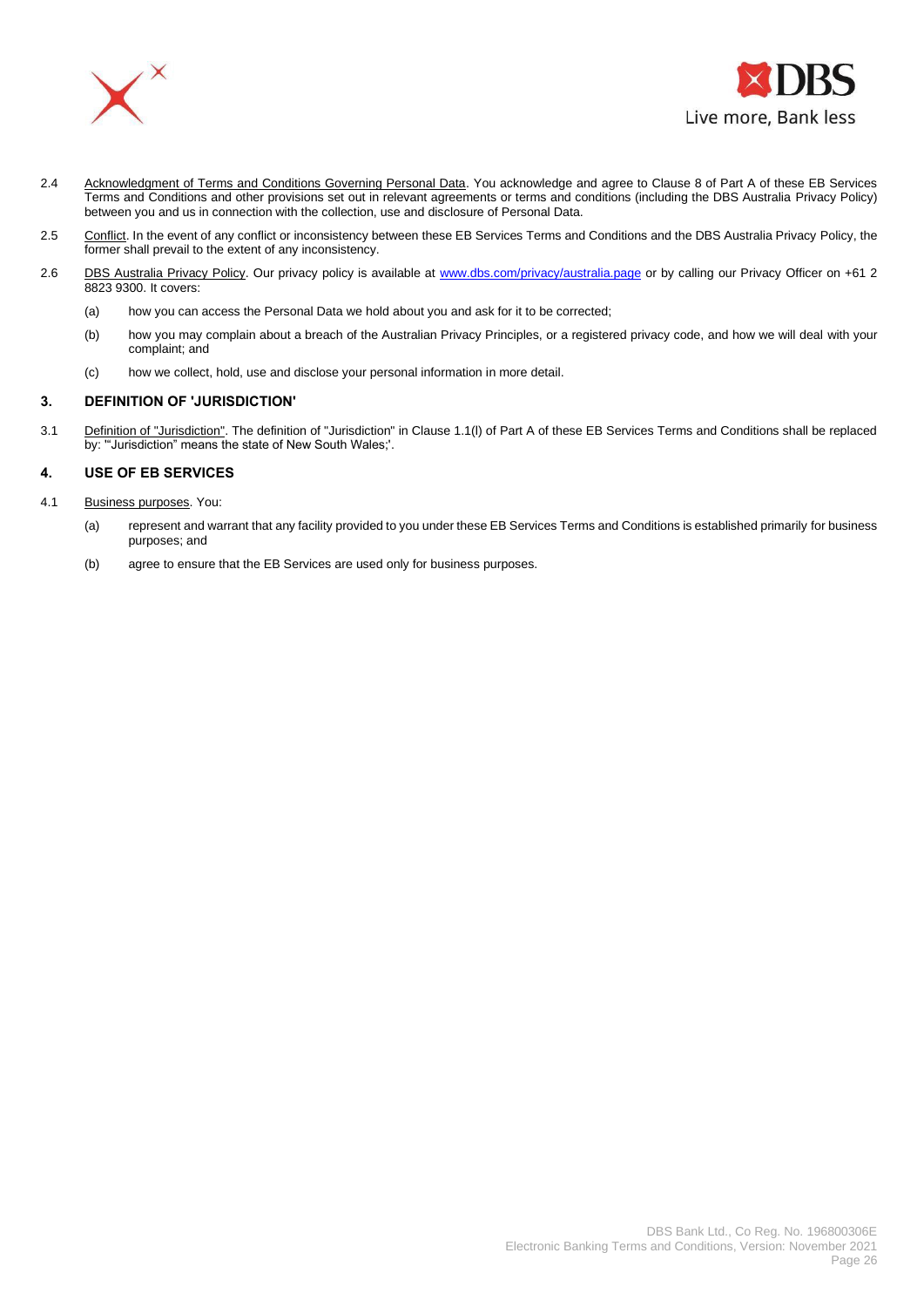2.4 Acknowledgment of Terms and Conditions Governing Personal Data. You acknowledge and agree to Clause 8 of Part A of these EB Services Terms and Conditions and other provisions set out in relevant agreements or terms and conditions (including the DBS Australia Privacy Policy) between you and us in connection with the collection, use and disclosure of Personal Data.

2.5 Conflict. In the event of any conflict or inconsistency between these EB Services Terms and Conditions and the DBS Australia Privacy Policy, the former shall prevail to the extent of any inconsistency.

2.6 DBS Australia Privacy Policy. Our privacy policy is available at www.dbs.com/privacy/australia.page or by calling our Privacy Officer on +61 2 8823 9300. It covers:

(a) how you can access the Personal Data we hold about you and ask for it to be corrected;

(b) how you may complain about a breach of the Australian Privacy Principles, or a registered privacy code, and how we will deal with your complaint; and

(c) how we collect, hold, use and disclose your personal information in more detail.

## 3. DEFINITION OF 'JURISDICTION'

3.1 Definition of "Jurisdiction". The definition of "Jurisdiction" in Clause 1.1(l) of Part A of these EB Services Terms and Conditions shall be replaced by: '"Jurisdiction" means the state of New South Wales;'.

## 4. USE OF EB SERVICES

4.1 Business purposes. You:

(a) represent and warrant that any facility provided to you under these EB Services Terms and Conditions is established primarily for business purposes; and

(b) agree to ensure that the EB Services are used only for business purposes.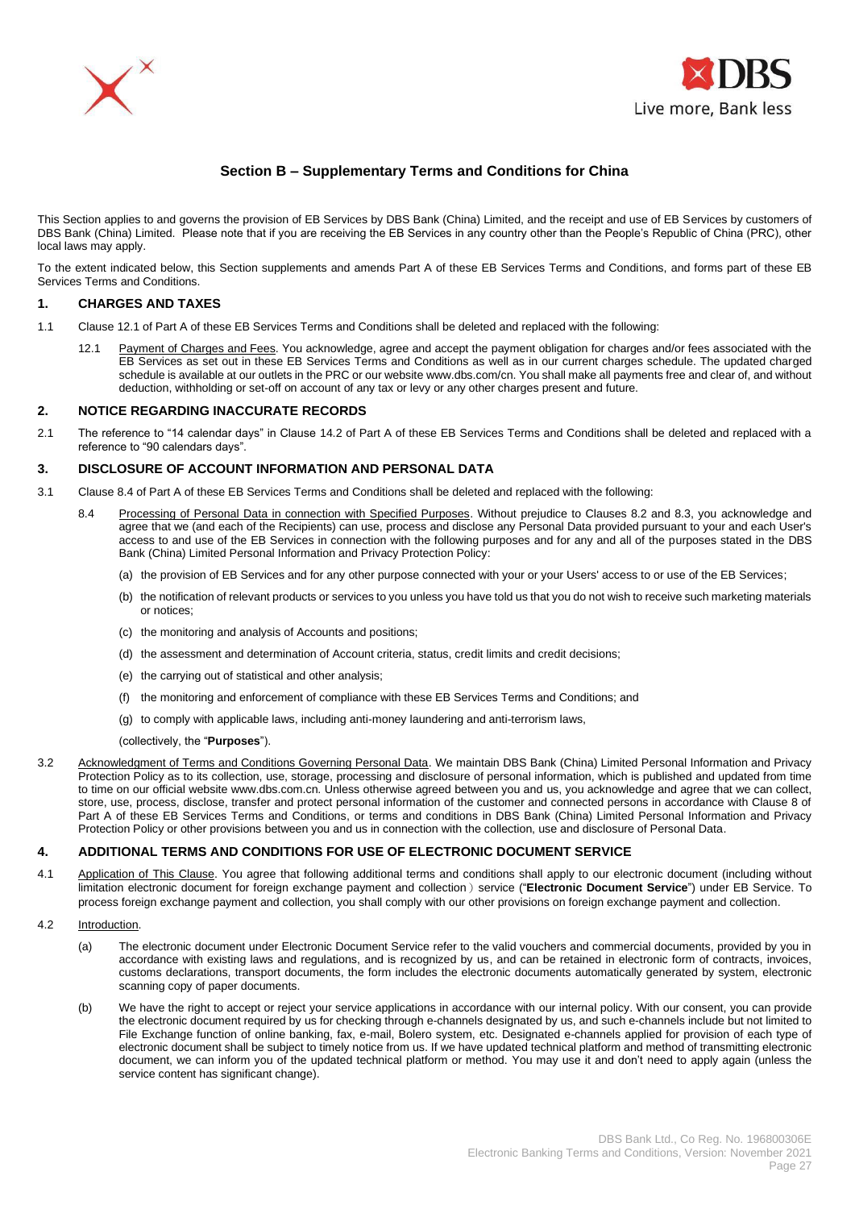## Section B – Supplementary Terms and Conditions for China

This Section applies to and governs the provision of EB Services by DBS Bank (China) Limited, and the receipt and use of EB Services by customers of DBS Bank (China) Limited. Please note that if you are receiving the EB Services in any country other than the People's Republic of China (PRC), other local laws may apply.

To the extent indicated below, this Section supplements and amends Part A of these EB Services Terms and Conditions, and forms part of these EB Services Terms and Conditions.

### 1. CHARGES AND TAXES

1.1 Clause 12.1 of Part A of these EB Services Terms and Conditions shall be deleted and replaced with the following:

12.1 Payment of Charges and Fees. You acknowledge, agree and accept the payment obligation for charges and/or fees associated with the EB Services as set out in these EB Services Terms and Conditions as well as in our current charges schedule. The updated charged schedule is available at our outlets in the PRC or our website www.dbs.com/cn. You shall make all payments free and clear of, and without deduction, withholding or set-off on account of any tax or levy or any other charges present and future.

### 2. NOTICE REGARDING INACCURATE RECORDS

2.1 The reference to "14 calendar days" in Clause 14.2 of Part A of these EB Services Terms and Conditions shall be deleted and replaced with a reference to "90 calendars days".

### 3. DISCLOSURE OF ACCOUNT INFORMATION AND PERSONAL DATA

3.1 Clause 8.4 of Part A of these EB Services Terms and Conditions shall be deleted and replaced with the following:

8.4 Processing of Personal Data in connection with Specified Purposes. Without prejudice to Clauses 8.2 and 8.3, you acknowledge and agree that we (and each of the Recipients) can use, process and disclose any Personal Data provided pursuant to your and each User's access to and use of the EB Services in connection with the following purposes and for any and all of the purposes stated in the DBS Bank (China) Limited Personal Information and Privacy Protection Policy:

(a) the provision of EB Services and for any other purpose connected with your or your Users' access to or use of the EB Services;

(b) the notification of relevant products or services to you unless you have told us that you do not wish to receive such marketing materials or notices;

(c) the monitoring and analysis of Accounts and positions;

(d) the assessment and determination of Account criteria, status, credit limits and credit decisions;

(e) the carrying out of statistical and other analysis;

(f) the monitoring and enforcement of compliance with these EB Services Terms and Conditions; and

(g) to comply with applicable laws, including anti-money laundering and anti-terrorism laws,

(collectively, the "**Purposes**").

3.2 Acknowledgment of Terms and Conditions Governing Personal Data. We maintain DBS Bank (China) Limited Personal Information and Privacy Protection Policy as to its collection, use, storage, processing and disclosure of personal information, which is published and updated from time to time on our official website www.dbs.com.cn. Unless otherwise agreed between you and us, you acknowledge and agree that we can collect, store, use, process, disclose, transfer and protect personal information of the customer and connected persons in accordance with Clause 8 of Part A of these EB Services Terms and Conditions, or terms and conditions in DBS Bank (China) Limited Personal Information and Privacy Protection Policy or other provisions between you and us in connection with the collection, use and disclosure of Personal Data.

### 4. ADDITIONAL TERMS AND CONDITIONS FOR USE OF ELECTRONIC DOCUMENT SERVICE

4.1 Application of This Clause. You agree that following additional terms and conditions shall apply to our electronic document (including without limitation electronic document for foreign exchange payment and collection）service ("**Electronic Document Service**") under EB Service. To process foreign exchange payment and collection, you shall comply with our other provisions on foreign exchange payment and collection.

4.2 Introduction.

(a) The electronic document under Electronic Document Service refer to the valid vouchers and commercial documents, provided by you in accordance with existing laws and regulations, and is recognized by us, and can be retained in electronic form of contracts, invoices, customs declarations, transport documents, the form includes the electronic documents automatically generated by system, electronic scanning copy of paper documents.

(b) We have the right to accept or reject your service applications in accordance with our internal policy. With our consent, you can provide the electronic document required by us for checking through e-channels designated by us, and such e-channels include but not limited to File Exchange function of online banking, fax, e-mail, Bolero system, etc. Designated e-channels applied for provision of each type of electronic document shall be subject to timely notice from us. If we have updated technical platform and method of transmitting electronic document, we can inform you of the updated technical platform or method. You may use it and don't need to apply again (unless the service content has significant change).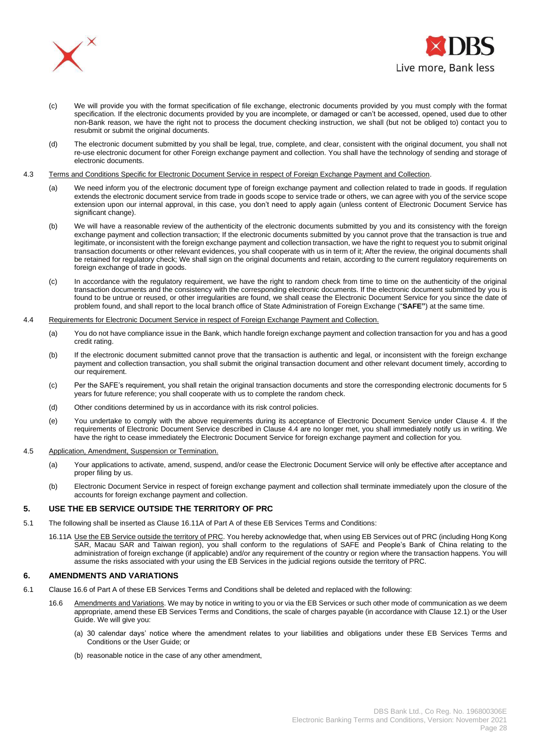(c) We will provide you with the format specification of file exchange, electronic documents provided by you must comply with the format specification. If the electronic documents provided by you are incomplete, or damaged or can't be accessed, opened, used due to other non-Bank reason, we have the right not to process the document checking instruction, we shall (but not be obliged to) contact you to resubmit or submit the original documents.

(d) The electronic document submitted by you shall be legal, true, complete, and clear, consistent with the original document, you shall not re-use electronic document for other Foreign exchange payment and collection. You shall have the technology of sending and storage of electronic documents.

4.3 Terms and Conditions Specific for Electronic Document Service in respect of Foreign Exchange Payment and Collection.

(a) We need inform you of the electronic document type of foreign exchange payment and collection related to trade in goods. If regulation extends the electronic document service from trade in goods scope to service trade or others, we can agree with you of the service scope extension upon our internal approval, in this case, you don't need to apply again (unless content of Electronic Document Service has significant change).

(b) We will have a reasonable review of the authenticity of the electronic documents submitted by you and its consistency with the foreign exchange payment and collection transaction; If the electronic documents submitted by you cannot prove that the transaction is true and legitimate, or inconsistent with the foreign exchange payment and collection transaction, we have the right to request you to submit original transaction documents or other relevant evidences, you shall cooperate with us in term of it; After the review, the original documents shall be retained for regulatory check; We shall sign on the original documents and retain, according to the current regulatory requirements on foreign exchange of trade in goods.

(c) In accordance with the regulatory requirement, we have the right to random check from time to time on the authenticity of the original transaction documents and the consistency with the corresponding electronic documents. If the electronic document submitted by you is found to be untrue or reused, or other irregularities are found, we shall cease the Electronic Document Service for you since the date of problem found, and shall report to the local branch office of State Administration of Foreign Exchange ("**SAFE"**) at the same time.

4.4 Requirements for Electronic Document Service in respect of Foreign Exchange Payment and Collection.

(a) You do not have compliance issue in the Bank, which handle foreign exchange payment and collection transaction for you and has a good credit rating.

(b) If the electronic document submitted cannot prove that the transaction is authentic and legal, or inconsistent with the foreign exchange payment and collection transaction, you shall submit the original transaction document and other relevant document timely, according to our requirement.

(c) Per the SAFE's requirement, you shall retain the original transaction documents and store the corresponding electronic documents for 5 years for future reference; you shall cooperate with us to complete the random check.

(d) Other conditions determined by us in accordance with its risk control policies.

(e) You undertake to comply with the above requirements during its acceptance of Electronic Document Service under Clause 4. If the requirements of Electronic Document Service described in Clause 4.4 are no longer met, you shall immediately notify us in writing. We have the right to cease immediately the Electronic Document Service for foreign exchange payment and collection for you.

4.5 Application, Amendment, Suspension or Termination.

(a) Your applications to activate, amend, suspend, and/or cease the Electronic Document Service will only be effective after acceptance and proper filing by us.

(b) Electronic Document Service in respect of foreign exchange payment and collection shall terminate immediately upon the closure of the accounts for foreign exchange payment and collection.

## 5. USE THE EB SERVICE OUTSIDE THE TERRITORY OF PRC

5.1 The following shall be inserted as Clause 16.11A of Part A of these EB Services Terms and Conditions:

16.11A Use the EB Service outside the territory of PRC. You hereby acknowledge that, when using EB Services out of PRC (including Hong Kong SAR, Macau SAR and Taiwan region), you shall conform to the regulations of SAFE and People's Bank of China relating to the administration of foreign exchange (if applicable) and/or any requirement of the country or region where the transaction happens. You will assume the risks associated with your using the EB Services in the judicial regions outside the territory of PRC.

## 6. AMENDMENTS AND VARIATIONS

6.1 Clause 16.6 of Part A of these EB Services Terms and Conditions shall be deleted and replaced with the following:

16.6 Amendments and Variations. We may by notice in writing to you or via the EB Services or such other mode of communication as we deem appropriate, amend these EB Services Terms and Conditions, the scale of charges payable (in accordance with Clause 12.1) or the User Guide. We will give you:

(a) 30 calendar days' notice where the amendment relates to your liabilities and obligations under these EB Services Terms and Conditions or the User Guide; or

(b) reasonable notice in the case of any other amendment,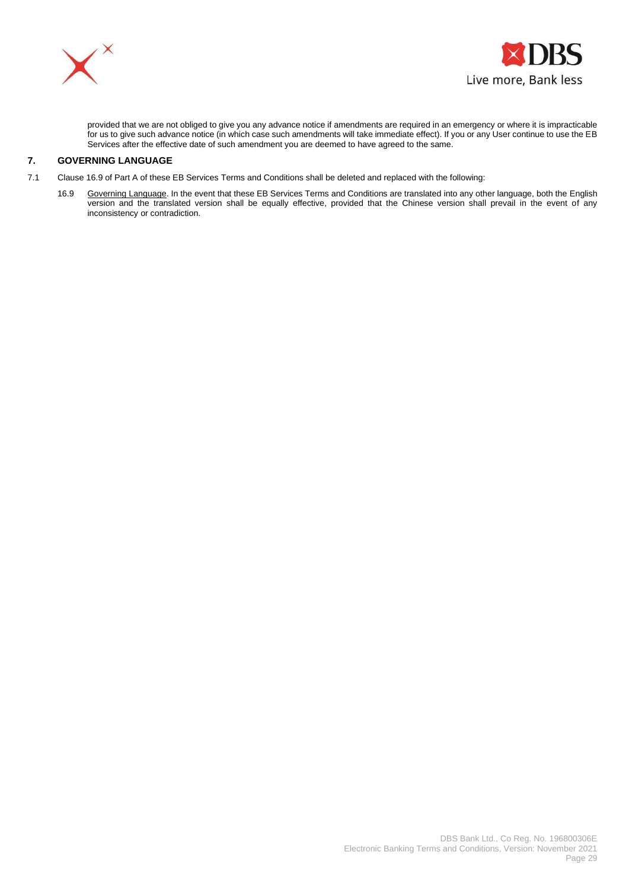provided that we are not obliged to give you any advance notice if amendments are required in an emergency or where it is impracticable for us to give such advance notice (in which case such amendments will take immediate effect). If you or any User continue to use the EB Services after the effective date of such amendment you are deemed to have agreed to the same.

## 7. GOVERNING LANGUAGE

7.1 Clause 16.9 of Part A of these EB Services Terms and Conditions shall be deleted and replaced with the following:

16.9 Governing Language. In the event that these EB Services Terms and Conditions are translated into any other language, both the English version and the translated version shall be equally effective, provided that the Chinese version shall prevail in the event of any inconsistency or contradiction.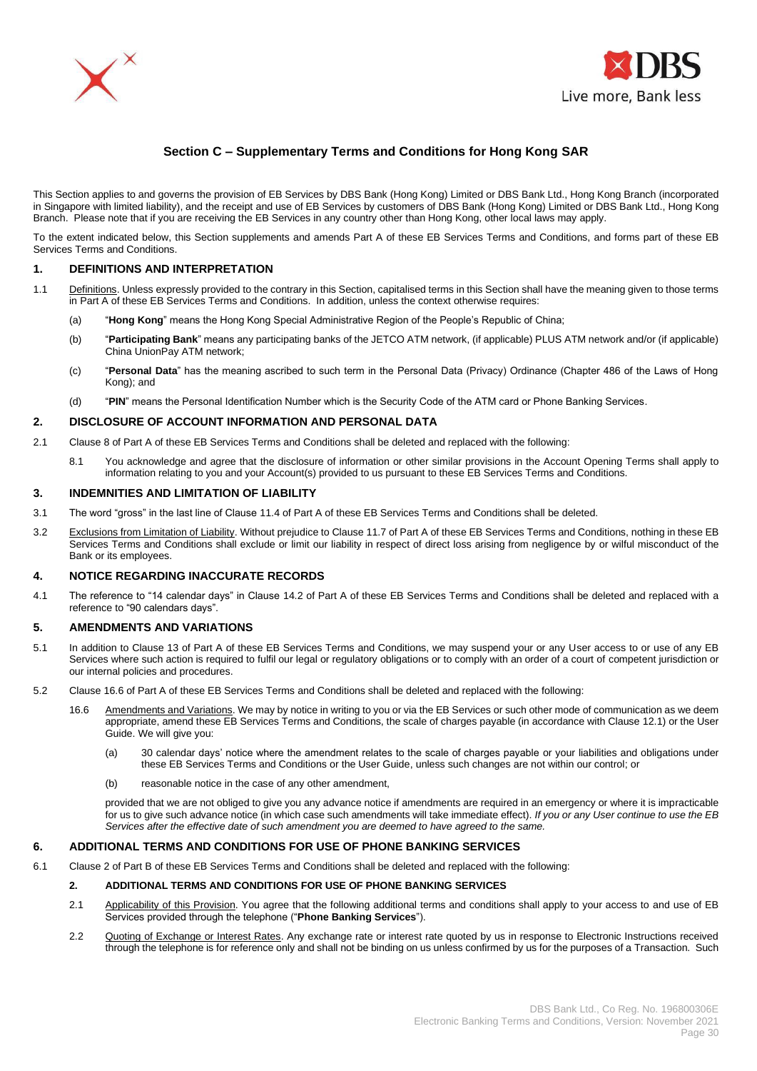## Section C – Supplementary Terms and Conditions for Hong Kong SAR

This Section applies to and governs the provision of EB Services by DBS Bank (Hong Kong) Limited or DBS Bank Ltd., Hong Kong Branch (incorporated in Singapore with limited liability), and the receipt and use of EB Services by customers of DBS Bank (Hong Kong) Limited or DBS Bank Ltd., Hong Kong Branch. Please note that if you are receiving the EB Services in any country other than Hong Kong, other local laws may apply.

To the extent indicated below, this Section supplements and amends Part A of these EB Services Terms and Conditions, and forms part of these EB Services Terms and Conditions.

### 1. DEFINITIONS AND INTERPRETATION

1.1 Definitions. Unless expressly provided to the contrary in this Section, capitalised terms in this Section shall have the meaning given to those terms in Part A of these EB Services Terms and Conditions. In addition, unless the context otherwise requires:

(a) "**Hong Kong**" means the Hong Kong Special Administrative Region of the People's Republic of China;

(b) "**Participating Bank**" means any participating banks of the JETCO ATM network, (if applicable) PLUS ATM network and/or (if applicable) China UnionPay ATM network;

(c) "**Personal Data**" has the meaning ascribed to such term in the Personal Data (Privacy) Ordinance (Chapter 486 of the Laws of Hong Kong); and

(d) "**PIN**" means the Personal Identification Number which is the Security Code of the ATM card or Phone Banking Services.

### 2. DISCLOSURE OF ACCOUNT INFORMATION AND PERSONAL DATA

2.1 Clause 8 of Part A of these EB Services Terms and Conditions shall be deleted and replaced with the following:

8.1 You acknowledge and agree that the disclosure of information or other similar provisions in the Account Opening Terms shall apply to information relating to you and your Account(s) provided to us pursuant to these EB Services Terms and Conditions.

### 3. INDEMNITIES AND LIMITATION OF LIABILITY

3.1 The word "gross" in the last line of Clause 11.4 of Part A of these EB Services Terms and Conditions shall be deleted.

3.2 Exclusions from Limitation of Liability. Without prejudice to Clause 11.7 of Part A of these EB Services Terms and Conditions, nothing in these EB Services Terms and Conditions shall exclude or limit our liability in respect of direct loss arising from negligence by or wilful misconduct of the Bank or its employees.

### 4. NOTICE REGARDING INACCURATE RECORDS

4.1 The reference to "14 calendar days" in Clause 14.2 of Part A of these EB Services Terms and Conditions shall be deleted and replaced with a reference to "90 calendars days".

### 5. AMENDMENTS AND VARIATIONS

5.1 In addition to Clause 13 of Part A of these EB Services Terms and Conditions, we may suspend your or any User access to or use of any EB Services where such action is required to fulfil our legal or regulatory obligations or to comply with an order of a court of competent jurisdiction or our internal policies and procedures.

5.2 Clause 16.6 of Part A of these EB Services Terms and Conditions shall be deleted and replaced with the following:

16.6 Amendments and Variations. We may by notice in writing to you or via the EB Services or such other mode of communication as we deem appropriate, amend these EB Services Terms and Conditions, the scale of charges payable (in accordance with Clause 12.1) or the User Guide. We will give you:

(a) 30 calendar days' notice where the amendment relates to the scale of charges payable or your liabilities and obligations under these EB Services Terms and Conditions or the User Guide, unless such changes are not within our control; or

(b) reasonable notice in the case of any other amendment,

provided that we are not obliged to give you any advance notice if amendments are required in an emergency or where it is impracticable for us to give such advance notice (in which case such amendments will take immediate effect). *If you or any User continue to use the EB Services after the effective date of such amendment you are deemed to have agreed to the same.*

### 6. ADDITIONAL TERMS AND CONDITIONS FOR USE OF PHONE BANKING SERVICES

6.1 Clause 2 of Part B of these EB Services Terms and Conditions shall be deleted and replaced with the following:

**2. ADDITIONAL TERMS AND CONDITIONS FOR USE OF PHONE BANKING SERVICES**

2.1 Applicability of this Provision. You agree that the following additional terms and conditions shall apply to your access to and use of EB Services provided through the telephone ("**Phone Banking Services**").

2.2 Quoting of Exchange or Interest Rates. Any exchange rate or interest rate quoted by us in response to Electronic Instructions received through the telephone is for reference only and shall not be binding on us unless confirmed by us for the purposes of a Transaction. Such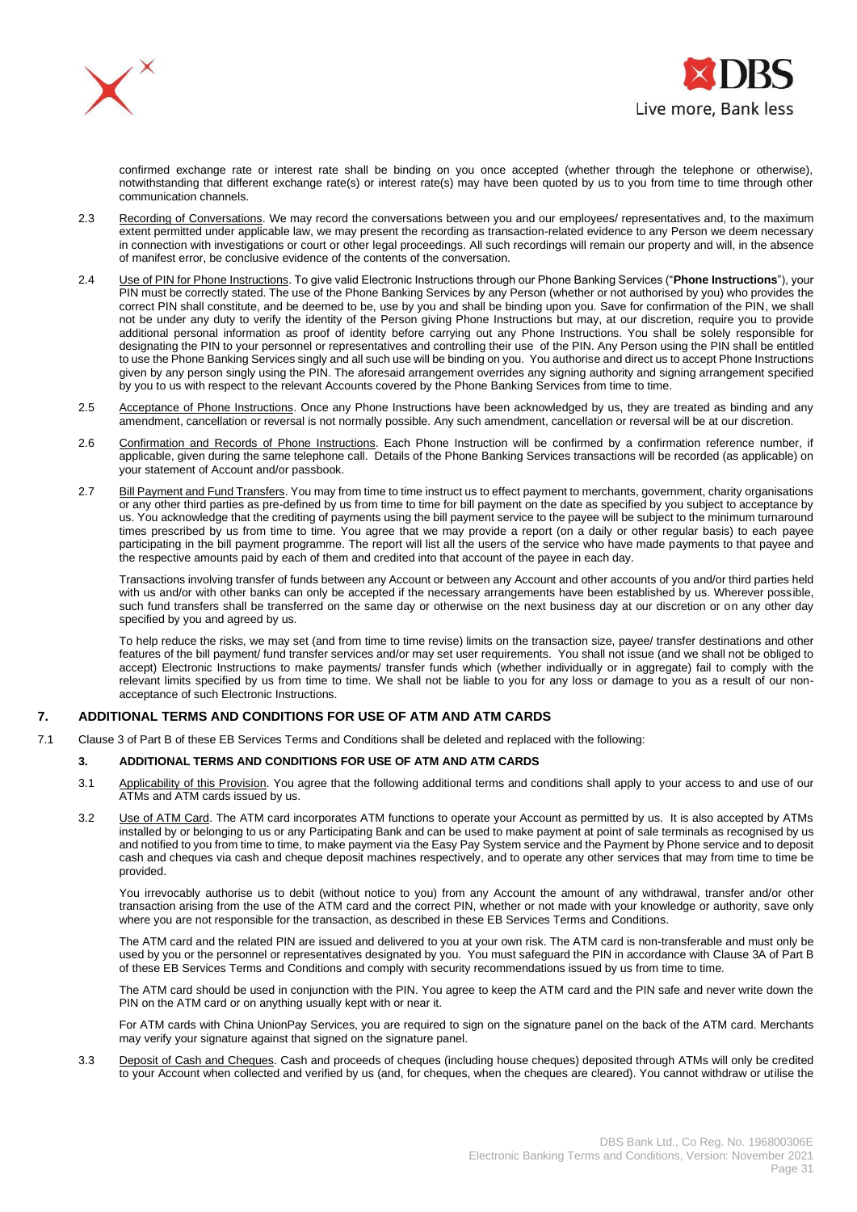confirmed exchange rate or interest rate shall be binding on you once accepted (whether through the telephone or otherwise), notwithstanding that different exchange rate(s) or interest rate(s) may have been quoted by us to you from time to time through other communication channels.

2.3 Recording of Conversations. We may record the conversations between you and our employees/ representatives and, to the maximum extent permitted under applicable law, we may present the recording as transaction-related evidence to any Person we deem necessary in connection with investigations or court or other legal proceedings. All such recordings will remain our property and will, in the absence of manifest error, be conclusive evidence of the contents of the conversation.

2.4 Use of PIN for Phone Instructions. To give valid Electronic Instructions through our Phone Banking Services ("**Phone Instructions**"), your PIN must be correctly stated. The use of the Phone Banking Services by any Person (whether or not authorised by you) who provides the correct PIN shall constitute, and be deemed to be, use by you and shall be binding upon you. Save for confirmation of the PIN, we shall not be under any duty to verify the identity of the Person giving Phone Instructions but may, at our discretion, require you to provide additional personal information as proof of identity before carrying out any Phone Instructions. You shall be solely responsible for designating the PIN to your personnel or representatives and controlling their use of the PIN. Any Person using the PIN shall be entitled to use the Phone Banking Services singly and all such use will be binding on you. You authorise and direct us to accept Phone Instructions given by any person singly using the PIN. The aforesaid arrangement overrides any signing authority and signing arrangement specified by you to us with respect to the relevant Accounts covered by the Phone Banking Services from time to time.

2.5 Acceptance of Phone Instructions. Once any Phone Instructions have been acknowledged by us, they are treated as binding and any amendment, cancellation or reversal is not normally possible. Any such amendment, cancellation or reversal will be at our discretion.

2.6 Confirmation and Records of Phone Instructions. Each Phone Instruction will be confirmed by a confirmation reference number, if applicable, given during the same telephone call. Details of the Phone Banking Services transactions will be recorded (as applicable) on your statement of Account and/or passbook.

2.7 Bill Payment and Fund Transfers. You may from time to time instruct us to effect payment to merchants, government, charity organisations or any other third parties as pre-defined by us from time to time for bill payment on the date as specified by you subject to acceptance by us. You acknowledge that the crediting of payments using the bill payment service to the payee will be subject to the minimum turnaround times prescribed by us from time to time. You agree that we may provide a report (on a daily or other regular basis) to each payee participating in the bill payment programme. The report will list all the users of the service who have made payments to that payee and the respective amounts paid by each of them and credited into that account of the payee in each day.

Transactions involving transfer of funds between any Account or between any Account and other accounts of you and/or third parties held with us and/or with other banks can only be accepted if the necessary arrangements have been established by us. Wherever possible, such fund transfers shall be transferred on the same day or otherwise on the next business day at our discretion or on any other day specified by you and agreed by us.

To help reduce the risks, we may set (and from time to time revise) limits on the transaction size, payee/ transfer destinations and other features of the bill payment/ fund transfer services and/or may set user requirements. You shall not issue (and we shall not be obliged to accept) Electronic Instructions to make payments/ transfer funds which (whether individually or in aggregate) fail to comply with the relevant limits specified by us from time to time. We shall not be liable to you for any loss or damage to you as a result of our non-acceptance of such Electronic Instructions.

## 7. ADDITIONAL TERMS AND CONDITIONS FOR USE OF ATM AND ATM CARDS

7.1 Clause 3 of Part B of these EB Services Terms and Conditions shall be deleted and replaced with the following:

### 3. ADDITIONAL TERMS AND CONDITIONS FOR USE OF ATM AND ATM CARDS

3.1 Applicability of this Provision. You agree that the following additional terms and conditions shall apply to your access to and use of our ATMs and ATM cards issued by us.

3.2 Use of ATM Card. The ATM card incorporates ATM functions to operate your Account as permitted by us. It is also accepted by ATMs installed by or belonging to us or any Participating Bank and can be used to make payment at point of sale terminals as recognised by us and notified to you from time to time, to make payment via the Easy Pay System service and the Payment by Phone service and to deposit cash and cheques via cash and cheque deposit machines respectively, and to operate any other services that may from time to time be provided.

You irrevocably authorise us to debit (without notice to you) from any Account the amount of any withdrawal, transfer and/or other transaction arising from the use of the ATM card and the correct PIN, whether or not made with your knowledge or authority, save only where you are not responsible for the transaction, as described in these EB Services Terms and Conditions.

The ATM card and the related PIN are issued and delivered to you at your own risk. The ATM card is non-transferable and must only be used by you or the personnel or representatives designated by you. You must safeguard the PIN in accordance with Clause 3A of Part B of these EB Services Terms and Conditions and comply with security recommendations issued by us from time to time.

The ATM card should be used in conjunction with the PIN. You agree to keep the ATM card and the PIN safe and never write down the PIN on the ATM card or on anything usually kept with or near it.

For ATM cards with China UnionPay Services, you are required to sign on the signature panel on the back of the ATM card. Merchants may verify your signature against that signed on the signature panel.

3.3 Deposit of Cash and Cheques. Cash and proceeds of cheques (including house cheques) deposited through ATMs will only be credited to your Account when collected and verified by us (and, for cheques, when the cheques are cleared). You cannot withdraw or utilise the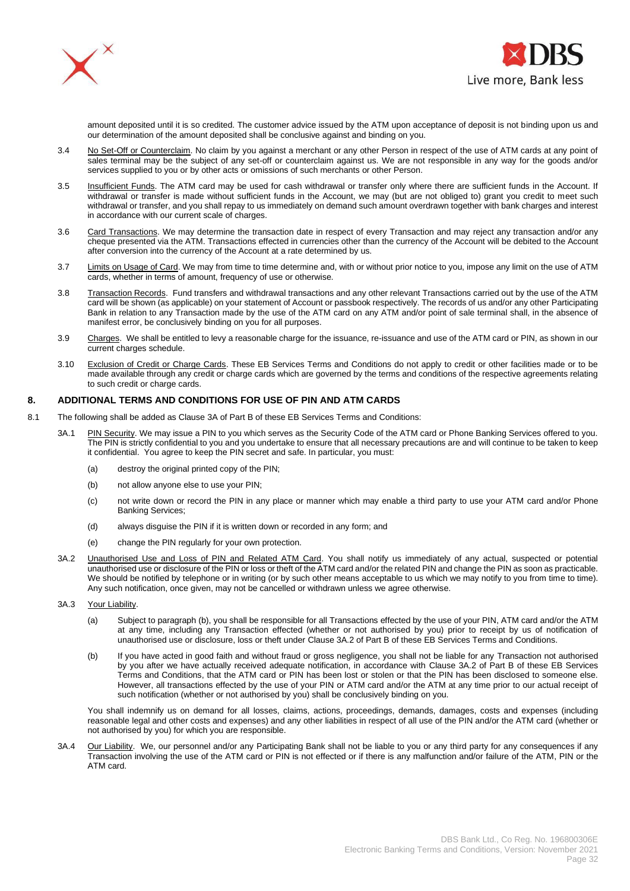amount deposited until it is so credited. The customer advice issued by the ATM upon acceptance of deposit is not binding upon us and our determination of the amount deposited shall be conclusive against and binding on you.

3.4 No Set-Off or Counterclaim. No claim by you against a merchant or any other Person in respect of the use of ATM cards at any point of sales terminal may be the subject of any set-off or counterclaim against us. We are not responsible in any way for the goods and/or services supplied to you or by other acts or omissions of such merchants or other Person.

3.5 Insufficient Funds. The ATM card may be used for cash withdrawal or transfer only where there are sufficient funds in the Account. If withdrawal or transfer is made without sufficient funds in the Account, we may (but are not obliged to) grant you credit to meet such withdrawal or transfer, and you shall repay to us immediately on demand such amount overdrawn together with bank charges and interest in accordance with our current scale of charges.

3.6 Card Transactions. We may determine the transaction date in respect of every Transaction and may reject any transaction and/or any cheque presented via the ATM. Transactions effected in currencies other than the currency of the Account will be debited to the Account after conversion into the currency of the Account at a rate determined by us.

3.7 Limits on Usage of Card. We may from time to time determine and, with or without prior notice to you, impose any limit on the use of ATM cards, whether in terms of amount, frequency of use or otherwise.

3.8 Transaction Records. Fund transfers and withdrawal transactions and any other relevant Transactions carried out by the use of the ATM card will be shown (as applicable) on your statement of Account or passbook respectively. The records of us and/or any other Participating Bank in relation to any Transaction made by the use of the ATM card on any ATM and/or point of sale terminal shall, in the absence of manifest error, be conclusively binding on you for all purposes.

3.9 Charges. We shall be entitled to levy a reasonable charge for the issuance, re-issuance and use of the ATM card or PIN, as shown in our current charges schedule.

3.10 Exclusion of Credit or Charge Cards. These EB Services Terms and Conditions do not apply to credit or other facilities made or to be made available through any credit or charge cards which are governed by the terms and conditions of the respective agreements relating to such credit or charge cards.

## 8. ADDITIONAL TERMS AND CONDITIONS FOR USE OF PIN AND ATM CARDS

8.1 The following shall be added as Clause 3A of Part B of these EB Services Terms and Conditions:

3A.1 PIN Security. We may issue a PIN to you which serves as the Security Code of the ATM card or Phone Banking Services offered to you. The PIN is strictly confidential to you and you undertake to ensure that all necessary precautions are and will continue to be taken to keep it confidential. You agree to keep the PIN secret and safe. In particular, you must:

(a) destroy the original printed copy of the PIN;

(b) not allow anyone else to use your PIN;

(c) not write down or record the PIN in any place or manner which may enable a third party to use your ATM card and/or Phone Banking Services;

(d) always disguise the PIN if it is written down or recorded in any form; and

(e) change the PIN regularly for your own protection.

3A.2 Unauthorised Use and Loss of PIN and Related ATM Card. You shall notify us immediately of any actual, suspected or potential unauthorised use or disclosure of the PIN or loss or theft of the ATM card and/or the related PIN and change the PIN as soon as practicable. We should be notified by telephone or in writing (or by such other means acceptable to us which we may notify to you from time to time). Any such notification, once given, may not be cancelled or withdrawn unless we agree otherwise.

3A.3 Your Liability.

(a) Subject to paragraph (b), you shall be responsible for all Transactions effected by the use of your PIN, ATM card and/or the ATM at any time, including any Transaction effected (whether or not authorised by you) prior to receipt by us of notification of unauthorised use or disclosure, loss or theft under Clause 3A.2 of Part B of these EB Services Terms and Conditions.

(b) If you have acted in good faith and without fraud or gross negligence, you shall not be liable for any Transaction not authorised by you after we have actually received adequate notification, in accordance with Clause 3A.2 of Part B of these EB Services Terms and Conditions, that the ATM card or PIN has been lost or stolen or that the PIN has been disclosed to someone else. However, all transactions effected by the use of your PIN or ATM card and/or the ATM at any time prior to our actual receipt of such notification (whether or not authorised by you) shall be conclusively binding on you.

You shall indemnify us on demand for all losses, claims, actions, proceedings, demands, damages, costs and expenses (including reasonable legal and other costs and expenses) and any other liabilities in respect of all use of the PIN and/or the ATM card (whether or not authorised by you) for which you are responsible.

3A.4 Our Liability. We, our personnel and/or any Participating Bank shall not be liable to you or any third party for any consequences if any Transaction involving the use of the ATM card or PIN is not effected or if there is any malfunction and/or failure of the ATM, PIN or the ATM card.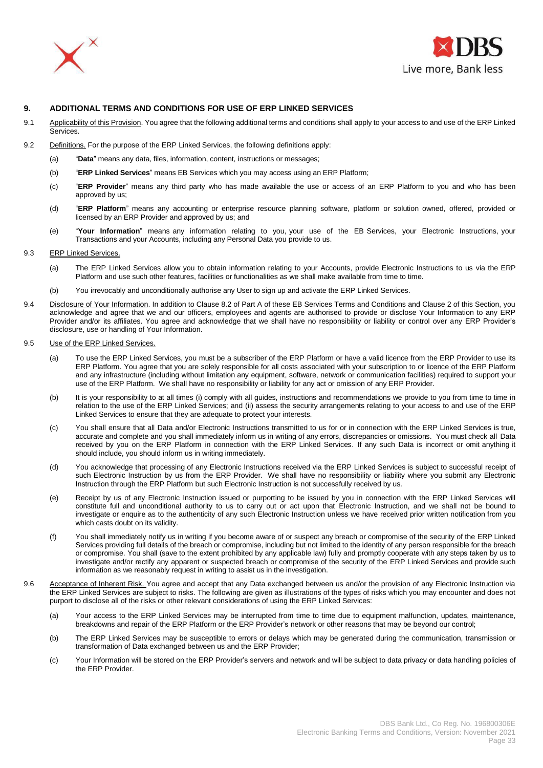## 9. ADDITIONAL TERMS AND CONDITIONS FOR USE OF ERP LINKED SERVICES

9.1 Applicability of this Provision. You agree that the following additional terms and conditions shall apply to your access to and use of the ERP Linked Services.

9.2 Definitions. For the purpose of the ERP Linked Services, the following definitions apply:

(a) "**Data**" means any data, files, information, content, instructions or messages;

(b) "**ERP Linked Services**" means EB Services which you may access using an ERP Platform;

(c) "**ERP Provider**" means any third party who has made available the use or access of an ERP Platform to you and who has been approved by us;

(d) "**ERP Platform**" means any accounting or enterprise resource planning software, platform or solution owned, offered, provided or licensed by an ERP Provider and approved by us; and

(e) "**Your Information**" means any information relating to you, your use of the EB Services, your Electronic Instructions, your Transactions and your Accounts, including any Personal Data you provide to us.

9.3 ERP Linked Services.

(a) The ERP Linked Services allow you to obtain information relating to your Accounts, provide Electronic Instructions to us via the ERP Platform and use such other features, facilities or functionalities as we shall make available from time to time.

(b) You irrevocably and unconditionally authorise any User to sign up and activate the ERP Linked Services.

9.4 Disclosure of Your Information. In addition to Clause 8.2 of Part A of these EB Services Terms and Conditions and Clause 2 of this Section, you acknowledge and agree that we and our officers, employees and agents are authorised to provide or disclose Your Information to any ERP Provider and/or its affiliates. You agree and acknowledge that we shall have no responsibility or liability or control over any ERP Provider's disclosure, use or handling of Your Information.

9.5 Use of the ERP Linked Services.

(a) To use the ERP Linked Services, you must be a subscriber of the ERP Platform or have a valid licence from the ERP Provider to use its ERP Platform. You agree that you are solely responsible for all costs associated with your subscription to or licence of the ERP Platform and any infrastructure (including without limitation any equipment, software, network or communication facilities) required to support your use of the ERP Platform. We shall have no responsibility or liability for any act or omission of any ERP Provider.

(b) It is your responsibility to at all times (i) comply with all guides, instructions and recommendations we provide to you from time to time in relation to the use of the ERP Linked Services; and (ii) assess the security arrangements relating to your access to and use of the ERP Linked Services to ensure that they are adequate to protect your interests.

(c) You shall ensure that all Data and/or Electronic Instructions transmitted to us for or in connection with the ERP Linked Services is true, accurate and complete and you shall immediately inform us in writing of any errors, discrepancies or omissions. You must check all Data received by you on the ERP Platform in connection with the ERP Linked Services. If any such Data is incorrect or omit anything it should include, you should inform us in writing immediately.

(d) You acknowledge that processing of any Electronic Instructions received via the ERP Linked Services is subject to successful receipt of such Electronic Instruction by us from the ERP Provider. We shall have no responsibility or liability where you submit any Electronic Instruction through the ERP Platform but such Electronic Instruction is not successfully received by us.

(e) Receipt by us of any Electronic Instruction issued or purporting to be issued by you in connection with the ERP Linked Services will constitute full and unconditional authority to us to carry out or act upon that Electronic Instruction, and we shall not be bound to investigate or enquire as to the authenticity of any such Electronic Instruction unless we have received prior written notification from you which casts doubt on its validity.

(f) You shall immediately notify us in writing if you become aware of or suspect any breach or compromise of the security of the ERP Linked Services providing full details of the breach or compromise, including but not limited to the identity of any person responsible for the breach or compromise. You shall (save to the extent prohibited by any applicable law) fully and promptly cooperate with any steps taken by us to investigate and/or rectify any apparent or suspected breach or compromise of the security of the ERP Linked Services and provide such information as we reasonably request in writing to assist us in the investigation.

9.6 Acceptance of Inherent Risk. You agree and accept that any Data exchanged between us and/or the provision of any Electronic Instruction via the ERP Linked Services are subject to risks. The following are given as illustrations of the types of risks which you may encounter and does not purport to disclose all of the risks or other relevant considerations of using the ERP Linked Services:

(a) Your access to the ERP Linked Services may be interrupted from time to time due to equipment malfunction, updates, maintenance, breakdowns and repair of the ERP Platform or the ERP Provider's network or other reasons that may be beyond our control;

(b) The ERP Linked Services may be susceptible to errors or delays which may be generated during the communication, transmission or transformation of Data exchanged between us and the ERP Provider;

(c) Your Information will be stored on the ERP Provider's servers and network and will be subject to data privacy or data handling policies of the ERP Provider.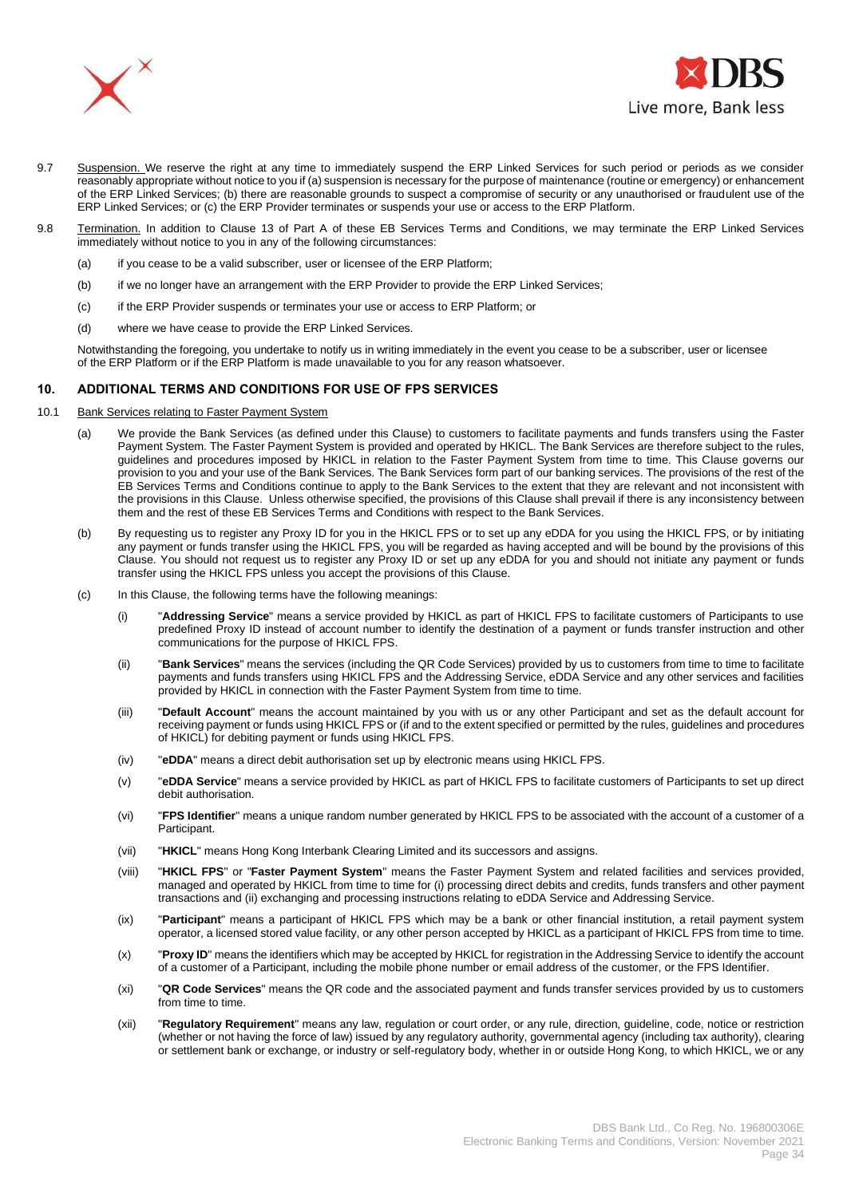9.7 Suspension. We reserve the right at any time to immediately suspend the ERP Linked Services for such period or periods as we consider reasonably appropriate without notice to you if (a) suspension is necessary for the purpose of maintenance (routine or emergency) or enhancement of the ERP Linked Services; (b) there are reasonable grounds to suspect a compromise of security or any unauthorised or fraudulent use of the ERP Linked Services; or (c) the ERP Provider terminates or suspends your use or access to the ERP Platform.

9.8 Termination. In addition to Clause 13 of Part A of these EB Services Terms and Conditions, we may terminate the ERP Linked Services immediately without notice to you in any of the following circumstances:

(a) if you cease to be a valid subscriber, user or licensee of the ERP Platform;

(b) if we no longer have an arrangement with the ERP Provider to provide the ERP Linked Services;

(c) if the ERP Provider suspends or terminates your use or access to ERP Platform; or

(d) where we have cease to provide the ERP Linked Services.

Notwithstanding the foregoing, you undertake to notify us in writing immediately in the event you cease to be a subscriber, user or licensee of the ERP Platform or if the ERP Platform is made unavailable to you for any reason whatsoever.

## 10. ADDITIONAL TERMS AND CONDITIONS FOR USE OF FPS SERVICES

10.1 Bank Services relating to Faster Payment System

(a) We provide the Bank Services (as defined under this Clause) to customers to facilitate payments and funds transfers using the Faster Payment System. The Faster Payment System is provided and operated by HKICL. The Bank Services are therefore subject to the rules, guidelines and procedures imposed by HKICL in relation to the Faster Payment System from time to time. This Clause governs our provision to you and your use of the Bank Services. The Bank Services form part of our banking services. The provisions of the rest of the EB Services Terms and Conditions continue to apply to the Bank Services to the extent that they are relevant and not inconsistent with the provisions in this Clause. Unless otherwise specified, the provisions of this Clause shall prevail if there is any inconsistency between them and the rest of these EB Services Terms and Conditions with respect to the Bank Services.

(b) By requesting us to register any Proxy ID for you in the HKICL FPS or to set up any eDDA for you using the HKICL FPS, or by initiating any payment or funds transfer using the HKICL FPS, you will be regarded as having accepted and will be bound by the provisions of this Clause. You should not request us to register any Proxy ID or set up any eDDA for you and should not initiate any payment or funds transfer using the HKICL FPS unless you accept the provisions of this Clause.

(c) In this Clause, the following terms have the following meanings:

(i) "**Addressing Service**" means a service provided by HKICL as part of HKICL FPS to facilitate customers of Participants to use predefined Proxy ID instead of account number to identify the destination of a payment or funds transfer instruction and other communications for the purpose of HKICL FPS.

(ii) "**Bank Services**" means the services (including the QR Code Services) provided by us to customers from time to time to facilitate payments and funds transfers using HKICL FPS and the Addressing Service, eDDA Service and any other services and facilities provided by HKICL in connection with the Faster Payment System from time to time.

(iii) "**Default Account**" means the account maintained by you with us or any other Participant and set as the default account for receiving payment or funds using HKICL FPS or (if and to the extent specified or permitted by the rules, guidelines and procedures of HKICL) for debiting payment or funds using HKICL FPS.

(iv) "**eDDA**" means a direct debit authorisation set up by electronic means using HKICL FPS.

(v) "**eDDA Service**" means a service provided by HKICL as part of HKICL FPS to facilitate customers of Participants to set up direct debit authorisation.

(vi) "**FPS Identifier**" means a unique random number generated by HKICL FPS to be associated with the account of a customer of a Participant.

(vii) "**HKICL**" means Hong Kong Interbank Clearing Limited and its successors and assigns.

(viii) "**HKICL FPS**" or "**Faster Payment System**" means the Faster Payment System and related facilities and services provided, managed and operated by HKICL from time to time for (i) processing direct debits and credits, funds transfers and other payment transactions and (ii) exchanging and processing instructions relating to eDDA Service and Addressing Service.

(ix) "**Participant**" means a participant of HKICL FPS which may be a bank or other financial institution, a retail payment system operator, a licensed stored value facility, or any other person accepted by HKICL as a participant of HKICL FPS from time to time.

(x) "**Proxy ID**" means the identifiers which may be accepted by HKICL for registration in the Addressing Service to identify the account of a customer of a Participant, including the mobile phone number or email address of the customer, or the FPS Identifier.

(xi) "**QR Code Services**" means the QR code and the associated payment and funds transfer services provided by us to customers from time to time.

(xii) "**Regulatory Requirement**" means any law, regulation or court order, or any rule, direction, guideline, code, notice or restriction (whether or not having the force of law) issued by any regulatory authority, governmental agency (including tax authority), clearing or settlement bank or exchange, or industry or self-regulatory body, whether in or outside Hong Kong, to which HKICL, we or any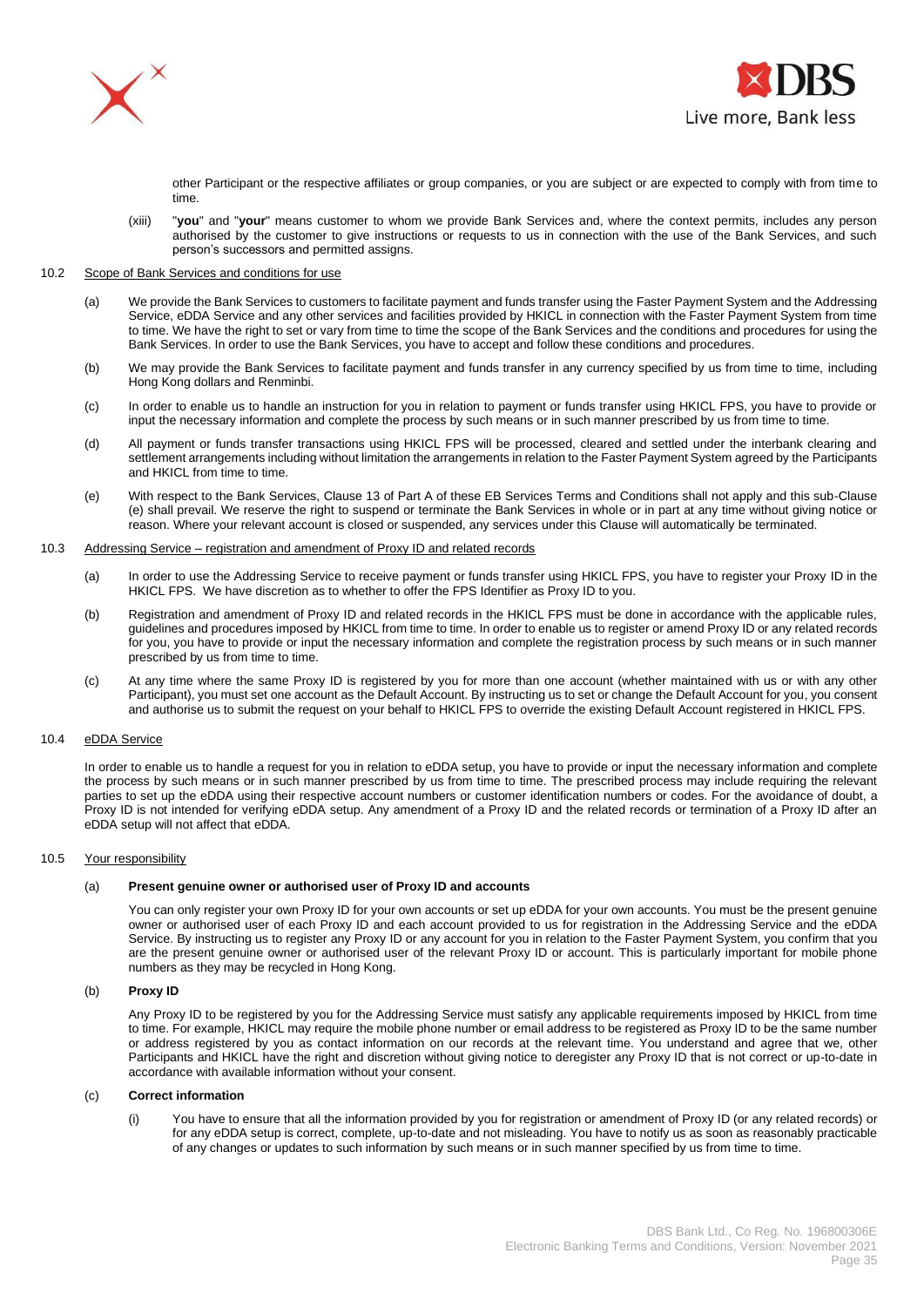other Participant or the respective affiliates or group companies, or you are subject or are expected to comply with from time to time.

(xiii) "**you**" and "**your**" means customer to whom we provide Bank Services and, where the context permits, includes any person authorised by the customer to give instructions or requests to us in connection with the use of the Bank Services, and such person's successors and permitted assigns.

10.2 Scope of Bank Services and conditions for use

(a) We provide the Bank Services to customers to facilitate payment and funds transfer using the Faster Payment System and the Addressing Service, eDDA Service and any other services and facilities provided by HKICL in connection with the Faster Payment System from time to time. We have the right to set or vary from time to time the scope of the Bank Services and the conditions and procedures for using the Bank Services. In order to use the Bank Services, you have to accept and follow these conditions and procedures.

(b) We may provide the Bank Services to facilitate payment and funds transfer in any currency specified by us from time to time, including Hong Kong dollars and Renminbi.

(c) In order to enable us to handle an instruction for you in relation to payment or funds transfer using HKICL FPS, you have to provide or input the necessary information and complete the process by such means or in such manner prescribed by us from time to time.

(d) All payment or funds transfer transactions using HKICL FPS will be processed, cleared and settled under the interbank clearing and settlement arrangements including without limitation the arrangements in relation to the Faster Payment System agreed by the Participants and HKICL from time to time.

(e) With respect to the Bank Services, Clause 13 of Part A of these EB Services Terms and Conditions shall not apply and this sub-Clause (e) shall prevail. We reserve the right to suspend or terminate the Bank Services in whole or in part at any time without giving notice or reason. Where your relevant account is closed or suspended, any services under this Clause will automatically be terminated.

10.3 Addressing Service – registration and amendment of Proxy ID and related records

(a) In order to use the Addressing Service to receive payment or funds transfer using HKICL FPS, you have to register your Proxy ID in the HKICL FPS. We have discretion as to whether to offer the FPS Identifier as Proxy ID to you.

(b) Registration and amendment of Proxy ID and related records in the HKICL FPS must be done in accordance with the applicable rules, guidelines and procedures imposed by HKICL from time to time. In order to enable us to register or amend Proxy ID or any related records for you, you have to provide or input the necessary information and complete the registration process by such means or in such manner prescribed by us from time to time.

(c) At any time where the same Proxy ID is registered by you for more than one account (whether maintained with us or with any other Participant), you must set one account as the Default Account. By instructing us to set or change the Default Account for you, you consent and authorise us to submit the request on your behalf to HKICL FPS to override the existing Default Account registered in HKICL FPS.

10.4 eDDA Service

In order to enable us to handle a request for you in relation to eDDA setup, you have to provide or input the necessary information and complete the process by such means or in such manner prescribed by us from time to time. The prescribed process may include requiring the relevant parties to set up the eDDA using their respective account numbers or customer identification numbers or codes. For the avoidance of doubt, a Proxy ID is not intended for verifying eDDA setup. Any amendment of a Proxy ID and the related records or termination of a Proxy ID after an eDDA setup will not affect that eDDA.

10.5 Your responsibility

(a) **Present genuine owner or authorised user of Proxy ID and accounts**

You can only register your own Proxy ID for your own accounts or set up eDDA for your own accounts. You must be the present genuine owner or authorised user of each Proxy ID and each account provided to us for registration in the Addressing Service and the eDDA Service. By instructing us to register any Proxy ID or any account for you in relation to the Faster Payment System, you confirm that you are the present genuine owner or authorised user of the relevant Proxy ID or account. This is particularly important for mobile phone numbers as they may be recycled in Hong Kong.

(b) **Proxy ID**

Any Proxy ID to be registered by you for the Addressing Service must satisfy any applicable requirements imposed by HKICL from time to time. For example, HKICL may require the mobile phone number or email address to be registered as Proxy ID to be the same number or address registered by you as contact information on our records at the relevant time. You understand and agree that we, other Participants and HKICL have the right and discretion without giving notice to deregister any Proxy ID that is not correct or up-to-date in accordance with available information without your consent.

(c) **Correct information**

(i) You have to ensure that all the information provided by you for registration or amendment of Proxy ID (or any related records) or for any eDDA setup is correct, complete, up-to-date and not misleading. You have to notify us as soon as reasonably practicable of any changes or updates to such information by such means or in such manner specified by us from time to time.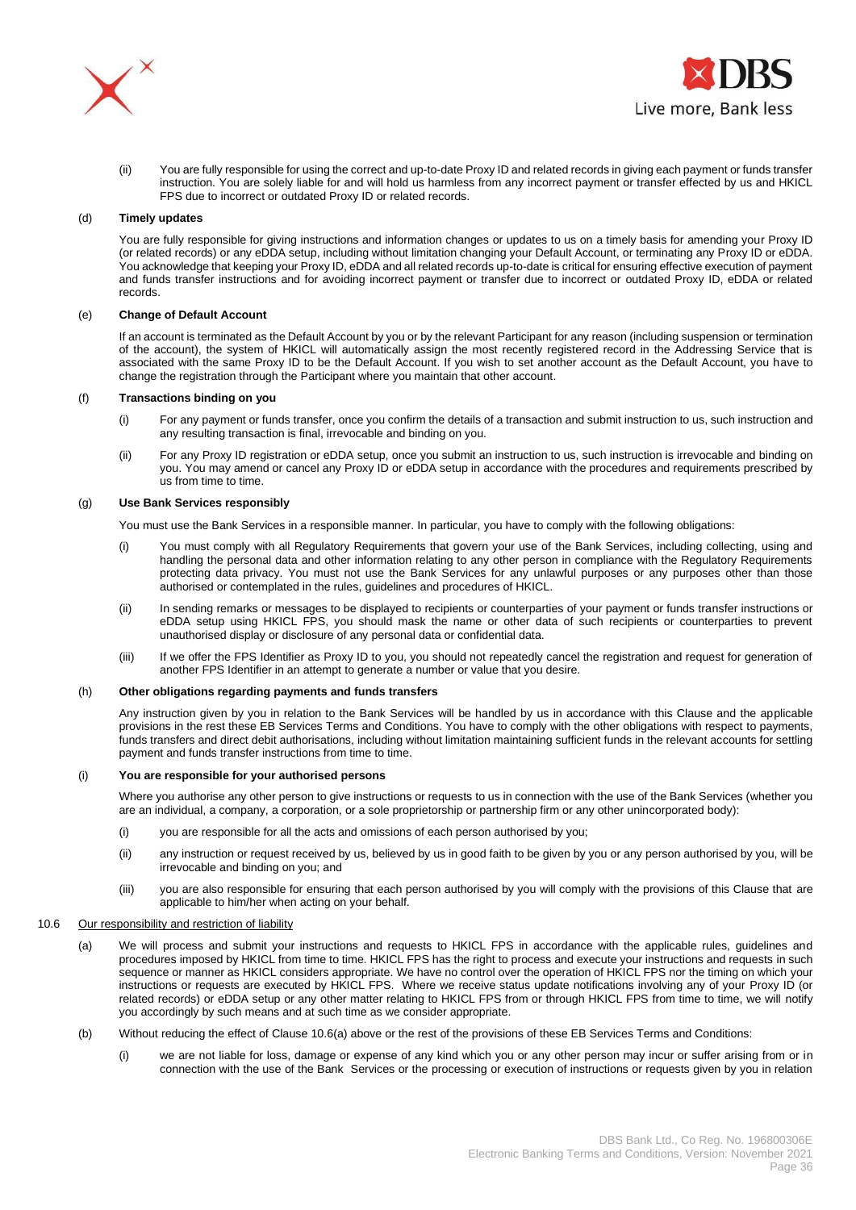(ii) You are fully responsible for using the correct and up-to-date Proxy ID and related records in giving each payment or funds transfer instruction. You are solely liable for and will hold us harmless from any incorrect payment or transfer effected by us and HKICL FPS due to incorrect or outdated Proxy ID or related records.

(d) **Timely updates**

You are fully responsible for giving instructions and information changes or updates to us on a timely basis for amending your Proxy ID (or related records) or any eDDA setup, including without limitation changing your Default Account, or terminating any Proxy ID or eDDA. You acknowledge that keeping your Proxy ID, eDDA and all related records up-to-date is critical for ensuring effective execution of payment and funds transfer instructions and for avoiding incorrect payment or transfer due to incorrect or outdated Proxy ID, eDDA or related records.

(e) **Change of Default Account**

If an account is terminated as the Default Account by you or by the relevant Participant for any reason (including suspension or termination of the account), the system of HKICL will automatically assign the most recently registered record in the Addressing Service that is associated with the same Proxy ID to be the Default Account. If you wish to set another account as the Default Account, you have to change the registration through the Participant where you maintain that other account.

(f) **Transactions binding on you**

(i) For any payment or funds transfer, once you confirm the details of a transaction and submit instruction to us, such instruction and any resulting transaction is final, irrevocable and binding on you.

(ii) For any Proxy ID registration or eDDA setup, once you submit an instruction to us, such instruction is irrevocable and binding on you. You may amend or cancel any Proxy ID or eDDA setup in accordance with the procedures and requirements prescribed by us from time to time.

(g) **Use Bank Services responsibly**

You must use the Bank Services in a responsible manner. In particular, you have to comply with the following obligations:

(i) You must comply with all Regulatory Requirements that govern your use of the Bank Services, including collecting, using and handling the personal data and other information relating to any other person in compliance with the Regulatory Requirements protecting data privacy. You must not use the Bank Services for any unlawful purposes or any purposes other than those authorised or contemplated in the rules, guidelines and procedures of HKICL.

(ii) In sending remarks or messages to be displayed to recipients or counterparties of your payment or funds transfer instructions or eDDA setup using HKICL FPS, you should mask the name or other data of such recipients or counterparties to prevent unauthorised display or disclosure of any personal data or confidential data.

(iii) If we offer the FPS Identifier as Proxy ID to you, you should not repeatedly cancel the registration and request for generation of another FPS Identifier in an attempt to generate a number or value that you desire.

(h) **Other obligations regarding payments and funds transfers**

Any instruction given by you in relation to the Bank Services will be handled by us in accordance with this Clause and the applicable provisions in the rest these EB Services Terms and Conditions. You have to comply with the other obligations with respect to payments, funds transfers and direct debit authorisations, including without limitation maintaining sufficient funds in the relevant accounts for settling payment and funds transfer instructions from time to time.

(i) **You are responsible for your authorised persons**

Where you authorise any other person to give instructions or requests to us in connection with the use of the Bank Services (whether you are an individual, a company, a corporation, or a sole proprietorship or partnership firm or any other unincorporated body):

(i) you are responsible for all the acts and omissions of each person authorised by you;

(ii) any instruction or request received by us, believed by us in good faith to be given by you or any person authorised by you, will be irrevocable and binding on you; and

(iii) you are also responsible for ensuring that each person authorised by you will comply with the provisions of this Clause that are applicable to him/her when acting on your behalf.

10.6 Our responsibility and restriction of liability

(a) We will process and submit your instructions and requests to HKICL FPS in accordance with the applicable rules, guidelines and procedures imposed by HKICL from time to time. HKICL FPS has the right to process and execute your instructions and requests in such sequence or manner as HKICL considers appropriate. We have no control over the operation of HKICL FPS nor the timing on which your instructions or requests are executed by HKICL FPS. Where we receive status update notifications involving any of your Proxy ID (or related records) or eDDA setup or any other matter relating to HKICL FPS from or through HKICL FPS from time to time, we will notify you accordingly by such means and at such time as we consider appropriate.

(b) Without reducing the effect of Clause 10.6(a) above or the rest of the provisions of these EB Services Terms and Conditions:

(i) we are not liable for loss, damage or expense of any kind which you or any other person may incur or suffer arising from or in connection with the use of the Bank Services or the processing or execution of instructions or requests given by you in relation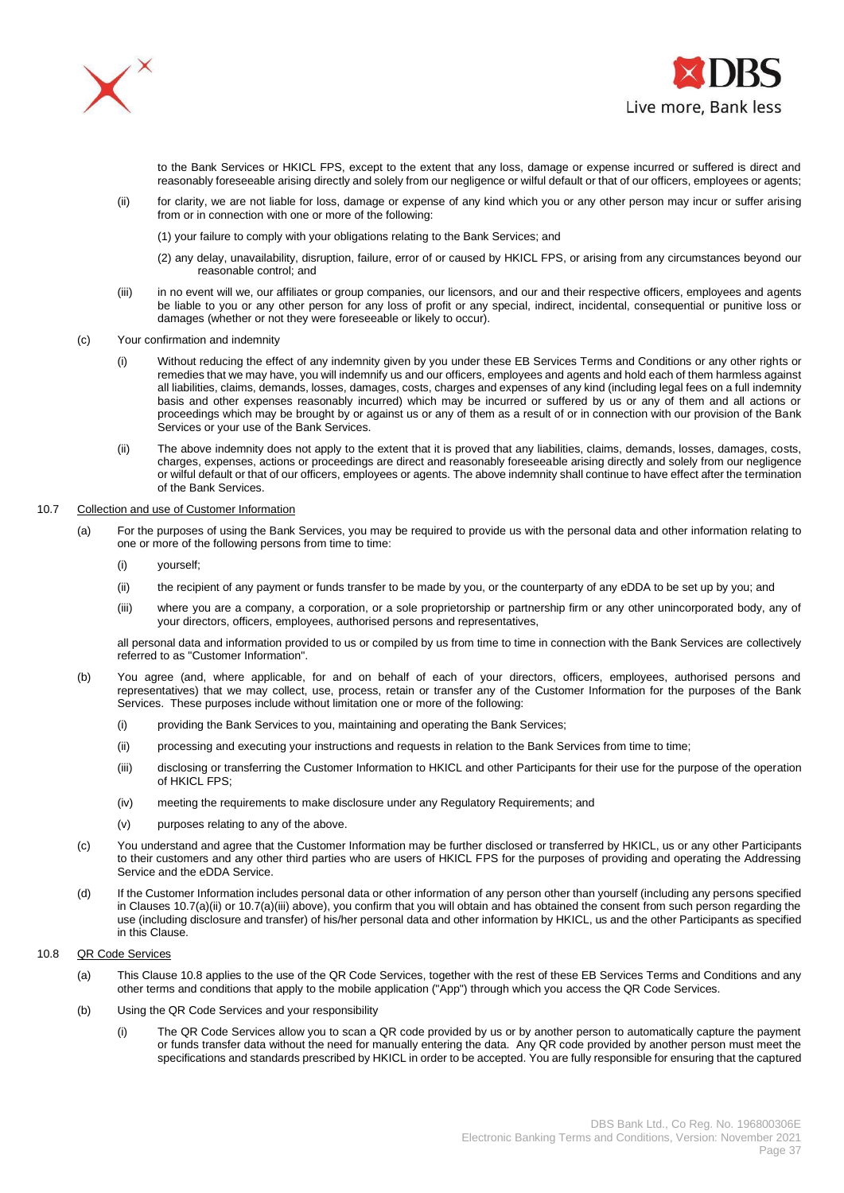to the Bank Services or HKICL FPS, except to the extent that any loss, damage or expense incurred or suffered is direct and reasonably foreseeable arising directly and solely from our negligence or wilful default or that of our officers, employees or agents;

(ii) for clarity, we are not liable for loss, damage or expense of any kind which you or any other person may incur or suffer arising from or in connection with one or more of the following:

(1) your failure to comply with your obligations relating to the Bank Services; and

(2) any delay, unavailability, disruption, failure, error of or caused by HKICL FPS, or arising from any circumstances beyond our reasonable control; and

(iii) in no event will we, our affiliates or group companies, our licensors, and our and their respective officers, employees and agents be liable to you or any other person for any loss of profit or any special, indirect, incidental, consequential or punitive loss or damages (whether or not they were foreseeable or likely to occur).

(c) Your confirmation and indemnity

(i) Without reducing the effect of any indemnity given by you under these EB Services Terms and Conditions or any other rights or remedies that we may have, you will indemnify us and our officers, employees and agents and hold each of them harmless against all liabilities, claims, demands, losses, damages, costs, charges and expenses of any kind (including legal fees on a full indemnity basis and other expenses reasonably incurred) which may be incurred or suffered by us or any of them and all actions or proceedings which may be brought by or against us or any of them as a result of or in connection with our provision of the Bank Services or your use of the Bank Services.

(ii) The above indemnity does not apply to the extent that it is proved that any liabilities, claims, demands, losses, damages, costs, charges, expenses, actions or proceedings are direct and reasonably foreseeable arising directly and solely from our negligence or wilful default or that of our officers, employees or agents. The above indemnity shall continue to have effect after the termination of the Bank Services.

10.7 Collection and use of Customer Information

(a) For the purposes of using the Bank Services, you may be required to provide us with the personal data and other information relating to one or more of the following persons from time to time:

(i) yourself;

(ii) the recipient of any payment or funds transfer to be made by you, or the counterparty of any eDDA to be set up by you; and

(iii) where you are a company, a corporation, or a sole proprietorship or partnership firm or any other unincorporated body, any of your directors, officers, employees, authorised persons and representatives,

all personal data and information provided to us or compiled by us from time to time in connection with the Bank Services are collectively referred to as "Customer Information".

(b) You agree (and, where applicable, for and on behalf of each of your directors, officers, employees, authorised persons and representatives) that we may collect, use, process, retain or transfer any of the Customer Information for the purposes of the Bank Services. These purposes include without limitation one or more of the following:

(i) providing the Bank Services to you, maintaining and operating the Bank Services;

(ii) processing and executing your instructions and requests in relation to the Bank Services from time to time;

(iii) disclosing or transferring the Customer Information to HKICL and other Participants for their use for the purpose of the operation of HKICL FPS;

(iv) meeting the requirements to make disclosure under any Regulatory Requirements; and

(v) purposes relating to any of the above.

(c) You understand and agree that the Customer Information may be further disclosed or transferred by HKICL, us or any other Participants to their customers and any other third parties who are users of HKICL FPS for the purposes of providing and operating the Addressing Service and the eDDA Service.

(d) If the Customer Information includes personal data or other information of any person other than yourself (including any persons specified in Clauses 10.7(a)(ii) or 10.7(a)(iii) above), you confirm that you will obtain and has obtained the consent from such person regarding the use (including disclosure and transfer) of his/her personal data and other information by HKICL, us and the other Participants as specified in this Clause.

10.8 QR Code Services

(a) This Clause 10.8 applies to the use of the QR Code Services, together with the rest of these EB Services Terms and Conditions and any other terms and conditions that apply to the mobile application ("App") through which you access the QR Code Services.

(b) Using the QR Code Services and your responsibility

(i) The QR Code Services allow you to scan a QR code provided by us or by another person to automatically capture the payment or funds transfer data without the need for manually entering the data. Any QR code provided by another person must meet the specifications and standards prescribed by HKICL in order to be accepted. You are fully responsible for ensuring that the captured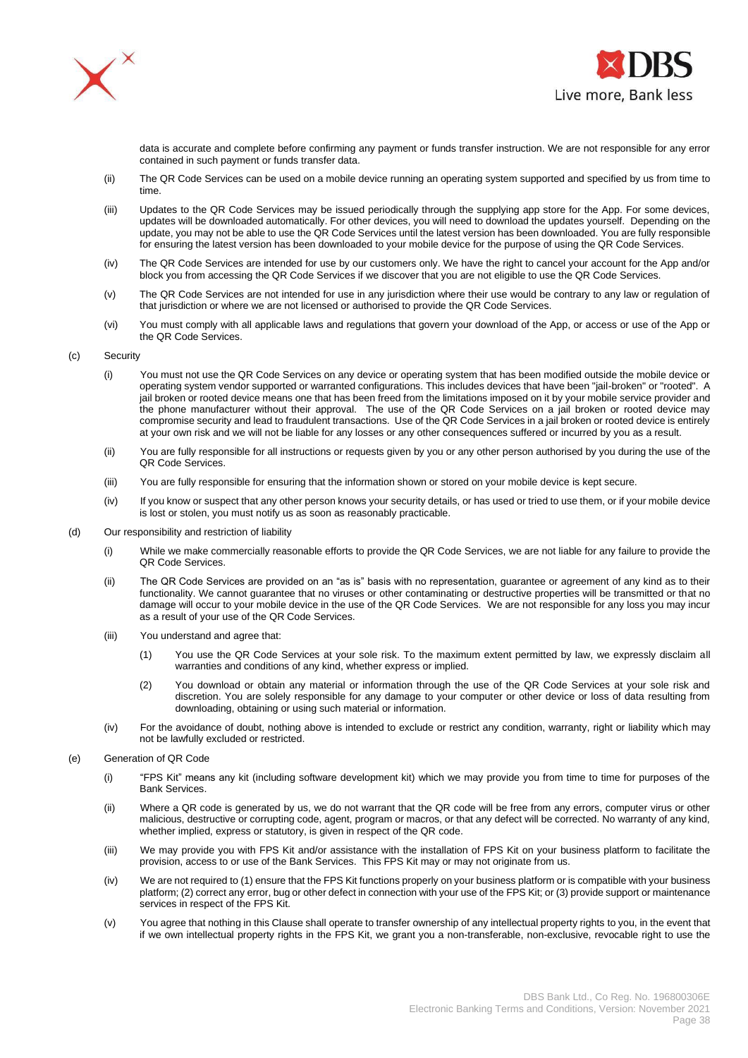data is accurate and complete before confirming any payment or funds transfer instruction. We are not responsible for any error contained in such payment or funds transfer data.

(ii) The QR Code Services can be used on a mobile device running an operating system supported and specified by us from time to time.

(iii) Updates to the QR Code Services may be issued periodically through the supplying app store for the App. For some devices, updates will be downloaded automatically. For other devices, you will need to download the updates yourself. Depending on the update, you may not be able to use the QR Code Services until the latest version has been downloaded. You are fully responsible for ensuring the latest version has been downloaded to your mobile device for the purpose of using the QR Code Services.

(iv) The QR Code Services are intended for use by our customers only. We have the right to cancel your account for the App and/or block you from accessing the QR Code Services if we discover that you are not eligible to use the QR Code Services.

(v) The QR Code Services are not intended for use in any jurisdiction where their use would be contrary to any law or regulation of that jurisdiction or where we are not licensed or authorised to provide the QR Code Services.

(vi) You must comply with all applicable laws and regulations that govern your download of the App, or access or use of the App or the QR Code Services.

(c) Security

(i) You must not use the QR Code Services on any device or operating system that has been modified outside the mobile device or operating system vendor supported or warranted configurations. This includes devices that have been "jail-broken" or "rooted". A jail broken or rooted device means one that has been freed from the limitations imposed on it by your mobile service provider and the phone manufacturer without their approval. The use of the QR Code Services on a jail broken or rooted device may compromise security and lead to fraudulent transactions. Use of the QR Code Services in a jail broken or rooted device is entirely at your own risk and we will not be liable for any losses or any other consequences suffered or incurred by you as a result.

(ii) You are fully responsible for all instructions or requests given by you or any other person authorised by you during the use of the QR Code Services.

(iii) You are fully responsible for ensuring that the information shown or stored on your mobile device is kept secure.

(iv) If you know or suspect that any other person knows your security details, or has used or tried to use them, or if your mobile device is lost or stolen, you must notify us as soon as reasonably practicable.

(d) Our responsibility and restriction of liability

(i) While we make commercially reasonable efforts to provide the QR Code Services, we are not liable for any failure to provide the QR Code Services.

(ii) The QR Code Services are provided on an "as is" basis with no representation, guarantee or agreement of any kind as to their functionality. We cannot guarantee that no viruses or other contaminating or destructive properties will be transmitted or that no damage will occur to your mobile device in the use of the QR Code Services. We are not responsible for any loss you may incur as a result of your use of the QR Code Services.

(iii) You understand and agree that:

(1) You use the QR Code Services at your sole risk. To the maximum extent permitted by law, we expressly disclaim all warranties and conditions of any kind, whether express or implied.

(2) You download or obtain any material or information through the use of the QR Code Services at your sole risk and discretion. You are solely responsible for any damage to your computer or other device or loss of data resulting from downloading, obtaining or using such material or information.

(iv) For the avoidance of doubt, nothing above is intended to exclude or restrict any condition, warranty, right or liability which may not be lawfully excluded or restricted.

(e) Generation of QR Code

(i) "FPS Kit" means any kit (including software development kit) which we may provide you from time to time for purposes of the Bank Services.

(ii) Where a QR code is generated by us, we do not warrant that the QR code will be free from any errors, computer virus or other malicious, destructive or corrupting code, agent, program or macros, or that any defect will be corrected. No warranty of any kind, whether implied, express or statutory, is given in respect of the QR code.

(iii) We may provide you with FPS Kit and/or assistance with the installation of FPS Kit on your business platform to facilitate the provision, access to or use of the Bank Services. This FPS Kit may or may not originate from us.

(iv) We are not required to (1) ensure that the FPS Kit functions properly on your business platform or is compatible with your business platform; (2) correct any error, bug or other defect in connection with your use of the FPS Kit; or (3) provide support or maintenance services in respect of the FPS Kit.

(v) You agree that nothing in this Clause shall operate to transfer ownership of any intellectual property rights to you, in the event that if we own intellectual property rights in the FPS Kit, we grant you a non-transferable, non-exclusive, revocable right to use the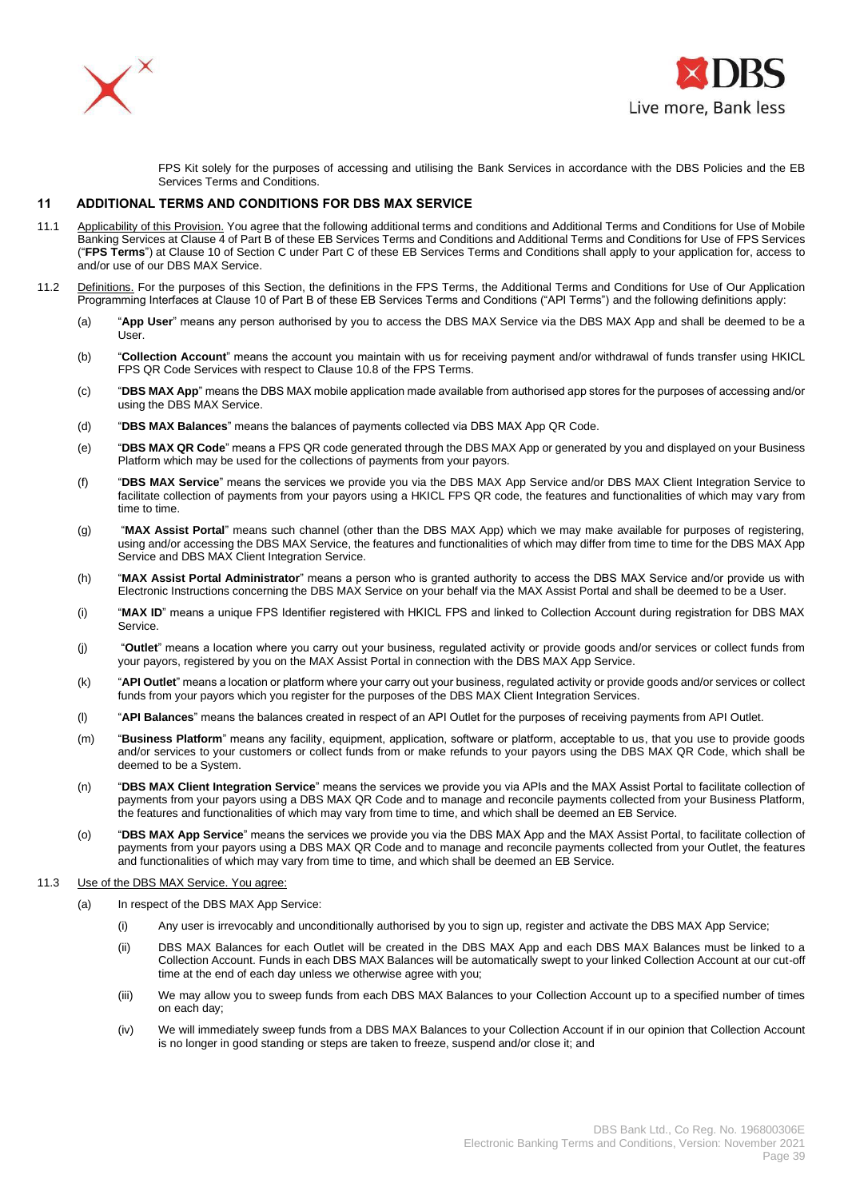FPS Kit solely for the purposes of accessing and utilising the Bank Services in accordance with the DBS Policies and the EB Services Terms and Conditions.

## 11 ADDITIONAL TERMS AND CONDITIONS FOR DBS MAX SERVICE

11.1 Applicability of this Provision. You agree that the following additional terms and conditions and Additional Terms and Conditions for Use of Mobile Banking Services at Clause 4 of Part B of these EB Services Terms and Conditions and Additional Terms and Conditions for Use of FPS Services ("**FPS Terms**") at Clause 10 of Section C under Part C of these EB Services Terms and Conditions shall apply to your application for, access to and/or use of our DBS MAX Service.

11.2 Definitions. For the purposes of this Section, the definitions in the FPS Terms, the Additional Terms and Conditions for Use of Our Application Programming Interfaces at Clause 10 of Part B of these EB Services Terms and Conditions ("API Terms") and the following definitions apply:

(a) "**App User**" means any person authorised by you to access the DBS MAX Service via the DBS MAX App and shall be deemed to be a User.

(b) "**Collection Account**" means the account you maintain with us for receiving payment and/or withdrawal of funds transfer using HKICL FPS QR Code Services with respect to Clause 10.8 of the FPS Terms.

(c) "**DBS MAX App**" means the DBS MAX mobile application made available from authorised app stores for the purposes of accessing and/or using the DBS MAX Service.

(d) "**DBS MAX Balances**" means the balances of payments collected via DBS MAX App QR Code.

(e) "**DBS MAX QR Code**" means a FPS QR code generated through the DBS MAX App or generated by you and displayed on your Business Platform which may be used for the collections of payments from your payors.

(f) "**DBS MAX Service**" means the services we provide you via the DBS MAX App Service and/or DBS MAX Client Integration Service to facilitate collection of payments from your payors using a HKICL FPS QR code, the features and functionalities of which may vary from time to time.

(g) "**MAX Assist Portal**" means such channel (other than the DBS MAX App) which we may make available for purposes of registering, using and/or accessing the DBS MAX Service, the features and functionalities of which may differ from time to time for the DBS MAX App Service and DBS MAX Client Integration Service.

(h) "**MAX Assist Portal Administrator**" means a person who is granted authority to access the DBS MAX Service and/or provide us with Electronic Instructions concerning the DBS MAX Service on your behalf via the MAX Assist Portal and shall be deemed to be a User.

(i) "**MAX ID**" means a unique FPS Identifier registered with HKICL FPS and linked to Collection Account during registration for DBS MAX Service.

(j) "**Outlet**" means a location where you carry out your business, regulated activity or provide goods and/or services or collect funds from your payors, registered by you on the MAX Assist Portal in connection with the DBS MAX App Service.

(k) "**API Outlet**" means a location or platform where your carry out your business, regulated activity or provide goods and/or services or collect funds from your payors which you register for the purposes of the DBS MAX Client Integration Services.

(l) "**API Balances**" means the balances created in respect of an API Outlet for the purposes of receiving payments from API Outlet.

(m) "**Business Platform**" means any facility, equipment, application, software or platform, acceptable to us, that you use to provide goods and/or services to your customers or collect funds from or make refunds to your payors using the DBS MAX QR Code, which shall be deemed to be a System.

(n) "**DBS MAX Client Integration Service**" means the services we provide you via APIs and the MAX Assist Portal to facilitate collection of payments from your payors using a DBS MAX QR Code and to manage and reconcile payments collected from your Business Platform, the features and functionalities of which may vary from time to time, and which shall be deemed an EB Service.

(o) "**DBS MAX App Service**" means the services we provide you via the DBS MAX App and the MAX Assist Portal, to facilitate collection of payments from your payors using a DBS MAX QR Code and to manage and reconcile payments collected from your Outlet, the features and functionalities of which may vary from time to time, and which shall be deemed an EB Service.

11.3 Use of the DBS MAX Service. You agree:

(a) In respect of the DBS MAX App Service:

(i) Any user is irrevocably and unconditionally authorised by you to sign up, register and activate the DBS MAX App Service;

(ii) DBS MAX Balances for each Outlet will be created in the DBS MAX App and each DBS MAX Balances must be linked to a Collection Account. Funds in each DBS MAX Balances will be automatically swept to your linked Collection Account at our cut-off time at the end of each day unless we otherwise agree with you;

(iii) We may allow you to sweep funds from each DBS MAX Balances to your Collection Account up to a specified number of times on each day;

(iv) We will immediately sweep funds from a DBS MAX Balances to your Collection Account if in our opinion that Collection Account is no longer in good standing or steps are taken to freeze, suspend and/or close it; and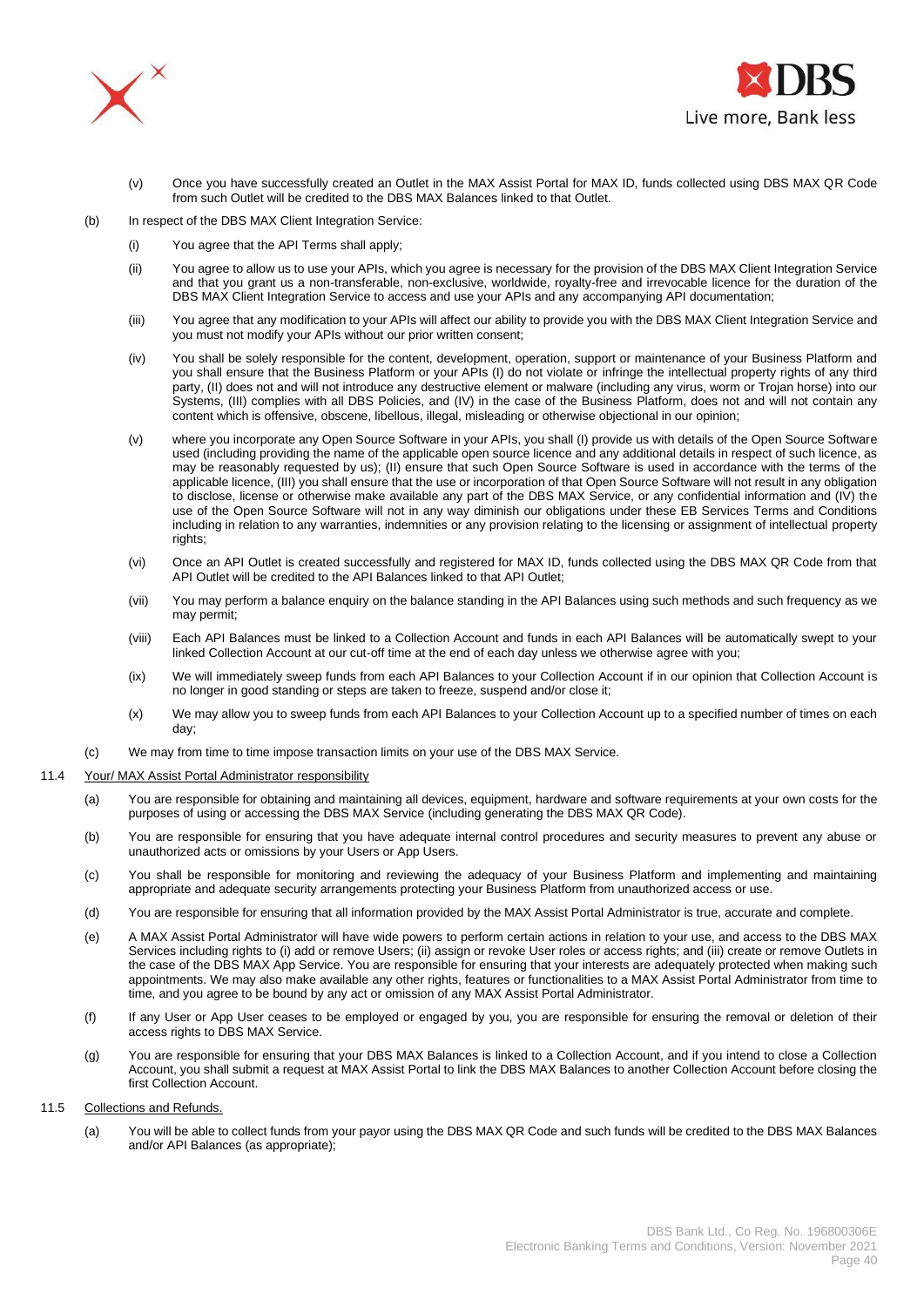(v) Once you have successfully created an Outlet in the MAX Assist Portal for MAX ID, funds collected using DBS MAX QR Code from such Outlet will be credited to the DBS MAX Balances linked to that Outlet.

(b) In respect of the DBS MAX Client Integration Service:

(i) You agree that the API Terms shall apply;

(ii) You agree to allow us to use your APIs, which you agree is necessary for the provision of the DBS MAX Client Integration Service and that you grant us a non-transferable, non-exclusive, worldwide, royalty-free and irrevocable licence for the duration of the DBS MAX Client Integration Service to access and use your APIs and any accompanying API documentation;

(iii) You agree that any modification to your APIs will affect our ability to provide you with the DBS MAX Client Integration Service and you must not modify your APIs without our prior written consent;

(iv) You shall be solely responsible for the content, development, operation, support or maintenance of your Business Platform and you shall ensure that the Business Platform or your APIs (I) do not violate or infringe the intellectual property rights of any third party, (II) does not and will not introduce any destructive element or malware (including any virus, worm or Trojan horse) into our Systems, (III) complies with all DBS Policies, and (IV) in the case of the Business Platform, does not and will not contain any content which is offensive, obscene, libellous, illegal, misleading or otherwise objectional in our opinion;

(v) where you incorporate any Open Source Software in your APIs, you shall (I) provide us with details of the Open Source Software used (including providing the name of the applicable open source licence and any additional details in respect of such licence, as may be reasonably requested by us); (II) ensure that such Open Source Software is used in accordance with the terms of the applicable licence, (III) you shall ensure that the use or incorporation of that Open Source Software will not result in any obligation to disclose, license or otherwise make available any part of the DBS MAX Service, or any confidential information and (IV) the use of the Open Source Software will not in any way diminish our obligations under these EB Services Terms and Conditions including in relation to any warranties, indemnities or any provision relating to the licensing or assignment of intellectual property rights;

(vi) Once an API Outlet is created successfully and registered for MAX ID, funds collected using the DBS MAX QR Code from that API Outlet will be credited to the API Balances linked to that API Outlet;

(vii) You may perform a balance enquiry on the balance standing in the API Balances using such methods and such frequency as we may permit;

(viii) Each API Balances must be linked to a Collection Account and funds in each API Balances will be automatically swept to your linked Collection Account at our cut-off time at the end of each day unless we otherwise agree with you;

(ix) We will immediately sweep funds from each API Balances to your Collection Account if in our opinion that Collection Account is no longer in good standing or steps are taken to freeze, suspend and/or close it;

(x) We may allow you to sweep funds from each API Balances to your Collection Account up to a specified number of times on each day;

(c) We may from time to time impose transaction limits on your use of the DBS MAX Service.

11.4 <u>Your/ MAX Assist Portal Administrator responsibility</u>

(a) You are responsible for obtaining and maintaining all devices, equipment, hardware and software requirements at your own costs for the purposes of using or accessing the DBS MAX Service (including generating the DBS MAX QR Code).

(b) You are responsible for ensuring that you have adequate internal control procedures and security measures to prevent any abuse or unauthorized acts or omissions by your Users or App Users.

(c) You shall be responsible for monitoring and reviewing the adequacy of your Business Platform and implementing and maintaining appropriate and adequate security arrangements protecting your Business Platform from unauthorized access or use.

(d) You are responsible for ensuring that all information provided by the MAX Assist Portal Administrator is true, accurate and complete.

(e) A MAX Assist Portal Administrator will have wide powers to perform certain actions in relation to your use, and access to the DBS MAX Services including rights to (i) add or remove Users; (ii) assign or revoke User roles or access rights; and (iii) create or remove Outlets in the case of the DBS MAX App Service. You are responsible for ensuring that your interests are adequately protected when making such appointments. We may also make available any other rights, features or functionalities to a MAX Assist Portal Administrator from time to time, and you agree to be bound by any act or omission of any MAX Assist Portal Administrator.

(f) If any User or App User ceases to be employed or engaged by you, you are responsible for ensuring the removal or deletion of their access rights to DBS MAX Service.

(g) You are responsible for ensuring that your DBS MAX Balances is linked to a Collection Account, and if you intend to close a Collection Account, you shall submit a request at MAX Assist Portal to link the DBS MAX Balances to another Collection Account before closing the first Collection Account.

11.5 <u>Collections and Refunds.</u>

(a) You will be able to collect funds from your payor using the DBS MAX QR Code and such funds will be credited to the DBS MAX Balances and/or API Balances (as appropriate);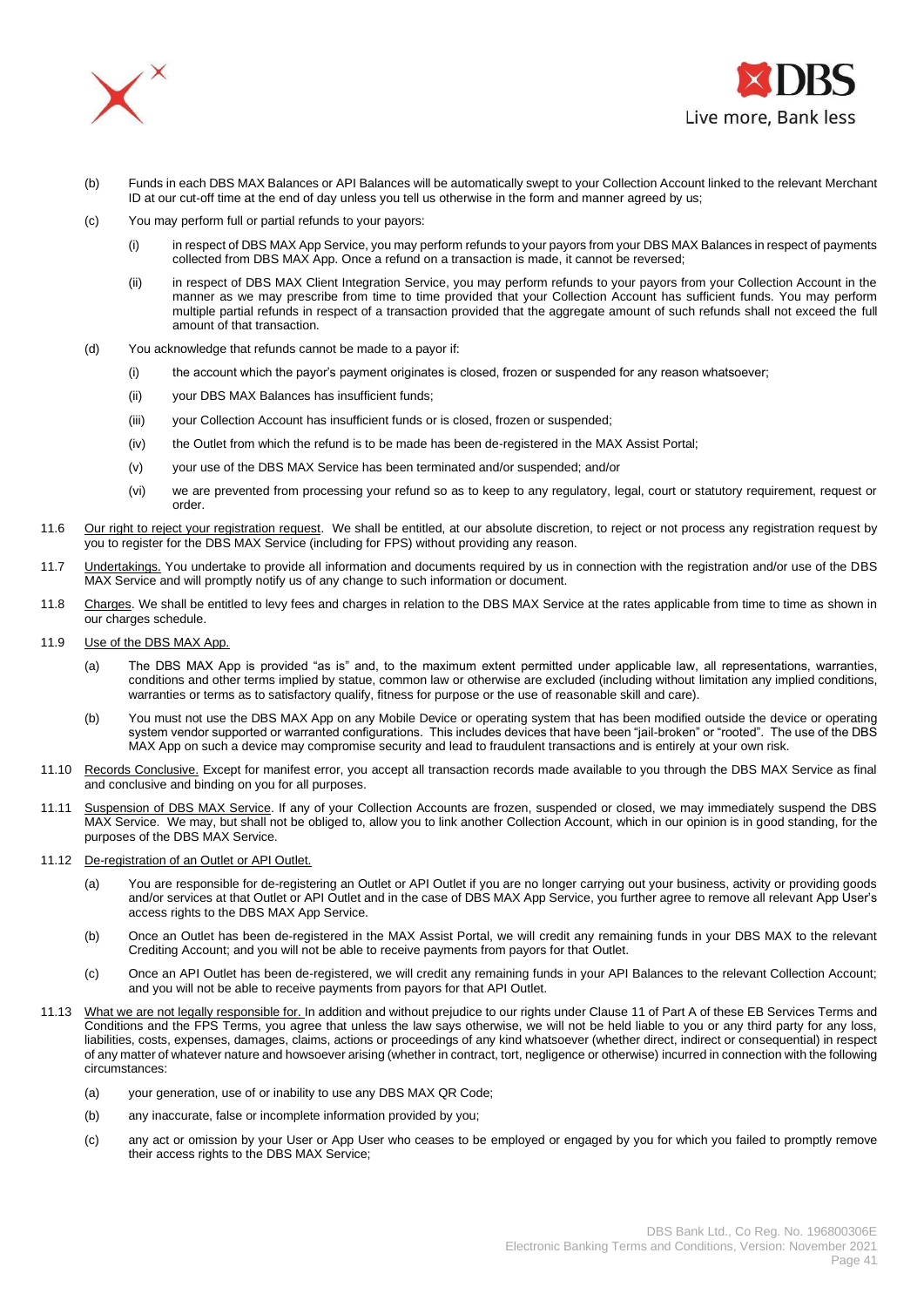(b) Funds in each DBS MAX Balances or API Balances will be automatically swept to your Collection Account linked to the relevant Merchant ID at our cut-off time at the end of day unless you tell us otherwise in the form and manner agreed by us;

(c) You may perform full or partial refunds to your payors:

(i) in respect of DBS MAX App Service, you may perform refunds to your payors from your DBS MAX Balances in respect of payments collected from DBS MAX App. Once a refund on a transaction is made, it cannot be reversed;

(ii) in respect of DBS MAX Client Integration Service, you may perform refunds to your payors from your Collection Account in the manner as we may prescribe from time to time provided that your Collection Account has sufficient funds. You may perform multiple partial refunds in respect of a transaction provided that the aggregate amount of such refunds shall not exceed the full amount of that transaction.

(d) You acknowledge that refunds cannot be made to a payor if:

(i) the account which the payor's payment originates is closed, frozen or suspended for any reason whatsoever;

(ii) your DBS MAX Balances has insufficient funds;

(iii) your Collection Account has insufficient funds or is closed, frozen or suspended;

(iv) the Outlet from which the refund is to be made has been de-registered in the MAX Assist Portal;

(v) your use of the DBS MAX Service has been terminated and/or suspended; and/or

(vi) we are prevented from processing your refund so as to keep to any regulatory, legal, court or statutory requirement, request or order.

11.6 <u>Our right to reject your registration request</u>. We shall be entitled, at our absolute discretion, to reject or not process any registration request by you to register for the DBS MAX Service (including for FPS) without providing any reason.

11.7 <u>Undertakings.</u> You undertake to provide all information and documents required by us in connection with the registration and/or use of the DBS MAX Service and will promptly notify us of any change to such information or document.

11.8 <u>Charges</u>. We shall be entitled to levy fees and charges in relation to the DBS MAX Service at the rates applicable from time to time as shown in our charges schedule.

11.9 <u>Use of the DBS MAX App.</u>

(a) The DBS MAX App is provided "as is" and, to the maximum extent permitted under applicable law, all representations, warranties, conditions and other terms implied by statue, common law or otherwise are excluded (including without limitation any implied conditions, warranties or terms as to satisfactory qualify, fitness for purpose or the use of reasonable skill and care).

(b) You must not use the DBS MAX App on any Mobile Device or operating system that has been modified outside the device or operating system vendor supported or warranted configurations. This includes devices that have been "jail-broken" or "rooted". The use of the DBS MAX App on such a device may compromise security and lead to fraudulent transactions and is entirely at your own risk.

11.10 <u>Records Conclusive.</u> Except for manifest error, you accept all transaction records made available to you through the DBS MAX Service as final and conclusive and binding on you for all purposes.

11.11 <u>Suspension of DBS MAX Service</u>. If any of your Collection Accounts are frozen, suspended or closed, we may immediately suspend the DBS MAX Service. We may, but shall not be obliged to, allow you to link another Collection Account, which in our opinion is in good standing, for the purposes of the DBS MAX Service.

11.12 <u>De-registration of an Outlet or API Outlet.</u>

(a) You are responsible for de-registering an Outlet or API Outlet if you are no longer carrying out your business, activity or providing goods and/or services at that Outlet or API Outlet and in the case of DBS MAX App Service, you further agree to remove all relevant App User's access rights to the DBS MAX App Service.

(b) Once an Outlet has been de-registered in the MAX Assist Portal, we will credit any remaining funds in your DBS MAX to the relevant Crediting Account; and you will not be able to receive payments from payors for that Outlet.

(c) Once an API Outlet has been de-registered, we will credit any remaining funds in your API Balances to the relevant Collection Account; and you will not be able to receive payments from payors for that API Outlet.

11.13 <u>What we are not legally responsible for.</u> In addition and without prejudice to our rights under Clause 11 of Part A of these EB Services Terms and Conditions and the FPS Terms, you agree that unless the law says otherwise, we will not be held liable to you or any third party for any loss, liabilities, costs, expenses, damages, claims, actions or proceedings of any kind whatsoever (whether direct, indirect or consequential) in respect of any matter of whatever nature and howsoever arising (whether in contract, tort, negligence or otherwise) incurred in connection with the following circumstances:

(a) your generation, use of or inability to use any DBS MAX QR Code;

(b) any inaccurate, false or incomplete information provided by you;

(c) any act or omission by your User or App User who ceases to be employed or engaged by you for which you failed to promptly remove their access rights to the DBS MAX Service;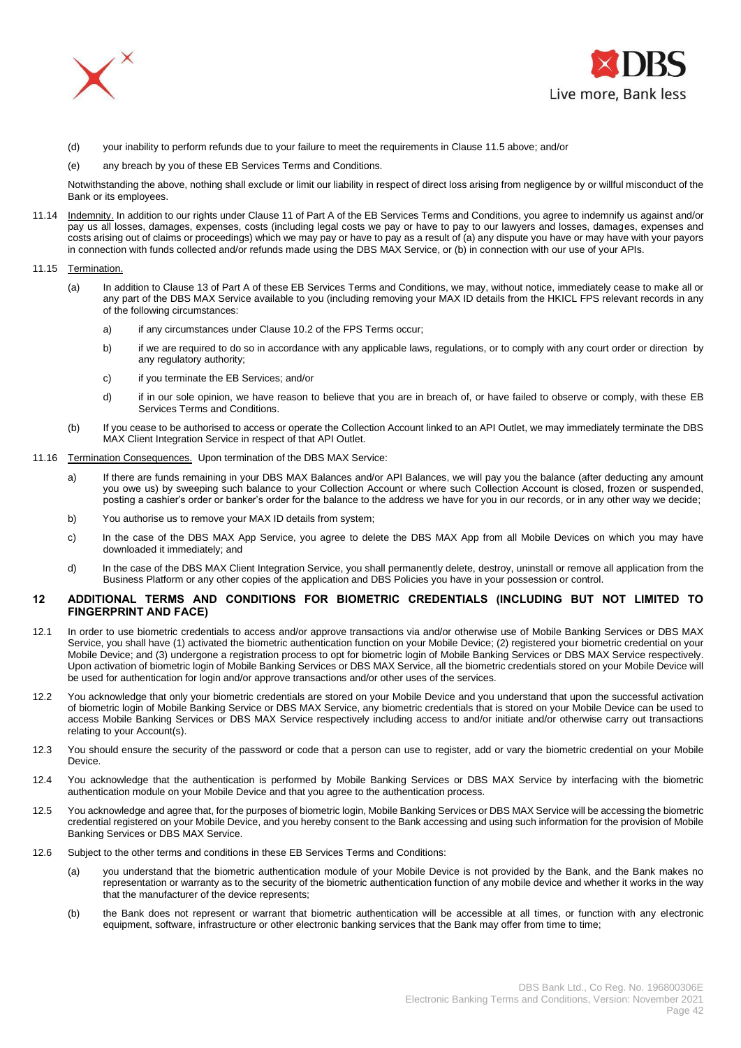(d) your inability to perform refunds due to your failure to meet the requirements in Clause 11.5 above; and/or

(e) any breach by you of these EB Services Terms and Conditions.

Notwithstanding the above, nothing shall exclude or limit our liability in respect of direct loss arising from negligence by or willful misconduct of the Bank or its employees.

11.14 Indemnity. In addition to our rights under Clause 11 of Part A of the EB Services Terms and Conditions, you agree to indemnify us against and/or pay us all losses, damages, expenses, costs (including legal costs we pay or have to pay to our lawyers and losses, damages, expenses and costs arising out of claims or proceedings) which we may pay or have to pay as a result of (a) any dispute you have or may have with your payors in connection with funds collected and/or refunds made using the DBS MAX Service, or (b) in connection with our use of your APIs.

11.15 Termination.

(a) In addition to Clause 13 of Part A of these EB Services Terms and Conditions, we may, without notice, immediately cease to make all or any part of the DBS MAX Service available to you (including removing your MAX ID details from the HKICL FPS relevant records in any of the following circumstances:

a) if any circumstances under Clause 10.2 of the FPS Terms occur;

b) if we are required to do so in accordance with any applicable laws, regulations, or to comply with any court order or direction by any regulatory authority;

c) if you terminate the EB Services; and/or

d) if in our sole opinion, we have reason to believe that you are in breach of, or have failed to observe or comply, with these EB Services Terms and Conditions.

(b) If you cease to be authorised to access or operate the Collection Account linked to an API Outlet, we may immediately terminate the DBS MAX Client Integration Service in respect of that API Outlet.

11.16 Termination Consequences. Upon termination of the DBS MAX Service:

a) If there are funds remaining in your DBS MAX Balances and/or API Balances, we will pay you the balance (after deducting any amount you owe us) by sweeping such balance to your Collection Account or where such Collection Account is closed, frozen or suspended, posting a cashier's order or banker's order for the balance to the address we have for you in our records, or in any other way we decide;

b) You authorise us to remove your MAX ID details from system;

c) In the case of the DBS MAX App Service, you agree to delete the DBS MAX App from all Mobile Devices on which you may have downloaded it immediately; and

d) In the case of the DBS MAX Client Integration Service, you shall permanently delete, destroy, uninstall or remove all application from the Business Platform or any other copies of the application and DBS Policies you have in your possession or control.

## 12 ADDITIONAL TERMS AND CONDITIONS FOR BIOMETRIC CREDENTIALS (INCLUDING BUT NOT LIMITED TO FINGERPRINT AND FACE)

12.1 In order to use biometric credentials to access and/or approve transactions via and/or otherwise use of Mobile Banking Services or DBS MAX Service, you shall have (1) activated the biometric authentication function on your Mobile Device; (2) registered your biometric credential on your Mobile Device; and (3) undergone a registration process to opt for biometric login of Mobile Banking Services or DBS MAX Service respectively. Upon activation of biometric login of Mobile Banking Services or DBS MAX Service, all the biometric credentials stored on your Mobile Device will be used for authentication for login and/or approve transactions and/or other uses of the services.

12.2 You acknowledge that only your biometric credentials are stored on your Mobile Device and you understand that upon the successful activation of biometric login of Mobile Banking Service or DBS MAX Service, any biometric credentials that is stored on your Mobile Device can be used to access Mobile Banking Services or DBS MAX Service respectively including access to and/or initiate and/or otherwise carry out transactions relating to your Account(s).

12.3 You should ensure the security of the password or code that a person can use to register, add or vary the biometric credential on your Mobile Device.

12.4 You acknowledge that the authentication is performed by Mobile Banking Services or DBS MAX Service by interfacing with the biometric authentication module on your Mobile Device and that you agree to the authentication process.

12.5 You acknowledge and agree that, for the purposes of biometric login, Mobile Banking Services or DBS MAX Service will be accessing the biometric credential registered on your Mobile Device, and you hereby consent to the Bank accessing and using such information for the provision of Mobile Banking Services or DBS MAX Service.

12.6 Subject to the other terms and conditions in these EB Services Terms and Conditions:

(a) you understand that the biometric authentication module of your Mobile Device is not provided by the Bank, and the Bank makes no representation or warranty as to the security of the biometric authentication function of any mobile device and whether it works in the way that the manufacturer of the device represents;

(b) the Bank does not represent or warrant that biometric authentication will be accessible at all times, or function with any electronic equipment, software, infrastructure or other electronic banking services that the Bank may offer from time to time;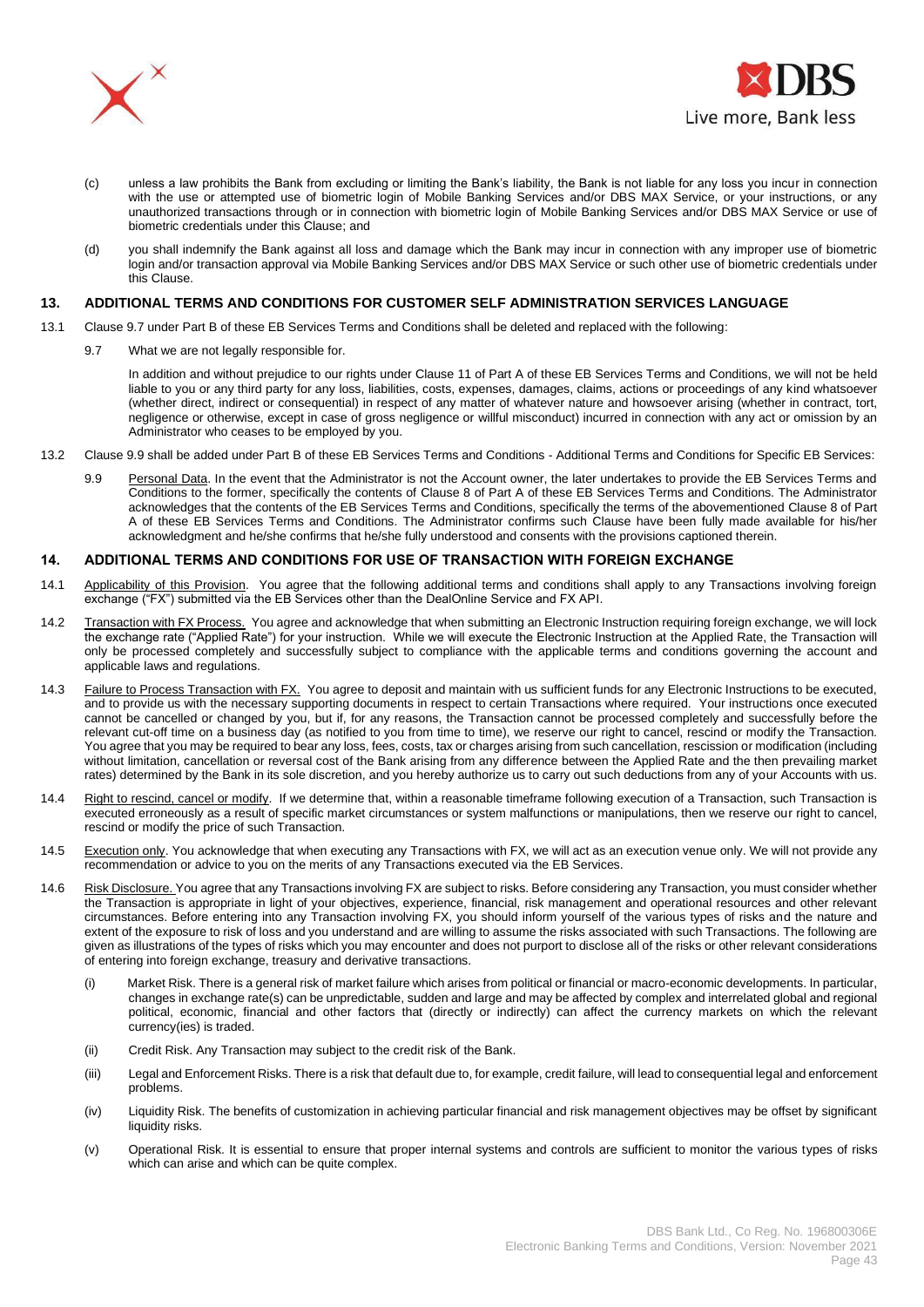(c) unless a law prohibits the Bank from excluding or limiting the Bank's liability, the Bank is not liable for any loss you incur in connection with the use or attempted use of biometric login of Mobile Banking Services and/or DBS MAX Service, or your instructions, or any unauthorized transactions through or in connection with biometric login of Mobile Banking Services and/or DBS MAX Service or use of biometric credentials under this Clause; and

(d) you shall indemnify the Bank against all loss and damage which the Bank may incur in connection with any improper use of biometric login and/or transaction approval via Mobile Banking Services and/or DBS MAX Service or such other use of biometric credentials under this Clause.

## 13. ADDITIONAL TERMS AND CONDITIONS FOR CUSTOMER SELF ADMINISTRATION SERVICES LANGUAGE

13.1 Clause 9.7 under Part B of these EB Services Terms and Conditions shall be deleted and replaced with the following:

9.7 What we are not legally responsible for.

In addition and without prejudice to our rights under Clause 11 of Part A of these EB Services Terms and Conditions, we will not be held liable to you or any third party for any loss, liabilities, costs, expenses, damages, claims, actions or proceedings of any kind whatsoever (whether direct, indirect or consequential) in respect of any matter of whatever nature and howsoever arising (whether in contract, tort, negligence or otherwise, except in case of gross negligence or willful misconduct) incurred in connection with any act or omission by an Administrator who ceases to be employed by you.

13.2 Clause 9.9 shall be added under Part B of these EB Services Terms and Conditions - Additional Terms and Conditions for Specific EB Services:

9.9 Personal Data. In the event that the Administrator is not the Account owner, the later undertakes to provide the EB Services Terms and Conditions to the former, specifically the contents of Clause 8 of Part A of these EB Services Terms and Conditions. The Administrator acknowledges that the contents of the EB Services Terms and Conditions, specifically the terms of the abovementioned Clause 8 of Part A of these EB Services Terms and Conditions. The Administrator confirms such Clause have been fully made available for his/her acknowledgment and he/she confirms that he/she fully understood and consents with the provisions captioned therein.

## 14. ADDITIONAL TERMS AND CONDITIONS FOR USE OF TRANSACTION WITH FOREIGN EXCHANGE

14.1 Applicability of this Provision. You agree that the following additional terms and conditions shall apply to any Transactions involving foreign exchange ("FX") submitted via the EB Services other than the DealOnline Service and FX API.

14.2 Transaction with FX Process. You agree and acknowledge that when submitting an Electronic Instruction requiring foreign exchange, we will lock the exchange rate ("Applied Rate") for your instruction. While we will execute the Electronic Instruction at the Applied Rate, the Transaction will only be processed completely and successfully subject to compliance with the applicable terms and conditions governing the account and applicable laws and regulations.

14.3 Failure to Process Transaction with FX. You agree to deposit and maintain with us sufficient funds for any Electronic Instructions to be executed, and to provide us with the necessary supporting documents in respect to certain Transactions where required. Your instructions once executed cannot be cancelled or changed by you, but if, for any reasons, the Transaction cannot be processed completely and successfully before the relevant cut-off time on a business day (as notified to you from time to time), we reserve our right to cancel, rescind or modify the Transaction. You agree that you may be required to bear any loss, fees, costs, tax or charges arising from such cancellation, rescission or modification (including without limitation, cancellation or reversal cost of the Bank arising from any difference between the Applied Rate and the then prevailing market rates) determined by the Bank in its sole discretion, and you hereby authorize us to carry out such deductions from any of your Accounts with us.

14.4 Right to rescind, cancel or modify. If we determine that, within a reasonable timeframe following execution of a Transaction, such Transaction is executed erroneously as a result of specific market circumstances or system malfunctions or manipulations, then we reserve our right to cancel, rescind or modify the price of such Transaction.

14.5 Execution only. You acknowledge that when executing any Transactions with FX, we will act as an execution venue only. We will not provide any recommendation or advice to you on the merits of any Transactions executed via the EB Services.

14.6 Risk Disclosure. You agree that any Transactions involving FX are subject to risks. Before considering any Transaction, you must consider whether the Transaction is appropriate in light of your objectives, experience, financial, risk management and operational resources and other relevant circumstances. Before entering into any Transaction involving FX, you should inform yourself of the various types of risks and the nature and extent of the exposure to risk of loss and you understand and are willing to assume the risks associated with such Transactions. The following are given as illustrations of the types of risks which you may encounter and does not purport to disclose all of the risks or other relevant considerations of entering into foreign exchange, treasury and derivative transactions.

(i) Market Risk. There is a general risk of market failure which arises from political or financial or macro-economic developments. In particular, changes in exchange rate(s) can be unpredictable, sudden and large and may be affected by complex and interrelated global and regional political, economic, financial and other factors that (directly or indirectly) can affect the currency markets on which the relevant currency(ies) is traded.

(ii) Credit Risk. Any Transaction may subject to the credit risk of the Bank.

(iii) Legal and Enforcement Risks. There is a risk that default due to, for example, credit failure, will lead to consequential legal and enforcement problems.

(iv) Liquidity Risk. The benefits of customization in achieving particular financial and risk management objectives may be offset by significant liquidity risks.

(v) Operational Risk. It is essential to ensure that proper internal systems and controls are sufficient to monitor the various types of risks which can arise and which can be quite complex.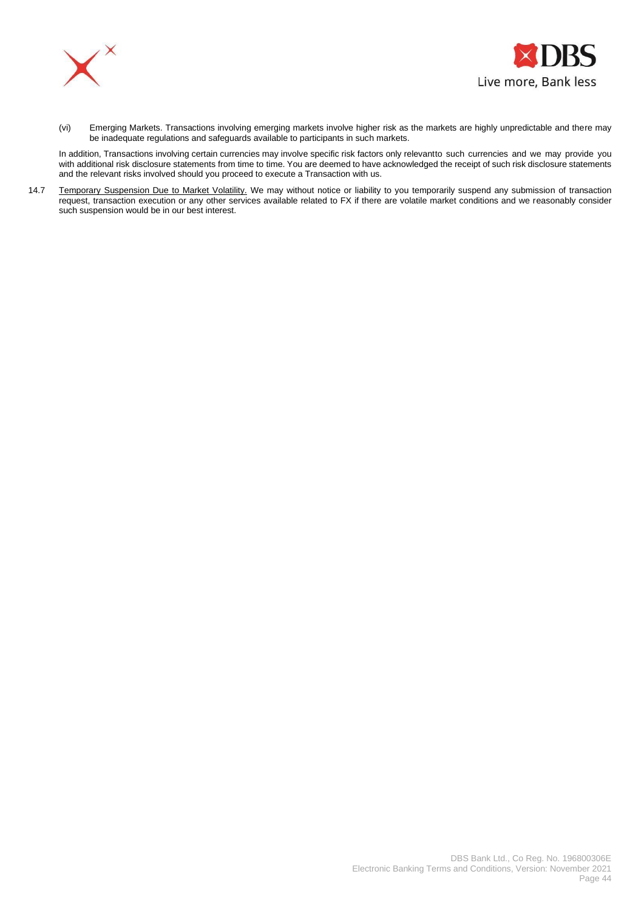(vi) Emerging Markets. Transactions involving emerging markets involve higher risk as the markets are highly unpredictable and there may be inadequate regulations and safeguards available to participants in such markets.

In addition, Transactions involving certain currencies may involve specific risk factors only relevantto such currencies and we may provide you with additional risk disclosure statements from time to time. You are deemed to have acknowledged the receipt of such risk disclosure statements and the relevant risks involved should you proceed to execute a Transaction with us.

14.7 Temporary Suspension Due to Market Volatility. We may without notice or liability to you temporarily suspend any submission of transaction request, transaction execution or any other services available related to FX if there are volatile market conditions and we reasonably consider such suspension would be in our best interest.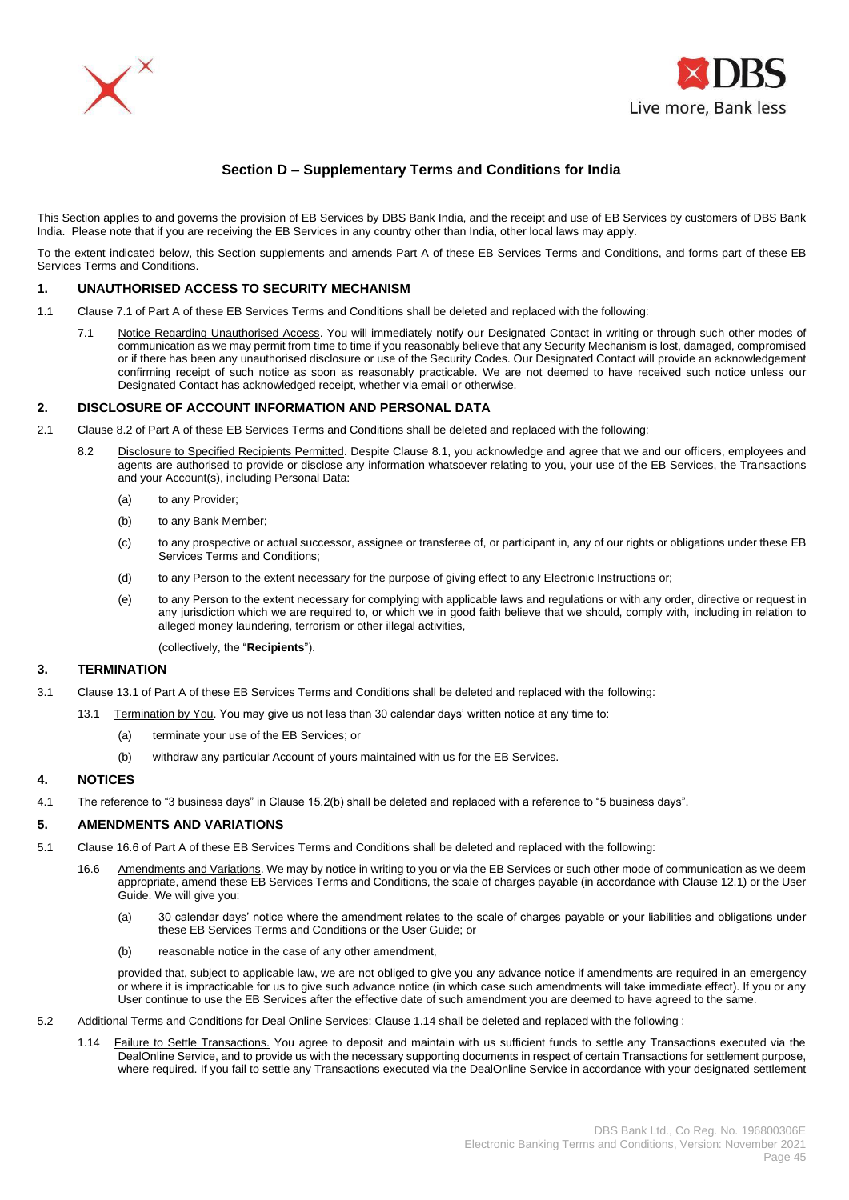## Section D – Supplementary Terms and Conditions for India

This Section applies to and governs the provision of EB Services by DBS Bank India, and the receipt and use of EB Services by customers of DBS Bank India. Please note that if you are receiving the EB Services in any country other than India, other local laws may apply.

To the extent indicated below, this Section supplements and amends Part A of these EB Services Terms and Conditions, and forms part of these EB Services Terms and Conditions.

### 1. UNAUTHORISED ACCESS TO SECURITY MECHANISM

1.1 Clause 7.1 of Part A of these EB Services Terms and Conditions shall be deleted and replaced with the following:

7.1 Notice Regarding Unauthorised Access. You will immediately notify our Designated Contact in writing or through such other modes of communication as we may permit from time to time if you reasonably believe that any Security Mechanism is lost, damaged, compromised or if there has been any unauthorised disclosure or use of the Security Codes. Our Designated Contact will provide an acknowledgement confirming receipt of such notice as soon as reasonably practicable. We are not deemed to have received such notice unless our Designated Contact has acknowledged receipt, whether via email or otherwise.

### 2. DISCLOSURE OF ACCOUNT INFORMATION AND PERSONAL DATA

2.1 Clause 8.2 of Part A of these EB Services Terms and Conditions shall be deleted and replaced with the following:

8.2 Disclosure to Specified Recipients Permitted. Despite Clause 8.1, you acknowledge and agree that we and our officers, employees and agents are authorised to provide or disclose any information whatsoever relating to you, your use of the EB Services, the Transactions and your Account(s), including Personal Data:

(a) to any Provider;

(b) to any Bank Member;

(c) to any prospective or actual successor, assignee or transferee of, or participant in, any of our rights or obligations under these EB Services Terms and Conditions;

(d) to any Person to the extent necessary for the purpose of giving effect to any Electronic Instructions or;

(e) to any Person to the extent necessary for complying with applicable laws and regulations or with any order, directive or request in any jurisdiction which we are required to, or which we in good faith believe that we should, comply with, including in relation to alleged money laundering, terrorism or other illegal activities,

(collectively, the "**Recipients**").

### 3. TERMINATION

3.1 Clause 13.1 of Part A of these EB Services Terms and Conditions shall be deleted and replaced with the following:

13.1 Termination by You. You may give us not less than 30 calendar days' written notice at any time to:

(a) terminate your use of the EB Services; or

(b) withdraw any particular Account of yours maintained with us for the EB Services.

### 4. NOTICES

4.1 The reference to "3 business days" in Clause 15.2(b) shall be deleted and replaced with a reference to "5 business days".

### 5. AMENDMENTS AND VARIATIONS

5.1 Clause 16.6 of Part A of these EB Services Terms and Conditions shall be deleted and replaced with the following:

16.6 Amendments and Variations. We may by notice in writing to you or via the EB Services or such other mode of communication as we deem appropriate, amend these EB Services Terms and Conditions, the scale of charges payable (in accordance with Clause 12.1) or the User Guide. We will give you:

(a) 30 calendar days' notice where the amendment relates to the scale of charges payable or your liabilities and obligations under these EB Services Terms and Conditions or the User Guide; or

(b) reasonable notice in the case of any other amendment,

provided that, subject to applicable law, we are not obliged to give you any advance notice if amendments are required in an emergency or where it is impracticable for us to give such advance notice (in which case such amendments will take immediate effect). If you or any User continue to use the EB Services after the effective date of such amendment you are deemed to have agreed to the same.

5.2 Additional Terms and Conditions for Deal Online Services: Clause 1.14 shall be deleted and replaced with the following :

1.14 Failure to Settle Transactions. You agree to deposit and maintain with us sufficient funds to settle any Transactions executed via the DealOnline Service, and to provide us with the necessary supporting documents in respect of certain Transactions for settlement purpose, where required. If you fail to settle any Transactions executed via the DealOnline Service in accordance with your designated settlement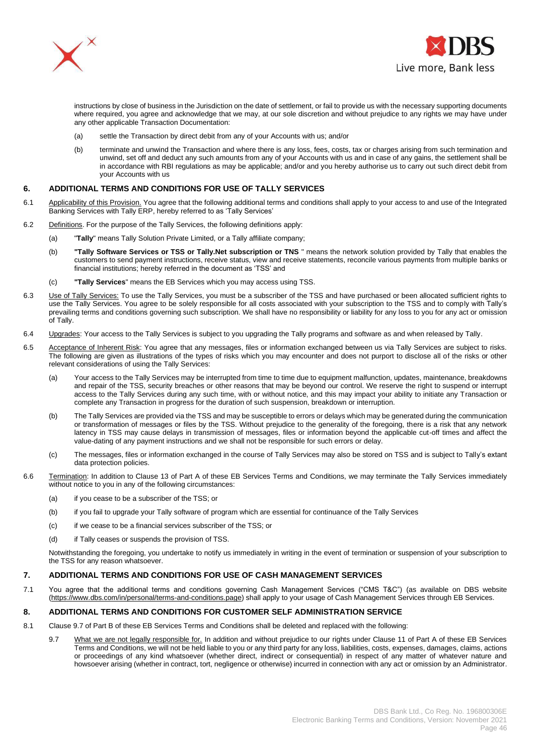instructions by close of business in the Jurisdiction on the date of settlement, or fail to provide us with the necessary supporting documents where required, you agree and acknowledge that we may, at our sole discretion and without prejudice to any rights we may have under any other applicable Transaction Documentation:

(a) settle the Transaction by direct debit from any of your Accounts with us; and/or

(b) terminate and unwind the Transaction and where there is any loss, fees, costs, tax or charges arising from such termination and unwind, set off and deduct any such amounts from any of your Accounts with us and in case of any gains, the settlement shall be in accordance with RBI regulations as may be applicable; and/or and you hereby authorise us to carry out such direct debit from your Accounts with us

## 6. ADDITIONAL TERMS AND CONDITIONS FOR USE OF TALLY SERVICES

6.1 Applicability of this Provision. You agree that the following additional terms and conditions shall apply to your access to and use of the Integrated Banking Services with Tally ERP, hereby referred to as 'Tally Services'

6.2 Definitions. For the purpose of the Tally Services, the following definitions apply:

(a) "**Tally**" means Tally Solution Private Limited, or a Tally affiliate company;

(b) **"Tally Software Services or TSS or Tally.Net subscription or TNS** " means the network solution provided by Tally that enables the customers to send payment instructions, receive status, view and receive statements, reconcile various payments from multiple banks or financial institutions; hereby referred in the document as 'TSS' and

(c) **"Tally Services**" means the EB Services which you may access using TSS.

6.3 Use of Tally Services: To use the Tally Services, you must be a subscriber of the TSS and have purchased or been allocated sufficient rights to use the Tally Services. You agree to be solely responsible for all costs associated with your subscription to the TSS and to comply with Tally's prevailing terms and conditions governing such subscription. We shall have no responsibility or liability for any loss to you for any act or omission of Tally.

6.4 Upgrades: Your access to the Tally Services is subject to you upgrading the Tally programs and software as and when released by Tally.

6.5 Acceptance of Inherent Risk: You agree that any messages, files or information exchanged between us via Tally Services are subject to risks. The following are given as illustrations of the types of risks which you may encounter and does not purport to disclose all of the risks or other relevant considerations of using the Tally Services:

(a) Your access to the Tally Services may be interrupted from time to time due to equipment malfunction, updates, maintenance, breakdowns and repair of the TSS, security breaches or other reasons that may be beyond our control. We reserve the right to suspend or interrupt access to the Tally Services during any such time, with or without notice, and this may impact your ability to initiate any Transaction or complete any Transaction in progress for the duration of such suspension, breakdown or interruption.

(b) The Tally Services are provided via the TSS and may be susceptible to errors or delays which may be generated during the communication or transformation of messages or files by the TSS. Without prejudice to the generality of the foregoing, there is a risk that any network latency in TSS may cause delays in transmission of messages, files or information beyond the applicable cut-off times and affect the value-dating of any payment instructions and we shall not be responsible for such errors or delay.

(c) The messages, files or information exchanged in the course of Tally Services may also be stored on TSS and is subject to Tally's extant data protection policies.

6.6 Termination: In addition to Clause 13 of Part A of these EB Services Terms and Conditions, we may terminate the Tally Services immediately without notice to you in any of the following circumstances:

(a) if you cease to be a subscriber of the TSS; or

(b) if you fail to upgrade your Tally software of program which are essential for continuance of the Tally Services

(c) if we cease to be a financial services subscriber of the TSS; or

(d) if Tally ceases or suspends the provision of TSS.

Notwithstanding the foregoing, you undertake to notify us immediately in writing in the event of termination or suspension of your subscription to the TSS for any reason whatsoever.

## 7. ADDITIONAL TERMS AND CONDITIONS FOR USE OF CASH MANAGEMENT SERVICES

7.1 You agree that the additional terms and conditions governing Cash Management Services ("CMS T&C") (as available on DBS website (https://www.dbs.com/in/personal/terms-and-conditions.page) shall apply to your usage of Cash Management Services through EB Services.

## 8. ADDITIONAL TERMS AND CONDITIONS FOR CUSTOMER SELF ADMINISTRATION SERVICE

8.1 Clause 9.7 of Part B of these EB Services Terms and Conditions shall be deleted and replaced with the following:

9.7 What we are not legally responsible for. In addition and without prejudice to our rights under Clause 11 of Part A of these EB Services Terms and Conditions, we will not be held liable to you or any third party for any loss, liabilities, costs, expenses, damages, claims, actions or proceedings of any kind whatsoever (whether direct, indirect or consequential) in respect of any matter of whatever nature and howsoever arising (whether in contract, tort, negligence or otherwise) incurred in connection with any act or omission by an Administrator.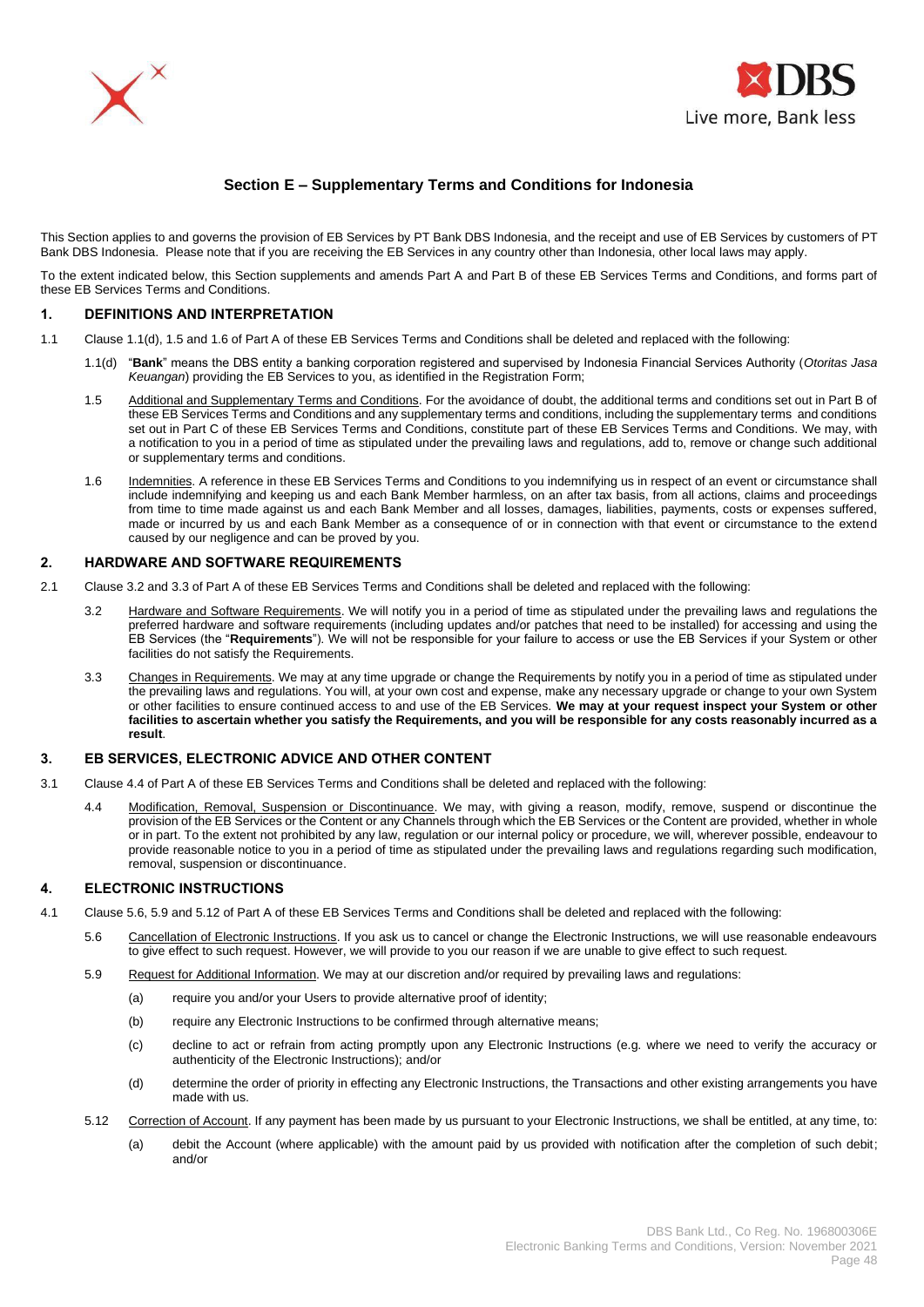## Section E – Supplementary Terms and Conditions for Indonesia

This Section applies to and governs the provision of EB Services by PT Bank DBS Indonesia, and the receipt and use of EB Services by customers of PT Bank DBS Indonesia. Please note that if you are receiving the EB Services in any country other than Indonesia, other local laws may apply.

To the extent indicated below, this Section supplements and amends Part A and Part B of these EB Services Terms and Conditions, and forms part of these EB Services Terms and Conditions.

### 1. DEFINITIONS AND INTERPRETATION

1.1 Clause 1.1(d), 1.5 and 1.6 of Part A of these EB Services Terms and Conditions shall be deleted and replaced with the following:

1.1(d) "**Bank**" means the DBS entity a banking corporation registered and supervised by Indonesia Financial Services Authority (*Otoritas Jasa Keuangan*) providing the EB Services to you, as identified in the Registration Form;

1.5 Additional and Supplementary Terms and Conditions. For the avoidance of doubt, the additional terms and conditions set out in Part B of these EB Services Terms and Conditions and any supplementary terms and conditions, including the supplementary terms and conditions set out in Part C of these EB Services Terms and Conditions, constitute part of these EB Services Terms and Conditions. We may, with a notification to you in a period of time as stipulated under the prevailing laws and regulations, add to, remove or change such additional or supplementary terms and conditions.

1.6 Indemnities. A reference in these EB Services Terms and Conditions to you indemnifying us in respect of an event or circumstance shall include indemnifying and keeping us and each Bank Member harmless, on an after tax basis, from all actions, claims and proceedings from time to time made against us and each Bank Member and all losses, damages, liabilities, payments, costs or expenses suffered, made or incurred by us and each Bank Member as a consequence of or in connection with that event or circumstance to the extend caused by our negligence and can be proved by you.

### 2. HARDWARE AND SOFTWARE REQUIREMENTS

2.1 Clause 3.2 and 3.3 of Part A of these EB Services Terms and Conditions shall be deleted and replaced with the following:

3.2 Hardware and Software Requirements. We will notify you in a period of time as stipulated under the prevailing laws and regulations the preferred hardware and software requirements (including updates and/or patches that need to be installed) for accessing and using the EB Services (the "**Requirements**"). We will not be responsible for your failure to access or use the EB Services if your System or other facilities do not satisfy the Requirements.

3.3 Changes in Requirements. We may at any time upgrade or change the Requirements by notify you in a period of time as stipulated under the prevailing laws and regulations. You will, at your own cost and expense, make any necessary upgrade or change to your own System or other facilities to ensure continued access to and use of the EB Services. **We may at your request inspect your System or other facilities to ascertain whether you satisfy the Requirements, and you will be responsible for any costs reasonably incurred as a result**.

### 3. EB SERVICES, ELECTRONIC ADVICE AND OTHER CONTENT

3.1 Clause 4.4 of Part A of these EB Services Terms and Conditions shall be deleted and replaced with the following:

4.4 Modification, Removal, Suspension or Discontinuance. We may, with giving a reason, modify, remove, suspend or discontinue the provision of the EB Services or the Content or any Channels through which the EB Services or the Content are provided, whether in whole or in part. To the extent not prohibited by any law, regulation or our internal policy or procedure, we will, wherever possible, endeavour to provide reasonable notice to you in a period of time as stipulated under the prevailing laws and regulations regarding such modification, removal, suspension or discontinuance.

### 4. ELECTRONIC INSTRUCTIONS

4.1 Clause 5.6, 5.9 and 5.12 of Part A of these EB Services Terms and Conditions shall be deleted and replaced with the following:

5.6 Cancellation of Electronic Instructions. If you ask us to cancel or change the Electronic Instructions, we will use reasonable endeavours to give effect to such request. However, we will provide to you our reason if we are unable to give effect to such request.

5.9 Request for Additional Information. We may at our discretion and/or required by prevailing laws and regulations:

(a) require you and/or your Users to provide alternative proof of identity;

(b) require any Electronic Instructions to be confirmed through alternative means;

(c) decline to act or refrain from acting promptly upon any Electronic Instructions (e.g. where we need to verify the accuracy or authenticity of the Electronic Instructions); and/or

(d) determine the order of priority in effecting any Electronic Instructions, the Transactions and other existing arrangements you have made with us.

5.12 Correction of Account. If any payment has been made by us pursuant to your Electronic Instructions, we shall be entitled, at any time, to:

(a) debit the Account (where applicable) with the amount paid by us provided with notification after the completion of such debit; and/or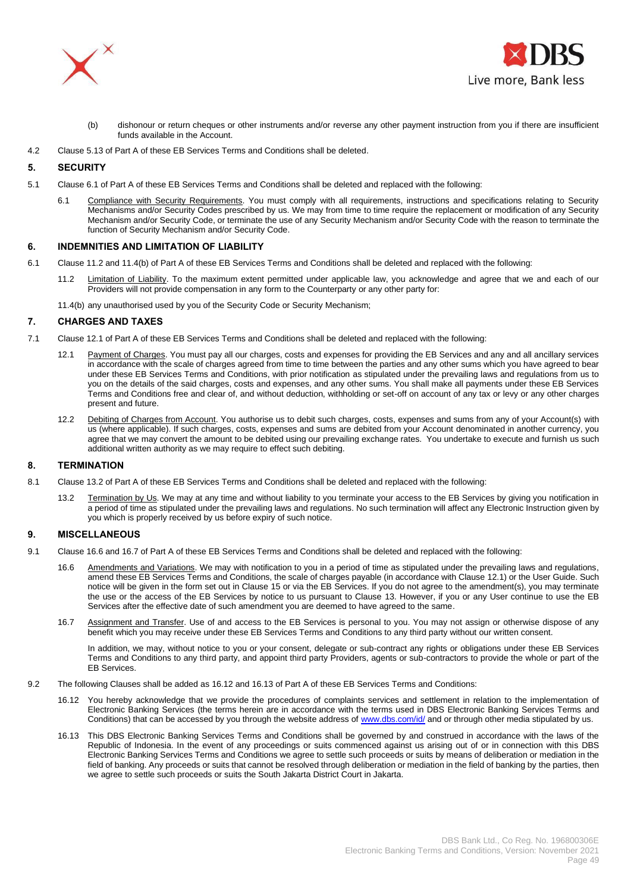(b) dishonour or return cheques or other instruments and/or reverse any other payment instruction from you if there are insufficient funds available in the Account.

4.2 Clause 5.13 of Part A of these EB Services Terms and Conditions shall be deleted.

## 5. SECURITY

5.1 Clause 6.1 of Part A of these EB Services Terms and Conditions shall be deleted and replaced with the following:

6.1 Compliance with Security Requirements. You must comply with all requirements, instructions and specifications relating to Security Mechanisms and/or Security Codes prescribed by us. We may from time to time require the replacement or modification of any Security Mechanism and/or Security Code, or terminate the use of any Security Mechanism and/or Security Code with the reason to terminate the function of Security Mechanism and/or Security Code.

## 6. INDEMNITIES AND LIMITATION OF LIABILITY

6.1 Clause 11.2 and 11.4(b) of Part A of these EB Services Terms and Conditions shall be deleted and replaced with the following:

11.2 Limitation of Liability. To the maximum extent permitted under applicable law, you acknowledge and agree that we and each of our Providers will not provide compensation in any form to the Counterparty or any other party for:

11.4(b) any unauthorised used by you of the Security Code or Security Mechanism;

## 7. CHARGES AND TAXES

7.1 Clause 12.1 of Part A of these EB Services Terms and Conditions shall be deleted and replaced with the following:

12.1 Payment of Charges. You must pay all our charges, costs and expenses for providing the EB Services and any and all ancillary services in accordance with the scale of charges agreed from time to time between the parties and any other sums which you have agreed to bear under these EB Services Terms and Conditions, with prior notification as stipulated under the prevailing laws and regulations from us to you on the details of the said charges, costs and expenses, and any other sums. You shall make all payments under these EB Services Terms and Conditions free and clear of, and without deduction, withholding or set-off on account of any tax or levy or any other charges present and future.

12.2 Debiting of Charges from Account. You authorise us to debit such charges, costs, expenses and sums from any of your Account(s) with us (where applicable). If such charges, costs, expenses and sums are debited from your Account denominated in another currency, you agree that we may convert the amount to be debited using our prevailing exchange rates. You undertake to execute and furnish us such additional written authority as we may require to effect such debiting.

## 8. TERMINATION

8.1 Clause 13.2 of Part A of these EB Services Terms and Conditions shall be deleted and replaced with the following:

13.2 Termination by Us. We may at any time and without liability to you terminate your access to the EB Services by giving you notification in a period of time as stipulated under the prevailing laws and regulations. No such termination will affect any Electronic Instruction given by you which is properly received by us before expiry of such notice.

## 9. MISCELLANEOUS

9.1 Clause 16.6 and 16.7 of Part A of these EB Services Terms and Conditions shall be deleted and replaced with the following:

16.6 Amendments and Variations. We may with notification to you in a period of time as stipulated under the prevailing laws and regulations, amend these EB Services Terms and Conditions, the scale of charges payable (in accordance with Clause 12.1) or the User Guide. Such notice will be given in the form set out in Clause 15 or via the EB Services. If you do not agree to the amendment(s), you may terminate the use or the access of the EB Services by notice to us pursuant to Clause 13. However, if you or any User continue to use the EB Services after the effective date of such amendment you are deemed to have agreed to the same.

16.7 Assignment and Transfer. Use of and access to the EB Services is personal to you. You may not assign or otherwise dispose of any benefit which you may receive under these EB Services Terms and Conditions to any third party without our written consent.

In addition, we may, without notice to you or your consent, delegate or sub-contract any rights or obligations under these EB Services Terms and Conditions to any third party, and appoint third party Providers, agents or sub-contractors to provide the whole or part of the EB Services.

9.2 The following Clauses shall be added as 16.12 and 16.13 of Part A of these EB Services Terms and Conditions:

16.12 You hereby acknowledge that we provide the procedures of complaints services and settlement in relation to the implementation of Electronic Banking Services (the terms herein are in accordance with the terms used in DBS Electronic Banking Services Terms and Conditions) that can be accessed by you through the website address of www.dbs.com/id/ and or through other media stipulated by us.

16.13 This DBS Electronic Banking Services Terms and Conditions shall be governed by and construed in accordance with the laws of the Republic of Indonesia. In the event of any proceedings or suits commenced against us arising out of or in connection with this DBS Electronic Banking Services Terms and Conditions we agree to settle such proceeds or suits by means of deliberation or mediation in the field of banking. Any proceeds or suits that cannot be resolved through deliberation or mediation in the field of banking by the parties, then we agree to settle such proceeds or suits the South Jakarta District Court in Jakarta.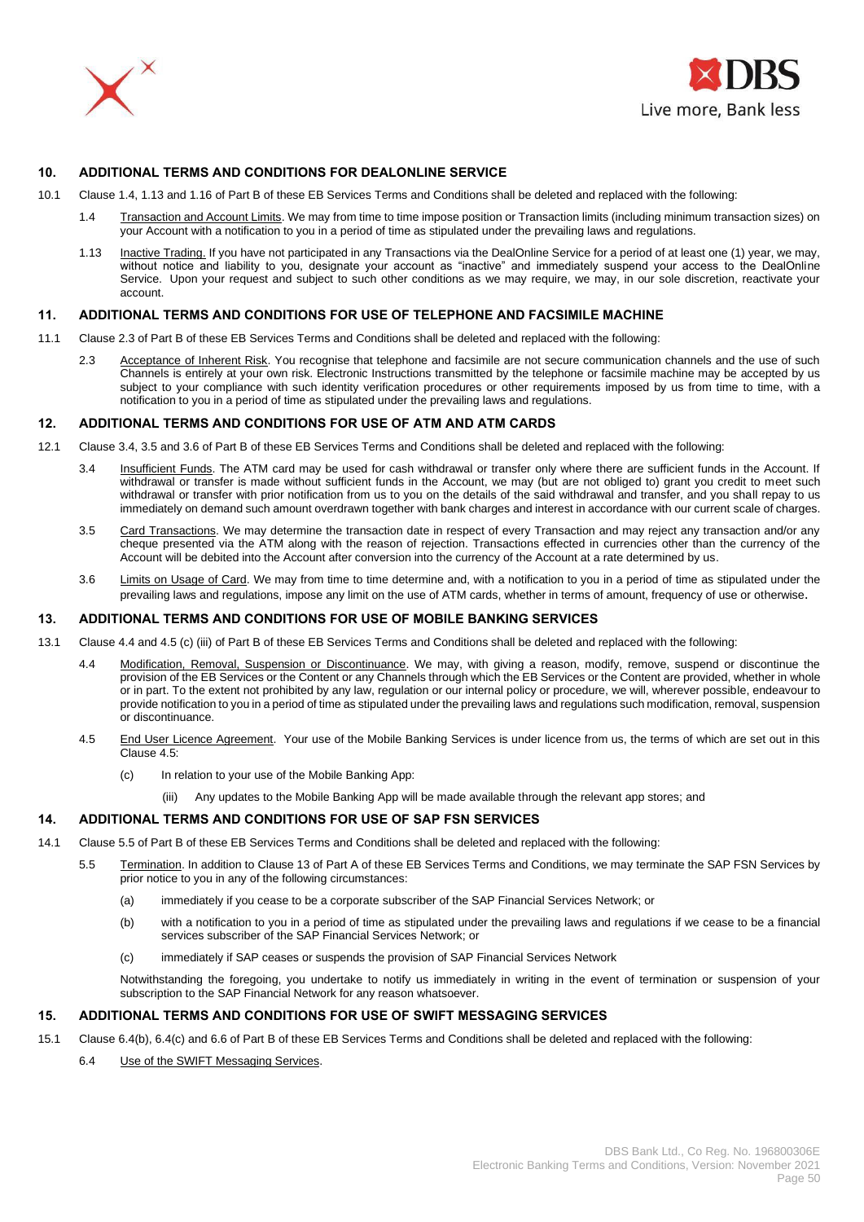## 10. ADDITIONAL TERMS AND CONDITIONS FOR DEALONLINE SERVICE

10.1 Clause 1.4, 1.13 and 1.16 of Part B of these EB Services Terms and Conditions shall be deleted and replaced with the following:

1.4 Transaction and Account Limits. We may from time to time impose position or Transaction limits (including minimum transaction sizes) on your Account with a notification to you in a period of time as stipulated under the prevailing laws and regulations.

1.13 Inactive Trading. If you have not participated in any Transactions via the DealOnline Service for a period of at least one (1) year, we may, without notice and liability to you, designate your account as "inactive" and immediately suspend your access to the DealOnline Service. Upon your request and subject to such other conditions as we may require, we may, in our sole discretion, reactivate your account.

## 11. ADDITIONAL TERMS AND CONDITIONS FOR USE OF TELEPHONE AND FACSIMILE MACHINE

11.1 Clause 2.3 of Part B of these EB Services Terms and Conditions shall be deleted and replaced with the following:

2.3 Acceptance of Inherent Risk. You recognise that telephone and facsimile are not secure communication channels and the use of such Channels is entirely at your own risk. Electronic Instructions transmitted by the telephone or facsimile machine may be accepted by us subject to your compliance with such identity verification procedures or other requirements imposed by us from time to time, with a notification to you in a period of time as stipulated under the prevailing laws and regulations.

## 12. ADDITIONAL TERMS AND CONDITIONS FOR USE OF ATM AND ATM CARDS

12.1 Clause 3.4, 3.5 and 3.6 of Part B of these EB Services Terms and Conditions shall be deleted and replaced with the following:

3.4 Insufficient Funds. The ATM card may be used for cash withdrawal or transfer only where there are sufficient funds in the Account. If withdrawal or transfer is made without sufficient funds in the Account, we may (but are not obliged to) grant you credit to meet such withdrawal or transfer with prior notification from us to you on the details of the said withdrawal and transfer, and you shall repay to us immediately on demand such amount overdrawn together with bank charges and interest in accordance with our current scale of charges.

3.5 Card Transactions. We may determine the transaction date in respect of every Transaction and may reject any transaction and/or any cheque presented via the ATM along with the reason of rejection. Transactions effected in currencies other than the currency of the Account will be debited into the Account after conversion into the currency of the Account at a rate determined by us.

3.6 Limits on Usage of Card. We may from time to time determine and, with a notification to you in a period of time as stipulated under the prevailing laws and regulations, impose any limit on the use of ATM cards, whether in terms of amount, frequency of use or otherwise.

## 13. ADDITIONAL TERMS AND CONDITIONS FOR USE OF MOBILE BANKING SERVICES

13.1 Clause 4.4 and 4.5 (c) (iii) of Part B of these EB Services Terms and Conditions shall be deleted and replaced with the following:

4.4 Modification, Removal, Suspension or Discontinuance. We may, with giving a reason, modify, remove, suspend or discontinue the provision of the EB Services or the Content or any Channels through which the EB Services or the Content are provided, whether in whole or in part. To the extent not prohibited by any law, regulation or our internal policy or procedure, we will, wherever possible, endeavour to provide notification to you in a period of time as stipulated under the prevailing laws and regulations such modification, removal, suspension or discontinuance.

4.5 End User Licence Agreement. Your use of the Mobile Banking Services is under licence from us, the terms of which are set out in this Clause 4.5:

(c) In relation to your use of the Mobile Banking App:

(iii) Any updates to the Mobile Banking App will be made available through the relevant app stores; and

## 14. ADDITIONAL TERMS AND CONDITIONS FOR USE OF SAP FSN SERVICES

14.1 Clause 5.5 of Part B of these EB Services Terms and Conditions shall be deleted and replaced with the following:

5.5 Termination. In addition to Clause 13 of Part A of these EB Services Terms and Conditions, we may terminate the SAP FSN Services by prior notice to you in any of the following circumstances:

(a) immediately if you cease to be a corporate subscriber of the SAP Financial Services Network; or

(b) with a notification to you in a period of time as stipulated under the prevailing laws and regulations if we cease to be a financial services subscriber of the SAP Financial Services Network; or

(c) immediately if SAP ceases or suspends the provision of SAP Financial Services Network

Notwithstanding the foregoing, you undertake to notify us immediately in writing in the event of termination or suspension of your subscription to the SAP Financial Network for any reason whatsoever.

## 15. ADDITIONAL TERMS AND CONDITIONS FOR USE OF SWIFT MESSAGING SERVICES

15.1 Clause 6.4(b), 6.4(c) and 6.6 of Part B of these EB Services Terms and Conditions shall be deleted and replaced with the following:

6.4 Use of the SWIFT Messaging Services.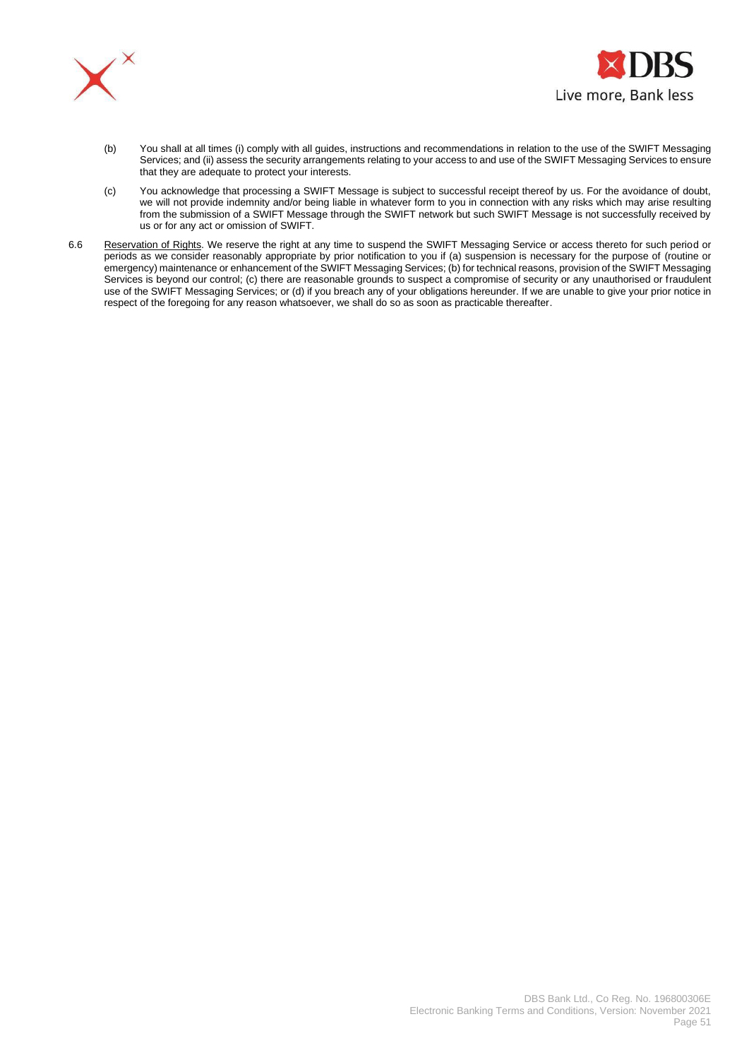(b) You shall at all times (i) comply with all guides, instructions and recommendations in relation to the use of the SWIFT Messaging Services; and (ii) assess the security arrangements relating to your access to and use of the SWIFT Messaging Services to ensure that they are adequate to protect your interests.

(c) You acknowledge that processing a SWIFT Message is subject to successful receipt thereof by us. For the avoidance of doubt, we will not provide indemnity and/or being liable in whatever form to you in connection with any risks which may arise resulting from the submission of a SWIFT Message through the SWIFT network but such SWIFT Message is not successfully received by us or for any act or omission of SWIFT.

6.6 Reservation of Rights. We reserve the right at any time to suspend the SWIFT Messaging Service or access thereto for such period or periods as we consider reasonably appropriate by prior notification to you if (a) suspension is necessary for the purpose of (routine or emergency) maintenance or enhancement of the SWIFT Messaging Services; (b) for technical reasons, provision of the SWIFT Messaging Services is beyond our control; (c) there are reasonable grounds to suspect a compromise of security or any unauthorised or fraudulent use of the SWIFT Messaging Services; or (d) if you breach any of your obligations hereunder. If we are unable to give your prior notice in respect of the foregoing for any reason whatsoever, we shall do so as soon as practicable thereafter.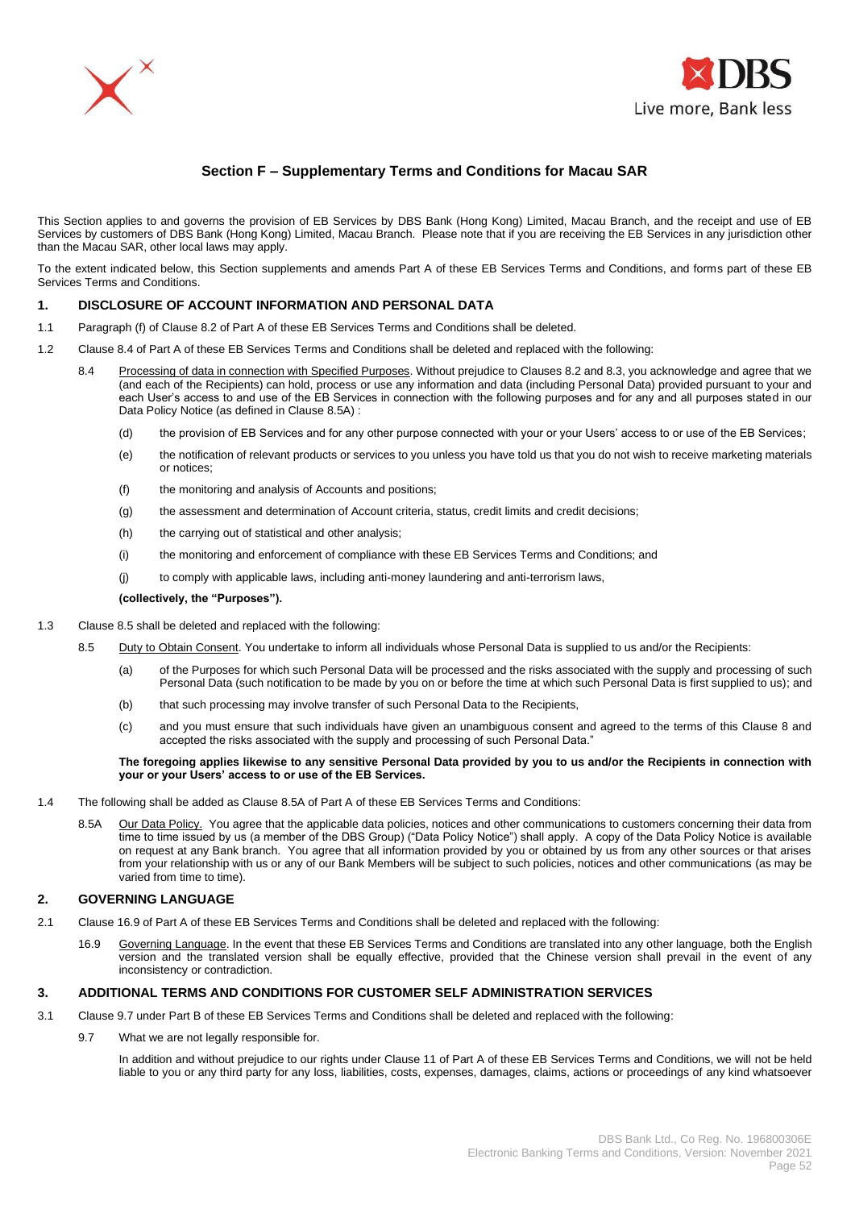## Section F – Supplementary Terms and Conditions for Macau SAR

This Section applies to and governs the provision of EB Services by DBS Bank (Hong Kong) Limited, Macau Branch, and the receipt and use of EB Services by customers of DBS Bank (Hong Kong) Limited, Macau Branch. Please note that if you are receiving the EB Services in any jurisdiction other than the Macau SAR, other local laws may apply.

To the extent indicated below, this Section supplements and amends Part A of these EB Services Terms and Conditions, and forms part of these EB Services Terms and Conditions.

### 1. DISCLOSURE OF ACCOUNT INFORMATION AND PERSONAL DATA

1.1 Paragraph (f) of Clause 8.2 of Part A of these EB Services Terms and Conditions shall be deleted.

1.2 Clause 8.4 of Part A of these EB Services Terms and Conditions shall be deleted and replaced with the following:

8.4 Processing of data in connection with Specified Purposes. Without prejudice to Clauses 8.2 and 8.3, you acknowledge and agree that we (and each of the Recipients) can hold, process or use any information and data (including Personal Data) provided pursuant to your and each User's access to and use of the EB Services in connection with the following purposes and for any and all purposes stated in our Data Policy Notice (as defined in Clause 8.5A) :

(d) the provision of EB Services and for any other purpose connected with your or your Users' access to or use of the EB Services;

(e) the notification of relevant products or services to you unless you have told us that you do not wish to receive marketing materials or notices;

(f) the monitoring and analysis of Accounts and positions;

(g) the assessment and determination of Account criteria, status, credit limits and credit decisions;

(h) the carrying out of statistical and other analysis;

(i) the monitoring and enforcement of compliance with these EB Services Terms and Conditions; and

(j) to comply with applicable laws, including anti-money laundering and anti-terrorism laws,

**(collectively, the "Purposes").**

1.3 Clause 8.5 shall be deleted and replaced with the following:

8.5 Duty to Obtain Consent. You undertake to inform all individuals whose Personal Data is supplied to us and/or the Recipients:

(a) of the Purposes for which such Personal Data will be processed and the risks associated with the supply and processing of such Personal Data (such notification to be made by you on or before the time at which such Personal Data is first supplied to us); and

(b) that such processing may involve transfer of such Personal Data to the Recipients,

(c) and you must ensure that such individuals have given an unambiguous consent and agreed to the terms of this Clause 8 and accepted the risks associated with the supply and processing of such Personal Data."

**The foregoing applies likewise to any sensitive Personal Data provided by you to us and/or the Recipients in connection with your or your Users' access to or use of the EB Services.**

1.4 The following shall be added as Clause 8.5A of Part A of these EB Services Terms and Conditions:

8.5A Our Data Policy. You agree that the applicable data policies, notices and other communications to customers concerning their data from time to time issued by us (a member of the DBS Group) ("Data Policy Notice") shall apply. A copy of the Data Policy Notice is available on request at any Bank branch. You agree that all information provided by you or obtained by us from any other sources or that arises from your relationship with us or any of our Bank Members will be subject to such policies, notices and other communications (as may be varied from time to time).

### 2. GOVERNING LANGUAGE

2.1 Clause 16.9 of Part A of these EB Services Terms and Conditions shall be deleted and replaced with the following:

16.9 Governing Language. In the event that these EB Services Terms and Conditions are translated into any other language, both the English version and the translated version shall be equally effective, provided that the Chinese version shall prevail in the event of any inconsistency or contradiction.

### 3. ADDITIONAL TERMS AND CONDITIONS FOR CUSTOMER SELF ADMINISTRATION SERVICES

3.1 Clause 9.7 under Part B of these EB Services Terms and Conditions shall be deleted and replaced with the following:

9.7 What we are not legally responsible for.

In addition and without prejudice to our rights under Clause 11 of Part A of these EB Services Terms and Conditions, we will not be held liable to you or any third party for any loss, liabilities, costs, expenses, damages, claims, actions or proceedings of any kind whatsoever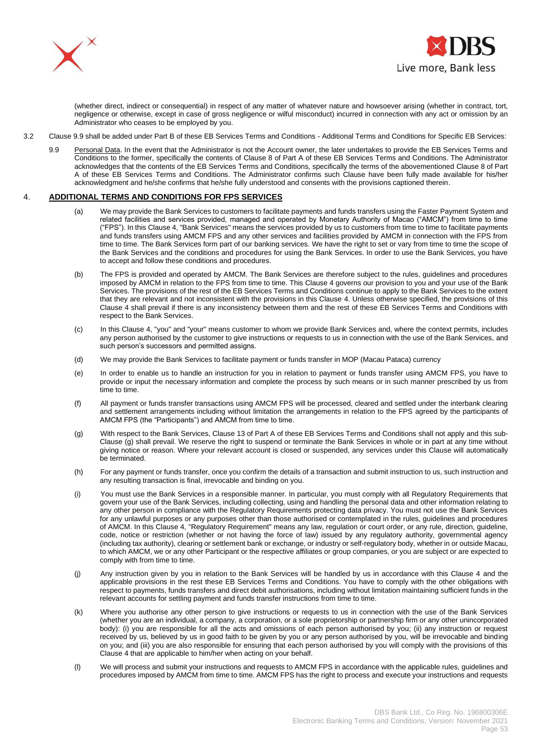(whether direct, indirect or consequential) in respect of any matter of whatever nature and howsoever arising (whether in contract, tort, negligence or otherwise, except in case of gross negligence or wilful misconduct) incurred in connection with any act or omission by an Administrator who ceases to be employed by you.

3.2 Clause 9.9 shall be added under Part B of these EB Services Terms and Conditions - Additional Terms and Conditions for Specific EB Services:

9.9 Personal Data. In the event that the Administrator is not the Account owner, the later undertakes to provide the EB Services Terms and Conditions to the former, specifically the contents of Clause 8 of Part A of these EB Services Terms and Conditions. The Administrator acknowledges that the contents of the EB Services Terms and Conditions, specifically the terms of the abovementioned Clause 8 of Part A of these EB Services Terms and Conditions. The Administrator confirms such Clause have been fully made available for his/her acknowledgment and he/she confirms that he/she fully understood and consents with the provisions captioned therein.

## 4. ADDITIONAL TERMS AND CONDITIONS FOR FPS SERVICES

(a) We may provide the Bank Services to customers to facilitate payments and funds transfers using the Faster Payment System and related facilities and services provided, managed and operated by Monetary Authority of Macao ("AMCM") from time to time ("FPS"). In this Clause 4, "Bank Services" means the services provided by us to customers from time to time to facilitate payments and funds transfers using AMCM FPS and any other services and facilities provided by AMCM in connection with the FPS from time to time. The Bank Services form part of our banking services. We have the right to set or vary from time to time the scope of the Bank Services and the conditions and procedures for using the Bank Services. In order to use the Bank Services, you have to accept and follow these conditions and procedures.

(b) The FPS is provided and operated by AMCM. The Bank Services are therefore subject to the rules, guidelines and procedures imposed by AMCM in relation to the FPS from time to time. This Clause 4 governs our provision to you and your use of the Bank Services. The provisions of the rest of the EB Services Terms and Conditions continue to apply to the Bank Services to the extent that they are relevant and not inconsistent with the provisions in this Clause 4. Unless otherwise specified, the provisions of this Clause 4 shall prevail if there is any inconsistency between them and the rest of these EB Services Terms and Conditions with respect to the Bank Services.

(c) In this Clause 4, "you" and "your" means customer to whom we provide Bank Services and, where the context permits, includes any person authorised by the customer to give instructions or requests to us in connection with the use of the Bank Services, and such person's successors and permitted assigns.

(d) We may provide the Bank Services to facilitate payment or funds transfer in MOP (Macau Pataca) currency

(e) In order to enable us to handle an instruction for you in relation to payment or funds transfer using AMCM FPS, you have to provide or input the necessary information and complete the process by such means or in such manner prescribed by us from time to time.

(f) All payment or funds transfer transactions using AMCM FPS will be processed, cleared and settled under the interbank clearing and settlement arrangements including without limitation the arrangements in relation to the FPS agreed by the participants of AMCM FPS (the "Participants") and AMCM from time to time.

(g) With respect to the Bank Services, Clause 13 of Part A of these EB Services Terms and Conditions shall not apply and this sub-Clause (g) shall prevail. We reserve the right to suspend or terminate the Bank Services in whole or in part at any time without giving notice or reason. Where your relevant account is closed or suspended, any services under this Clause will automatically be terminated.

(h) For any payment or funds transfer, once you confirm the details of a transaction and submit instruction to us, such instruction and any resulting transaction is final, irrevocable and binding on you.

(i) You must use the Bank Services in a responsible manner. In particular, you must comply with all Regulatory Requirements that govern your use of the Bank Services, including collecting, using and handling the personal data and other information relating to any other person in compliance with the Regulatory Requirements protecting data privacy. You must not use the Bank Services for any unlawful purposes or any purposes other than those authorised or contemplated in the rules, guidelines and procedures of AMCM. In this Clause 4, "Regulatory Requirement" means any law, regulation or court order, or any rule, direction, guideline, code, notice or restriction (whether or not having the force of law) issued by any regulatory authority, governmental agency (including tax authority), clearing or settlement bank or exchange, or industry or self-regulatory body, whether in or outside Macau, to which AMCM, we or any other Participant or the respective affiliates or group companies, or you are subject or are expected to comply with from time to time.

(j) Any instruction given by you in relation to the Bank Services will be handled by us in accordance with this Clause 4 and the applicable provisions in the rest these EB Services Terms and Conditions. You have to comply with the other obligations with respect to payments, funds transfers and direct debit authorisations, including without limitation maintaining sufficient funds in the relevant accounts for settling payment and funds transfer instructions from time to time.

(k) Where you authorise any other person to give instructions or requests to us in connection with the use of the Bank Services (whether you are an individual, a company, a corporation, or a sole proprietorship or partnership firm or any other unincorporated body): (i) you are responsible for all the acts and omissions of each person authorised by you; (ii) any instruction or request received by us, believed by us in good faith to be given by you or any person authorised by you, will be irrevocable and binding on you; and (iii) you are also responsible for ensuring that each person authorised by you will comply with the provisions of this Clause 4 that are applicable to him/her when acting on your behalf.

(l) We will process and submit your instructions and requests to AMCM FPS in accordance with the applicable rules, guidelines and procedures imposed by AMCM from time to time. AMCM FPS has the right to process and execute your instructions and requests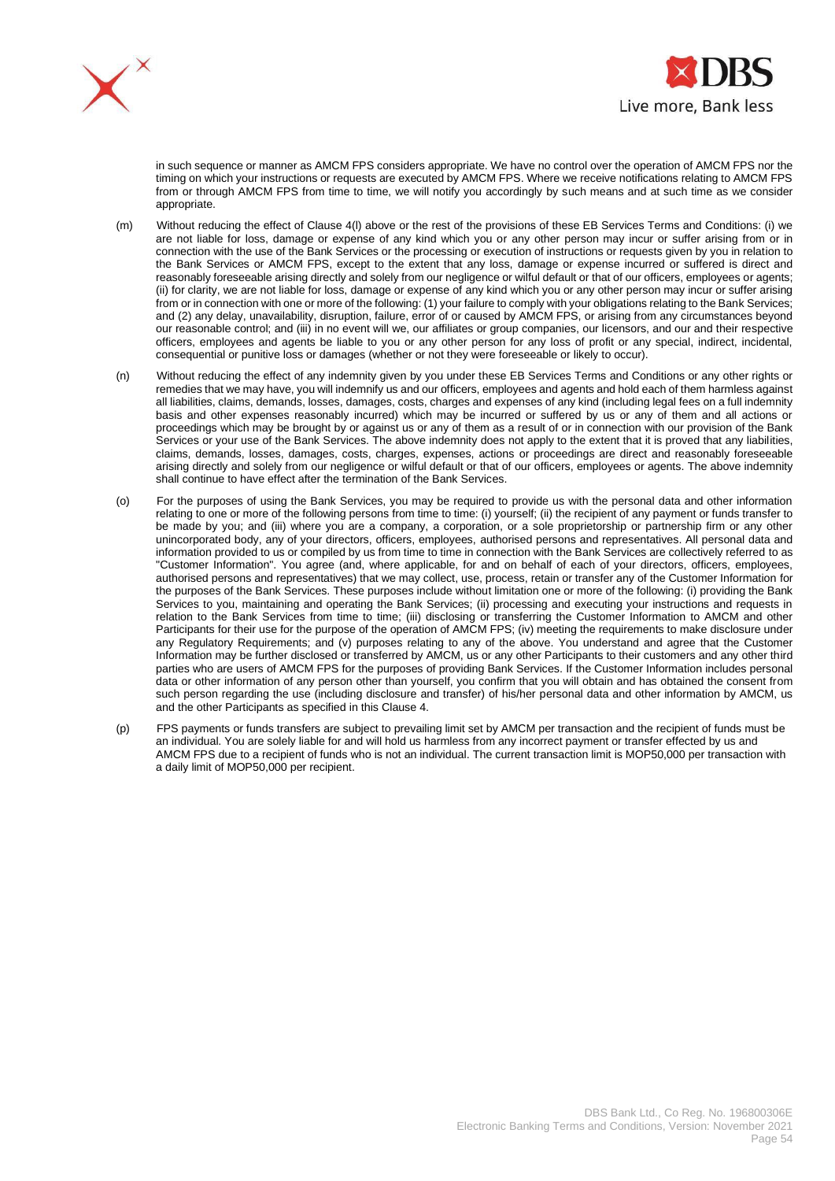in such sequence or manner as AMCM FPS considers appropriate. We have no control over the operation of AMCM FPS nor the timing on which your instructions or requests are executed by AMCM FPS. Where we receive notifications relating to AMCM FPS from or through AMCM FPS from time to time, we will notify you accordingly by such means and at such time as we consider appropriate.

(m) Without reducing the effect of Clause 4(l) above or the rest of the provisions of these EB Services Terms and Conditions: (i) we are not liable for loss, damage or expense of any kind which you or any other person may incur or suffer arising from or in connection with the use of the Bank Services or the processing or execution of instructions or requests given by you in relation to the Bank Services or AMCM FPS, except to the extent that any loss, damage or expense incurred or suffered is direct and reasonably foreseeable arising directly and solely from our negligence or wilful default or that of our officers, employees or agents; (ii) for clarity, we are not liable for loss, damage or expense of any kind which you or any other person may incur or suffer arising from or in connection with one or more of the following: (1) your failure to comply with your obligations relating to the Bank Services; and (2) any delay, unavailability, disruption, failure, error of or caused by AMCM FPS, or arising from any circumstances beyond our reasonable control; and (iii) in no event will we, our affiliates or group companies, our licensors, and our and their respective officers, employees and agents be liable to you or any other person for any loss of profit or any special, indirect, incidental, consequential or punitive loss or damages (whether or not they were foreseeable or likely to occur).

(n) Without reducing the effect of any indemnity given by you under these EB Services Terms and Conditions or any other rights or remedies that we may have, you will indemnify us and our officers, employees and agents and hold each of them harmless against all liabilities, claims, demands, losses, damages, costs, charges and expenses of any kind (including legal fees on a full indemnity basis and other expenses reasonably incurred) which may be incurred or suffered by us or any of them and all actions or proceedings which may be brought by or against us or any of them as a result of or in connection with our provision of the Bank Services or your use of the Bank Services. The above indemnity does not apply to the extent that it is proved that any liabilities, claims, demands, losses, damages, costs, charges, expenses, actions or proceedings are direct and reasonably foreseeable arising directly and solely from our negligence or wilful default or that of our officers, employees or agents. The above indemnity shall continue to have effect after the termination of the Bank Services.

(o) For the purposes of using the Bank Services, you may be required to provide us with the personal data and other information relating to one or more of the following persons from time to time: (i) yourself; (ii) the recipient of any payment or funds transfer to be made by you; and (iii) where you are a company, a corporation, or a sole proprietorship or partnership firm or any other unincorporated body, any of your directors, officers, employees, authorised persons and representatives. All personal data and information provided to us or compiled by us from time to time in connection with the Bank Services are collectively referred to as "Customer Information". You agree (and, where applicable, for and on behalf of each of your directors, officers, employees, authorised persons and representatives) that we may collect, use, process, retain or transfer any of the Customer Information for the purposes of the Bank Services. These purposes include without limitation one or more of the following: (i) providing the Bank Services to you, maintaining and operating the Bank Services; (ii) processing and executing your instructions and requests in relation to the Bank Services from time to time; (iii) disclosing or transferring the Customer Information to AMCM and other Participants for their use for the purpose of the operation of AMCM FPS; (iv) meeting the requirements to make disclosure under any Regulatory Requirements; and (v) purposes relating to any of the above. You understand and agree that the Customer Information may be further disclosed or transferred by AMCM, us or any other Participants to their customers and any other third parties who are users of AMCM FPS for the purposes of providing Bank Services. If the Customer Information includes personal data or other information of any person other than yourself, you confirm that you will obtain and has obtained the consent from such person regarding the use (including disclosure and transfer) of his/her personal data and other information by AMCM, us and the other Participants as specified in this Clause 4.

(p) FPS payments or funds transfers are subject to prevailing limit set by AMCM per transaction and the recipient of funds must be an individual. You are solely liable for and will hold us harmless from any incorrect payment or transfer effected by us and AMCM FPS due to a recipient of funds who is not an individual. The current transaction limit is MOP50,000 per transaction with a daily limit of MOP50,000 per recipient.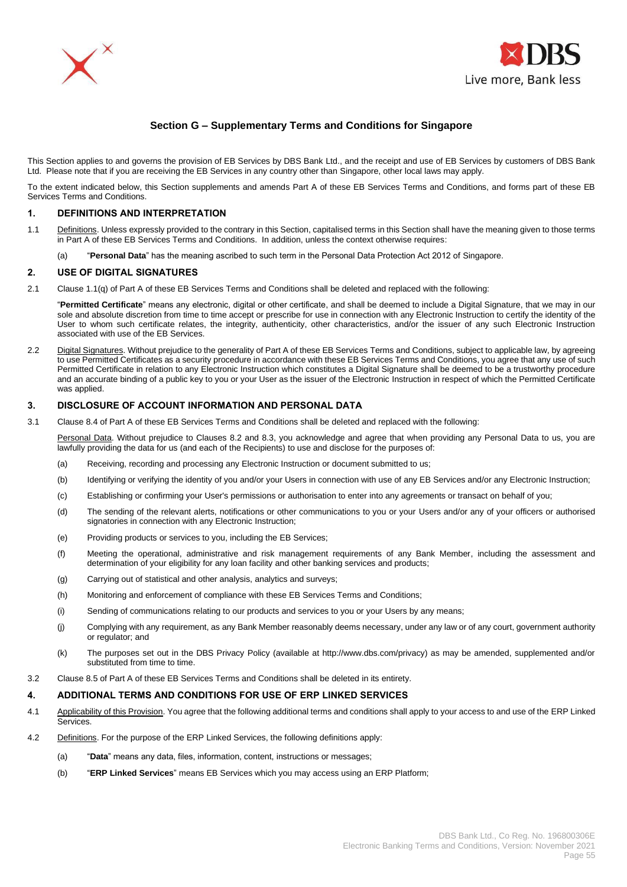## Section G – Supplementary Terms and Conditions for Singapore

This Section applies to and governs the provision of EB Services by DBS Bank Ltd., and the receipt and use of EB Services by customers of DBS Bank Ltd. Please note that if you are receiving the EB Services in any country other than Singapore, other local laws may apply.

To the extent indicated below, this Section supplements and amends Part A of these EB Services Terms and Conditions, and forms part of these EB Services Terms and Conditions.

### 1. DEFINITIONS AND INTERPRETATION

1.1 Definitions. Unless expressly provided to the contrary in this Section, capitalised terms in this Section shall have the meaning given to those terms in Part A of these EB Services Terms and Conditions. In addition, unless the context otherwise requires:

(a) "**Personal Data**" has the meaning ascribed to such term in the Personal Data Protection Act 2012 of Singapore.

### 2. USE OF DIGITAL SIGNATURES

2.1 Clause 1.1(q) of Part A of these EB Services Terms and Conditions shall be deleted and replaced with the following:

"**Permitted Certificate**" means any electronic, digital or other certificate, and shall be deemed to include a Digital Signature, that we may in our sole and absolute discretion from time to time accept or prescribe for use in connection with any Electronic Instruction to certify the identity of the User to whom such certificate relates, the integrity, authenticity, other characteristics, and/or the issuer of any such Electronic Instruction associated with use of the EB Services.

2.2 Digital Signatures. Without prejudice to the generality of Part A of these EB Services Terms and Conditions, subject to applicable law, by agreeing to use Permitted Certificates as a security procedure in accordance with these EB Services Terms and Conditions, you agree that any use of such Permitted Certificate in relation to any Electronic Instruction which constitutes a Digital Signature shall be deemed to be a trustworthy procedure and an accurate binding of a public key to you or your User as the issuer of the Electronic Instruction in respect of which the Permitted Certificate was applied.

### 3. DISCLOSURE OF ACCOUNT INFORMATION AND PERSONAL DATA

3.1 Clause 8.4 of Part A of these EB Services Terms and Conditions shall be deleted and replaced with the following:

Personal Data. Without prejudice to Clauses 8.2 and 8.3, you acknowledge and agree that when providing any Personal Data to us, you are lawfully providing the data for us (and each of the Recipients) to use and disclose for the purposes of:

(a) Receiving, recording and processing any Electronic Instruction or document submitted to us;

(b) Identifying or verifying the identity of you and/or your Users in connection with use of any EB Services and/or any Electronic Instruction;

(c) Establishing or confirming your User's permissions or authorisation to enter into any agreements or transact on behalf of you;

(d) The sending of the relevant alerts, notifications or other communications to you or your Users and/or any of your officers or authorised signatories in connection with any Electronic Instruction;

(e) Providing products or services to you, including the EB Services;

(f) Meeting the operational, administrative and risk management requirements of any Bank Member, including the assessment and determination of your eligibility for any loan facility and other banking services and products;

(g) Carrying out of statistical and other analysis, analytics and surveys;

(h) Monitoring and enforcement of compliance with these EB Services Terms and Conditions;

(i) Sending of communications relating to our products and services to you or your Users by any means;

(j) Complying with any requirement, as any Bank Member reasonably deems necessary, under any law or of any court, government authority or regulator; and

(k) The purposes set out in the DBS Privacy Policy (available at http://www.dbs.com/privacy) as may be amended, supplemented and/or substituted from time to time.

3.2 Clause 8.5 of Part A of these EB Services Terms and Conditions shall be deleted in its entirety.

### 4. ADDITIONAL TERMS AND CONDITIONS FOR USE OF ERP LINKED SERVICES

4.1 Applicability of this Provision. You agree that the following additional terms and conditions shall apply to your access to and use of the ERP Linked Services.

4.2 Definitions. For the purpose of the ERP Linked Services, the following definitions apply:

(a) "**Data**" means any data, files, information, content, instructions or messages;

(b) "**ERP Linked Services**" means EB Services which you may access using an ERP Platform;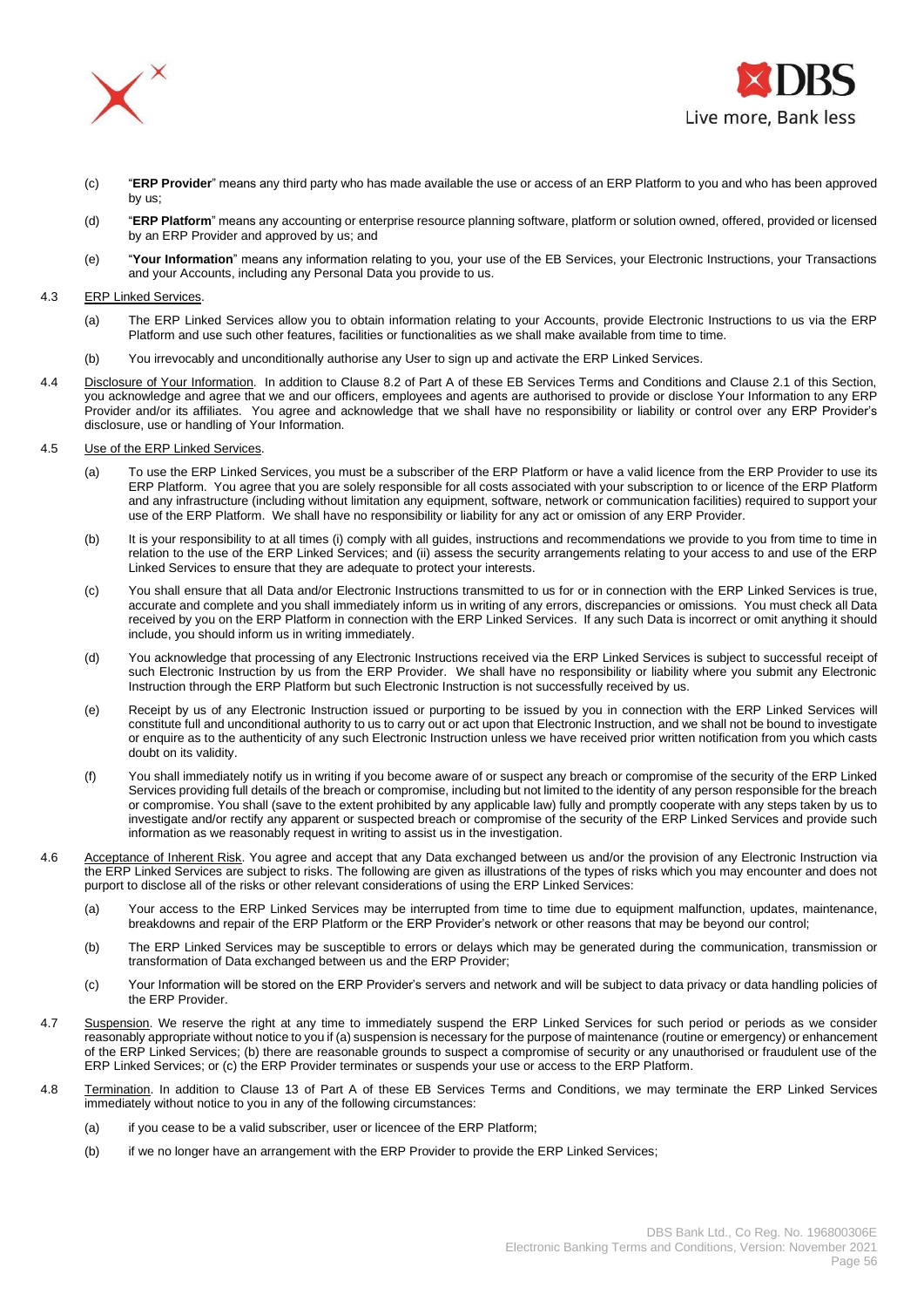(c) "**ERP Provider**" means any third party who has made available the use or access of an ERP Platform to you and who has been approved by us;

(d) "**ERP Platform**" means any accounting or enterprise resource planning software, platform or solution owned, offered, provided or licensed by an ERP Provider and approved by us; and

(e) "**Your Information**" means any information relating to you, your use of the EB Services, your Electronic Instructions, your Transactions and your Accounts, including any Personal Data you provide to us.

4.3 ERP Linked Services.

(a) The ERP Linked Services allow you to obtain information relating to your Accounts, provide Electronic Instructions to us via the ERP Platform and use such other features, facilities or functionalities as we shall make available from time to time.

(b) You irrevocably and unconditionally authorise any User to sign up and activate the ERP Linked Services.

4.4 Disclosure of Your Information. In addition to Clause 8.2 of Part A of these EB Services Terms and Conditions and Clause 2.1 of this Section, you acknowledge and agree that we and our officers, employees and agents are authorised to provide or disclose Your Information to any ERP Provider and/or its affiliates. You agree and acknowledge that we shall have no responsibility or liability or control over any ERP Provider's disclosure, use or handling of Your Information.

4.5 Use of the ERP Linked Services.

(a) To use the ERP Linked Services, you must be a subscriber of the ERP Platform or have a valid licence from the ERP Provider to use its ERP Platform. You agree that you are solely responsible for all costs associated with your subscription to or licence of the ERP Platform and any infrastructure (including without limitation any equipment, software, network or communication facilities) required to support your use of the ERP Platform. We shall have no responsibility or liability for any act or omission of any ERP Provider.

(b) It is your responsibility to at all times (i) comply with all guides, instructions and recommendations we provide to you from time to time in relation to the use of the ERP Linked Services; and (ii) assess the security arrangements relating to your access to and use of the ERP Linked Services to ensure that they are adequate to protect your interests.

(c) You shall ensure that all Data and/or Electronic Instructions transmitted to us for or in connection with the ERP Linked Services is true, accurate and complete and you shall immediately inform us in writing of any errors, discrepancies or omissions. You must check all Data received by you on the ERP Platform in connection with the ERP Linked Services. If any such Data is incorrect or omit anything it should include, you should inform us in writing immediately.

(d) You acknowledge that processing of any Electronic Instructions received via the ERP Linked Services is subject to successful receipt of such Electronic Instruction by us from the ERP Provider. We shall have no responsibility or liability where you submit any Electronic Instruction through the ERP Platform but such Electronic Instruction is not successfully received by us.

(e) Receipt by us of any Electronic Instruction issued or purporting to be issued by you in connection with the ERP Linked Services will constitute full and unconditional authority to us to carry out or act upon that Electronic Instruction, and we shall not be bound to investigate or enquire as to the authenticity of any such Electronic Instruction unless we have received prior written notification from you which casts doubt on its validity.

(f) You shall immediately notify us in writing if you become aware of or suspect any breach or compromise of the security of the ERP Linked Services providing full details of the breach or compromise, including but not limited to the identity of any person responsible for the breach or compromise. You shall (save to the extent prohibited by any applicable law) fully and promptly cooperate with any steps taken by us to investigate and/or rectify any apparent or suspected breach or compromise of the security of the ERP Linked Services and provide such information as we reasonably request in writing to assist us in the investigation.

4.6 Acceptance of Inherent Risk. You agree and accept that any Data exchanged between us and/or the provision of any Electronic Instruction via the ERP Linked Services are subject to risks. The following are given as illustrations of the types of risks which you may encounter and does not purport to disclose all of the risks or other relevant considerations of using the ERP Linked Services:

(a) Your access to the ERP Linked Services may be interrupted from time to time due to equipment malfunction, updates, maintenance, breakdowns and repair of the ERP Platform or the ERP Provider's network or other reasons that may be beyond our control;

(b) The ERP Linked Services may be susceptible to errors or delays which may be generated during the communication, transmission or transformation of Data exchanged between us and the ERP Provider;

(c) Your Information will be stored on the ERP Provider's servers and network and will be subject to data privacy or data handling policies of the ERP Provider.

4.7 Suspension. We reserve the right at any time to immediately suspend the ERP Linked Services for such period or periods as we consider reasonably appropriate without notice to you if (a) suspension is necessary for the purpose of maintenance (routine or emergency) or enhancement of the ERP Linked Services; (b) there are reasonable grounds to suspect a compromise of security or any unauthorised or fraudulent use of the ERP Linked Services; or (c) the ERP Provider terminates or suspends your use or access to the ERP Platform.

4.8 Termination. In addition to Clause 13 of Part A of these EB Services Terms and Conditions, we may terminate the ERP Linked Services immediately without notice to you in any of the following circumstances:

(a) if you cease to be a valid subscriber, user or licencee of the ERP Platform;

(b) if we no longer have an arrangement with the ERP Provider to provide the ERP Linked Services;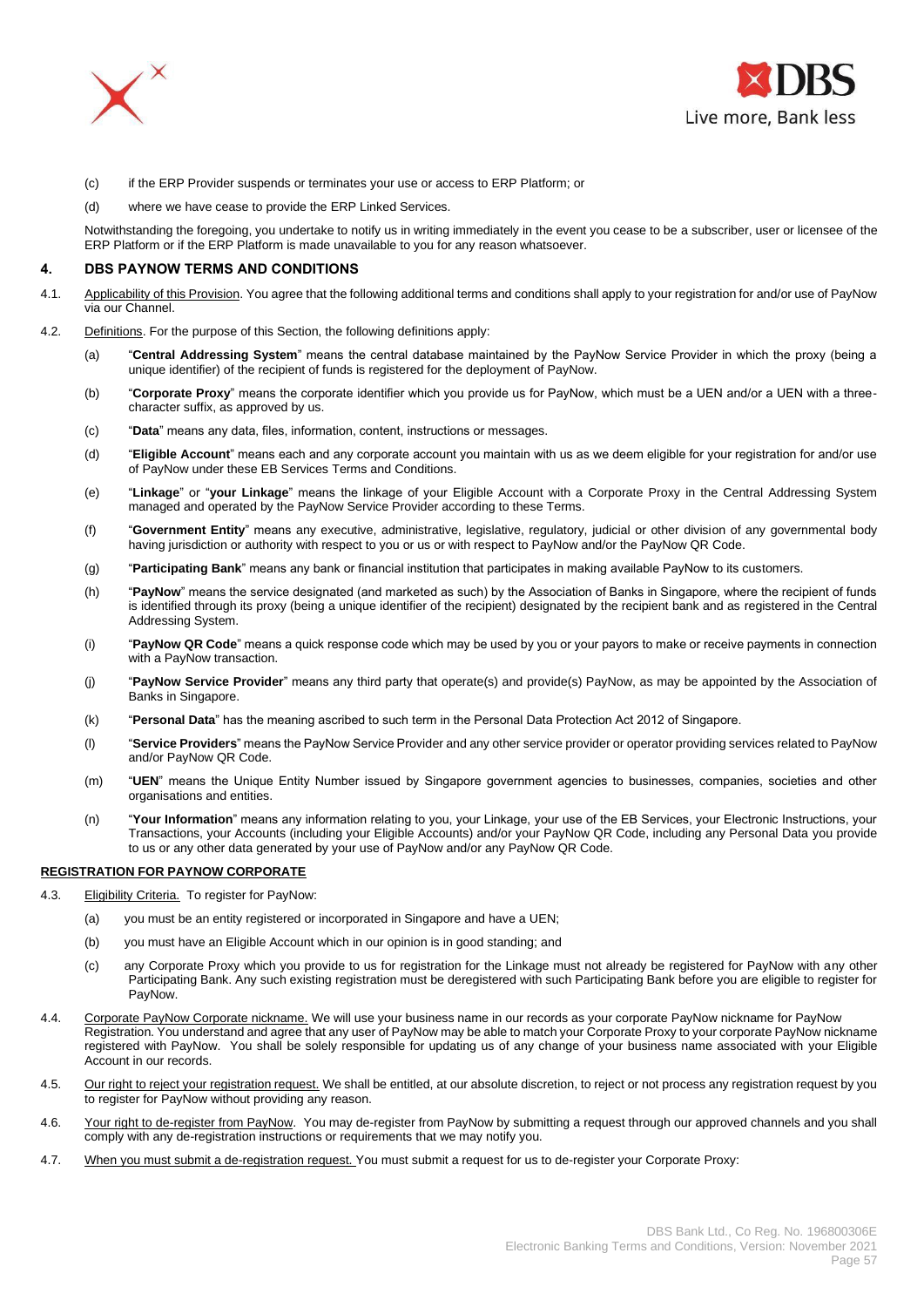(c) if the ERP Provider suspends or terminates your use or access to ERP Platform; or

(d) where we have cease to provide the ERP Linked Services.

Notwithstanding the foregoing, you undertake to notify us in writing immediately in the event you cease to be a subscriber, user or licensee of the ERP Platform or if the ERP Platform is made unavailable to you for any reason whatsoever.

## 4. DBS PAYNOW TERMS AND CONDITIONS

4.1. Applicability of this Provision. You agree that the following additional terms and conditions shall apply to your registration for and/or use of PayNow via our Channel.

4.2. Definitions. For the purpose of this Section, the following definitions apply:

(a) "**Central Addressing System**" means the central database maintained by the PayNow Service Provider in which the proxy (being a unique identifier) of the recipient of funds is registered for the deployment of PayNow.

(b) "**Corporate Proxy**" means the corporate identifier which you provide us for PayNow, which must be a UEN and/or a UEN with a three-character suffix, as approved by us.

(c) "**Data**" means any data, files, information, content, instructions or messages.

(d) "**Eligible Account**" means each and any corporate account you maintain with us as we deem eligible for your registration for and/or use of PayNow under these EB Services Terms and Conditions.

(e) "**Linkage**" or "**your Linkage**" means the linkage of your Eligible Account with a Corporate Proxy in the Central Addressing System managed and operated by the PayNow Service Provider according to these Terms.

(f) "**Government Entity**" means any executive, administrative, legislative, regulatory, judicial or other division of any governmental body having jurisdiction or authority with respect to you or us or with respect to PayNow and/or the PayNow QR Code.

(g) "**Participating Bank**" means any bank or financial institution that participates in making available PayNow to its customers.

(h) "**PayNow**" means the service designated (and marketed as such) by the Association of Banks in Singapore, where the recipient of funds is identified through its proxy (being a unique identifier of the recipient) designated by the recipient bank and as registered in the Central Addressing System.

(i) "**PayNow QR Code**" means a quick response code which may be used by you or your payors to make or receive payments in connection with a PayNow transaction.

(j) "**PayNow Service Provider**" means any third party that operate(s) and provide(s) PayNow, as may be appointed by the Association of Banks in Singapore.

(k) "**Personal Data**" has the meaning ascribed to such term in the Personal Data Protection Act 2012 of Singapore.

(l) "**Service Providers**" means the PayNow Service Provider and any other service provider or operator providing services related to PayNow and/or PayNow QR Code.

(m) "**UEN**" means the Unique Entity Number issued by Singapore government agencies to businesses, companies, societies and other organisations and entities.

(n) "**Your Information**" means any information relating to you, your Linkage, your use of the EB Services, your Electronic Instructions, your Transactions, your Accounts (including your Eligible Accounts) and/or your PayNow QR Code, including any Personal Data you provide to us or any other data generated by your use of PayNow and/or any PayNow QR Code.

**REGISTRATION FOR PAYNOW CORPORATE**

4.3. Eligibility Criteria. To register for PayNow:

(a) you must be an entity registered or incorporated in Singapore and have a UEN;

(b) you must have an Eligible Account which in our opinion is in good standing; and

(c) any Corporate Proxy which you provide to us for registration for the Linkage must not already be registered for PayNow with any other Participating Bank. Any such existing registration must be deregistered with such Participating Bank before you are eligible to register for PayNow.

4.4. Corporate PayNow Corporate nickname. We will use your business name in our records as your corporate PayNow nickname for PayNow Registration. You understand and agree that any user of PayNow may be able to match your Corporate Proxy to your corporate PayNow nickname registered with PayNow. You shall be solely responsible for updating us of any change of your business name associated with your Eligible Account in our records.

4.5. Our right to reject your registration request. We shall be entitled, at our absolute discretion, to reject or not process any registration request by you to register for PayNow without providing any reason.

4.6. Your right to de-register from PayNow. You may de-register from PayNow by submitting a request through our approved channels and you shall comply with any de-registration instructions or requirements that we may notify you.

4.7. When you must submit a de-registration request. You must submit a request for us to de-register your Corporate Proxy: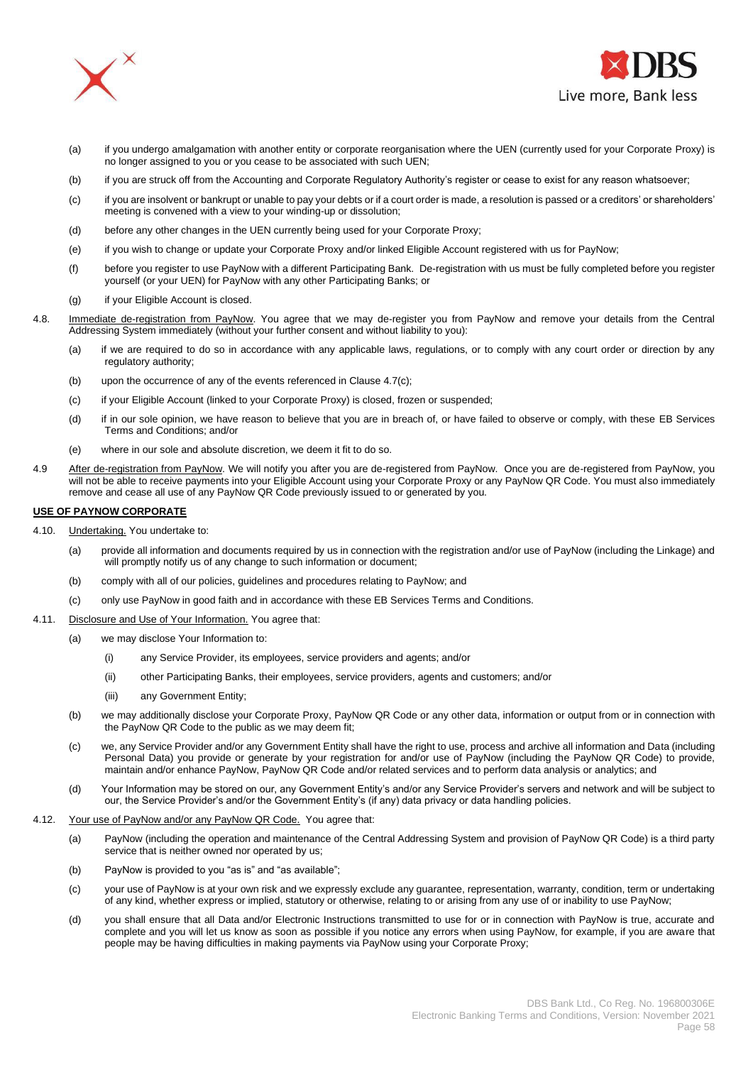(a) if you undergo amalgamation with another entity or corporate reorganisation where the UEN (currently used for your Corporate Proxy) is no longer assigned to you or you cease to be associated with such UEN;

(b) if you are struck off from the Accounting and Corporate Regulatory Authority's register or cease to exist for any reason whatsoever;

(c) if you are insolvent or bankrupt or unable to pay your debts or if a court order is made, a resolution is passed or a creditors' or shareholders' meeting is convened with a view to your winding-up or dissolution;

(d) before any other changes in the UEN currently being used for your Corporate Proxy;

(e) if you wish to change or update your Corporate Proxy and/or linked Eligible Account registered with us for PayNow;

(f) before you register to use PayNow with a different Participating Bank. De-registration with us must be fully completed before you register yourself (or your UEN) for PayNow with any other Participating Banks; or

(g) if your Eligible Account is closed.

4.8. Immediate de-registration from PayNow. You agree that we may de-register you from PayNow and remove your details from the Central Addressing System immediately (without your further consent and without liability to you):

(a) if we are required to do so in accordance with any applicable laws, regulations, or to comply with any court order or direction by any regulatory authority;

(b) upon the occurrence of any of the events referenced in Clause 4.7(c);

(c) if your Eligible Account (linked to your Corporate Proxy) is closed, frozen or suspended;

(d) if in our sole opinion, we have reason to believe that you are in breach of, or have failed to observe or comply, with these EB Services Terms and Conditions; and/or

(e) where in our sole and absolute discretion, we deem it fit to do so.

4.9 After de-registration from PayNow. We will notify you after you are de-registered from PayNow. Once you are de-registered from PayNow, you will not be able to receive payments into your Eligible Account using your Corporate Proxy or any PayNow QR Code. You must also immediately remove and cease all use of any PayNow QR Code previously issued to or generated by you.

**USE OF PAYNOW CORPORATE**

4.10. Undertaking. You undertake to:

(a) provide all information and documents required by us in connection with the registration and/or use of PayNow (including the Linkage) and will promptly notify us of any change to such information or document;

(b) comply with all of our policies, guidelines and procedures relating to PayNow; and

(c) only use PayNow in good faith and in accordance with these EB Services Terms and Conditions.

4.11. Disclosure and Use of Your Information. You agree that:

(a) we may disclose Your Information to:

(i) any Service Provider, its employees, service providers and agents; and/or

(ii) other Participating Banks, their employees, service providers, agents and customers; and/or

(iii) any Government Entity;

(b) we may additionally disclose your Corporate Proxy, PayNow QR Code or any other data, information or output from or in connection with the PayNow QR Code to the public as we may deem fit;

(c) we, any Service Provider and/or any Government Entity shall have the right to use, process and archive all information and Data (including Personal Data) you provide or generate by your registration for and/or use of PayNow (including the PayNow QR Code) to provide, maintain and/or enhance PayNow, PayNow QR Code and/or related services and to perform data analysis or analytics; and

(d) Your Information may be stored on our, any Government Entity's and/or any Service Provider's servers and network and will be subject to our, the Service Provider's and/or the Government Entity's (if any) data privacy or data handling policies.

4.12. Your use of PayNow and/or any PayNow QR Code. You agree that:

(a) PayNow (including the operation and maintenance of the Central Addressing System and provision of PayNow QR Code) is a third party service that is neither owned nor operated by us;

(b) PayNow is provided to you "as is" and "as available";

(c) your use of PayNow is at your own risk and we expressly exclude any guarantee, representation, warranty, condition, term or undertaking of any kind, whether express or implied, statutory or otherwise, relating to or arising from any use of or inability to use PayNow;

(d) you shall ensure that all Data and/or Electronic Instructions transmitted to use for or in connection with PayNow is true, accurate and complete and you will let us know as soon as possible if you notice any errors when using PayNow, for example, if you are aware that people may be having difficulties in making payments via PayNow using your Corporate Proxy;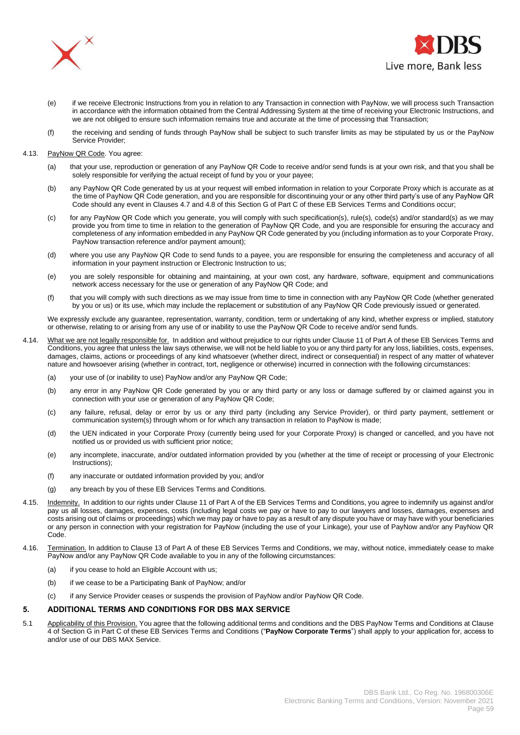(e) if we receive Electronic Instructions from you in relation to any Transaction in connection with PayNow, we will process such Transaction in accordance with the information obtained from the Central Addressing System at the time of receiving your Electronic Instructions, and we are not obliged to ensure such information remains true and accurate at the time of processing that Transaction;

(f) the receiving and sending of funds through PayNow shall be subject to such transfer limits as may be stipulated by us or the PayNow Service Provider;

4.13. PayNow QR Code. You agree:

(a) that your use, reproduction or generation of any PayNow QR Code to receive and/or send funds is at your own risk, and that you shall be solely responsible for verifying the actual receipt of fund by you or your payee;

(b) any PayNow QR Code generated by us at your request will embed information in relation to your Corporate Proxy which is accurate as at the time of PayNow QR Code generation, and you are responsible for discontinuing your or any other third party's use of any PayNow QR Code should any event in Clauses 4.7 and 4.8 of this Section G of Part C of these EB Services Terms and Conditions occur;

(c) for any PayNow QR Code which you generate, you will comply with such specification(s), rule(s), code(s) and/or standard(s) as we may provide you from time to time in relation to the generation of PayNow QR Code, and you are responsible for ensuring the accuracy and completeness of any information embedded in any PayNow QR Code generated by you (including information as to your Corporate Proxy, PayNow transaction reference and/or payment amount);

(d) where you use any PayNow QR Code to send funds to a payee, you are responsible for ensuring the completeness and accuracy of all information in your payment instruction or Electronic Instruction to us;

(e) you are solely responsible for obtaining and maintaining, at your own cost, any hardware, software, equipment and communications network access necessary for the use or generation of any PayNow QR Code; and

(f) that you will comply with such directions as we may issue from time to time in connection with any PayNow QR Code (whether generated by you or us) or its use, which may include the replacement or substitution of any PayNow QR Code previously issued or generated.

We expressly exclude any guarantee, representation, warranty, condition, term or undertaking of any kind, whether express or implied, statutory or otherwise, relating to or arising from any use of or inability to use the PayNow QR Code to receive and/or send funds.

4.14. What we are not legally responsible for. In addition and without prejudice to our rights under Clause 11 of Part A of these EB Services Terms and Conditions, you agree that unless the law says otherwise, we will not be held liable to you or any third party for any loss, liabilities, costs, expenses, damages, claims, actions or proceedings of any kind whatsoever (whether direct, indirect or consequential) in respect of any matter of whatever nature and howsoever arising (whether in contract, tort, negligence or otherwise) incurred in connection with the following circumstances:

(a) your use of (or inability to use) PayNow and/or any PayNow QR Code;

(b) any error in any PayNow QR Code generated by you or any third party or any loss or damage suffered by or claimed against you in connection with your use or generation of any PayNow QR Code;

(c) any failure, refusal, delay or error by us or any third party (including any Service Provider), or third party payment, settlement or communication system(s) through whom or for which any transaction in relation to PayNow is made;

(d) the UEN indicated in your Corporate Proxy (currently being used for your Corporate Proxy) is changed or cancelled, and you have not notified us or provided us with sufficient prior notice;

(e) any incomplete, inaccurate, and/or outdated information provided by you (whether at the time of receipt or processing of your Electronic Instructions);

(f) any inaccurate or outdated information provided by you; and/or

(g) any breach by you of these EB Services Terms and Conditions.

4.15. Indemnity. In addition to our rights under Clause 11 of Part A of the EB Services Terms and Conditions, you agree to indemnify us against and/or pay us all losses, damages, expenses, costs (including legal costs we pay or have to pay to our lawyers and losses, damages, expenses and costs arising out of claims or proceedings) which we may pay or have to pay as a result of any dispute you have or may have with your beneficiaries or any person in connection with your registration for PayNow (including the use of your Linkage), your use of PayNow and/or any PayNow QR Code.

4.16. Termination. In addition to Clause 13 of Part A of these EB Services Terms and Conditions, we may, without notice, immediately cease to make PayNow and/or any PayNow QR Code available to you in any of the following circumstances:

(a) if you cease to hold an Eligible Account with us;

(b) if we cease to be a Participating Bank of PayNow; and/or

(c) if any Service Provider ceases or suspends the provision of PayNow and/or PayNow QR Code.

## 5. ADDITIONAL TERMS AND CONDITIONS FOR DBS MAX SERVICE

5.1 Applicability of this Provision. You agree that the following additional terms and conditions and the DBS PayNow Terms and Conditions at Clause 4 of Section G in Part C of these EB Services Terms and Conditions ("**PayNow Corporate Terms**") shall apply to your application for, access to and/or use of our DBS MAX Service.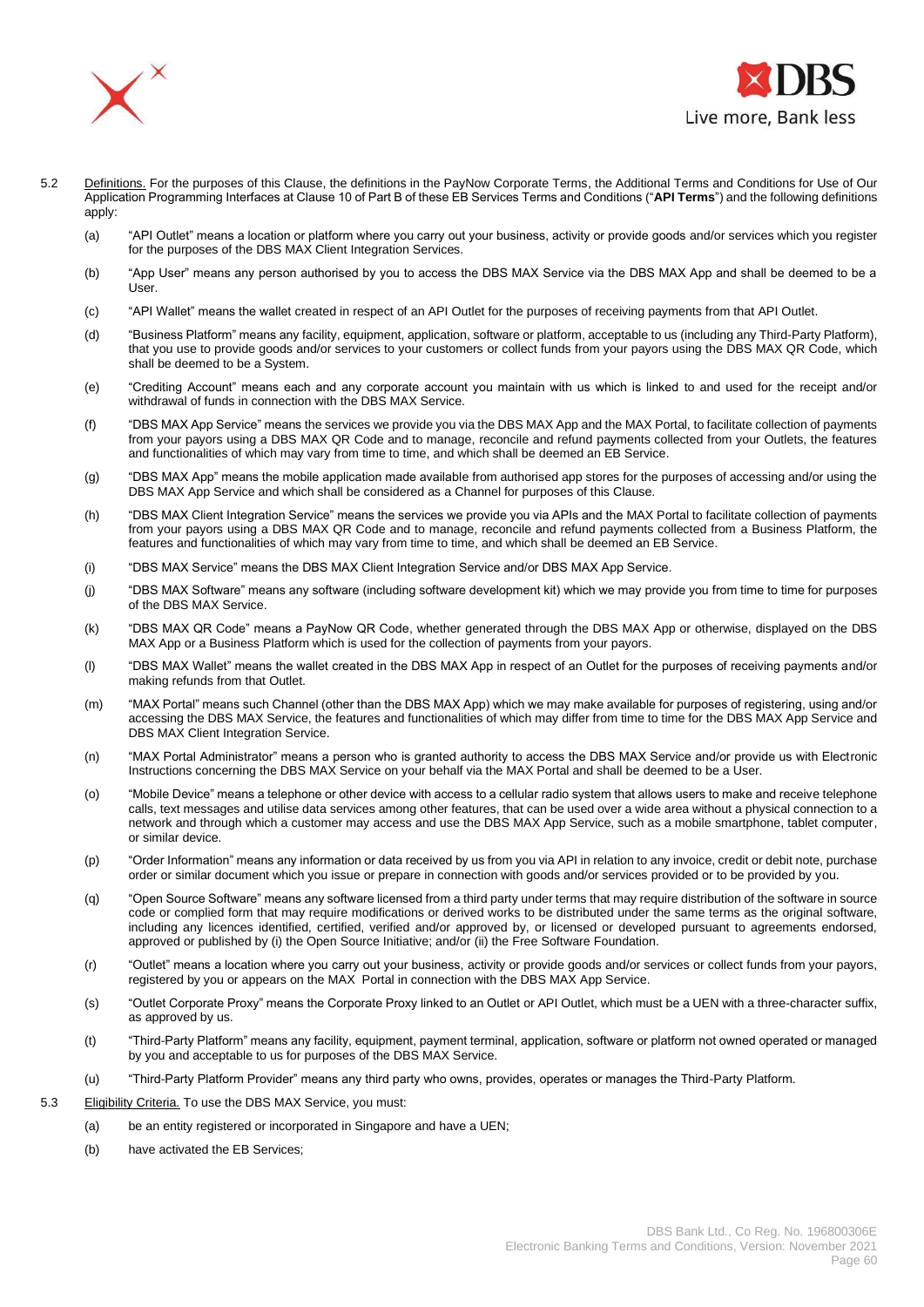5.2 <u>Definitions.</u> For the purposes of this Clause, the definitions in the PayNow Corporate Terms, the Additional Terms and Conditions for Use of Our Application Programming Interfaces at Clause 10 of Part B of these EB Services Terms and Conditions ("**API Terms**") and the following definitions apply:

(a) "API Outlet" means a location or platform where you carry out your business, activity or provide goods and/or services which you register for the purposes of the DBS MAX Client Integration Services.

(b) "App User" means any person authorised by you to access the DBS MAX Service via the DBS MAX App and shall be deemed to be a User.

(c) "API Wallet" means the wallet created in respect of an API Outlet for the purposes of receiving payments from that API Outlet.

(d) "Business Platform" means any facility, equipment, application, software or platform, acceptable to us (including any Third-Party Platform), that you use to provide goods and/or services to your customers or collect funds from your payors using the DBS MAX QR Code, which shall be deemed to be a System.

(e) "Crediting Account" means each and any corporate account you maintain with us which is linked to and used for the receipt and/or withdrawal of funds in connection with the DBS MAX Service.

(f) "DBS MAX App Service" means the services we provide you via the DBS MAX App and the MAX Portal, to facilitate collection of payments from your payors using a DBS MAX QR Code and to manage, reconcile and refund payments collected from your Outlets, the features and functionalities of which may vary from time to time, and which shall be deemed an EB Service.

(g) "DBS MAX App" means the mobile application made available from authorised app stores for the purposes of accessing and/or using the DBS MAX App Service and which shall be considered as a Channel for purposes of this Clause.

(h) "DBS MAX Client Integration Service" means the services we provide you via APIs and the MAX Portal to facilitate collection of payments from your payors using a DBS MAX QR Code and to manage, reconcile and refund payments collected from a Business Platform, the features and functionalities of which may vary from time to time, and which shall be deemed an EB Service.

(i) "DBS MAX Service" means the DBS MAX Client Integration Service and/or DBS MAX App Service.

(j) "DBS MAX Software" means any software (including software development kit) which we may provide you from time to time for purposes of the DBS MAX Service.

(k) "DBS MAX QR Code" means a PayNow QR Code, whether generated through the DBS MAX App or otherwise, displayed on the DBS MAX App or a Business Platform which is used for the collection of payments from your payors.

(l) "DBS MAX Wallet" means the wallet created in the DBS MAX App in respect of an Outlet for the purposes of receiving payments and/or making refunds from that Outlet.

(m) "MAX Portal" means such Channel (other than the DBS MAX App) which we may make available for purposes of registering, using and/or accessing the DBS MAX Service, the features and functionalities of which may differ from time to time for the DBS MAX App Service and DBS MAX Client Integration Service.

(n) "MAX Portal Administrator" means a person who is granted authority to access the DBS MAX Service and/or provide us with Electronic Instructions concerning the DBS MAX Service on your behalf via the MAX Portal and shall be deemed to be a User.

(o) "Mobile Device" means a telephone or other device with access to a cellular radio system that allows users to make and receive telephone calls, text messages and utilise data services among other features, that can be used over a wide area without a physical connection to a network and through which a customer may access and use the DBS MAX App Service, such as a mobile smartphone, tablet computer, or similar device.

(p) "Order Information" means any information or data received by us from you via API in relation to any invoice, credit or debit note, purchase order or similar document which you issue or prepare in connection with goods and/or services provided or to be provided by you.

(q) "Open Source Software" means any software licensed from a third party under terms that may require distribution of the software in source code or complied form that may require modifications or derived works to be distributed under the same terms as the original software, including any licences identified, certified, verified and/or approved by, or licensed or developed pursuant to agreements endorsed, approved or published by (i) the Open Source Initiative; and/or (ii) the Free Software Foundation.

(r) "Outlet" means a location where you carry out your business, activity or provide goods and/or services or collect funds from your payors, registered by you or appears on the MAX Portal in connection with the DBS MAX App Service.

(s) "Outlet Corporate Proxy" means the Corporate Proxy linked to an Outlet or API Outlet, which must be a UEN with a three-character suffix, as approved by us.

(t) "Third-Party Platform" means any facility, equipment, payment terminal, application, software or platform not owned operated or managed by you and acceptable to us for purposes of the DBS MAX Service.

(u) "Third-Party Platform Provider" means any third party who owns, provides, operates or manages the Third-Party Platform.

5.3 <u>Eligibility Criteria.</u> To use the DBS MAX Service, you must:

(a) be an entity registered or incorporated in Singapore and have a UEN;

(b) have activated the EB Services;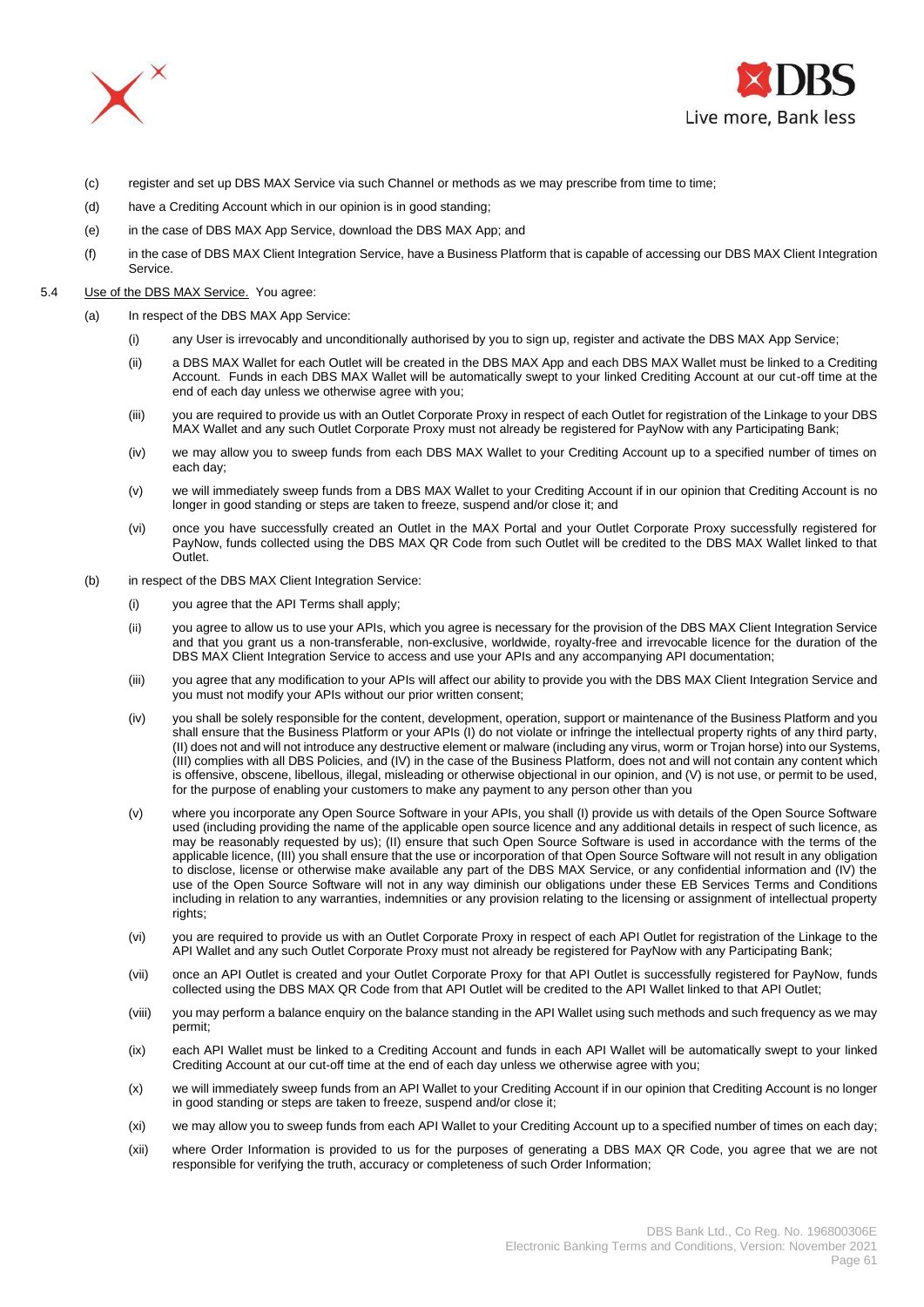(c) register and set up DBS MAX Service via such Channel or methods as we may prescribe from time to time;

(d) have a Crediting Account which in our opinion is in good standing;

(e) in the case of DBS MAX App Service, download the DBS MAX App; and

(f) in the case of DBS MAX Client Integration Service, have a Business Platform that is capable of accessing our DBS MAX Client Integration Service.

5.4 Use of the DBS MAX Service. You agree:

(a) In respect of the DBS MAX App Service:

(i) any User is irrevocably and unconditionally authorised by you to sign up, register and activate the DBS MAX App Service;

(ii) a DBS MAX Wallet for each Outlet will be created in the DBS MAX App and each DBS MAX Wallet must be linked to a Crediting Account. Funds in each DBS MAX Wallet will be automatically swept to your linked Crediting Account at our cut-off time at the end of each day unless we otherwise agree with you;

(iii) you are required to provide us with an Outlet Corporate Proxy in respect of each Outlet for registration of the Linkage to your DBS MAX Wallet and any such Outlet Corporate Proxy must not already be registered for PayNow with any Participating Bank;

(iv) we may allow you to sweep funds from each DBS MAX Wallet to your Crediting Account up to a specified number of times on each day;

(v) we will immediately sweep funds from a DBS MAX Wallet to your Crediting Account if in our opinion that Crediting Account is no longer in good standing or steps are taken to freeze, suspend and/or close it; and

(vi) once you have successfully created an Outlet in the MAX Portal and your Outlet Corporate Proxy successfully registered for PayNow, funds collected using the DBS MAX QR Code from such Outlet will be credited to the DBS MAX Wallet linked to that Outlet.

(b) in respect of the DBS MAX Client Integration Service:

(i) you agree that the API Terms shall apply;

(ii) you agree to allow us to use your APIs, which you agree is necessary for the provision of the DBS MAX Client Integration Service and that you grant us a non-transferable, non-exclusive, worldwide, royalty-free and irrevocable licence for the duration of the DBS MAX Client Integration Service to access and use your APIs and any accompanying API documentation;

(iii) you agree that any modification to your APIs will affect our ability to provide you with the DBS MAX Client Integration Service and you must not modify your APIs without our prior written consent;

(iv) you shall be solely responsible for the content, development, operation, support or maintenance of the Business Platform and you shall ensure that the Business Platform or your APIs (I) do not violate or infringe the intellectual property rights of any third party, (II) does not and will not introduce any destructive element or malware (including any virus, worm or Trojan horse) into our Systems, (III) complies with all DBS Policies, and (IV) in the case of the Business Platform, does not and will not contain any content which is offensive, obscene, libellous, illegal, misleading or otherwise objectional in our opinion, and (V) is not use, or permit to be used, for the purpose of enabling your customers to make any payment to any person other than you

(v) where you incorporate any Open Source Software in your APIs, you shall (I) provide us with details of the Open Source Software used (including providing the name of the applicable open source licence and any additional details in respect of such licence, as may be reasonably requested by us); (II) ensure that such Open Source Software is used in accordance with the terms of the applicable licence, (III) you shall ensure that the use or incorporation of that Open Source Software will not result in any obligation to disclose, license or otherwise make available any part of the DBS MAX Service, or any confidential information and (IV) the use of the Open Source Software will not in any way diminish our obligations under these EB Services Terms and Conditions including in relation to any warranties, indemnities or any provision relating to the licensing or assignment of intellectual property rights;

(vi) you are required to provide us with an Outlet Corporate Proxy in respect of each API Outlet for registration of the Linkage to the API Wallet and any such Outlet Corporate Proxy must not already be registered for PayNow with any Participating Bank;

(vii) once an API Outlet is created and your Outlet Corporate Proxy for that API Outlet is successfully registered for PayNow, funds collected using the DBS MAX QR Code from that API Outlet will be credited to the API Wallet linked to that API Outlet;

(viii) you may perform a balance enquiry on the balance standing in the API Wallet using such methods and such frequency as we may permit;

(ix) each API Wallet must be linked to a Crediting Account and funds in each API Wallet will be automatically swept to your linked Crediting Account at our cut-off time at the end of each day unless we otherwise agree with you;

(x) we will immediately sweep funds from an API Wallet to your Crediting Account if in our opinion that Crediting Account is no longer in good standing or steps are taken to freeze, suspend and/or close it;

(xi) we may allow you to sweep funds from each API Wallet to your Crediting Account up to a specified number of times on each day;

(xii) where Order Information is provided to us for the purposes of generating a DBS MAX QR Code, you agree that we are not responsible for verifying the truth, accuracy or completeness of such Order Information;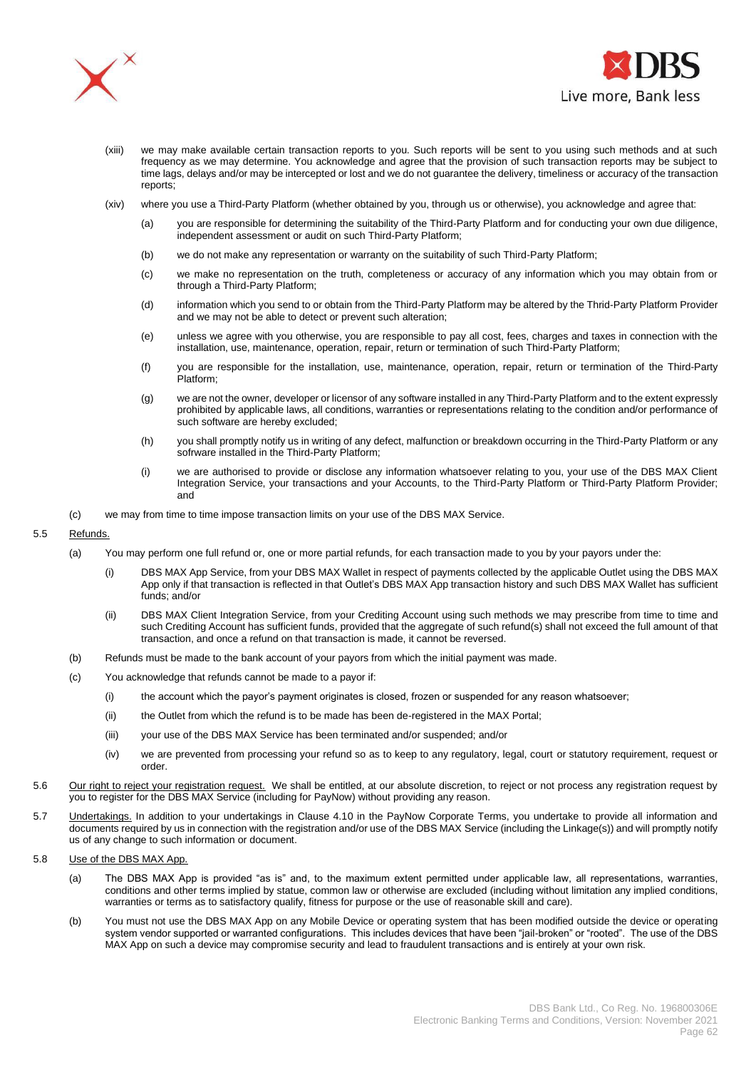(xiii) we may make available certain transaction reports to you. Such reports will be sent to you using such methods and at such frequency as we may determine. You acknowledge and agree that the provision of such transaction reports may be subject to time lags, delays and/or may be intercepted or lost and we do not guarantee the delivery, timeliness or accuracy of the transaction reports;

(xiv) where you use a Third-Party Platform (whether obtained by you, through us or otherwise), you acknowledge and agree that:

(a) you are responsible for determining the suitability of the Third-Party Platform and for conducting your own due diligence, independent assessment or audit on such Third-Party Platform;

(b) we do not make any representation or warranty on the suitability of such Third-Party Platform;

(c) we make no representation on the truth, completeness or accuracy of any information which you may obtain from or through a Third-Party Platform;

(d) information which you send to or obtain from the Third-Party Platform may be altered by the Thrid-Party Platform Provider and we may not be able to detect or prevent such alteration;

(e) unless we agree with you otherwise, you are responsible to pay all cost, fees, charges and taxes in connection with the installation, use, maintenance, operation, repair, return or termination of such Third-Party Platform;

(f) you are responsible for the installation, use, maintenance, operation, repair, return or termination of the Third-Party Platform;

(g) we are not the owner, developer or licensor of any software installed in any Third-Party Platform and to the extent expressly prohibited by applicable laws, all conditions, warranties or representations relating to the condition and/or performance of such software are hereby excluded;

(h) you shall promptly notify us in writing of any defect, malfunction or breakdown occurring in the Third-Party Platform or any sofrware installed in the Third-Party Platform;

(i) we are authorised to provide or disclose any information whatsoever relating to you, your use of the DBS MAX Client Integration Service, your transactions and your Accounts, to the Third-Party Platform or Third-Party Platform Provider; and

(c) we may from time to time impose transaction limits on your use of the DBS MAX Service.

5.5 <u>Refunds.</u>

(a) You may perform one full refund or, one or more partial refunds, for each transaction made to you by your payors under the:

(i) DBS MAX App Service, from your DBS MAX Wallet in respect of payments collected by the applicable Outlet using the DBS MAX App only if that transaction is reflected in that Outlet's DBS MAX App transaction history and such DBS MAX Wallet has sufficient funds; and/or

(ii) DBS MAX Client Integration Service, from your Crediting Account using such methods we may prescribe from time to time and such Crediting Account has sufficient funds, provided that the aggregate of such refund(s) shall not exceed the full amount of that transaction, and once a refund on that transaction is made, it cannot be reversed.

(b) Refunds must be made to the bank account of your payors from which the initial payment was made.

(c) You acknowledge that refunds cannot be made to a payor if:

(i) the account which the payor's payment originates is closed, frozen or suspended for any reason whatsoever;

(ii) the Outlet from which the refund is to be made has been de-registered in the MAX Portal;

(iii) your use of the DBS MAX Service has been terminated and/or suspended; and/or

(iv) we are prevented from processing your refund so as to keep to any regulatory, legal, court or statutory requirement, request or order.

5.6 <u>Our right to reject your registration request.</u> We shall be entitled, at our absolute discretion, to reject or not process any registration request by you to register for the DBS MAX Service (including for PayNow) without providing any reason.

5.7 <u>Undertakings.</u> In addition to your undertakings in Clause 4.10 in the PayNow Corporate Terms, you undertake to provide all information and documents required by us in connection with the registration and/or use of the DBS MAX Service (including the Linkage(s)) and will promptly notify us of any change to such information or document.

5.8 <u>Use of the DBS MAX App.</u>

(a) The DBS MAX App is provided "as is" and, to the maximum extent permitted under applicable law, all representations, warranties, conditions and other terms implied by statue, common law or otherwise are excluded (including without limitation any implied conditions, warranties or terms as to satisfactory qualify, fitness for purpose or the use of reasonable skill and care).

(b) You must not use the DBS MAX App on any Mobile Device or operating system that has been modified outside the device or operating system vendor supported or warranted configurations. This includes devices that have been "jail-broken" or "rooted". The use of the DBS MAX App on such a device may compromise security and lead to fraudulent transactions and is entirely at your own risk.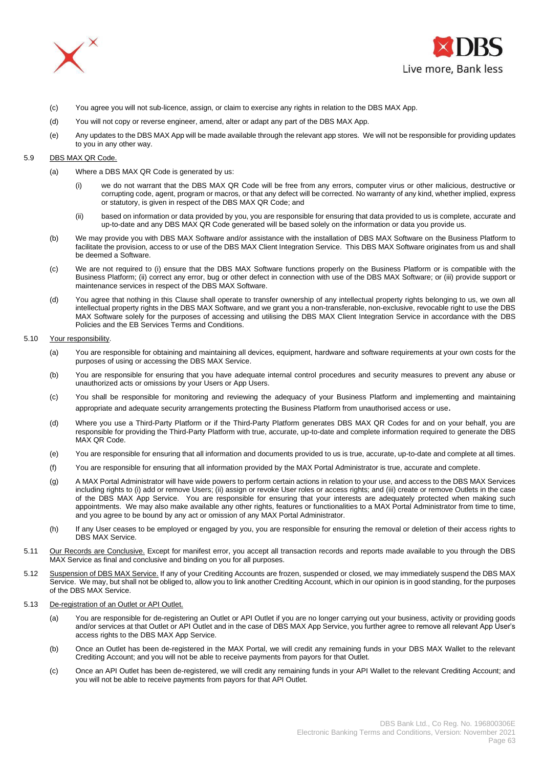(c) You agree you will not sub-licence, assign, or claim to exercise any rights in relation to the DBS MAX App.

(d) You will not copy or reverse engineer, amend, alter or adapt any part of the DBS MAX App.

(e) Any updates to the DBS MAX App will be made available through the relevant app stores. We will not be responsible for providing updates to you in any other way.

5.9 DBS MAX QR Code.

(a) Where a DBS MAX QR Code is generated by us:

(i) we do not warrant that the DBS MAX QR Code will be free from any errors, computer virus or other malicious, destructive or corrupting code, agent, program or macros, or that any defect will be corrected. No warranty of any kind, whether implied, express or statutory, is given in respect of the DBS MAX QR Code; and

(ii) based on information or data provided by you, you are responsible for ensuring that data provided to us is complete, accurate and up-to-date and any DBS MAX QR Code generated will be based solely on the information or data you provide us.

(b) We may provide you with DBS MAX Software and/or assistance with the installation of DBS MAX Software on the Business Platform to facilitate the provision, access to or use of the DBS MAX Client Integration Service. This DBS MAX Software originates from us and shall be deemed a Software.

(c) We are not required to (i) ensure that the DBS MAX Software functions properly on the Business Platform or is compatible with the Business Platform; (ii) correct any error, bug or other defect in connection with use of the DBS MAX Software; or (iii) provide support or maintenance services in respect of the DBS MAX Software.

(d) You agree that nothing in this Clause shall operate to transfer ownership of any intellectual property rights belonging to us, we own all intellectual property rights in the DBS MAX Software, and we grant you a non-transferable, non-exclusive, revocable right to use the DBS MAX Software solely for the purposes of accessing and utilising the DBS MAX Client Integration Service in accordance with the DBS Policies and the EB Services Terms and Conditions.

5.10 Your responsibility.

(a) You are responsible for obtaining and maintaining all devices, equipment, hardware and software requirements at your own costs for the purposes of using or accessing the DBS MAX Service.

(b) You are responsible for ensuring that you have adequate internal control procedures and security measures to prevent any abuse or unauthorized acts or omissions by your Users or App Users.

(c) You shall be responsible for monitoring and reviewing the adequacy of your Business Platform and implementing and maintaining appropriate and adequate security arrangements protecting the Business Platform from unauthorised access or use.

(d) Where you use a Third-Party Platform or if the Third-Party Platform generates DBS MAX QR Codes for and on your behalf, you are responsible for providing the Third-Party Platform with true, accurate, up-to-date and complete information required to generate the DBS MAX QR Code.

(e) You are responsible for ensuring that all information and documents provided to us is true, accurate, up-to-date and complete at all times.

(f) You are responsible for ensuring that all information provided by the MAX Portal Administrator is true, accurate and complete.

(g) A MAX Portal Administrator will have wide powers to perform certain actions in relation to your use, and access to the DBS MAX Services including rights to (i) add or remove Users; (ii) assign or revoke User roles or access rights; and (iii) create or remove Outlets in the case of the DBS MAX App Service. You are responsible for ensuring that your interests are adequately protected when making such appointments. We may also make available any other rights, features or functionalities to a MAX Portal Administrator from time to time, and you agree to be bound by any act or omission of any MAX Portal Administrator.

(h) If any User ceases to be employed or engaged by you, you are responsible for ensuring the removal or deletion of their access rights to DBS MAX Service.

5.11 Our Records are Conclusive. Except for manifest error, you accept all transaction records and reports made available to you through the DBS MAX Service as final and conclusive and binding on you for all purposes.

5.12 Suspension of DBS MAX Service. If any of your Crediting Accounts are frozen, suspended or closed, we may immediately suspend the DBS MAX Service. We may, but shall not be obliged to, allow you to link another Crediting Account, which in our opinion is in good standing, for the purposes of the DBS MAX Service.

5.13 De-registration of an Outlet or API Outlet.

(a) You are responsible for de-registering an Outlet or API Outlet if you are no longer carrying out your business, activity or providing goods and/or services at that Outlet or API Outlet and in the case of DBS MAX App Service, you further agree to remove all relevant App User's access rights to the DBS MAX App Service.

(b) Once an Outlet has been de-registered in the MAX Portal, we will credit any remaining funds in your DBS MAX Wallet to the relevant Crediting Account; and you will not be able to receive payments from payors for that Outlet.

(c) Once an API Outlet has been de-registered, we will credit any remaining funds in your API Wallet to the relevant Crediting Account; and you will not be able to receive payments from payors for that API Outlet.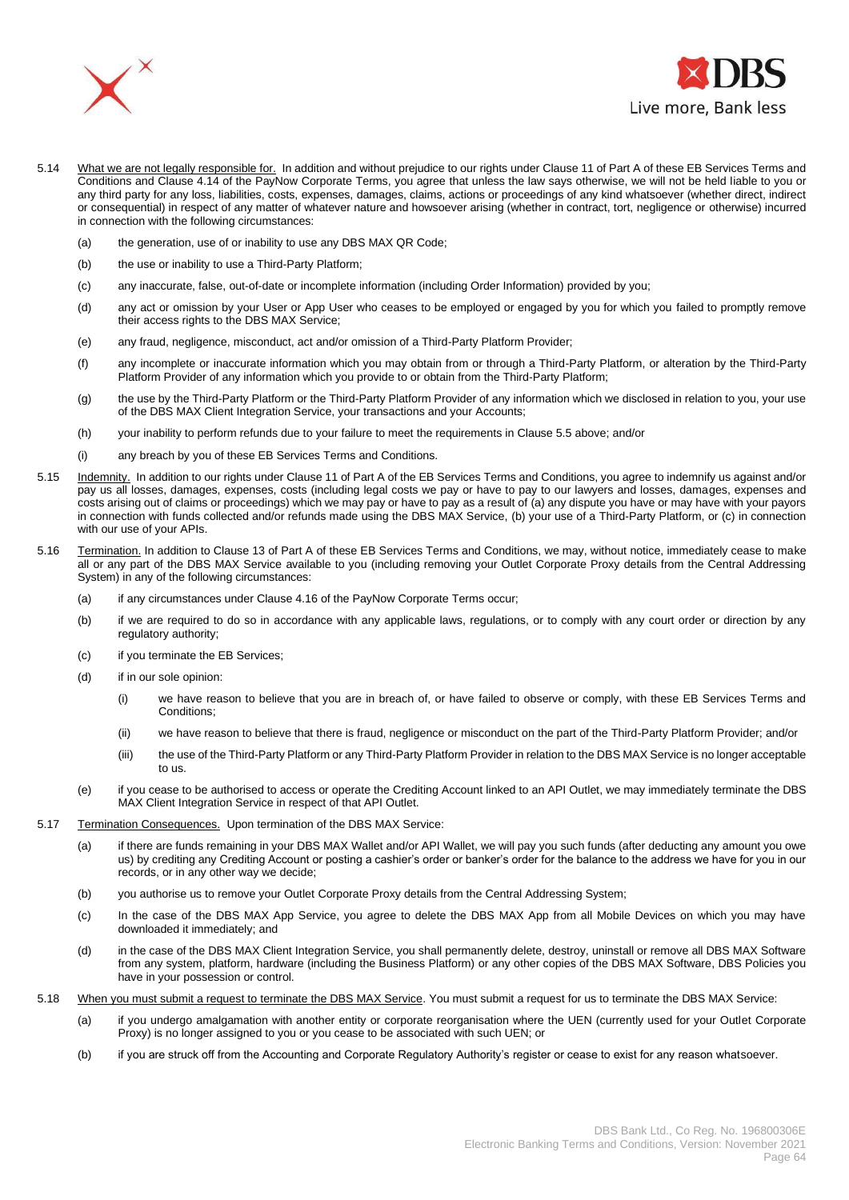5.14 What we are not legally responsible for. In addition and without prejudice to our rights under Clause 11 of Part A of these EB Services Terms and Conditions and Clause 4.14 of the PayNow Corporate Terms, you agree that unless the law says otherwise, we will not be held liable to you or any third party for any loss, liabilities, costs, expenses, damages, claims, actions or proceedings of any kind whatsoever (whether direct, indirect or consequential) in respect of any matter of whatever nature and howsoever arising (whether in contract, tort, negligence or otherwise) incurred in connection with the following circumstances:

(a) the generation, use of or inability to use any DBS MAX QR Code;

(b) the use or inability to use a Third-Party Platform;

(c) any inaccurate, false, out-of-date or incomplete information (including Order Information) provided by you;

(d) any act or omission by your User or App User who ceases to be employed or engaged by you for which you failed to promptly remove their access rights to the DBS MAX Service;

(e) any fraud, negligence, misconduct, act and/or omission of a Third-Party Platform Provider;

(f) any incomplete or inaccurate information which you may obtain from or through a Third-Party Platform, or alteration by the Third-Party Platform Provider of any information which you provide to or obtain from the Third-Party Platform;

(g) the use by the Third-Party Platform or the Third-Party Platform Provider of any information which we disclosed in relation to you, your use of the DBS MAX Client Integration Service, your transactions and your Accounts;

(h) your inability to perform refunds due to your failure to meet the requirements in Clause 5.5 above; and/or

(i) any breach by you of these EB Services Terms and Conditions.

5.15 Indemnity. In addition to our rights under Clause 11 of Part A of the EB Services Terms and Conditions, you agree to indemnify us against and/or pay us all losses, damages, expenses, costs (including legal costs we pay or have to pay to our lawyers and losses, damages, expenses and costs arising out of claims or proceedings) which we may pay or have to pay as a result of (a) any dispute you have or may have with your payors in connection with funds collected and/or refunds made using the DBS MAX Service, (b) your use of a Third-Party Platform, or (c) in connection with our use of your APIs.

5.16 Termination. In addition to Clause 13 of Part A of these EB Services Terms and Conditions, we may, without notice, immediately cease to make all or any part of the DBS MAX Service available to you (including removing your Outlet Corporate Proxy details from the Central Addressing System) in any of the following circumstances:

(a) if any circumstances under Clause 4.16 of the PayNow Corporate Terms occur;

(b) if we are required to do so in accordance with any applicable laws, regulations, or to comply with any court order or direction by any regulatory authority;

(c) if you terminate the EB Services;

(d) if in our sole opinion:

(i) we have reason to believe that you are in breach of, or have failed to observe or comply, with these EB Services Terms and Conditions;

(ii) we have reason to believe that there is fraud, negligence or misconduct on the part of the Third-Party Platform Provider; and/or

(iii) the use of the Third-Party Platform or any Third-Party Platform Provider in relation to the DBS MAX Service is no longer acceptable to us.

(e) if you cease to be authorised to access or operate the Crediting Account linked to an API Outlet, we may immediately terminate the DBS MAX Client Integration Service in respect of that API Outlet.

5.17 Termination Consequences. Upon termination of the DBS MAX Service:

(a) if there are funds remaining in your DBS MAX Wallet and/or API Wallet, we will pay you such funds (after deducting any amount you owe us) by crediting any Crediting Account or posting a cashier's order or banker's order for the balance to the address we have for you in our records, or in any other way we decide;

(b) you authorise us to remove your Outlet Corporate Proxy details from the Central Addressing System;

(c) In the case of the DBS MAX App Service, you agree to delete the DBS MAX App from all Mobile Devices on which you may have downloaded it immediately; and

(d) in the case of the DBS MAX Client Integration Service, you shall permanently delete, destroy, uninstall or remove all DBS MAX Software from any system, platform, hardware (including the Business Platform) or any other copies of the DBS MAX Software, DBS Policies you have in your possession or control.

5.18 When you must submit a request to terminate the DBS MAX Service. You must submit a request for us to terminate the DBS MAX Service:

(a) if you undergo amalgamation with another entity or corporate reorganisation where the UEN (currently used for your Outlet Corporate Proxy) is no longer assigned to you or you cease to be associated with such UEN; or

(b) if you are struck off from the Accounting and Corporate Regulatory Authority's register or cease to exist for any reason whatsoever.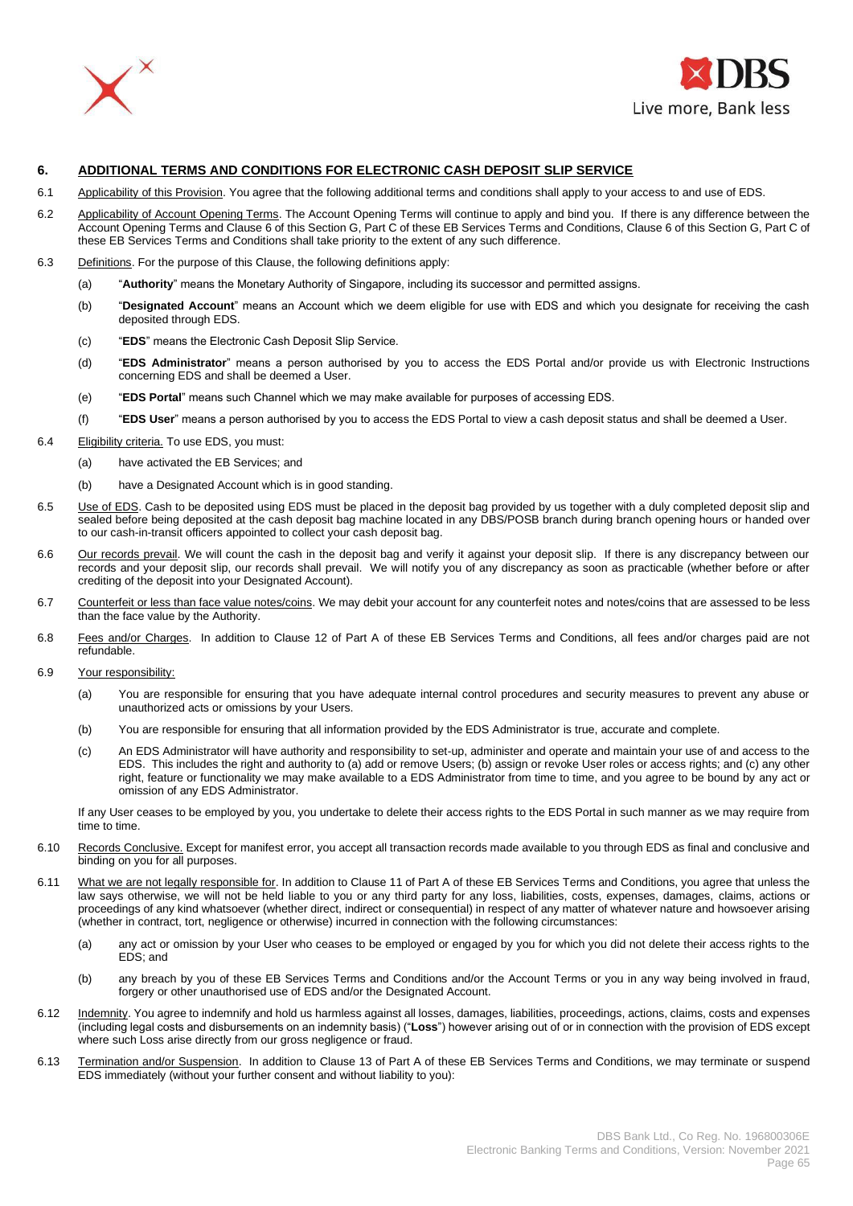## 6. ADDITIONAL TERMS AND CONDITIONS FOR ELECTRONIC CASH DEPOSIT SLIP SERVICE

6.1 Applicability of this Provision. You agree that the following additional terms and conditions shall apply to your access to and use of EDS.

6.2 Applicability of Account Opening Terms. The Account Opening Terms will continue to apply and bind you. If there is any difference between the Account Opening Terms and Clause 6 of this Section G, Part C of these EB Services Terms and Conditions, Clause 6 of this Section G, Part C of these EB Services Terms and Conditions shall take priority to the extent of any such difference.

6.3 Definitions. For the purpose of this Clause, the following definitions apply:

(a) "**Authority**" means the Monetary Authority of Singapore, including its successor and permitted assigns.

(b) "**Designated Account**" means an Account which we deem eligible for use with EDS and which you designate for receiving the cash deposited through EDS.

(c) "**EDS**" means the Electronic Cash Deposit Slip Service.

(d) "**EDS Administrator**" means a person authorised by you to access the EDS Portal and/or provide us with Electronic Instructions concerning EDS and shall be deemed a User.

(e) "**EDS Portal**" means such Channel which we may make available for purposes of accessing EDS.

(f) "**EDS User**" means a person authorised by you to access the EDS Portal to view a cash deposit status and shall be deemed a User.

6.4 Eligibility criteria. To use EDS, you must:

(a) have activated the EB Services; and

(b) have a Designated Account which is in good standing.

6.5 Use of EDS. Cash to be deposited using EDS must be placed in the deposit bag provided by us together with a duly completed deposit slip and sealed before being deposited at the cash deposit bag machine located in any DBS/POSB branch during branch opening hours or handed over to our cash-in-transit officers appointed to collect your cash deposit bag.

6.6 Our records prevail. We will count the cash in the deposit bag and verify it against your deposit slip. If there is any discrepancy between our records and your deposit slip, our records shall prevail. We will notify you of any discrepancy as soon as practicable (whether before or after crediting of the deposit into your Designated Account).

6.7 Counterfeit or less than face value notes/coins. We may debit your account for any counterfeit notes and notes/coins that are assessed to be less than the face value by the Authority.

6.8 Fees and/or Charges. In addition to Clause 12 of Part A of these EB Services Terms and Conditions, all fees and/or charges paid are not refundable.

6.9 Your responsibility:

(a) You are responsible for ensuring that you have adequate internal control procedures and security measures to prevent any abuse or unauthorized acts or omissions by your Users.

(b) You are responsible for ensuring that all information provided by the EDS Administrator is true, accurate and complete.

(c) An EDS Administrator will have authority and responsibility to set-up, administer and operate and maintain your use of and access to the EDS. This includes the right and authority to (a) add or remove Users; (b) assign or revoke User roles or access rights; and (c) any other right, feature or functionality we may make available to a EDS Administrator from time to time, and you agree to be bound by any act or omission of any EDS Administrator.

If any User ceases to be employed by you, you undertake to delete their access rights to the EDS Portal in such manner as we may require from time to time.

6.10 Records Conclusive. Except for manifest error, you accept all transaction records made available to you through EDS as final and conclusive and binding on you for all purposes.

6.11 What we are not legally responsible for. In addition to Clause 11 of Part A of these EB Services Terms and Conditions, you agree that unless the law says otherwise, we will not be held liable to you or any third party for any loss, liabilities, costs, expenses, damages, claims, actions or proceedings of any kind whatsoever (whether direct, indirect or consequential) in respect of any matter of whatever nature and howsoever arising (whether in contract, tort, negligence or otherwise) incurred in connection with the following circumstances:

(a) any act or omission by your User who ceases to be employed or engaged by you for which you did not delete their access rights to the EDS; and

(b) any breach by you of these EB Services Terms and Conditions and/or the Account Terms or you in any way being involved in fraud, forgery or other unauthorised use of EDS and/or the Designated Account.

6.12 Indemnity. You agree to indemnify and hold us harmless against all losses, damages, liabilities, proceedings, actions, claims, costs and expenses (including legal costs and disbursements on an indemnity basis) ("**Loss**") however arising out of or in connection with the provision of EDS except where such Loss arise directly from our gross negligence or fraud.

6.13 Termination and/or Suspension. In addition to Clause 13 of Part A of these EB Services Terms and Conditions, we may terminate or suspend EDS immediately (without your further consent and without liability to you):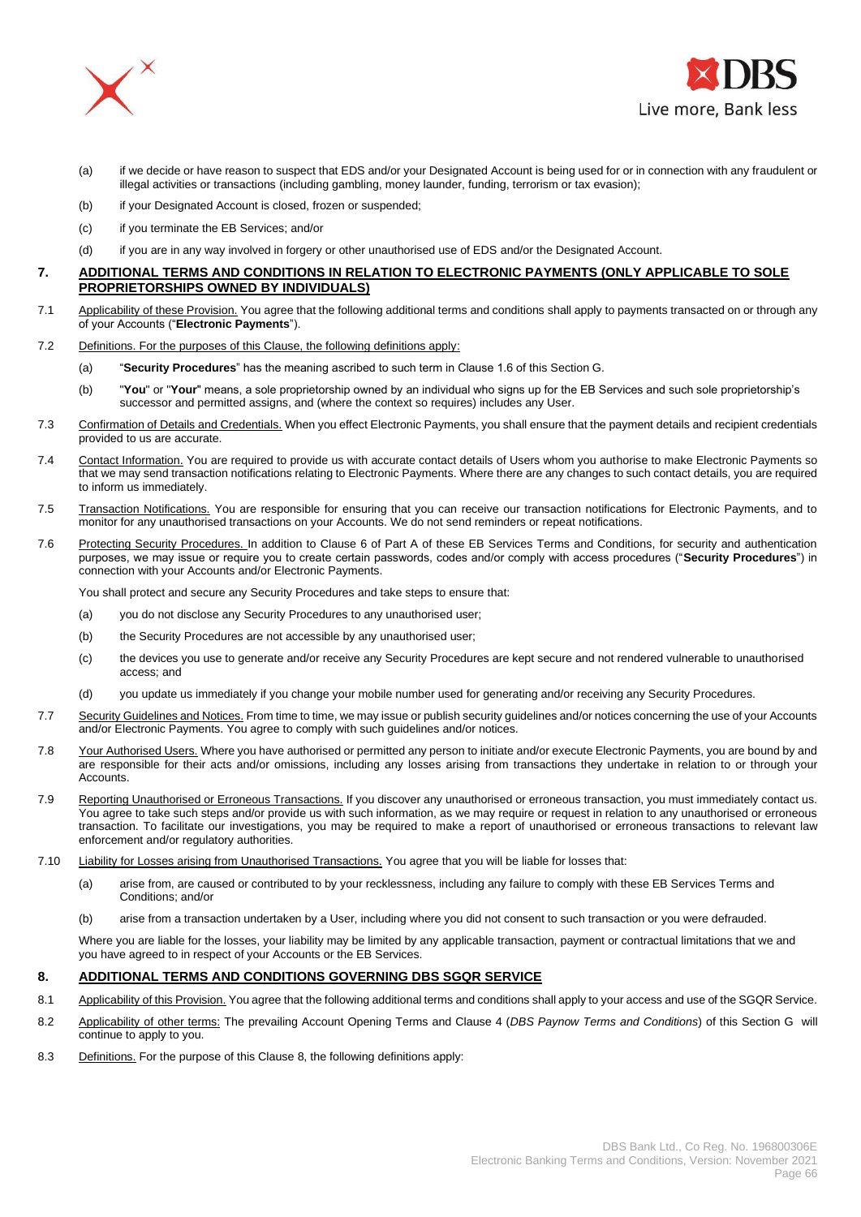(a) if we decide or have reason to suspect that EDS and/or your Designated Account is being used for or in connection with any fraudulent or illegal activities or transactions (including gambling, money launder, funding, terrorism or tax evasion);

(b) if your Designated Account is closed, frozen or suspended;

(c) if you terminate the EB Services; and/or

(d) if you are in any way involved in forgery or other unauthorised use of EDS and/or the Designated Account.

## 7. ADDITIONAL TERMS AND CONDITIONS IN RELATION TO ELECTRONIC PAYMENTS (ONLY APPLICABLE TO SOLE PROPRIETORSHIPS OWNED BY INDIVIDUALS)

7.1 Applicability of these Provision. You agree that the following additional terms and conditions shall apply to payments transacted on or through any of your Accounts ("**Electronic Payments**").

7.2 Definitions. For the purposes of this Clause, the following definitions apply:

(a) "**Security Procedures**" has the meaning ascribed to such term in Clause 1.6 of this Section G.

(b) "**You**" or "**Your**" means, a sole proprietorship owned by an individual who signs up for the EB Services and such sole proprietorship's successor and permitted assigns, and (where the context so requires) includes any User.

7.3 Confirmation of Details and Credentials. When you effect Electronic Payments, you shall ensure that the payment details and recipient credentials provided to us are accurate.

7.4 Contact Information. You are required to provide us with accurate contact details of Users whom you authorise to make Electronic Payments so that we may send transaction notifications relating to Electronic Payments. Where there are any changes to such contact details, you are required to inform us immediately.

7.5 Transaction Notifications. You are responsible for ensuring that you can receive our transaction notifications for Electronic Payments, and to monitor for any unauthorised transactions on your Accounts. We do not send reminders or repeat notifications.

7.6 Protecting Security Procedures. In addition to Clause 6 of Part A of these EB Services Terms and Conditions, for security and authentication purposes, we may issue or require you to create certain passwords, codes and/or comply with access procedures ("**Security Procedures**") in connection with your Accounts and/or Electronic Payments.

You shall protect and secure any Security Procedures and take steps to ensure that:

(a) you do not disclose any Security Procedures to any unauthorised user;

(b) the Security Procedures are not accessible by any unauthorised user;

(c) the devices you use to generate and/or receive any Security Procedures are kept secure and not rendered vulnerable to unauthorised access; and

(d) you update us immediately if you change your mobile number used for generating and/or receiving any Security Procedures.

7.7 Security Guidelines and Notices. From time to time, we may issue or publish security guidelines and/or notices concerning the use of your Accounts and/or Electronic Payments. You agree to comply with such guidelines and/or notices.

7.8 Your Authorised Users. Where you have authorised or permitted any person to initiate and/or execute Electronic Payments, you are bound by and are responsible for their acts and/or omissions, including any losses arising from transactions they undertake in relation to or through your Accounts.

7.9 Reporting Unauthorised or Erroneous Transactions. If you discover any unauthorised or erroneous transaction, you must immediately contact us. You agree to take such steps and/or provide us with such information, as we may require or request in relation to any unauthorised or erroneous transaction. To facilitate our investigations, you may be required to make a report of unauthorised or erroneous transactions to relevant law enforcement and/or regulatory authorities.

7.10 Liability for Losses arising from Unauthorised Transactions. You agree that you will be liable for losses that:

(a) arise from, are caused or contributed to by your recklessness, including any failure to comply with these EB Services Terms and Conditions; and/or

(b) arise from a transaction undertaken by a User, including where you did not consent to such transaction or you were defrauded.

Where you are liable for the losses, your liability may be limited by any applicable transaction, payment or contractual limitations that we and you have agreed to in respect of your Accounts or the EB Services.

## 8. ADDITIONAL TERMS AND CONDITIONS GOVERNING DBS SGQR SERVICE

8.1 Applicability of this Provision. You agree that the following additional terms and conditions shall apply to your access and use of the SGQR Service.

8.2 Applicability of other terms: The prevailing Account Opening Terms and Clause 4 (*DBS Paynow Terms and Conditions*) of this Section G will continue to apply to you.

8.3 Definitions. For the purpose of this Clause 8, the following definitions apply: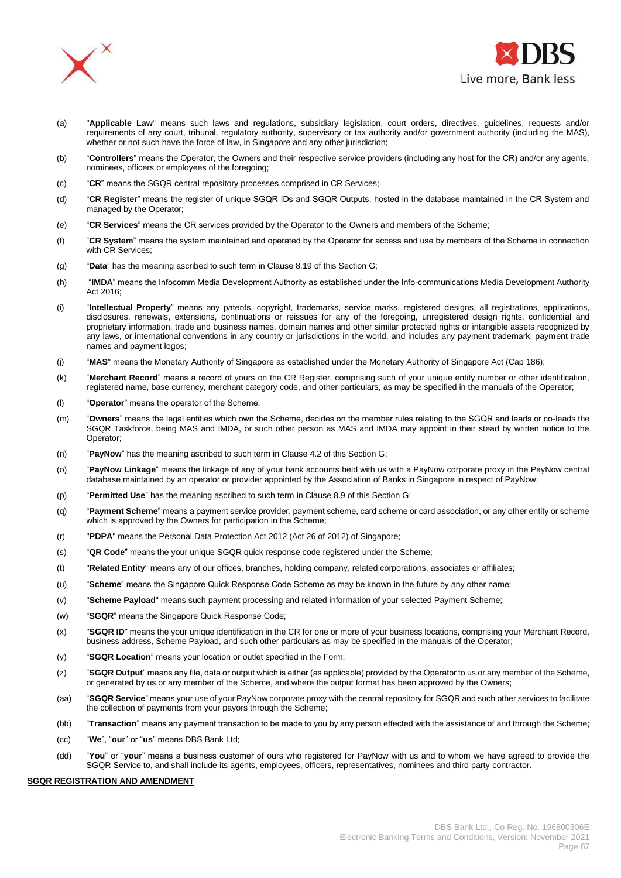(a) "**Applicable Law**" means such laws and regulations, subsidiary legislation, court orders, directives, guidelines, requests and/or requirements of any court, tribunal, regulatory authority, supervisory or tax authority and/or government authority (including the MAS), whether or not such have the force of law, in Singapore and any other jurisdiction;

(b) "**Controllers**" means the Operator, the Owners and their respective service providers (including any host for the CR) and/or any agents, nominees, officers or employees of the foregoing;

(c) "**CR**" means the SGQR central repository processes comprised in CR Services;

(d) "**CR Register**" means the register of unique SGQR IDs and SGQR Outputs, hosted in the database maintained in the CR System and managed by the Operator;

(e) "**CR Services**" means the CR services provided by the Operator to the Owners and members of the Scheme;

(f) "**CR System**" means the system maintained and operated by the Operator for access and use by members of the Scheme in connection with CR Services;

(g) "**Data**" has the meaning ascribed to such term in Clause 8.19 of this Section G;

(h) "**IMDA**" means the Infocomm Media Development Authority as established under the Info-communications Media Development Authority Act 2016;

(i) "**Intellectual Property**" means any patents, copyright, trademarks, service marks, registered designs, all registrations, applications, disclosures, renewals, extensions, continuations or reissues for any of the foregoing, unregistered design rights, confidential and proprietary information, trade and business names, domain names and other similar protected rights or intangible assets recognized by any laws, or international conventions in any country or jurisdictions in the world, and includes any payment trademark, payment trade names and payment logos;

(j) "**MAS**" means the Monetary Authority of Singapore as established under the Monetary Authority of Singapore Act (Cap 186);

(k) "**Merchant Record**" means a record of yours on the CR Register, comprising such of your unique entity number or other identification, registered name, base currency, merchant category code, and other particulars, as may be specified in the manuals of the Operator;

(l) "**Operator**" means the operator of the Scheme;

(m) "**Owners**" means the legal entities which own the Scheme, decides on the member rules relating to the SGQR and leads or co-leads the SGQR Taskforce, being MAS and IMDA, or such other person as MAS and IMDA may appoint in their stead by written notice to the Operator;

(n) "**PayNow**" has the meaning ascribed to such term in Clause 4.2 of this Section G;

(o) "**PayNow Linkage**" means the linkage of any of your bank accounts held with us with a PayNow corporate proxy in the PayNow central database maintained by an operator or provider appointed by the Association of Banks in Singapore in respect of PayNow;

(p) "**Permitted Use**" has the meaning ascribed to such term in Clause 8.9 of this Section G;

(q) "**Payment Scheme**" means a payment service provider, payment scheme, card scheme or card association, or any other entity or scheme which is approved by the Owners for participation in the Scheme;

(r) "**PDPA**" means the Personal Data Protection Act 2012 (Act 26 of 2012) of Singapore;

(s) "**QR Code**" means the your unique SGQR quick response code registered under the Scheme;

(t) "**Related Entity**" means any of our offices, branches, holding company, related corporations, associates or affiliates;

(u) "**Scheme**" means the Singapore Quick Response Code Scheme as may be known in the future by any other name;

(v) "**Scheme Payload**" means such payment processing and related information of your selected Payment Scheme;

(w) "**SGQR**" means the Singapore Quick Response Code;

(x) "**SGQR ID**" means the your unique identification in the CR for one or more of your business locations, comprising your Merchant Record, business address, Scheme Payload, and such other particulars as may be specified in the manuals of the Operator;

(y) "**SGQR Location**" means your location or outlet specified in the Form;

(z) "**SGQR Output**" means any file, data or output which is either (as applicable) provided by the Operator to us or any member of the Scheme, or generated by us or any member of the Scheme, and where the output format has been approved by the Owners;

(aa) "**SGQR Service**" means your use of your PayNow corporate proxy with the central repository for SGQR and such other services to facilitate the collection of payments from your payors through the Scheme;

(bb) "**Transaction**" means any payment transaction to be made to you by any person effected with the assistance of and through the Scheme;

(cc) "**We**", "**our**" or "**us**" means DBS Bank Ltd;

(dd) "**You**" or "**your**" means a business customer of ours who registered for PayNow with us and to whom we have agreed to provide the SGQR Service to, and shall include its agents, employees, officers, representatives, nominees and third party contractor.

**SGQR REGISTRATION AND AMENDMENT**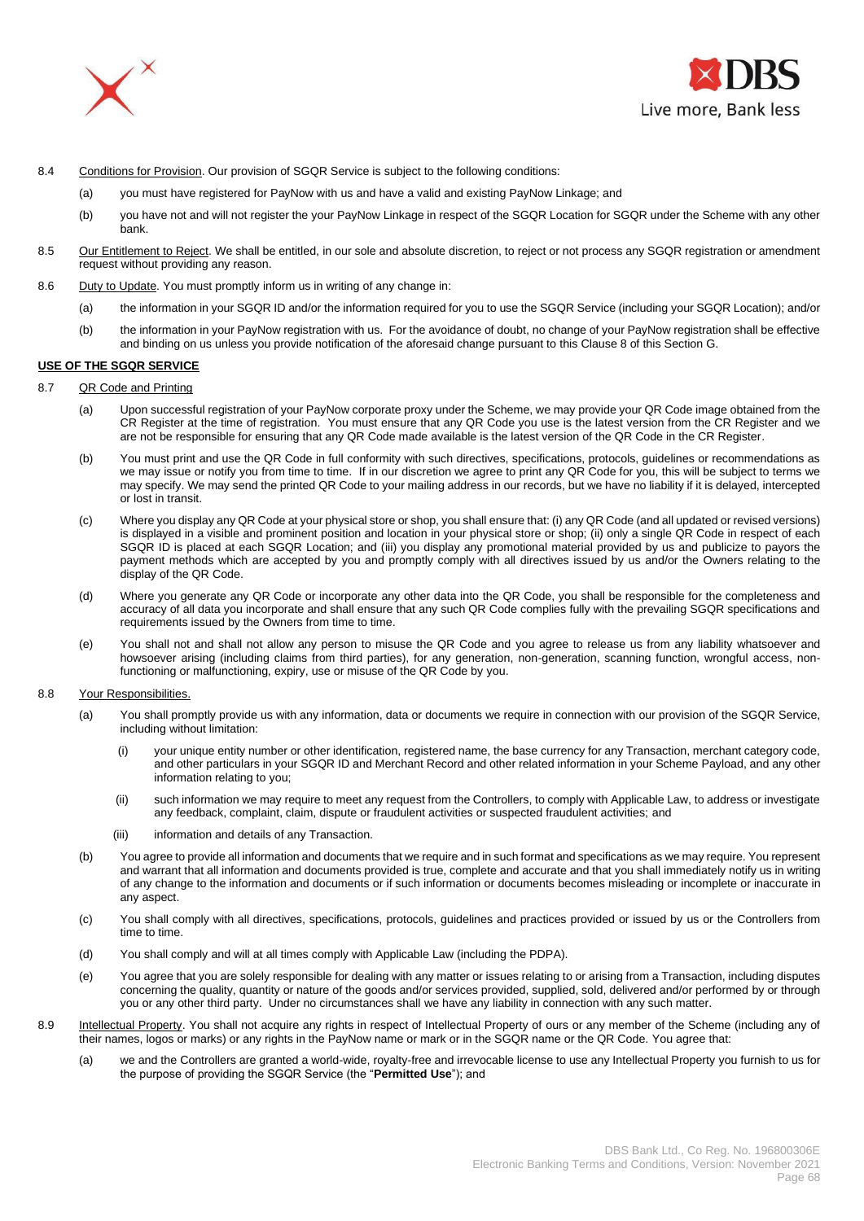8.4 Conditions for Provision. Our provision of SGQR Service is subject to the following conditions:

(a) you must have registered for PayNow with us and have a valid and existing PayNow Linkage; and

(b) you have not and will not register the your PayNow Linkage in respect of the SGQR Location for SGQR under the Scheme with any other bank.

8.5 Our Entitlement to Reject. We shall be entitled, in our sole and absolute discretion, to reject or not process any SGQR registration or amendment request without providing any reason.

8.6 Duty to Update. You must promptly inform us in writing of any change in:

(a) the information in your SGQR ID and/or the information required for you to use the SGQR Service (including your SGQR Location); and/or

(b) the information in your PayNow registration with us. For the avoidance of doubt, no change of your PayNow registration shall be effective and binding on us unless you provide notification of the aforesaid change pursuant to this Clause 8 of this Section G.

**USE OF THE SGQR SERVICE**

8.7 QR Code and Printing

(a) Upon successful registration of your PayNow corporate proxy under the Scheme, we may provide your QR Code image obtained from the CR Register at the time of registration. You must ensure that any QR Code you use is the latest version from the CR Register and we are not be responsible for ensuring that any QR Code made available is the latest version of the QR Code in the CR Register.

(b) You must print and use the QR Code in full conformity with such directives, specifications, protocols, guidelines or recommendations as we may issue or notify you from time to time. If in our discretion we agree to print any QR Code for you, this will be subject to terms we may specify. We may send the printed QR Code to your mailing address in our records, but we have no liability if it is delayed, intercepted or lost in transit.

(c) Where you display any QR Code at your physical store or shop, you shall ensure that: (i) any QR Code (and all updated or revised versions) is displayed in a visible and prominent position and location in your physical store or shop; (ii) only a single QR Code in respect of each SGQR ID is placed at each SGQR Location; and (iii) you display any promotional material provided by us and publicize to payors the payment methods which are accepted by you and promptly comply with all directives issued by us and/or the Owners relating to the display of the QR Code.

(d) Where you generate any QR Code or incorporate any other data into the QR Code, you shall be responsible for the completeness and accuracy of all data you incorporate and shall ensure that any such QR Code complies fully with the prevailing SGQR specifications and requirements issued by the Owners from time to time.

(e) You shall not and shall not allow any person to misuse the QR Code and you agree to release us from any liability whatsoever and howsoever arising (including claims from third parties), for any generation, non-generation, scanning function, wrongful access, non-functioning or malfunctioning, expiry, use or misuse of the QR Code by you.

8.8 Your Responsibilities.

(a) You shall promptly provide us with any information, data or documents we require in connection with our provision of the SGQR Service, including without limitation:

(i) your unique entity number or other identification, registered name, the base currency for any Transaction, merchant category code, and other particulars in your SGQR ID and Merchant Record and other related information in your Scheme Payload, and any other information relating to you;

(ii) such information we may require to meet any request from the Controllers, to comply with Applicable Law, to address or investigate any feedback, complaint, claim, dispute or fraudulent activities or suspected fraudulent activities; and

(iii) information and details of any Transaction.

(b) You agree to provide all information and documents that we require and in such format and specifications as we may require. You represent and warrant that all information and documents provided is true, complete and accurate and that you shall immediately notify us in writing of any change to the information and documents or if such information or documents becomes misleading or incomplete or inaccurate in any aspect.

(c) You shall comply with all directives, specifications, protocols, guidelines and practices provided or issued by us or the Controllers from time to time.

(d) You shall comply and will at all times comply with Applicable Law (including the PDPA).

(e) You agree that you are solely responsible for dealing with any matter or issues relating to or arising from a Transaction, including disputes concerning the quality, quantity or nature of the goods and/or services provided, supplied, sold, delivered and/or performed by or through you or any other third party. Under no circumstances shall we have any liability in connection with any such matter.

8.9 Intellectual Property. You shall not acquire any rights in respect of Intellectual Property of ours or any member of the Scheme (including any of their names, logos or marks) or any rights in the PayNow name or mark or in the SGQR name or the QR Code. You agree that:

(a) we and the Controllers are granted a world-wide, royalty-free and irrevocable license to use any Intellectual Property you furnish to us for the purpose of providing the SGQR Service (the "**Permitted Use**"); and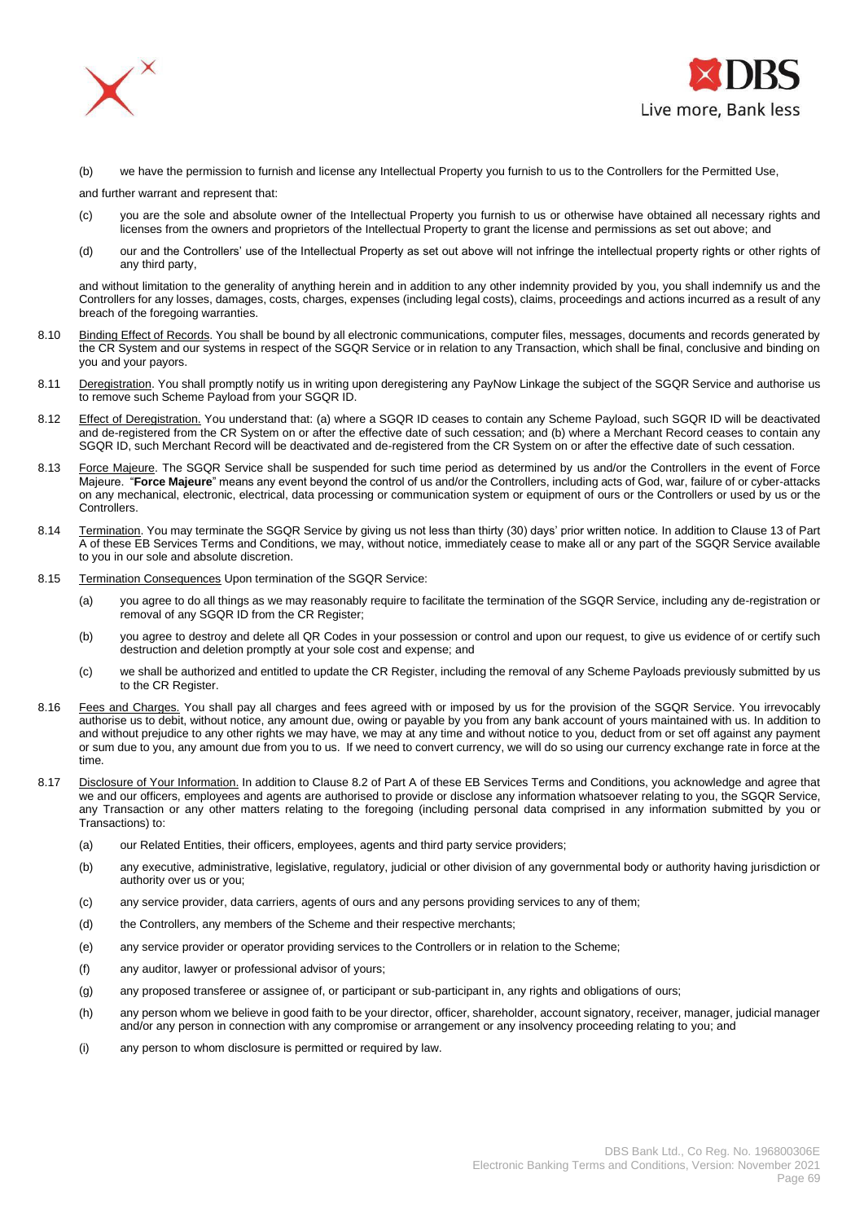(b) we have the permission to furnish and license any Intellectual Property you furnish to us to the Controllers for the Permitted Use,

and further warrant and represent that:

(c) you are the sole and absolute owner of the Intellectual Property you furnish to us or otherwise have obtained all necessary rights and licenses from the owners and proprietors of the Intellectual Property to grant the license and permissions as set out above; and

(d) our and the Controllers' use of the Intellectual Property as set out above will not infringe the intellectual property rights or other rights of any third party,

and without limitation to the generality of anything herein and in addition to any other indemnity provided by you, you shall indemnify us and the Controllers for any losses, damages, costs, charges, expenses (including legal costs), claims, proceedings and actions incurred as a result of any breach of the foregoing warranties.

8.10 Binding Effect of Records. You shall be bound by all electronic communications, computer files, messages, documents and records generated by the CR System and our systems in respect of the SGQR Service or in relation to any Transaction, which shall be final, conclusive and binding on you and your payors.

8.11 Deregistration. You shall promptly notify us in writing upon deregistering any PayNow Linkage the subject of the SGQR Service and authorise us to remove such Scheme Payload from your SGQR ID.

8.12 Effect of Deregistration. You understand that: (a) where a SGQR ID ceases to contain any Scheme Payload, such SGQR ID will be deactivated and de-registered from the CR System on or after the effective date of such cessation; and (b) where a Merchant Record ceases to contain any SGQR ID, such Merchant Record will be deactivated and de-registered from the CR System on or after the effective date of such cessation.

8.13 Force Majeure. The SGQR Service shall be suspended for such time period as determined by us and/or the Controllers in the event of Force Majeure. "**Force Majeure**" means any event beyond the control of us and/or the Controllers, including acts of God, war, failure of or cyber-attacks on any mechanical, electronic, electrical, data processing or communication system or equipment of ours or the Controllers or used by us or the Controllers.

8.14 Termination. You may terminate the SGQR Service by giving us not less than thirty (30) days' prior written notice. In addition to Clause 13 of Part A of these EB Services Terms and Conditions, we may, without notice, immediately cease to make all or any part of the SGQR Service available to you in our sole and absolute discretion.

8.15 Termination Consequences Upon termination of the SGQR Service:

(a) you agree to do all things as we may reasonably require to facilitate the termination of the SGQR Service, including any de-registration or removal of any SGQR ID from the CR Register;

(b) you agree to destroy and delete all QR Codes in your possession or control and upon our request, to give us evidence of or certify such destruction and deletion promptly at your sole cost and expense; and

(c) we shall be authorized and entitled to update the CR Register, including the removal of any Scheme Payloads previously submitted by us to the CR Register.

8.16 Fees and Charges. You shall pay all charges and fees agreed with or imposed by us for the provision of the SGQR Service. You irrevocably authorise us to debit, without notice, any amount due, owing or payable by you from any bank account of yours maintained with us. In addition to and without prejudice to any other rights we may have, we may at any time and without notice to you, deduct from or set off against any payment or sum due to you, any amount due from you to us. If we need to convert currency, we will do so using our currency exchange rate in force at the time.

8.17 Disclosure of Your Information. In addition to Clause 8.2 of Part A of these EB Services Terms and Conditions, you acknowledge and agree that we and our officers, employees and agents are authorised to provide or disclose any information whatsoever relating to you, the SGQR Service, any Transaction or any other matters relating to the foregoing (including personal data comprised in any information submitted by you or Transactions) to:

(a) our Related Entities, their officers, employees, agents and third party service providers;

(b) any executive, administrative, legislative, regulatory, judicial or other division of any governmental body or authority having jurisdiction or authority over us or you;

(c) any service provider, data carriers, agents of ours and any persons providing services to any of them;

(d) the Controllers, any members of the Scheme and their respective merchants;

(e) any service provider or operator providing services to the Controllers or in relation to the Scheme;

(f) any auditor, lawyer or professional advisor of yours;

(g) any proposed transferee or assignee of, or participant or sub-participant in, any rights and obligations of ours;

(h) any person whom we believe in good faith to be your director, officer, shareholder, account signatory, receiver, manager, judicial manager and/or any person in connection with any compromise or arrangement or any insolvency proceeding relating to you; and

(i) any person to whom disclosure is permitted or required by law.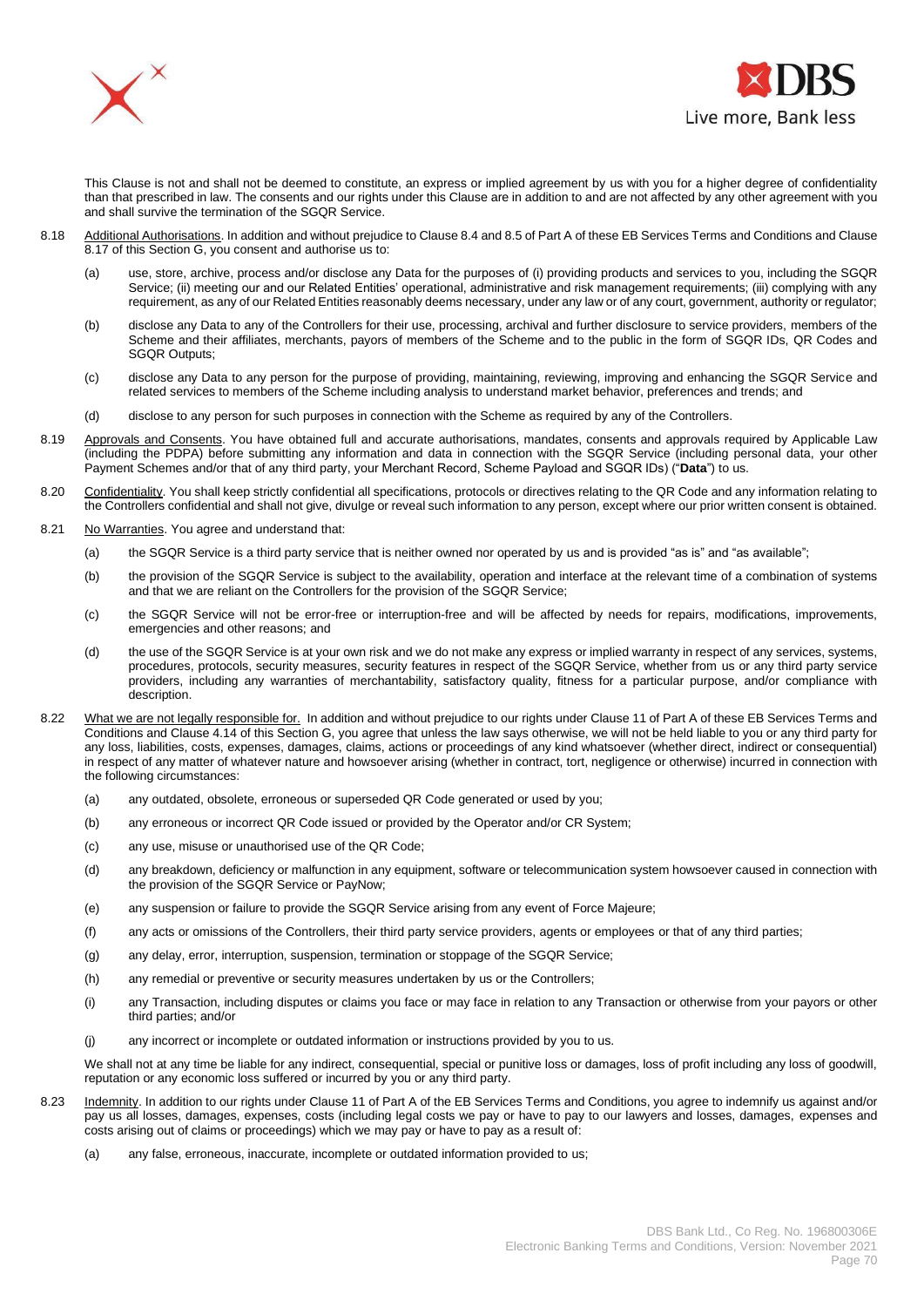This Clause is not and shall not be deemed to constitute, an express or implied agreement by us with you for a higher degree of confidentiality than that prescribed in law. The consents and our rights under this Clause are in addition to and are not affected by any other agreement with you and shall survive the termination of the SGQR Service.

8.18 Additional Authorisations. In addition and without prejudice to Clause 8.4 and 8.5 of Part A of these EB Services Terms and Conditions and Clause 8.17 of this Section G, you consent and authorise us to:

(a) use, store, archive, process and/or disclose any Data for the purposes of (i) providing products and services to you, including the SGQR Service; (ii) meeting our and our Related Entities' operational, administrative and risk management requirements; (iii) complying with any requirement, as any of our Related Entities reasonably deems necessary, under any law or of any court, government, authority or regulator;

(b) disclose any Data to any of the Controllers for their use, processing, archival and further disclosure to service providers, members of the Scheme and their affiliates, merchants, payors of members of the Scheme and to the public in the form of SGQR IDs, QR Codes and SGQR Outputs;

(c) disclose any Data to any person for the purpose of providing, maintaining, reviewing, improving and enhancing the SGQR Service and related services to members of the Scheme including analysis to understand market behavior, preferences and trends; and

(d) disclose to any person for such purposes in connection with the Scheme as required by any of the Controllers.

8.19 Approvals and Consents. You have obtained full and accurate authorisations, mandates, consents and approvals required by Applicable Law (including the PDPA) before submitting any information and data in connection with the SGQR Service (including personal data, your other Payment Schemes and/or that of any third party, your Merchant Record, Scheme Payload and SGQR IDs) ("**Data**") to us.

8.20 Confidentiality. You shall keep strictly confidential all specifications, protocols or directives relating to the QR Code and any information relating to the Controllers confidential and shall not give, divulge or reveal such information to any person, except where our prior written consent is obtained.

8.21 No Warranties. You agree and understand that:

(a) the SGQR Service is a third party service that is neither owned nor operated by us and is provided "as is" and "as available";

(b) the provision of the SGQR Service is subject to the availability, operation and interface at the relevant time of a combination of systems and that we are reliant on the Controllers for the provision of the SGQR Service;

(c) the SGQR Service will not be error-free or interruption-free and will be affected by needs for repairs, modifications, improvements, emergencies and other reasons; and

(d) the use of the SGQR Service is at your own risk and we do not make any express or implied warranty in respect of any services, systems, procedures, protocols, security measures, security features in respect of the SGQR Service, whether from us or any third party service providers, including any warranties of merchantability, satisfactory quality, fitness for a particular purpose, and/or compliance with description.

8.22 What we are not legally responsible for. In addition and without prejudice to our rights under Clause 11 of Part A of these EB Services Terms and Conditions and Clause 4.14 of this Section G, you agree that unless the law says otherwise, we will not be held liable to you or any third party for any loss, liabilities, costs, expenses, damages, claims, actions or proceedings of any kind whatsoever (whether direct, indirect or consequential) in respect of any matter of whatever nature and howsoever arising (whether in contract, tort, negligence or otherwise) incurred in connection with the following circumstances:

(a) any outdated, obsolete, erroneous or superseded QR Code generated or used by you;

(b) any erroneous or incorrect QR Code issued or provided by the Operator and/or CR System;

(c) any use, misuse or unauthorised use of the QR Code;

(d) any breakdown, deficiency or malfunction in any equipment, software or telecommunication system howsoever caused in connection with the provision of the SGQR Service or PayNow;

(e) any suspension or failure to provide the SGQR Service arising from any event of Force Majeure;

(f) any acts or omissions of the Controllers, their third party service providers, agents or employees or that of any third parties;

(g) any delay, error, interruption, suspension, termination or stoppage of the SGQR Service;

(h) any remedial or preventive or security measures undertaken by us or the Controllers;

(i) any Transaction, including disputes or claims you face or may face in relation to any Transaction or otherwise from your payors or other third parties; and/or

(j) any incorrect or incomplete or outdated information or instructions provided by you to us.

We shall not at any time be liable for any indirect, consequential, special or punitive loss or damages, loss of profit including any loss of goodwill, reputation or any economic loss suffered or incurred by you or any third party.

8.23 Indemnity. In addition to our rights under Clause 11 of Part A of the EB Services Terms and Conditions, you agree to indemnify us against and/or pay us all losses, damages, expenses, costs (including legal costs we pay or have to pay to our lawyers and losses, damages, expenses and costs arising out of claims or proceedings) which we may pay or have to pay as a result of:

(a) any false, erroneous, inaccurate, incomplete or outdated information provided to us;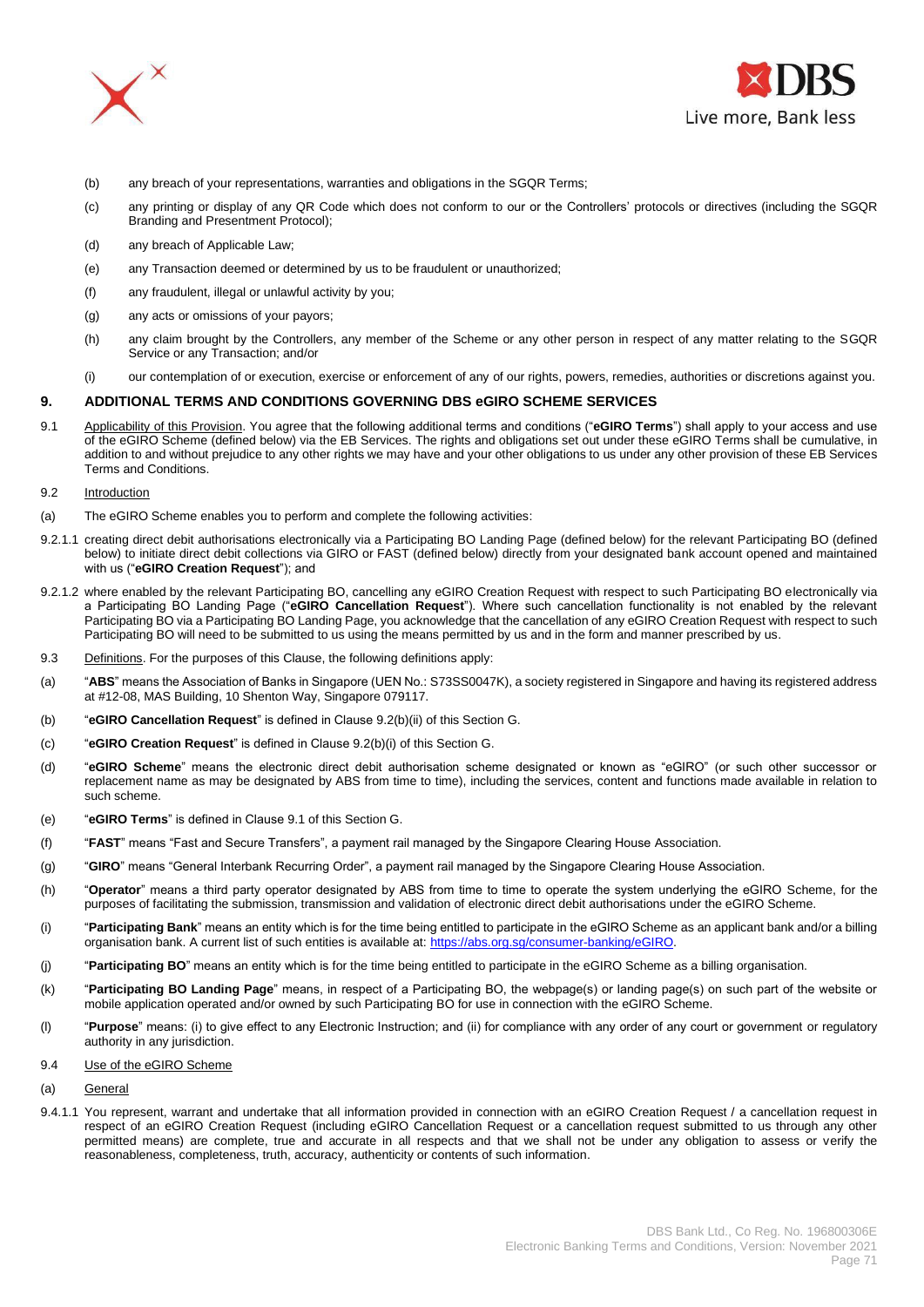(b) any breach of your representations, warranties and obligations in the SGQR Terms;

(c) any printing or display of any QR Code which does not conform to our or the Controllers' protocols or directives (including the SGQR Branding and Presentment Protocol);

(d) any breach of Applicable Law;

(e) any Transaction deemed or determined by us to be fraudulent or unauthorized;

(f) any fraudulent, illegal or unlawful activity by you;

(g) any acts or omissions of your payors;

(h) any claim brought by the Controllers, any member of the Scheme or any other person in respect of any matter relating to the SGQR Service or any Transaction; and/or

(i) our contemplation of or execution, exercise or enforcement of any of our rights, powers, remedies, authorities or discretions against you.

## 9. ADDITIONAL TERMS AND CONDITIONS GOVERNING DBS eGIRO SCHEME SERVICES

9.1 Applicability of this Provision. You agree that the following additional terms and conditions ("**eGIRO Terms**") shall apply to your access and use of the eGIRO Scheme (defined below) via the EB Services. The rights and obligations set out under these eGIRO Terms shall be cumulative, in addition to and without prejudice to any other rights we may have and your other obligations to us under any other provision of these EB Services Terms and Conditions.

9.2 Introduction

(a) The eGIRO Scheme enables you to perform and complete the following activities:

9.2.1.1 creating direct debit authorisations electronically via a Participating BO Landing Page (defined below) for the relevant Participating BO (defined below) to initiate direct debit collections via GIRO or FAST (defined below) directly from your designated bank account opened and maintained with us ("**eGIRO Creation Request**"); and

9.2.1.2 where enabled by the relevant Participating BO, cancelling any eGIRO Creation Request with respect to such Participating BO electronically via a Participating BO Landing Page ("**eGIRO Cancellation Request**"). Where such cancellation functionality is not enabled by the relevant Participating BO via a Participating BO Landing Page, you acknowledge that the cancellation of any eGIRO Creation Request with respect to such Participating BO will need to be submitted to us using the means permitted by us and in the form and manner prescribed by us.

9.3 Definitions. For the purposes of this Clause, the following definitions apply:

(a) "**ABS**" means the Association of Banks in Singapore (UEN No.: S73SS0047K), a society registered in Singapore and having its registered address at #12-08, MAS Building, 10 Shenton Way, Singapore 079117.

(b) "**eGIRO Cancellation Request**" is defined in Clause 9.2(b)(ii) of this Section G.

(c) "**eGIRO Creation Request**" is defined in Clause 9.2(b)(i) of this Section G.

(d) "**eGIRO Scheme**" means the electronic direct debit authorisation scheme designated or known as "eGIRO" (or such other successor or replacement name as may be designated by ABS from time to time), including the services, content and functions made available in relation to such scheme.

(e) "**eGIRO Terms**" is defined in Clause 9.1 of this Section G.

(f) "**FAST**" means "Fast and Secure Transfers", a payment rail managed by the Singapore Clearing House Association.

(g) "**GIRO**" means "General Interbank Recurring Order", a payment rail managed by the Singapore Clearing House Association.

(h) "**Operator**" means a third party operator designated by ABS from time to time to operate the system underlying the eGIRO Scheme, for the purposes of facilitating the submission, transmission and validation of electronic direct debit authorisations under the eGIRO Scheme.

(i) "**Participating Bank**" means an entity which is for the time being entitled to participate in the eGIRO Scheme as an applicant bank and/or a billing organisation bank. A current list of such entities is available at: https://abs.org.sg/consumer-banking/eGIRO.

(j) "**Participating BO**" means an entity which is for the time being entitled to participate in the eGIRO Scheme as a billing organisation.

(k) "**Participating BO Landing Page**" means, in respect of a Participating BO, the webpage(s) or landing page(s) on such part of the website or mobile application operated and/or owned by such Participating BO for use in connection with the eGIRO Scheme.

(l) "**Purpose**" means: (i) to give effect to any Electronic Instruction; and (ii) for compliance with any order of any court or government or regulatory authority in any jurisdiction.

9.4 Use of the eGIRO Scheme

(a) General

9.4.1.1 You represent, warrant and undertake that all information provided in connection with an eGIRO Creation Request / a cancellation request in respect of an eGIRO Creation Request (including eGIRO Cancellation Request or a cancellation request submitted to us through any other permitted means) are complete, true and accurate in all respects and that we shall not be under any obligation to assess or verify the reasonableness, completeness, truth, accuracy, authenticity or contents of such information.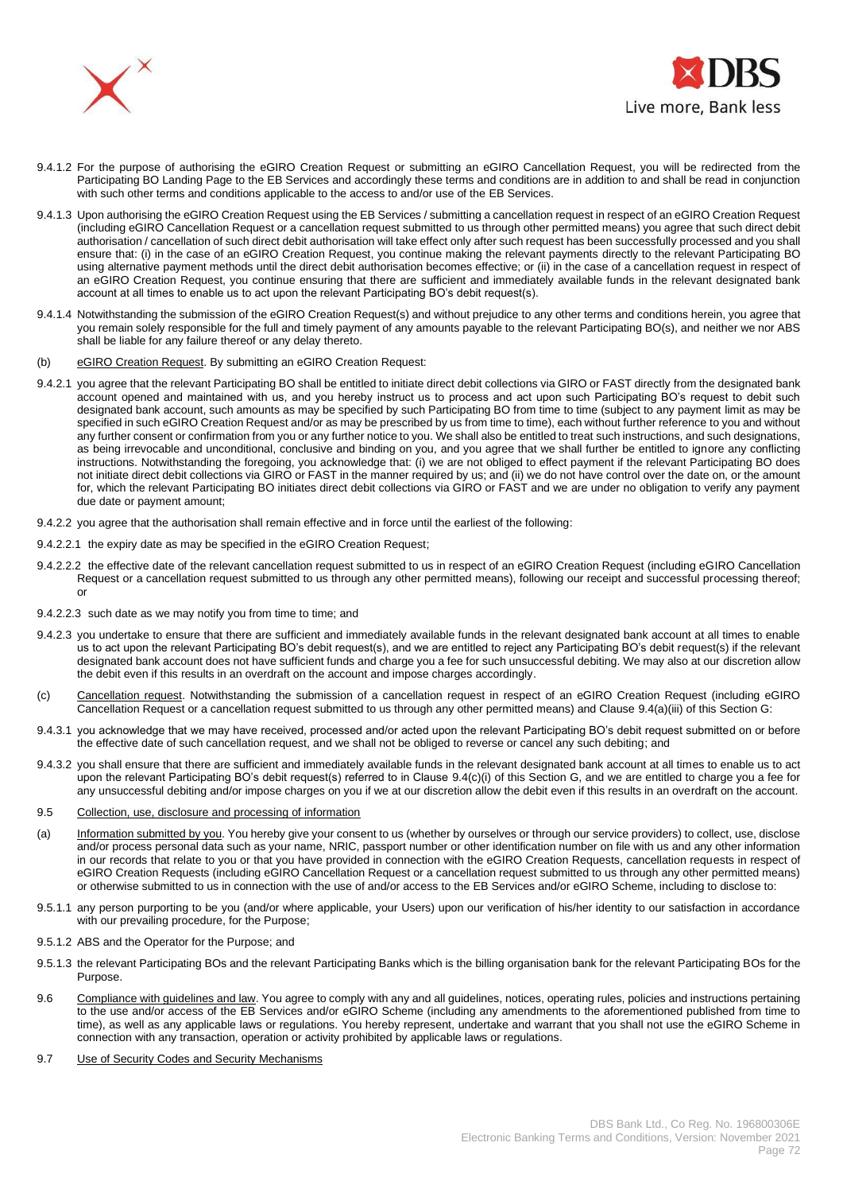9.4.1.2 For the purpose of authorising the eGIRO Creation Request or submitting an eGIRO Cancellation Request, you will be redirected from the Participating BO Landing Page to the EB Services and accordingly these terms and conditions are in addition to and shall be read in conjunction with such other terms and conditions applicable to the access to and/or use of the EB Services.

9.4.1.3 Upon authorising the eGIRO Creation Request using the EB Services / submitting a cancellation request in respect of an eGIRO Creation Request (including eGIRO Cancellation Request or a cancellation request submitted to us through other permitted means) you agree that such direct debit authorisation / cancellation of such direct debit authorisation will take effect only after such request has been successfully processed and you shall ensure that: (i) in the case of an eGIRO Creation Request, you continue making the relevant payments directly to the relevant Participating BO using alternative payment methods until the direct debit authorisation becomes effective; or (ii) in the case of a cancellation request in respect of an eGIRO Creation Request, you continue ensuring that there are sufficient and immediately available funds in the relevant designated bank account at all times to enable us to act upon the relevant Participating BO's debit request(s).

9.4.1.4 Notwithstanding the submission of the eGIRO Creation Request(s) and without prejudice to any other terms and conditions herein, you agree that you remain solely responsible for the full and timely payment of any amounts payable to the relevant Participating BO(s), and neither we nor ABS shall be liable for any failure thereof or any delay thereto.

(b) eGIRO Creation Request. By submitting an eGIRO Creation Request:

9.4.2.1 you agree that the relevant Participating BO shall be entitled to initiate direct debit collections via GIRO or FAST directly from the designated bank account opened and maintained with us, and you hereby instruct us to process and act upon such Participating BO's request to debit such designated bank account, such amounts as may be specified by such Participating BO from time to time (subject to any payment limit as may be specified in such eGIRO Creation Request and/or as may be prescribed by us from time to time), each without further reference to you and without any further consent or confirmation from you or any further notice to you. We shall also be entitled to treat such instructions, and such designations, as being irrevocable and unconditional, conclusive and binding on you, and you agree that we shall further be entitled to ignore any conflicting instructions. Notwithstanding the foregoing, you acknowledge that: (i) we are not obliged to effect payment if the relevant Participating BO does not initiate direct debit collections via GIRO or FAST in the manner required by us; and (ii) we do not have control over the date on, or the amount for, which the relevant Participating BO initiates direct debit collections via GIRO or FAST and we are under no obligation to verify any payment due date or payment amount;

9.4.2.2 you agree that the authorisation shall remain effective and in force until the earliest of the following:

9.4.2.2.1 the expiry date as may be specified in the eGIRO Creation Request;

9.4.2.2.2 the effective date of the relevant cancellation request submitted to us in respect of an eGIRO Creation Request (including eGIRO Cancellation Request or a cancellation request submitted to us through any other permitted means), following our receipt and successful processing thereof; or

9.4.2.2.3 such date as we may notify you from time to time; and

9.4.2.3 you undertake to ensure that there are sufficient and immediately available funds in the relevant designated bank account at all times to enable us to act upon the relevant Participating BO's debit request(s), and we are entitled to reject any Participating BO's debit request(s) if the relevant designated bank account does not have sufficient funds and charge you a fee for such unsuccessful debiting. We may also at our discretion allow the debit even if this results in an overdraft on the account and impose charges accordingly.

(c) Cancellation request. Notwithstanding the submission of a cancellation request in respect of an eGIRO Creation Request (including eGIRO Cancellation Request or a cancellation request submitted to us through any other permitted means) and Clause 9.4(a)(iii) of this Section G:

9.4.3.1 you acknowledge that we may have received, processed and/or acted upon the relevant Participating BO's debit request submitted on or before the effective date of such cancellation request, and we shall not be obliged to reverse or cancel any such debiting; and

9.4.3.2 you shall ensure that there are sufficient and immediately available funds in the relevant designated bank account at all times to enable us to act upon the relevant Participating BO's debit request(s) referred to in Clause 9.4(c)(i) of this Section G, and we are entitled to charge you a fee for any unsuccessful debiting and/or impose charges on you if we at our discretion allow the debit even if this results in an overdraft on the account.

9.5 Collection, use, disclosure and processing of information

(a) Information submitted by you. You hereby give your consent to us (whether by ourselves or through our service providers) to collect, use, disclose and/or process personal data such as your name, NRIC, passport number or other identification number on file with us and any other information in our records that relate to you or that you have provided in connection with the eGIRO Creation Requests, cancellation requests in respect of eGIRO Creation Requests (including eGIRO Cancellation Request or a cancellation request submitted to us through any other permitted means) or otherwise submitted to us in connection with the use of and/or access to the EB Services and/or eGIRO Scheme, including to disclose to:

9.5.1.1 any person purporting to be you (and/or where applicable, your Users) upon our verification of his/her identity to our satisfaction in accordance with our prevailing procedure, for the Purpose;

9.5.1.2 ABS and the Operator for the Purpose; and

9.5.1.3 the relevant Participating BOs and the relevant Participating Banks which is the billing organisation bank for the relevant Participating BOs for the Purpose.

9.6 Compliance with guidelines and law. You agree to comply with any and all guidelines, notices, operating rules, policies and instructions pertaining to the use and/or access of the EB Services and/or eGIRO Scheme (including any amendments to the aforementioned published from time to time), as well as any applicable laws or regulations. You hereby represent, undertake and warrant that you shall not use the eGIRO Scheme in connection with any transaction, operation or activity prohibited by applicable laws or regulations.

9.7 Use of Security Codes and Security Mechanisms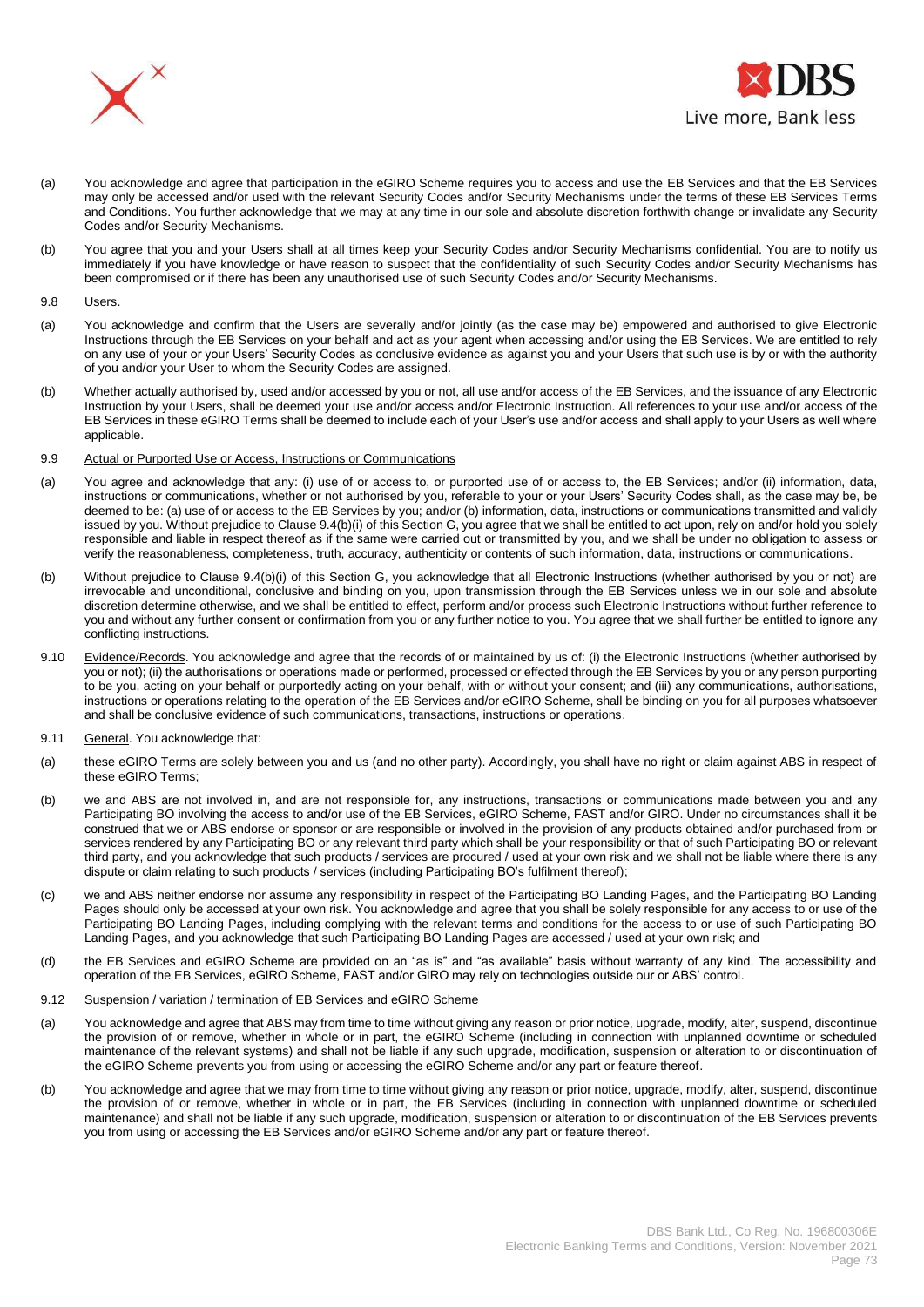(a) You acknowledge and agree that participation in the eGIRO Scheme requires you to access and use the EB Services and that the EB Services may only be accessed and/or used with the relevant Security Codes and/or Security Mechanisms under the terms of these EB Services Terms and Conditions. You further acknowledge that we may at any time in our sole and absolute discretion forthwith change or invalidate any Security Codes and/or Security Mechanisms.

(b) You agree that you and your Users shall at all times keep your Security Codes and/or Security Mechanisms confidential. You are to notify us immediately if you have knowledge or have reason to suspect that the confidentiality of such Security Codes and/or Security Mechanisms has been compromised or if there has been any unauthorised use of such Security Codes and/or Security Mechanisms.

9.8 Users.

(a) You acknowledge and confirm that the Users are severally and/or jointly (as the case may be) empowered and authorised to give Electronic Instructions through the EB Services on your behalf and act as your agent when accessing and/or using the EB Services. We are entitled to rely on any use of your or your Users' Security Codes as conclusive evidence as against you and your Users that such use is by or with the authority of you and/or your User to whom the Security Codes are assigned.

(b) Whether actually authorised by, used and/or accessed by you or not, all use and/or access of the EB Services, and the issuance of any Electronic Instruction by your Users, shall be deemed your use and/or access and/or Electronic Instruction. All references to your use and/or access of the EB Services in these eGIRO Terms shall be deemed to include each of your User's use and/or access and shall apply to your Users as well where applicable.

9.9 Actual or Purported Use or Access, Instructions or Communications

(a) You agree and acknowledge that any: (i) use of or access to, or purported use of or access to, the EB Services; and/or (ii) information, data, instructions or communications, whether or not authorised by you, referable to your or your Users' Security Codes shall, as the case may be, be deemed to be: (a) use of or access to the EB Services by you; and/or (b) information, data, instructions or communications transmitted and validly issued by you. Without prejudice to Clause 9.4(b)(i) of this Section G, you agree that we shall be entitled to act upon, rely on and/or hold you solely responsible and liable in respect thereof as if the same were carried out or transmitted by you, and we shall be under no obligation to assess or verify the reasonableness, completeness, truth, accuracy, authenticity or contents of such information, data, instructions or communications.

(b) Without prejudice to Clause 9.4(b)(i) of this Section G, you acknowledge that all Electronic Instructions (whether authorised by you or not) are irrevocable and unconditional, conclusive and binding on you, upon transmission through the EB Services unless we in our sole and absolute discretion determine otherwise, and we shall be entitled to effect, perform and/or process such Electronic Instructions without further reference to you and without any further consent or confirmation from you or any further notice to you. You agree that we shall further be entitled to ignore any conflicting instructions.

9.10 Evidence/Records. You acknowledge and agree that the records of or maintained by us of: (i) the Electronic Instructions (whether authorised by you or not); (ii) the authorisations or operations made or performed, processed or effected through the EB Services by you or any person purporting to be you, acting on your behalf or purportedly acting on your behalf, with or without your consent; and (iii) any communications, authorisations, instructions or operations relating to the operation of the EB Services and/or eGIRO Scheme, shall be binding on you for all purposes whatsoever and shall be conclusive evidence of such communications, transactions, instructions or operations.

9.11 General. You acknowledge that:

(a) these eGIRO Terms are solely between you and us (and no other party). Accordingly, you shall have no right or claim against ABS in respect of these eGIRO Terms;

(b) we and ABS are not involved in, and are not responsible for, any instructions, transactions or communications made between you and any Participating BO involving the access to and/or use of the EB Services, eGIRO Scheme, FAST and/or GIRO. Under no circumstances shall it be construed that we or ABS endorse or sponsor or are responsible or involved in the provision of any products obtained and/or purchased from or services rendered by any Participating BO or any relevant third party which shall be your responsibility or that of such Participating BO or relevant third party, and you acknowledge that such products / services are procured / used at your own risk and we shall not be liable where there is any dispute or claim relating to such products / services (including Participating BO's fulfilment thereof);

(c) we and ABS neither endorse nor assume any responsibility in respect of the Participating BO Landing Pages, and the Participating BO Landing Pages should only be accessed at your own risk. You acknowledge and agree that you shall be solely responsible for any access to or use of the Participating BO Landing Pages, including complying with the relevant terms and conditions for the access to or use of such Participating BO Landing Pages, and you acknowledge that such Participating BO Landing Pages are accessed / used at your own risk; and

(d) the EB Services and eGIRO Scheme are provided on an "as is" and "as available" basis without warranty of any kind. The accessibility and operation of the EB Services, eGIRO Scheme, FAST and/or GIRO may rely on technologies outside our or ABS' control.

9.12 Suspension / variation / termination of EB Services and eGIRO Scheme

(a) You acknowledge and agree that ABS may from time to time without giving any reason or prior notice, upgrade, modify, alter, suspend, discontinue the provision of or remove, whether in whole or in part, the eGIRO Scheme (including in connection with unplanned downtime or scheduled maintenance of the relevant systems) and shall not be liable if any such upgrade, modification, suspension or alteration to or discontinuation of the eGIRO Scheme prevents you from using or accessing the eGIRO Scheme and/or any part or feature thereof.

(b) You acknowledge and agree that we may from time to time without giving any reason or prior notice, upgrade, modify, alter, suspend, discontinue the provision of or remove, whether in whole or in part, the EB Services (including in connection with unplanned downtime or scheduled maintenance) and shall not be liable if any such upgrade, modification, suspension or alteration to or discontinuation of the EB Services prevents you from using or accessing the EB Services and/or eGIRO Scheme and/or any part or feature thereof.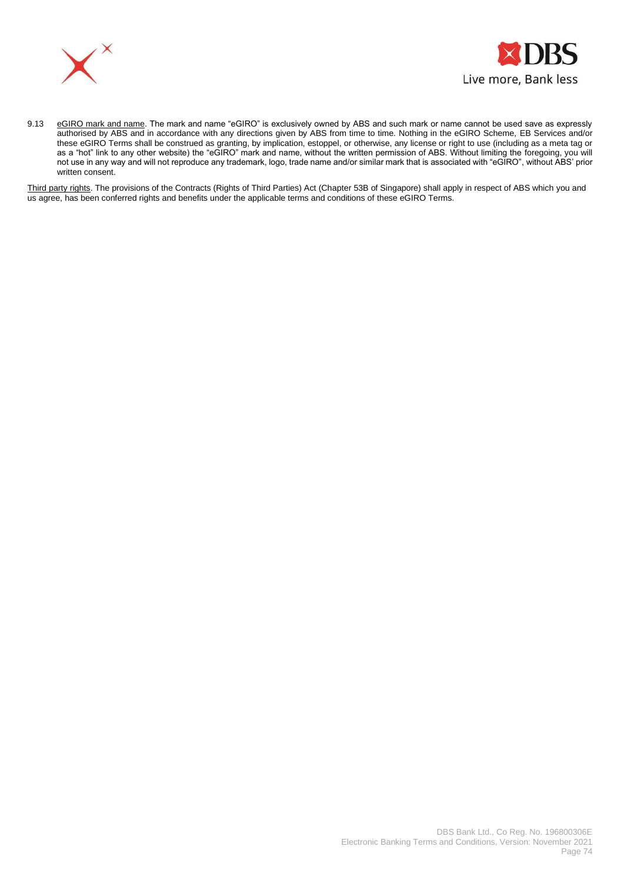9.13 <u>eGIRO mark and name</u>. The mark and name "eGIRO" is exclusively owned by ABS and such mark or name cannot be used save as expressly authorised by ABS and in accordance with any directions given by ABS from time to time. Nothing in the eGIRO Scheme, EB Services and/or these eGIRO Terms shall be construed as granting, by implication, estoppel, or otherwise, any license or right to use (including as a meta tag or as a "hot" link to any other website) the "eGIRO" mark and name, without the written permission of ABS. Without limiting the foregoing, you will not use in any way and will not reproduce any trademark, logo, trade name and/or similar mark that is associated with "eGIRO", without ABS' prior written consent.

<u>Third party rights</u>. The provisions of the Contracts (Rights of Third Parties) Act (Chapter 53B of Singapore) shall apply in respect of ABS which you and us agree, has been conferred rights and benefits under the applicable terms and conditions of these eGIRO Terms.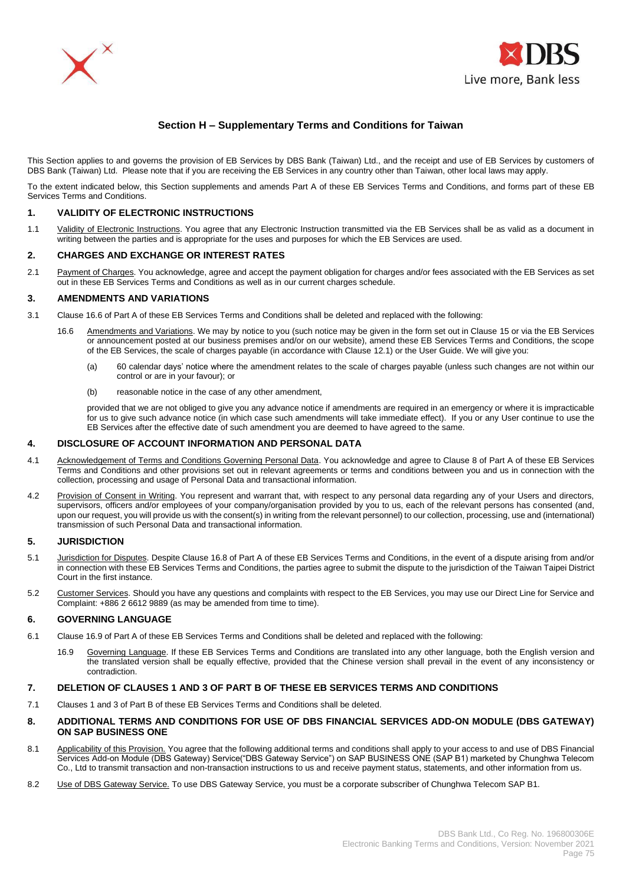## Section H – Supplementary Terms and Conditions for Taiwan

This Section applies to and governs the provision of EB Services by DBS Bank (Taiwan) Ltd., and the receipt and use of EB Services by customers of DBS Bank (Taiwan) Ltd. Please note that if you are receiving the EB Services in any country other than Taiwan, other local laws may apply.

To the extent indicated below, this Section supplements and amends Part A of these EB Services Terms and Conditions, and forms part of these EB Services Terms and Conditions.

### 1. VALIDITY OF ELECTRONIC INSTRUCTIONS

1.1 Validity of Electronic Instructions. You agree that any Electronic Instruction transmitted via the EB Services shall be as valid as a document in writing between the parties and is appropriate for the uses and purposes for which the EB Services are used.

### 2. CHARGES AND EXCHANGE OR INTEREST RATES

2.1 Payment of Charges. You acknowledge, agree and accept the payment obligation for charges and/or fees associated with the EB Services as set out in these EB Services Terms and Conditions as well as in our current charges schedule.

### 3. AMENDMENTS AND VARIATIONS

3.1 Clause 16.6 of Part A of these EB Services Terms and Conditions shall be deleted and replaced with the following:

16.6 Amendments and Variations. We may by notice to you (such notice may be given in the form set out in Clause 15 or via the EB Services or announcement posted at our business premises and/or on our website), amend these EB Services Terms and Conditions, the scope of the EB Services, the scale of charges payable (in accordance with Clause 12.1) or the User Guide. We will give you:

(a) 60 calendar days' notice where the amendment relates to the scale of charges payable (unless such changes are not within our control or are in your favour); or

(b) reasonable notice in the case of any other amendment,

provided that we are not obliged to give you any advance notice if amendments are required in an emergency or where it is impracticable for us to give such advance notice (in which case such amendments will take immediate effect). If you or any User continue to use the EB Services after the effective date of such amendment you are deemed to have agreed to the same.

### 4. DISCLOSURE OF ACCOUNT INFORMATION AND PERSONAL DATA

4.1 Acknowledgement of Terms and Conditions Governing Personal Data. You acknowledge and agree to Clause 8 of Part A of these EB Services Terms and Conditions and other provisions set out in relevant agreements or terms and conditions between you and us in connection with the collection, processing and usage of Personal Data and transactional information.

4.2 Provision of Consent in Writing. You represent and warrant that, with respect to any personal data regarding any of your Users and directors, supervisors, officers and/or employees of your company/organisation provided by you to us, each of the relevant persons has consented (and, upon our request, you will provide us with the consent(s) in writing from the relevant personnel) to our collection, processing, use and (international) transmission of such Personal Data and transactional information.

### 5. JURISDICTION

5.1 Jurisdiction for Disputes. Despite Clause 16.8 of Part A of these EB Services Terms and Conditions, in the event of a dispute arising from and/or in connection with these EB Services Terms and Conditions, the parties agree to submit the dispute to the jurisdiction of the Taiwan Taipei District Court in the first instance.

5.2 Customer Services. Should you have any questions and complaints with respect to the EB Services, you may use our Direct Line for Service and Complaint: +886 2 6612 9889 (as may be amended from time to time).

### 6. GOVERNING LANGUAGE

6.1 Clause 16.9 of Part A of these EB Services Terms and Conditions shall be deleted and replaced with the following:

16.9 Governing Language. If these EB Services Terms and Conditions are translated into any other language, both the English version and the translated version shall be equally effective, provided that the Chinese version shall prevail in the event of any inconsistency or contradiction.

### 7. DELETION OF CLAUSES 1 AND 3 OF PART B OF THESE EB SERVICES TERMS AND CONDITIONS

7.1 Clauses 1 and 3 of Part B of these EB Services Terms and Conditions shall be deleted.

### 8. ADDITIONAL TERMS AND CONDITIONS FOR USE OF DBS FINANCIAL SERVICES ADD-ON MODULE (DBS GATEWAY) ON SAP BUSINESS ONE

8.1 Applicability of this Provision. You agree that the following additional terms and conditions shall apply to your access to and use of DBS Financial Services Add-on Module (DBS Gateway) Service("DBS Gateway Service") on SAP BUSINESS ONE (SAP B1) marketed by Chunghwa Telecom Co., Ltd to transmit transaction and non-transaction instructions to us and receive payment status, statements, and other information from us.

8.2 Use of DBS Gateway Service. To use DBS Gateway Service, you must be a corporate subscriber of Chunghwa Telecom SAP B1.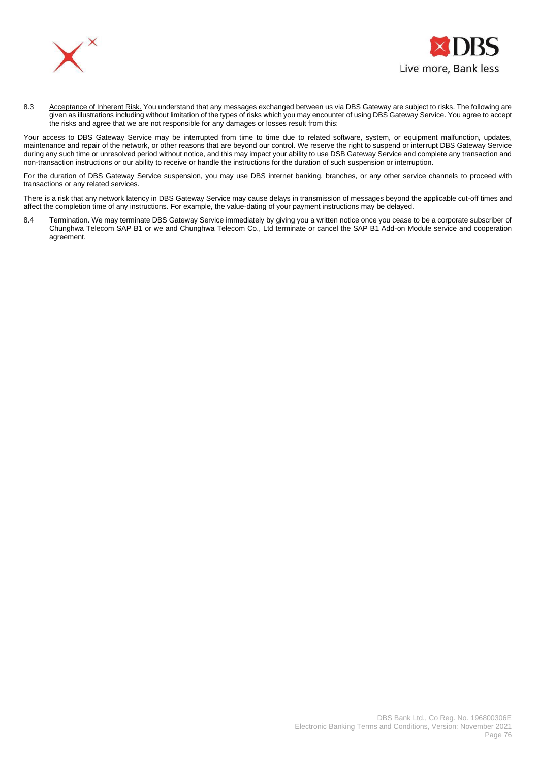8.3 Acceptance of Inherent Risk. You understand that any messages exchanged between us via DBS Gateway are subject to risks. The following are given as illustrations including without limitation of the types of risks which you may encounter of using DBS Gateway Service. You agree to accept the risks and agree that we are not responsible for any damages or losses result from this:

Your access to DBS Gateway Service may be interrupted from time to time due to related software, system, or equipment malfunction, updates, maintenance and repair of the network, or other reasons that are beyond our control. We reserve the right to suspend or interrupt DBS Gateway Service during any such time or unresolved period without notice, and this may impact your ability to use DSB Gateway Service and complete any transaction and non-transaction instructions or our ability to receive or handle the instructions for the duration of such suspension or interruption.

For the duration of DBS Gateway Service suspension, you may use DBS internet banking, branches, or any other service channels to proceed with transactions or any related services.

There is a risk that any network latency in DBS Gateway Service may cause delays in transmission of messages beyond the applicable cut-off times and affect the completion time of any instructions. For example, the value-dating of your payment instructions may be delayed.

8.4 Termination. We may terminate DBS Gateway Service immediately by giving you a written notice once you cease to be a corporate subscriber of Chunghwa Telecom SAP B1 or we and Chunghwa Telecom Co., Ltd terminate or cancel the SAP B1 Add-on Module service and cooperation agreement.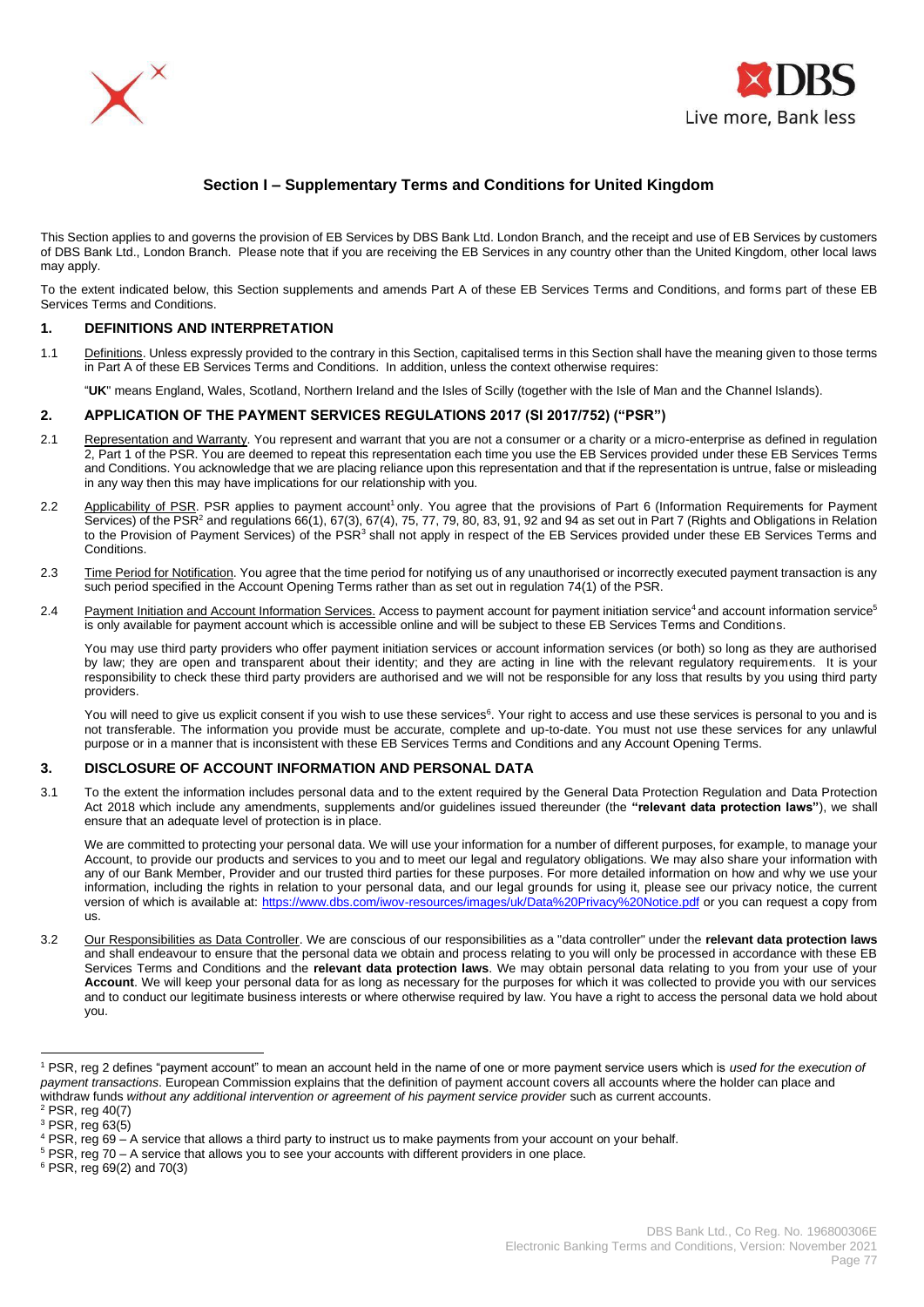## Section I – Supplementary Terms and Conditions for United Kingdom

This Section applies to and governs the provision of EB Services by DBS Bank Ltd. London Branch, and the receipt and use of EB Services by customers of DBS Bank Ltd., London Branch. Please note that if you are receiving the EB Services in any country other than the United Kingdom, other local laws may apply.

To the extent indicated below, this Section supplements and amends Part A of these EB Services Terms and Conditions, and forms part of these EB Services Terms and Conditions.

### 1. DEFINITIONS AND INTERPRETATION

1.1 Definitions. Unless expressly provided to the contrary in this Section, capitalised terms in this Section shall have the meaning given to those terms in Part A of these EB Services Terms and Conditions. In addition, unless the context otherwise requires:

"**UK**" means England, Wales, Scotland, Northern Ireland and the Isles of Scilly (together with the Isle of Man and the Channel Islands).

### 2. APPLICATION OF THE PAYMENT SERVICES REGULATIONS 2017 (SI 2017/752) ("PSR")

2.1 Representation and Warranty. You represent and warrant that you are not a consumer or a charity or a micro-enterprise as defined in regulation 2, Part 1 of the PSR. You are deemed to repeat this representation each time you use the EB Services provided under these EB Services Terms and Conditions. You acknowledge that we are placing reliance upon this representation and that if the representation is untrue, false or misleading in any way then this may have implications for our relationship with you.

2.2 Applicability of PSR. PSR applies to payment account[1] only. You agree that the provisions of Part 6 (Information Requirements for Payment Services) of the PSR[2] and regulations 66(1), 67(3), 67(4), 75, 77, 79, 80, 83, 91, 92 and 94 as set out in Part 7 (Rights and Obligations in Relation to the Provision of Payment Services) of the PSR[3] shall not apply in respect of the EB Services provided under these EB Services Terms and Conditions.

2.3 Time Period for Notification. You agree that the time period for notifying us of any unauthorised or incorrectly executed payment transaction is any such period specified in the Account Opening Terms rather than as set out in regulation 74(1) of the PSR.

2.4 Payment Initiation and Account Information Services. Access to payment account for payment initiation service[4] and account information service[5] is only available for payment account which is accessible online and will be subject to these EB Services Terms and Conditions.

You may use third party providers who offer payment initiation services or account information services (or both) so long as they are authorised by law; they are open and transparent about their identity; and they are acting in line with the relevant regulatory requirements. It is your responsibility to check these third party providers are authorised and we will not be responsible for any loss that results by you using third party providers.

You will need to give us explicit consent if you wish to use these services[6]. Your right to access and use these services is personal to you and is not transferable. The information you provide must be accurate, complete and up-to-date. You must not use these services for any unlawful purpose or in a manner that is inconsistent with these EB Services Terms and Conditions and any Account Opening Terms.

### 3. DISCLOSURE OF ACCOUNT INFORMATION AND PERSONAL DATA

3.1 To the extent the information includes personal data and to the extent required by the General Data Protection Regulation and Data Protection Act 2018 which include any amendments, supplements and/or guidelines issued thereunder (the **"relevant data protection laws"**), we shall ensure that an adequate level of protection is in place.

We are committed to protecting your personal data. We will use your information for a number of different purposes, for example, to manage your Account, to provide our products and services to you and to meet our legal and regulatory obligations. We may also share your information with any of our Bank Member, Provider and our trusted third parties for these purposes. For more detailed information on how and why we use your information, including the rights in relation to your personal data, and our legal grounds for using it, please see our privacy notice, the current version of which is available at: https://www.dbs.com/iwov-resources/images/uk/Data%20Privacy%20Notice.pdf or you can request a copy from us.

3.2 Our Responsibilities as Data Controller. We are conscious of our responsibilities as a "data controller" under the **relevant data protection laws** and shall endeavour to ensure that the personal data we obtain and process relating to you will only be processed in accordance with these EB Services Terms and Conditions and the **relevant data protection laws**. We may obtain personal data relating to you from your use of your **Account**. We will keep your personal data for as long as necessary for the purposes for which it was collected to provide you with our services and to conduct our legitimate business interests or where otherwise required by law. You have a right to access the personal data we hold about you.

---

[1] PSR, reg 2 defines "payment account" to mean an account held in the name of one or more payment service users which is *used for the execution of payment transactions*. European Commission explains that the definition of payment account covers all accounts where the holder can place and withdraw funds *without any additional intervention or agreement of his payment service provider* such as current accounts.

[2] PSR, reg 40(7)

[3] PSR, reg 63(5)

[4] PSR, reg 69 – A service that allows a third party to instruct us to make payments from your account on your behalf.

[5] PSR, reg 70 – A service that allows you to see your accounts with different providers in one place.

[6] PSR, reg 69(2) and 70(3)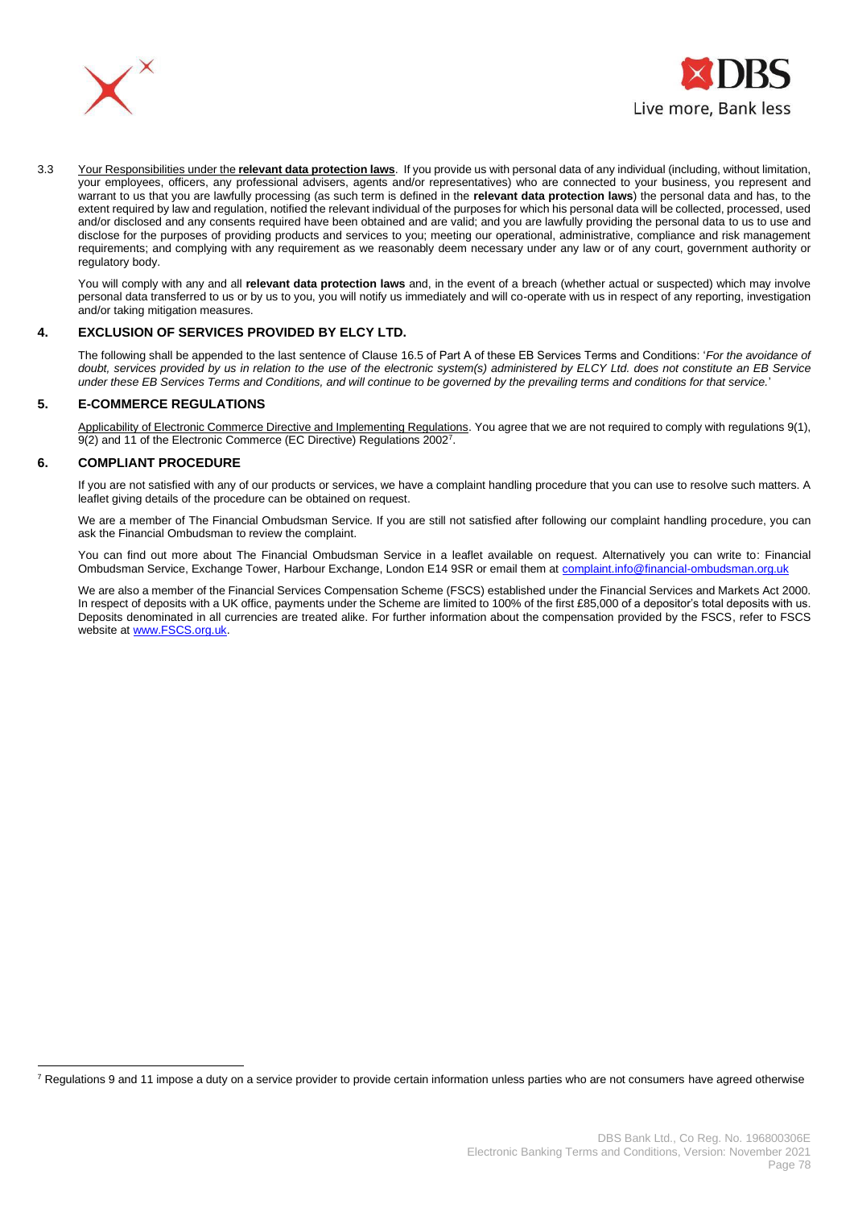3.3 Your Responsibilities under the **relevant data protection laws**. If you provide us with personal data of any individual (including, without limitation, your employees, officers, any professional advisers, agents and/or representatives) who are connected to your business, you represent and warrant to us that you are lawfully processing (as such term is defined in the **relevant data protection laws**) the personal data and has, to the extent required by law and regulation, notified the relevant individual of the purposes for which his personal data will be collected, processed, used and/or disclosed and any consents required have been obtained and are valid; and you are lawfully providing the personal data to us to use and disclose for the purposes of providing products and services to you; meeting our operational, administrative, compliance and risk management requirements; and complying with any requirement as we reasonably deem necessary under any law or of any court, government authority or regulatory body.

You will comply with any and all **relevant data protection laws** and, in the event of a breach (whether actual or suspected) which may involve personal data transferred to us or by us to you, you will notify us immediately and will co-operate with us in respect of any reporting, investigation and/or taking mitigation measures.

## 4. EXCLUSION OF SERVICES PROVIDED BY ELCY LTD.

The following shall be appended to the last sentence of Clause 16.5 of Part A of these EB Services Terms and Conditions: '*For the avoidance of doubt, services provided by us in relation to the use of the electronic system(s) administered by ELCY Ltd. does not constitute an EB Service under these EB Services Terms and Conditions, and will continue to be governed by the prevailing terms and conditions for that service.*'

## 5. E-COMMERCE REGULATIONS

Applicability of Electronic Commerce Directive and Implementing Regulations. You agree that we are not required to comply with regulations 9(1), 9(2) and 11 of the Electronic Commerce (EC Directive) Regulations 2002[7].

## 6. COMPLIANT PROCEDURE

If you are not satisfied with any of our products or services, we have a complaint handling procedure that you can use to resolve such matters. A leaflet giving details of the procedure can be obtained on request.

We are a member of The Financial Ombudsman Service. If you are still not satisfied after following our complaint handling procedure, you can ask the Financial Ombudsman to review the complaint.

You can find out more about The Financial Ombudsman Service in a leaflet available on request. Alternatively you can write to: Financial Ombudsman Service, Exchange Tower, Harbour Exchange, London E14 9SR or email them at complaint.info@financial-ombudsman.org.uk

We are also a member of the Financial Services Compensation Scheme (FSCS) established under the Financial Services and Markets Act 2000. In respect of deposits with a UK office, payments under the Scheme are limited to 100% of the first £85,000 of a depositor's total deposits with us. Deposits denominated in all currencies are treated alike. For further information about the compensation provided by the FSCS, refer to FSCS website at www.FSCS.org.uk.

---

[7] Regulations 9 and 11 impose a duty on a service provider to provide certain information unless parties who are not consumers have agreed otherwise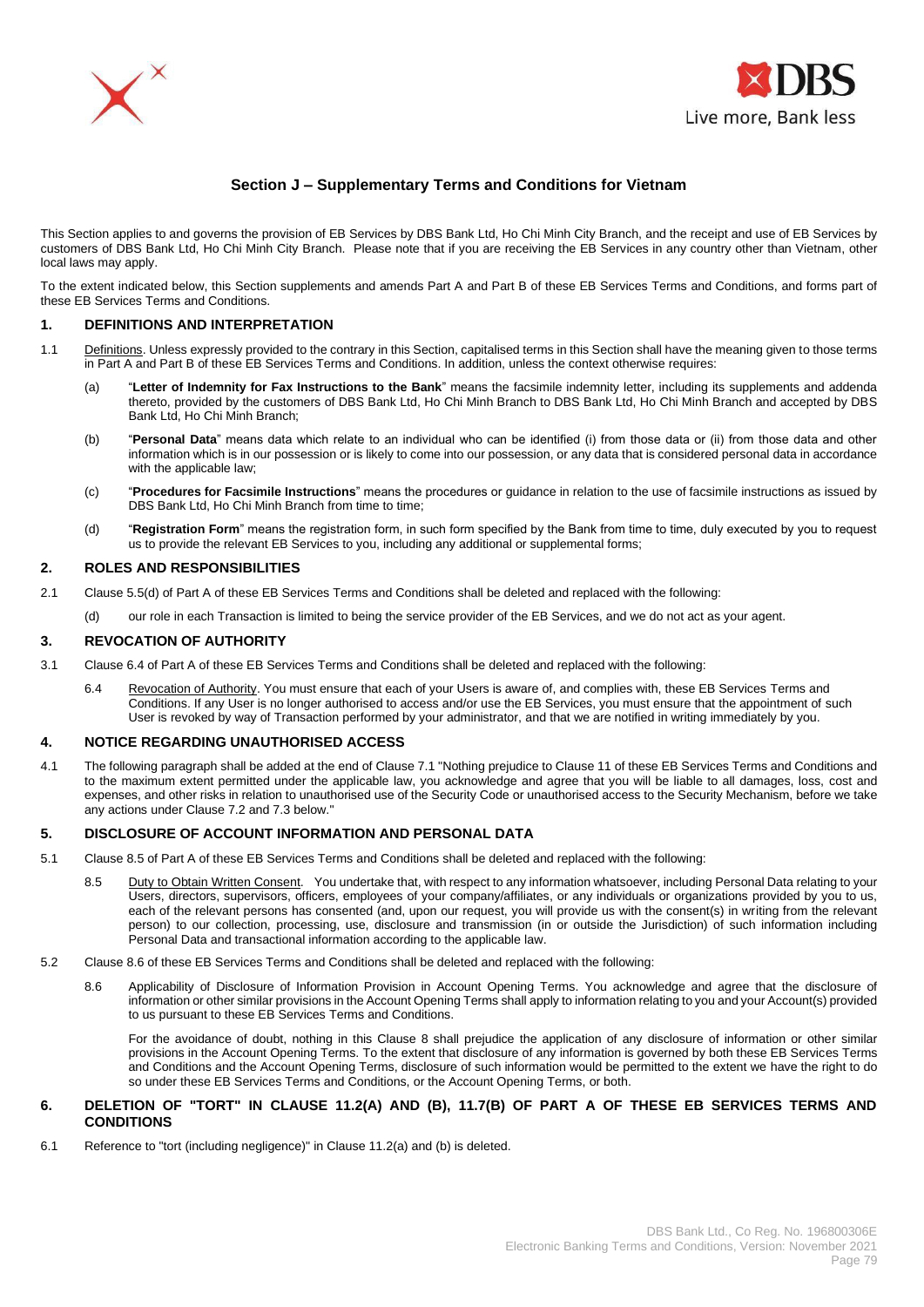# Section J – Supplementary Terms and Conditions for Vietnam

This Section applies to and governs the provision of EB Services by DBS Bank Ltd, Ho Chi Minh City Branch, and the receipt and use of EB Services by customers of DBS Bank Ltd, Ho Chi Minh City Branch. Please note that if you are receiving the EB Services in any country other than Vietnam, other local laws may apply.

To the extent indicated below, this Section supplements and amends Part A and Part B of these EB Services Terms and Conditions, and forms part of these EB Services Terms and Conditions.

## 1. DEFINITIONS AND INTERPRETATION

1.1 Definitions. Unless expressly provided to the contrary in this Section, capitalised terms in this Section shall have the meaning given to those terms in Part A and Part B of these EB Services Terms and Conditions. In addition, unless the context otherwise requires:

(a) "**Letter of Indemnity for Fax Instructions to the Bank**" means the facsimile indemnity letter, including its supplements and addenda thereto, provided by the customers of DBS Bank Ltd, Ho Chi Minh Branch to DBS Bank Ltd, Ho Chi Minh Branch and accepted by DBS Bank Ltd, Ho Chi Minh Branch;

(b) "**Personal Data**" means data which relate to an individual who can be identified (i) from those data or (ii) from those data and other information which is in our possession or is likely to come into our possession, or any data that is considered personal data in accordance with the applicable law;

(c) "**Procedures for Facsimile Instructions**" means the procedures or guidance in relation to the use of facsimile instructions as issued by DBS Bank Ltd, Ho Chi Minh Branch from time to time;

(d) "**Registration Form**" means the registration form, in such form specified by the Bank from time to time, duly executed by you to request us to provide the relevant EB Services to you, including any additional or supplemental forms;

## 2. ROLES AND RESPONSIBILITIES

2.1 Clause 5.5(d) of Part A of these EB Services Terms and Conditions shall be deleted and replaced with the following:

(d) our role in each Transaction is limited to being the service provider of the EB Services, and we do not act as your agent.

## 3. REVOCATION OF AUTHORITY

3.1 Clause 6.4 of Part A of these EB Services Terms and Conditions shall be deleted and replaced with the following:

6.4 Revocation of Authority. You must ensure that each of your Users is aware of, and complies with, these EB Services Terms and Conditions. If any User is no longer authorised to access and/or use the EB Services, you must ensure that the appointment of such User is revoked by way of Transaction performed by your administrator, and that we are notified in writing immediately by you.

## 4. NOTICE REGARDING UNAUTHORISED ACCESS

4.1 The following paragraph shall be added at the end of Clause 7.1 "Nothing prejudice to Clause 11 of these EB Services Terms and Conditions and to the maximum extent permitted under the applicable law, you acknowledge and agree that you will be liable to all damages, loss, cost and expenses, and other risks in relation to unauthorised use of the Security Code or unauthorised access to the Security Mechanism, before we take any actions under Clause 7.2 and 7.3 below."

## 5. DISCLOSURE OF ACCOUNT INFORMATION AND PERSONAL DATA

5.1 Clause 8.5 of Part A of these EB Services Terms and Conditions shall be deleted and replaced with the following:

8.5 Duty to Obtain Written Consent. You undertake that, with respect to any information whatsoever, including Personal Data relating to your Users, directors, supervisors, officers, employees of your company/affiliates, or any individuals or organizations provided by you to us, each of the relevant persons has consented (and, upon our request, you will provide us with the consent(s) in writing from the relevant person) to our collection, processing, use, disclosure and transmission (in or outside the Jurisdiction) of such information including Personal Data and transactional information according to the applicable law.

5.2 Clause 8.6 of these EB Services Terms and Conditions shall be deleted and replaced with the following:

8.6 Applicability of Disclosure of Information Provision in Account Opening Terms. You acknowledge and agree that the disclosure of information or other similar provisions in the Account Opening Terms shall apply to information relating to you and your Account(s) provided to us pursuant to these EB Services Terms and Conditions.

For the avoidance of doubt, nothing in this Clause 8 shall prejudice the application of any disclosure of information or other similar provisions in the Account Opening Terms. To the extent that disclosure of any information is governed by both these EB Services Terms and Conditions and the Account Opening Terms, disclosure of such information would be permitted to the extent we have the right to do so under these EB Services Terms and Conditions, or the Account Opening Terms, or both.

## 6. DELETION OF "TORT" IN CLAUSE 11.2(A) AND (B), 11.7(B) OF PART A OF THESE EB SERVICES TERMS AND CONDITIONS

6.1 Reference to "tort (including negligence)" in Clause 11.2(a) and (b) is deleted.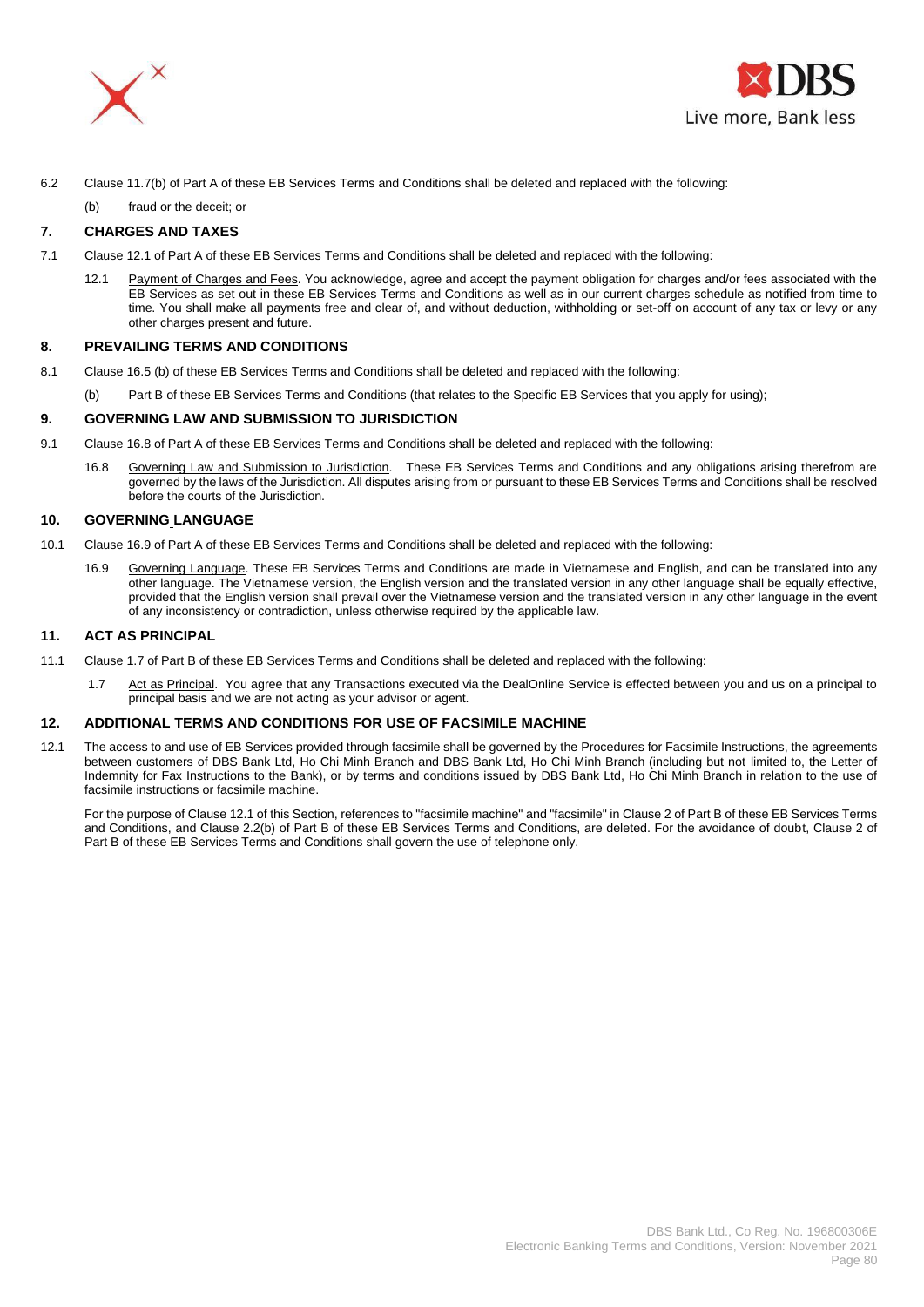6.2 Clause 11.7(b) of Part A of these EB Services Terms and Conditions shall be deleted and replaced with the following:

(b) fraud or the deceit; or

## 7. CHARGES AND TAXES

7.1 Clause 12.1 of Part A of these EB Services Terms and Conditions shall be deleted and replaced with the following:

12.1 Payment of Charges and Fees. You acknowledge, agree and accept the payment obligation for charges and/or fees associated with the EB Services as set out in these EB Services Terms and Conditions as well as in our current charges schedule as notified from time to time. You shall make all payments free and clear of, and without deduction, withholding or set-off on account of any tax or levy or any other charges present and future.

## 8. PREVAILING TERMS AND CONDITIONS

8.1 Clause 16.5 (b) of these EB Services Terms and Conditions shall be deleted and replaced with the following:

(b) Part B of these EB Services Terms and Conditions (that relates to the Specific EB Services that you apply for using);

## 9. GOVERNING LAW AND SUBMISSION TO JURISDICTION

9.1 Clause 16.8 of Part A of these EB Services Terms and Conditions shall be deleted and replaced with the following:

16.8 Governing Law and Submission to Jurisdiction. These EB Services Terms and Conditions and any obligations arising therefrom are governed by the laws of the Jurisdiction. All disputes arising from or pursuant to these EB Services Terms and Conditions shall be resolved before the courts of the Jurisdiction.

## 10. GOVERNING LANGUAGE

10.1 Clause 16.9 of Part A of these EB Services Terms and Conditions shall be deleted and replaced with the following:

16.9 Governing Language. These EB Services Terms and Conditions are made in Vietnamese and English, and can be translated into any other language. The Vietnamese version, the English version and the translated version in any other language shall be equally effective, provided that the English version shall prevail over the Vietnamese version and the translated version in any other language in the event of any inconsistency or contradiction, unless otherwise required by the applicable law.

## 11. ACT AS PRINCIPAL

11.1 Clause 1.7 of Part B of these EB Services Terms and Conditions shall be deleted and replaced with the following:

1.7 Act as Principal. You agree that any Transactions executed via the DealOnline Service is effected between you and us on a principal to principal basis and we are not acting as your advisor or agent.

## 12. ADDITIONAL TERMS AND CONDITIONS FOR USE OF FACSIMILE MACHINE

12.1 The access to and use of EB Services provided through facsimile shall be governed by the Procedures for Facsimile Instructions, the agreements between customers of DBS Bank Ltd, Ho Chi Minh Branch and DBS Bank Ltd, Ho Chi Minh Branch (including but not limited to, the Letter of Indemnity for Fax Instructions to the Bank), or by terms and conditions issued by DBS Bank Ltd, Ho Chi Minh Branch in relation to the use of facsimile instructions or facsimile machine.

For the purpose of Clause 12.1 of this Section, references to "facsimile machine" and "facsimile" in Clause 2 of Part B of these EB Services Terms and Conditions, and Clause 2.2(b) of Part B of these EB Services Terms and Conditions, are deleted. For the avoidance of doubt, Clause 2 of Part B of these EB Services Terms and Conditions shall govern the use of telephone only.